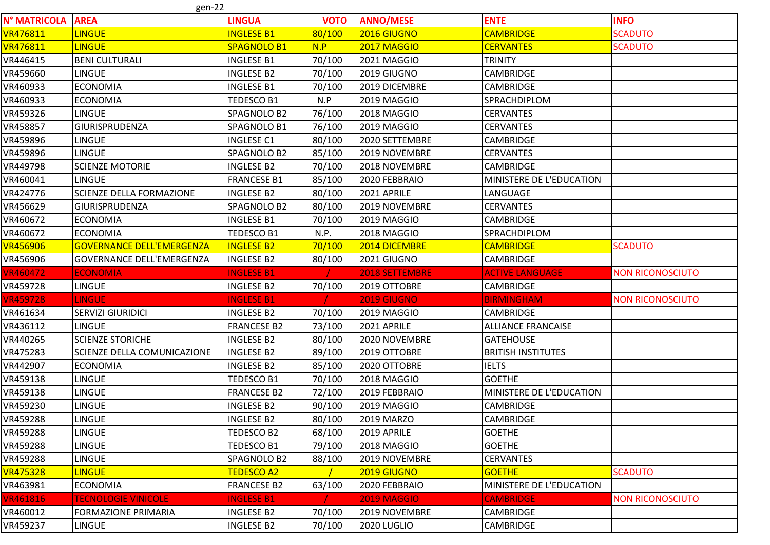gen-22

| N° MATRICOLA | AREA | LINGUA | VOTO | ANNO/MESE | ENTE | INFO |
|---|---|---|---|---|---|---|
| VR476811 | LINGUE | INGLESE B1 | 80/100 | 2016 GIUGNO | CAMBRIDGE | SCADUTO |
| VR476811 | LINGUE | SPAGNOLO B1 | N.P | 2017 MAGGIO | CERVANTES | SCADUTO |
| VR446415 | BENI CULTURALI | INGLESE B1 | 70/100 | 2021 MAGGIO | TRINITY | |
| VR459660 | LINGUE | INGLESE B2 | 70/100 | 2019 GIUGNO | CAMBRIDGE | |
| VR460933 | ECONOMIA | INGLESE B1 | 70/100 | 2019 DICEMBRE | CAMBRIDGE | |
| VR460933 | ECONOMIA | TEDESCO B1 | N.P | 2019 MAGGIO | SPRACHDIPLOM | |
| VR459326 | LINGUE | SPAGNOLO B2 | 76/100 | 2018 MAGGIO | CERVANTES | |
| VR458857 | GIURISPRUDENZA | SPAGNOLO B1 | 76/100 | 2019 MAGGIO | CERVANTES | |
| VR459896 | LINGUE | INGLESE C1 | 80/100 | 2020 SETTEMBRE | CAMBRIDGE | |
| VR459896 | LINGUE | SPAGNOLO B2 | 85/100 | 2019 NOVEMBRE | CERVANTES | |
| VR449798 | SCIENZE MOTORIE | INGLESE B2 | 70/100 | 2018 NOVEMBRE | CAMBRIDGE | |
| VR460041 | LINGUE | FRANCESE B1 | 85/100 | 2020 FEBBRAIO | MINISTERE DE L'EDUCATION | |
| VR424776 | SCIENZE DELLA FORMAZIONE | INGLESE B2 | 80/100 | 2021 APRILE | LANGUAGE | |
| VR456629 | GIURISPRUDENZA | SPAGNOLO B2 | 80/100 | 2019 NOVEMBRE | CERVANTES | |
| VR460672 | ECONOMIA | INGLESE B1 | 70/100 | 2019 MAGGIO | CAMBRIDGE | |
| VR460672 | ECONOMIA | TEDESCO B1 | N.P. | 2018 MAGGIO | SPRACHDIPLOM | |
| VR456906 | GOVERNANCE DELL'EMERGENZA | INGLESE B2 | 70/100 | 2014 DICEMBRE | CAMBRIDGE | SCADUTO |
| VR456906 | GOVERNANCE DELL'EMERGENZA | INGLESE B2 | 80/100 | 2021 GIUGNO | CAMBRIDGE | |
| VR460472 | ECONOMIA | INGLESE B1 | / | 2018 SETTEMBRE | ACTIVE LANGUAGE | NON RICONOSCIUTO |
| VR459728 | LINGUE | INGLESE B2 | 70/100 | 2019 OTTOBRE | CAMBRIDGE | |
| VR459728 | LINGUE | INGLESE B1 | / | 2019 GIUGNO | BIRMINGHAM | NON RICONOSCIUTO |
| VR461634 | SERVIZI GIURIDICI | INGLESE B2 | 70/100 | 2019 MAGGIO | CAMBRIDGE | |
| VR436112 | LINGUE | FRANCESE B2 | 73/100 | 2021 APRILE | ALLIANCE FRANCAISE | |
| VR440265 | SCIENZE STORICHE | INGLESE B2 | 80/100 | 2020 NOVEMBRE | GATEHOUSE | |
| VR475283 | SCIENZE DELLA COMUNICAZIONE | INGLESE B2 | 89/100 | 2019 OTTOBRE | BRITISH INSTITUTES | |
| VR442907 | ECONOMIA | INGLESE B2 | 85/100 | 2020 OTTOBRE | IELTS | |
| VR459138 | LINGUE | TEDESCO B1 | 70/100 | 2018 MAGGIO | GOETHE | |
| VR459138 | LINGUE | FRANCESE B2 | 72/100 | 2019 FEBBRAIO | MINISTERE DE L'EDUCATION | |
| VR459230 | LINGUE | INGLESE B2 | 90/100 | 2019 MAGGIO | CAMBRIDGE | |
| VR459288 | LINGUE | INGLESE B2 | 80/100 | 2019 MARZO | CAMBRIDGE | |
| VR459288 | LINGUE | TEDESCO B2 | 68/100 | 2019 APRILE | GOETHE | |
| VR459288 | LINGUE | TEDESCO B1 | 79/100 | 2018 MAGGIO | GOETHE | |
| VR459288 | LINGUE | SPAGNOLO B2 | 88/100 | 2019 NOVEMBRE | CERVANTES | |
| VR475328 | LINGUE | TEDESCO A2 | / | 2019 GIUGNO | GOETHE | SCADUTO |
| VR463981 | ECONOMIA | FRANCESE B2 | 63/100 | 2020 FEBBRAIO | MINISTERE DE L'EDUCATION | |
| VR461816 | TECNOLOGIE VINICOLE | INGLESE B1 | / | 2019 MAGGIO | CAMBRIDGE | NON RICONOSCIUTO |
| VR460012 | FORMAZIONE PRIMARIA | INGLESE B2 | 70/100 | 2019 NOVEMBRE | CAMBRIDGE | |
| VR459237 | LINGUE | INGLESE B2 | 70/100 | 2020 LUGLIO | CAMBRIDGE | |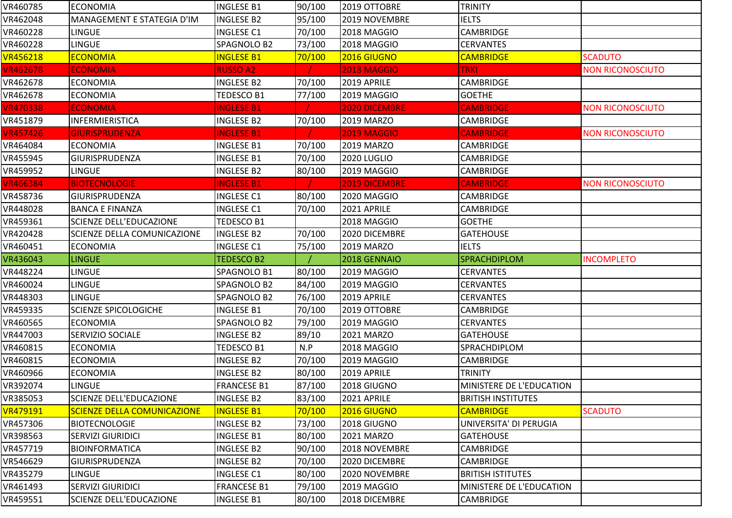| | | | | | | |
|---|---|---|---|---|---|---|
| VR460785 | ECONOMIA | INGLESE B1 | 90/100 | 2019 OTTOBRE | TRINITY | |
| VR462048 | MANAGEMENT E STATEGIA D'IM | INGLESE B2 | 95/100 | 2019 NOVEMBRE | IELTS | |
| VR460228 | LINGUE | INGLESE C1 | 70/100 | 2018 MAGGIO | CAMBRIDGE | |
| VR460228 | LINGUE | SPAGNOLO B2 | 73/100 | 2018 MAGGIO | CERVANTES | |
| VR456218 | ECONOMIA | INGLESE B1 | 70/100 | 2016 GIUGNO | CAMBRIDGE | SCADUTO |
| VR462678 | ECONOMIA | RUSSO A2 | / | 2018 MAGGIO | TRKI | NON RICONOSCIUTO |
| VR462678 | ECONOMIA | INGLESE B2 | 70/100 | 2019 APRILE | CAMBRIDGE | |
| VR462678 | ECONOMIA | TEDESCO B1 | 77/100 | 2019 MAGGIO | GOETHE | |
| VR470338 | ECONOMIA | INGLESE B1 | / | 2020 DICEMBRE | CAMBRIDGE | NON RICONOSCIUTO |
| VR451879 | INFERMIERISTICA | INGLESE B2 | 70/100 | 2019 MARZO | CAMBRIDGE | |
| VR457426 | GIURISPRUDENZA | INGLESE B1 | / | 2019 MAGGIO | CAMBRIDGE | NON RICONOSCIUTO |
| VR464084 | ECONOMIA | INGLESE B1 | 70/100 | 2019 MARZO | CAMBRIDGE | |
| VR455945 | GIURISPRUDENZA | INGLESE B1 | 70/100 | 2020 LUGLIO | CAMBRIDGE | |
| VR459952 | LINGUE | INGLESE B2 | 80/100 | 2019 MAGGIO | CAMBRIDGE | |
| VR466384 | BIOTECNOLOGIE | INGLESE B1 | / | 2019 DICEMBRE | CAMBRIDGE | NON RICONOSCIUTO |
| VR458736 | GIURISPRUDENZA | INGLESE C1 | 80/100 | 2020 MAGGIO | CAMBRIDGE | |
| VR448028 | BANCA E FINANZA | INGLESE C1 | 70/100 | 2021 APRILE | CAMBRIDGE | |
| VR459361 | SCIENZE DELL'EDUCAZIONE | TEDESCO B1 | | 2018 MAGGIO | GOETHE | |
| VR420428 | SCIENZE DELLA COMUNICAZIONE | INGLESE B2 | 70/100 | 2020 DICEMBRE | GATEHOUSE | |
| VR460451 | ECONOMIA | INGLESE C1 | 75/100 | 2019 MARZO | IELTS | |
| VR436043 | LINGUE | TEDESCO B2 | / | 2018 GENNAIO | SPRACHDIPLOM | INCOMPLETO |
| VR448224 | LINGUE | SPAGNOLO B1 | 80/100 | 2019 MAGGIO | CERVANTES | |
| VR460024 | LINGUE | SPAGNOLO B2 | 84/100 | 2019 MAGGIO | CERVANTES | |
| VR448303 | LINGUE | SPAGNOLO B2 | 76/100 | 2019 APRILE | CERVANTES | |
| VR459335 | SCIENZE SPICOLOGICHE | INGLESE B1 | 70/100 | 2019 OTTOBRE | CAMBRIDGE | |
| VR460565 | ECONOMIA | SPAGNOLO B2 | 79/100 | 2019 MAGGIO | CERVANTES | |
| VR447003 | SERVIZIO SOCIALE | INGLESE B2 | 89/10 | 2021 MARZO | GATEHOUSE | |
| VR460815 | ECONOMIA | TEDESCO B1 | N.P | 2018 MAGGIO | SPRACHDIPLOM | |
| VR460815 | ECONOMIA | INGLESE B2 | 70/100 | 2019 MAGGIO | CAMBRIDGE | |
| VR460966 | ECONOMIA | INGLESE B2 | 80/100 | 2019 APRILE | TRINITY | |
| VR392074 | LINGUE | FRANCESE B1 | 87/100 | 2018 GIUGNO | MINISTERE DE L'EDUCATION | |
| VR385053 | SCIENZE DELL'EDUCAZIONE | INGLESE B2 | 83/100 | 2021 APRILE | BRITISH INSTITUTES | |
| VR479191 | SCIENZE DELLA COMUNICAZIONE | INGLESE B1 | 70/100 | 2016 GIUGNO | CAMBRIDGE | SCADUTO |
| VR457306 | BIOTECNOLOGIE | INGLESE B2 | 73/100 | 2018 GIUGNO | UNIVERSITA' DI PERUGIA | |
| VR398563 | SERVIZI GIURIDICI | INGLESE B1 | 80/100 | 2021 MARZO | GATEHOUSE | |
| VR457719 | BIOINFORMATICA | INGLESE B2 | 90/100 | 2018 NOVEMBRE | CAMBRIDGE | |
| VR546629 | GIURISPRUDENZA | INGLESE B2 | 70/100 | 2020 DICEMBRE | CAMBRIDGE | |
| VR435279 | LINGUE | INGLESE C1 | 80/100 | 2020 NOVEMBRE | BRITISH ISTITUTES | |
| VR461493 | SERVIZI GIURIDICI | FRANCESE B1 | 79/100 | 2019 MAGGIO | MINISTERE DE L'EDUCATION | |
| VR459551 | SCIENZE DELL'EDUCAZIONE | INGLESE B1 | 80/100 | 2018 DICEMBRE | CAMBRIDGE | |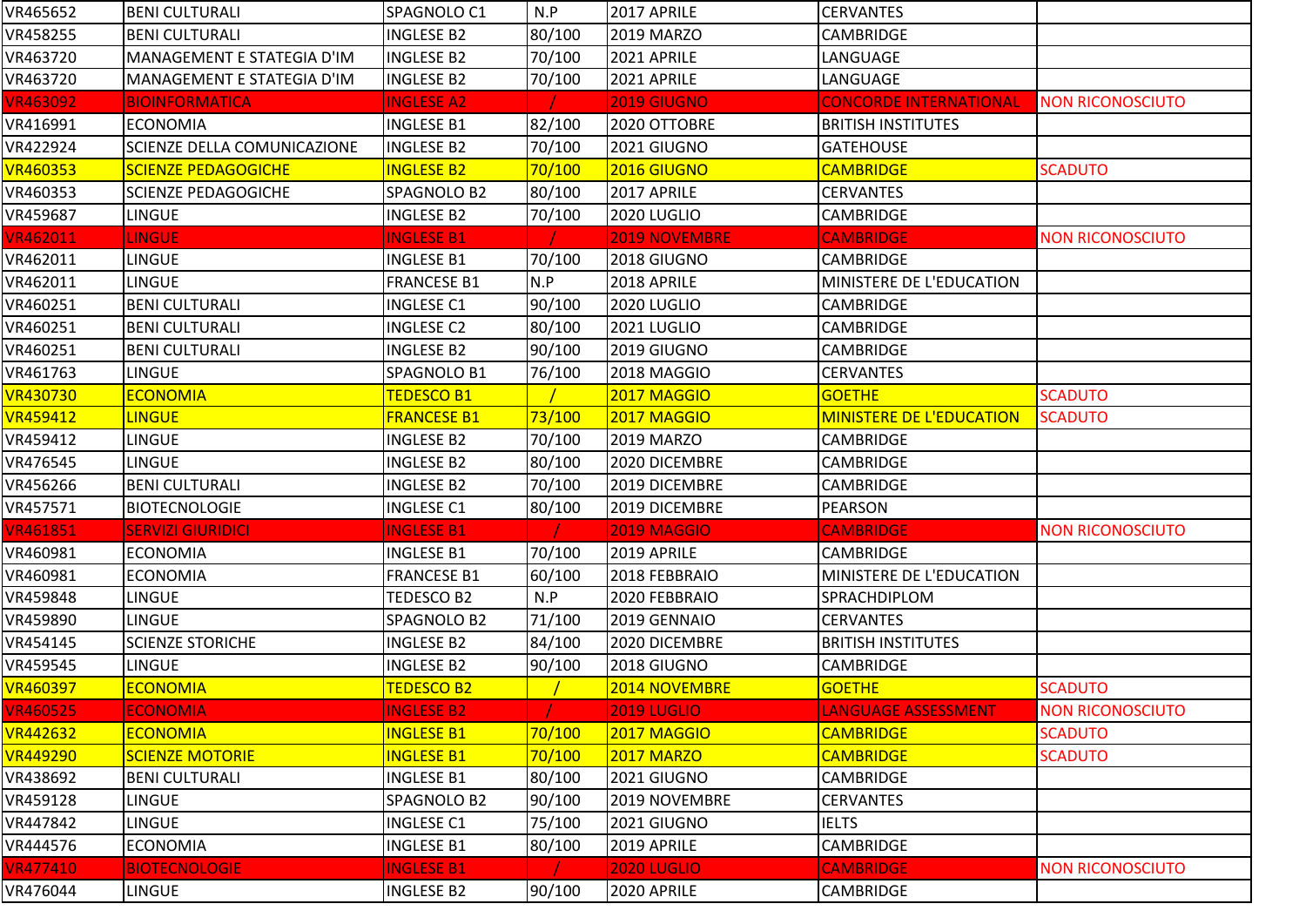| | | | | | | |
|---|---|---|---|---|---|---|
| VR465652 | BENI CULTURALI | SPAGNOLO C1 | N.P | 2017 APRILE | CERVANTES | |
| VR458255 | BENI CULTURALI | INGLESE B2 | 80/100 | 2019 MARZO | CAMBRIDGE | |
| VR463720 | MANAGEMENT E STATEGIA D'IM | INGLESE B2 | 70/100 | 2021 APRILE | LANGUAGE | |
| VR463720 | MANAGEMENT E STATEGIA D'IM | INGLESE B2 | 70/100 | 2021 APRILE | LANGUAGE | |
| VR463092 | BIOINFORMATICA | INGLESE A2 | / | 2019 GIUGNO | CONCORDE INTERNATIONAL | NON RICONOSCIUTO |
| VR416991 | ECONOMIA | INGLESE B1 | 82/100 | 2020 OTTOBRE | BRITISH INSTITUTES | |
| VR422924 | SCIENZE DELLA COMUNICAZIONE | INGLESE B2 | 70/100 | 2021 GIUGNO | GATEHOUSE | |
| VR460353 | SCIENZE PEDAGOGICHE | INGLESE B2 | 70/100 | 2016 GIUGNO | CAMBRIDGE | SCADUTO |
| VR460353 | SCIENZE PEDAGOGICHE | SPAGNOLO B2 | 80/100 | 2017 APRILE | CERVANTES | |
| VR459687 | LINGUE | INGLESE B2 | 70/100 | 2020 LUGLIO | CAMBRIDGE | |
| VR462011 | LINGUE | INGLESE B1 | / | 2019 NOVEMBRE | CAMBRIDGE | NON RICONOSCIUTO |
| VR462011 | LINGUE | INGLESE B1 | 70/100 | 2018 GIUGNO | CAMBRIDGE | |
| VR462011 | LINGUE | FRANCESE B1 | N.P | 2018 APRILE | MINISTERE DE L'EDUCATION | |
| VR460251 | BENI CULTURALI | INGLESE C1 | 90/100 | 2020 LUGLIO | CAMBRIDGE | |
| VR460251 | BENI CULTURALI | INGLESE C2 | 80/100 | 2021 LUGLIO | CAMBRIDGE | |
| VR460251 | BENI CULTURALI | INGLESE B2 | 90/100 | 2019 GIUGNO | CAMBRIDGE | |
| VR461763 | LINGUE | SPAGNOLO B1 | 76/100 | 2018 MAGGIO | CERVANTES | |
| VR430730 | ECONOMIA | TEDESCO B1 | / | 2017 MAGGIO | GOETHE | SCADUTO |
| VR459412 | LINGUE | FRANCESE B1 | 73/100 | 2017 MAGGIO | MINISTERE DE L'EDUCATION | SCADUTO |
| VR459412 | LINGUE | INGLESE B2 | 70/100 | 2019 MARZO | CAMBRIDGE | |
| VR476545 | LINGUE | INGLESE B2 | 80/100 | 2020 DICEMBRE | CAMBRIDGE | |
| VR456266 | BENI CULTURALI | INGLESE B2 | 70/100 | 2019 DICEMBRE | CAMBRIDGE | |
| VR457571 | BIOTECNOLOGIE | INGLESE C1 | 80/100 | 2019 DICEMBRE | PEARSON | |
| VR461851 | SERVIZI GIURIDICI | INGLESE B1 | / | 2019 MAGGIO | CAMBRIDGE | NON RICONOSCIUTO |
| VR460981 | ECONOMIA | INGLESE B1 | 70/100 | 2019 APRILE | CAMBRIDGE | |
| VR460981 | ECONOMIA | FRANCESE B1 | 60/100 | 2018 FEBBRAIO | MINISTERE DE L'EDUCATION | |
| VR459848 | LINGUE | TEDESCO B2 | N.P | 2020 FEBBRAIO | SPRACHDIPLOM | |
| VR459890 | LINGUE | SPAGNOLO B2 | 71/100 | 2019 GENNAIO | CERVANTES | |
| VR454145 | SCIENZE STORICHE | INGLESE B2 | 84/100 | 2020 DICEMBRE | BRITISH INSTITUTES | |
| VR459545 | LINGUE | INGLESE B2 | 90/100 | 2018 GIUGNO | CAMBRIDGE | |
| VR460397 | ECONOMIA | TEDESCO B2 | / | 2014 NOVEMBRE | GOETHE | SCADUTO |
| VR460525 | ECONOMIA | INGLESE B2 | / | 2019 LUGLIO | LANGUAGE ASSESSMENT | NON RICONOSCIUTO |
| VR442632 | ECONOMIA | INGLESE B1 | 70/100 | 2017 MAGGIO | CAMBRIDGE | SCADUTO |
| VR449290 | SCIENZE MOTORIE | INGLESE B1 | 70/100 | 2017 MARZO | CAMBRIDGE | SCADUTO |
| VR438692 | BENI CULTURALI | INGLESE B1 | 80/100 | 2021 GIUGNO | CAMBRIDGE | |
| VR459128 | LINGUE | SPAGNOLO B2 | 90/100 | 2019 NOVEMBRE | CERVANTES | |
| VR447842 | LINGUE | INGLESE C1 | 75/100 | 2021 GIUGNO | IELTS | |
| VR444576 | ECONOMIA | INGLESE B1 | 80/100 | 2019 APRILE | CAMBRIDGE | |
| VR477410 | BIOTECNOLOGIE | INGLESE B1 | / | 2020 LUGLIO | CAMBRIDGE | NON RICONOSCIUTO |
| VR476044 | LINGUE | INGLESE B2 | 90/100 | 2020 APRILE | CAMBRIDGE | |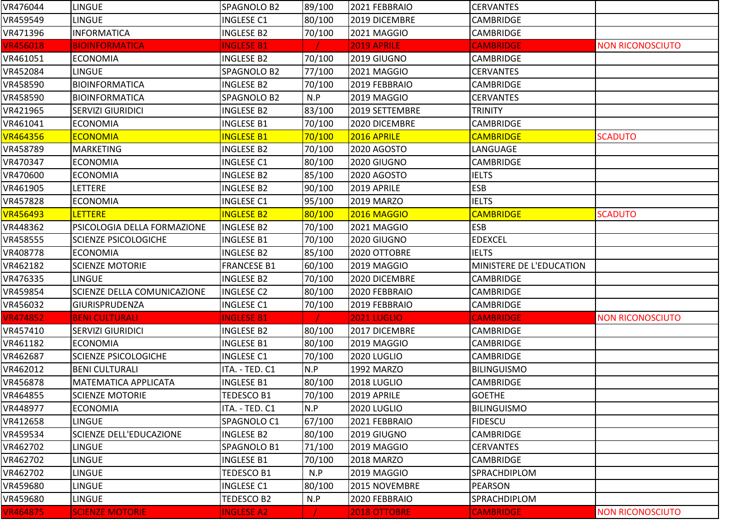| | | | | | | |
|---|---|---|---|---|---|---|
| VR476044 | LINGUE | SPAGNOLO B2 | 89/100 | 2021 FEBBRAIO | CERVANTES | |
| VR459549 | LINGUE | INGLESE C1 | 80/100 | 2019 DICEMBRE | CAMBRIDGE | |
| VR471396 | INFORMATICA | INGLESE B2 | 70/100 | 2021 MAGGIO | CAMBRIDGE | |
| VR456018 | BIOINFORMATICA | INGLESE B1 | / | 2019 APRILE | CAMBRIDGE | NON RICONOSCIUTO |
| VR461051 | ECONOMIA | INGLESE B2 | 70/100 | 2019 GIUGNO | CAMBRIDGE | |
| VR452084 | LINGUE | SPAGNOLO B2 | 77/100 | 2021 MAGGIO | CERVANTES | |
| VR458590 | BIOINFORMATICA | INGLESE B2 | 70/100 | 2019 FEBBRAIO | CAMBRIDGE | |
| VR458590 | BIOINFORMATICA | SPAGNOLO B2 | N.P | 2019 MAGGIO | CERVANTES | |
| VR421965 | SERVIZI GIURIDICI | INGLESE B2 | 83/100 | 2019 SETTEMBRE | TRINITY | |
| VR461041 | ECONOMIA | INGLESE B1 | 70/100 | 2020 DICEMBRE | CAMBRIDGE | |
| VR464356 | ECONOMIA | INGLESE B1 | 70/100 | 2016 APRILE | CAMBRIDGE | SCADUTO |
| VR458789 | MARKETING | INGLESE B2 | 70/100 | 2020 AGOSTO | LANGUAGE | |
| VR470347 | ECONOMIA | INGLESE C1 | 80/100 | 2020 GIUGNO | CAMBRIDGE | |
| VR470600 | ECONOMIA | INGLESE B2 | 85/100 | 2020 AGOSTO | IELTS | |
| VR461905 | LETTERE | INGLESE B2 | 90/100 | 2019 APRILE | ESB | |
| VR457828 | ECONOMIA | INGLESE C1 | 95/100 | 2019 MARZO | IELTS | |
| VR456493 | LETTERE | INGLESE B2 | 80/100 | 2016 MAGGIO | CAMBRIDGE | SCADUTO |
| VR448362 | PSICOLOGIA DELLA FORMAZIONE | INGLESE B2 | 70/100 | 2021 MAGGIO | ESB | |
| VR458555 | SCIENZE PSICOLOGICHE | INGLESE B1 | 70/100 | 2020 GIUGNO | EDEXCEL | |
| VR408778 | ECONOMIA | INGLESE B2 | 85/100 | 2020 OTTOBRE | IELTS | |
| VR462182 | SCIENZE MOTORIE | FRANCESE B1 | 60/100 | 2019 MAGGIO | MINISTERE DE L'EDUCATION | |
| VR476335 | LINGUE | INGLESE B2 | 70/100 | 2020 DICEMBRE | CAMBRIDGE | |
| VR459854 | SCIENZE DELLA COMUNICAZIONE | INGLESE C2 | 80/100 | 2020 FEBBRAIO | CAMBRIDGE | |
| VR456032 | GIURISPRUDENZA | INGLESE C1 | 70/100 | 2019 FEBBRAIO | CAMBRIDGE | |
| VR474852 | BENI CULTURALI | INGLESE B1 | / | 2021 LUGLIO | CAMBRIDGE | NON RICONOSCIUTO |
| VR457410 | SERVIZI GIURIDICI | INGLESE B2 | 80/100 | 2017 DICEMBRE | CAMBRIDGE | |
| VR461182 | ECONOMIA | INGLESE B1 | 80/100 | 2019 MAGGIO | CAMBRIDGE | |
| VR462687 | SCIENZE PSICOLOGICHE | INGLESE C1 | 70/100 | 2020 LUGLIO | CAMBRIDGE | |
| VR462012 | BENI CULTURALI | ITA. - TED. C1 | N.P | 1992 MARZO | BILINGUISMO | |
| VR456878 | MATEMATICA APPLICATA | INGLESE B1 | 80/100 | 2018 LUGLIO | CAMBRIDGE | |
| VR464855 | SCIENZE MOTORIE | TEDESCO B1 | 70/100 | 2019 APRILE | GOETHE | |
| VR448977 | ECONOMIA | ITA. - TED. C1 | N.P | 2020 LUGLIO | BILINGUISMO | |
| VR412658 | LINGUE | SPAGNOLO C1 | 67/100 | 2021 FEBBRAIO | FIDESCU | |
| VR459534 | SCIENZE DELL'EDUCAZIONE | INGLESE B2 | 80/100 | 2019 GIUGNO | CAMBRIDGE | |
| VR462702 | LINGUE | SPAGNOLO B1 | 71/100 | 2019 MAGGIO | CERVANTES | |
| VR462702 | LINGUE | INGLESE B1 | 70/100 | 2018 MARZO | CAMBRIDGE | |
| VR462702 | LINGUE | TEDESCO B1 | N.P | 2019 MAGGIO | SPRACHDIPLOM | |
| VR459680 | LINGUE | INGLESE C1 | 80/100 | 2015 NOVEMBRE | PEARSON | |
| VR459680 | LINGUE | TEDESCO B2 | N.P | 2020 FEBBRAIO | SPRACHDIPLOM | |
| VR464875 | SCIENZE MOTORIE | INGLESE A2 | / | 2018 OTTOBRE | CAMBRIDGE | NON RICONOSCIUTO |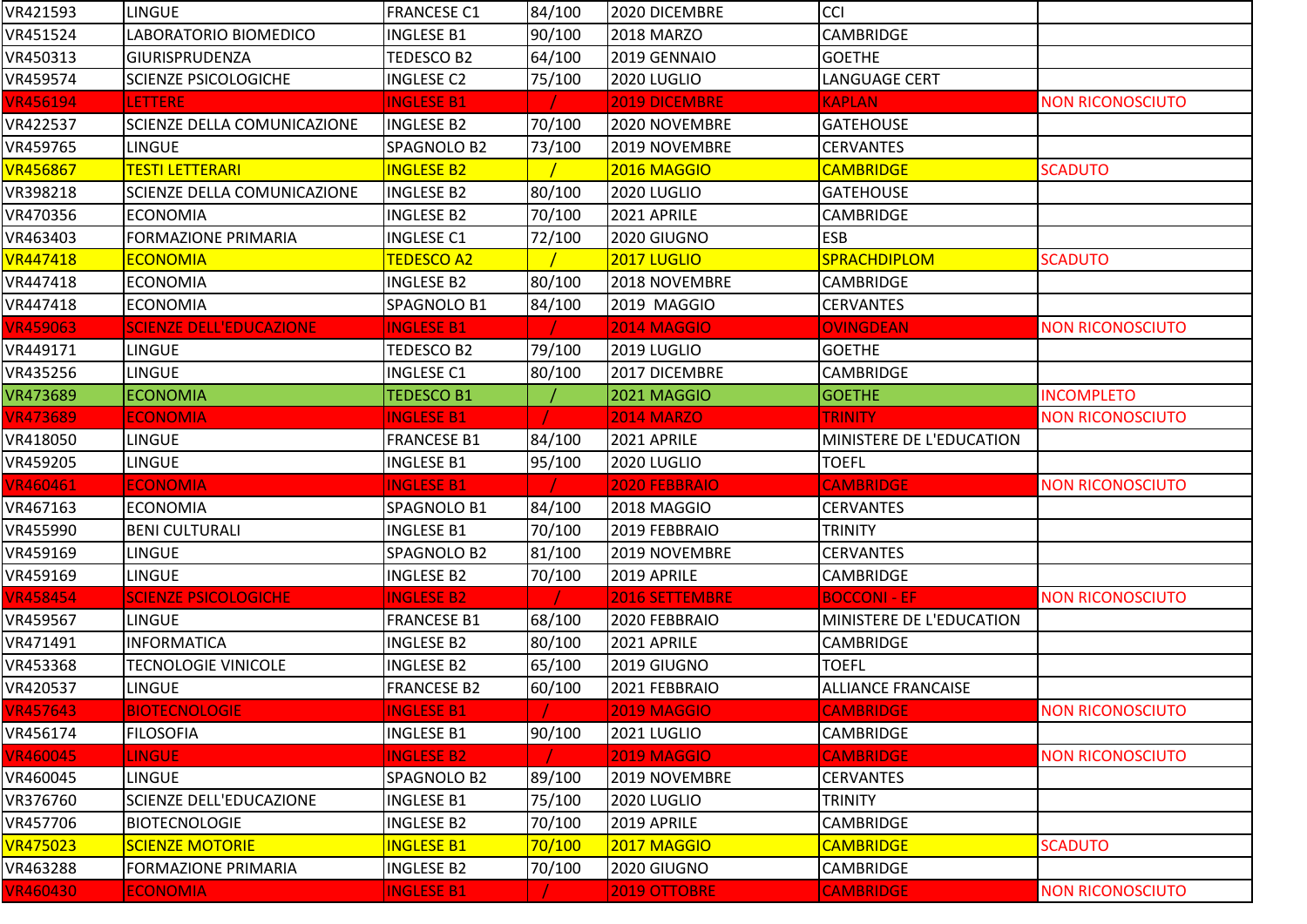| VR421593 | LINGUE | FRANCESE C1 | 84/100 | 2020 DICEMBRE | CCI | |
|---|---|---|---|---|---|---|
| VR451524 | LABORATORIO BIOMEDICO | INGLESE B1 | 90/100 | 2018 MARZO | CAMBRIDGE | |
| VR450313 | GIURISPRUDENZA | TEDESCO B2 | 64/100 | 2019 GENNAIO | GOETHE | |
| VR459574 | SCIENZE PSICOLOGICHE | INGLESE C2 | 75/100 | 2020 LUGLIO | LANGUAGE CERT | |
| VR456194 | LETTERE | INGLESE B1 | / | 2019 DICEMBRE | KAPLAN | NON RICONOSCIUTO |
| VR422537 | SCIENZE DELLA COMUNICAZIONE | INGLESE B2 | 70/100 | 2020 NOVEMBRE | GATEHOUSE | |
| VR459765 | LINGUE | SPAGNOLO B2 | 73/100 | 2019 NOVEMBRE | CERVANTES | |
| VR456867 | TESTI LETTERARI | INGLESE B2 | / | 2016 MAGGIO | CAMBRIDGE | SCADUTO |
| VR398218 | SCIENZE DELLA COMUNICAZIONE | INGLESE B2 | 80/100 | 2020 LUGLIO | GATEHOUSE | |
| VR470356 | ECONOMIA | INGLESE B2 | 70/100 | 2021 APRILE | CAMBRIDGE | |
| VR463403 | FORMAZIONE PRIMARIA | INGLESE C1 | 72/100 | 2020 GIUGNO | ESB | |
| VR447418 | ECONOMIA | TEDESCO A2 | / | 2017 LUGLIO | SPRACHDIPLOM | SCADUTO |
| VR447418 | ECONOMIA | INGLESE B2 | 80/100 | 2018 NOVEMBRE | CAMBRIDGE | |
| VR447418 | ECONOMIA | SPAGNOLO B1 | 84/100 | 2019 MAGGIO | CERVANTES | |
| VR459063 | SCIENZE DELL'EDUCAZIONE | INGLESE B1 | / | 2014 MAGGIO | OVINGDEAN | NON RICONOSCIUTO |
| VR449171 | LINGUE | TEDESCO B2 | 79/100 | 2019 LUGLIO | GOETHE | |
| VR435256 | LINGUE | INGLESE C1 | 80/100 | 2017 DICEMBRE | CAMBRIDGE | |
| VR473689 | ECONOMIA | TEDESCO B1 | / | 2021 MAGGIO | GOETHE | INCOMPLETO |
| VR473689 | ECONOMIA | INGLESE B1 | / | 2014 MARZO | TRINITY | NON RICONOSCIUTO |
| VR418050 | LINGUE | FRANCESE B1 | 84/100 | 2021 APRILE | MINISTERE DE L'EDUCATION | |
| VR459205 | LINGUE | INGLESE B1 | 95/100 | 2020 LUGLIO | TOEFL | |
| VR460461 | ECONOMIA | INGLESE B1 | / | 2020 FEBBRAIO | CAMBRIDGE | NON RICONOSCIUTO |
| VR467163 | ECONOMIA | SPAGNOLO B1 | 84/100 | 2018 MAGGIO | CERVANTES | |
| VR455990 | BENI CULTURALI | INGLESE B1 | 70/100 | 2019 FEBBRAIO | TRINITY | |
| VR459169 | LINGUE | SPAGNOLO B2 | 81/100 | 2019 NOVEMBRE | CERVANTES | |
| VR459169 | LINGUE | INGLESE B2 | 70/100 | 2019 APRILE | CAMBRIDGE | |
| VR458454 | SCIENZE PSICOLOGICHE | INGLESE B2 | / | 2016 SETTEMBRE | BOCCONI - EF | NON RICONOSCIUTO |
| VR459567 | LINGUE | FRANCESE B1 | 68/100 | 2020 FEBBRAIO | MINISTERE DE L'EDUCATION | |
| VR471491 | INFORMATICA | INGLESE B2 | 80/100 | 2021 APRILE | CAMBRIDGE | |
| VR453368 | TECNOLOGIE VINICOLE | INGLESE B2 | 65/100 | 2019 GIUGNO | TOEFL | |
| VR420537 | LINGUE | FRANCESE B2 | 60/100 | 2021 FEBBRAIO | ALLIANCE FRANCAISE | |
| VR457643 | BIOTECNOLOGIE | INGLESE B1 | / | 2019 MAGGIO | CAMBRIDGE | NON RICONOSCIUTO |
| VR456174 | FILOSOFIA | INGLESE B1 | 90/100 | 2021 LUGLIO | CAMBRIDGE | |
| VR460045 | LINGUE | INGLESE B2 | / | 2019 MAGGIO | CAMBRIDGE | NON RICONOSCIUTO |
| VR460045 | LINGUE | SPAGNOLO B2 | 89/100 | 2019 NOVEMBRE | CERVANTES | |
| VR376760 | SCIENZE DELL'EDUCAZIONE | INGLESE B1 | 75/100 | 2020 LUGLIO | TRINITY | |
| VR457706 | BIOTECNOLOGIE | INGLESE B2 | 70/100 | 2019 APRILE | CAMBRIDGE | |
| VR475023 | SCIENZE MOTORIE | INGLESE B1 | 70/100 | 2017 MAGGIO | CAMBRIDGE | SCADUTO |
| VR463288 | FORMAZIONE PRIMARIA | INGLESE B2 | 70/100 | 2020 GIUGNO | CAMBRIDGE | |
| VR460430 | ECONOMIA | INGLESE B1 | / | 2019 OTTOBRE | CAMBRIDGE | NON RICONOSCIUTO |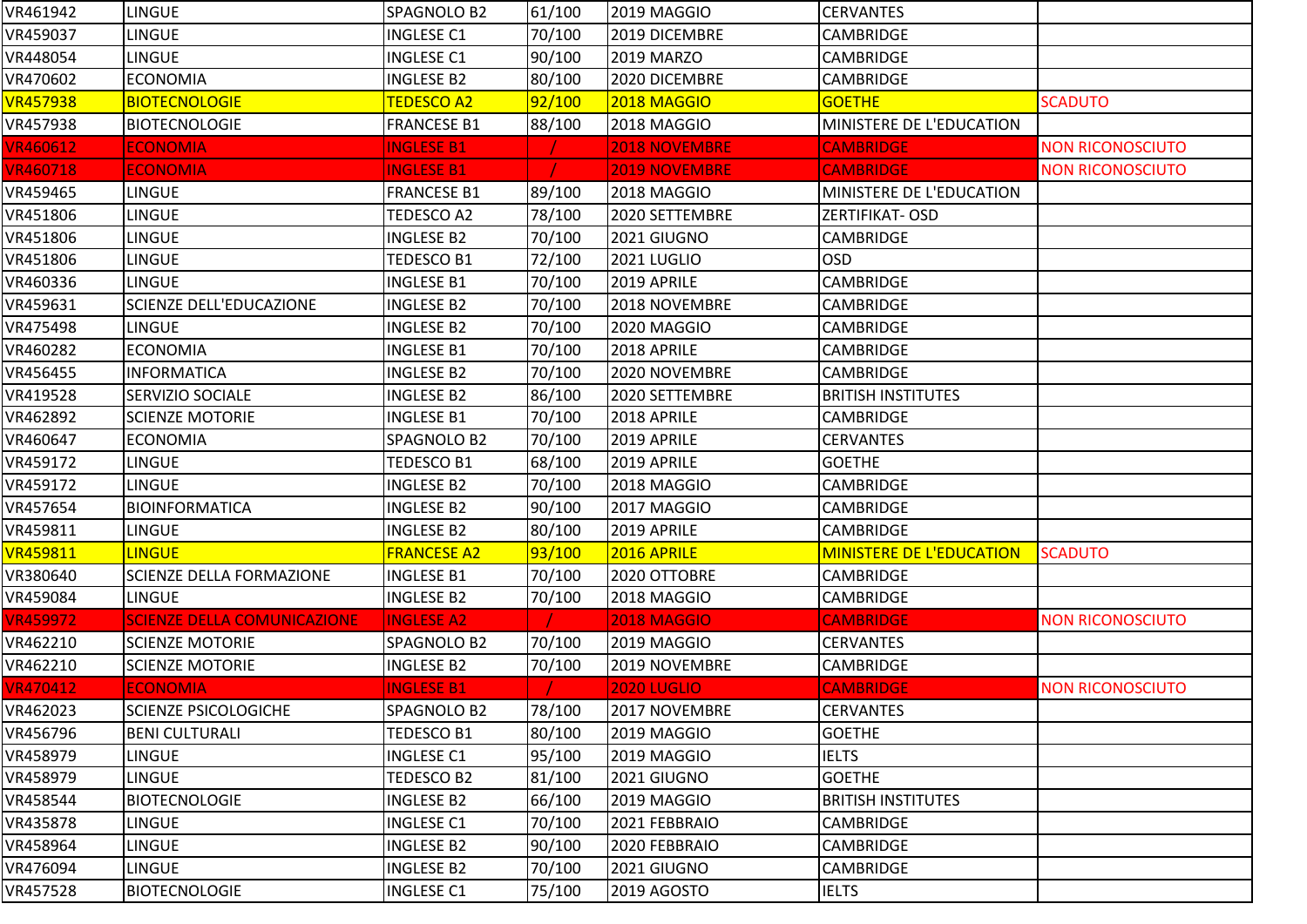| | | | | | | |
|---|---|---|---|---|---|---|
| VR461942 | LINGUE | SPAGNOLO B2 | 61/100 | 2019 MAGGIO | CERVANTES | |
| VR459037 | LINGUE | INGLESE C1 | 70/100 | 2019 DICEMBRE | CAMBRIDGE | |
| VR448054 | LINGUE | INGLESE C1 | 90/100 | 2019 MARZO | CAMBRIDGE | |
| VR470602 | ECONOMIA | INGLESE B2 | 80/100 | 2020 DICEMBRE | CAMBRIDGE | |
| VR457938 | BIOTECNOLOGIE | TEDESCO A2 | 92/100 | 2018 MAGGIO | GOETHE | SCADUTO |
| VR457938 | BIOTECNOLOGIE | FRANCESE B1 | 88/100 | 2018 MAGGIO | MINISTERE DE L'EDUCATION | |
| VR460612 | ECONOMIA | INGLESE B1 | / | 2018 NOVEMBRE | CAMBRIDGE | NON RICONOSCIUTO |
| VR460718 | ECONOMIA | INGLESE B1 | / | 2019 NOVEMBRE | CAMBRIDGE | NON RICONOSCIUTO |
| VR459465 | LINGUE | FRANCESE B1 | 89/100 | 2018 MAGGIO | MINISTERE DE L'EDUCATION | |
| VR451806 | LINGUE | TEDESCO A2 | 78/100 | 2020 SETTEMBRE | ZERTIFIKAT- OSD | |
| VR451806 | LINGUE | INGLESE B2 | 70/100 | 2021 GIUGNO | CAMBRIDGE | |
| VR451806 | LINGUE | TEDESCO B1 | 72/100 | 2021 LUGLIO | OSD | |
| VR460336 | LINGUE | INGLESE B1 | 70/100 | 2019 APRILE | CAMBRIDGE | |
| VR459631 | SCIENZE DELL'EDUCAZIONE | INGLESE B2 | 70/100 | 2018 NOVEMBRE | CAMBRIDGE | |
| VR475498 | LINGUE | INGLESE B2 | 70/100 | 2020 MAGGIO | CAMBRIDGE | |
| VR460282 | ECONOMIA | INGLESE B1 | 70/100 | 2018 APRILE | CAMBRIDGE | |
| VR456455 | INFORMATICA | INGLESE B2 | 70/100 | 2020 NOVEMBRE | CAMBRIDGE | |
| VR419528 | SERVIZIO SOCIALE | INGLESE B2 | 86/100 | 2020 SETTEMBRE | BRITISH INSTITUTES | |
| VR462892 | SCIENZE MOTORIE | INGLESE B1 | 70/100 | 2018 APRILE | CAMBRIDGE | |
| VR460647 | ECONOMIA | SPAGNOLO B2 | 70/100 | 2019 APRILE | CERVANTES | |
| VR459172 | LINGUE | TEDESCO B1 | 68/100 | 2019 APRILE | GOETHE | |
| VR459172 | LINGUE | INGLESE B2 | 70/100 | 2018 MAGGIO | CAMBRIDGE | |
| VR457654 | BIOINFORMATICA | INGLESE B2 | 90/100 | 2017 MAGGIO | CAMBRIDGE | |
| VR459811 | LINGUE | INGLESE B2 | 80/100 | 2019 APRILE | CAMBRIDGE | |
| VR459811 | LINGUE | FRANCESE A2 | 93/100 | 2016 APRILE | MINISTERE DE L'EDUCATION | SCADUTO |
| VR380640 | SCIENZE DELLA FORMAZIONE | INGLESE B1 | 70/100 | 2020 OTTOBRE | CAMBRIDGE | |
| VR459084 | LINGUE | INGLESE B2 | 70/100 | 2018 MAGGIO | CAMBRIDGE | |
| VR459972 | SCIENZE DELLA COMUNICAZIONE | INGLESE A2 | / | 2018 MAGGIO | CAMBRIDGE | NON RICONOSCIUTO |
| VR462210 | SCIENZE MOTORIE | SPAGNOLO B2 | 70/100 | 2019 MAGGIO | CERVANTES | |
| VR462210 | SCIENZE MOTORIE | INGLESE B2 | 70/100 | 2019 NOVEMBRE | CAMBRIDGE | |
| VR470412 | ECONOMIA | INGLESE B1 | / | 2020 LUGLIO | CAMBRIDGE | NON RICONOSCIUTO |
| VR462023 | SCIENZE PSICOLOGICHE | SPAGNOLO B2 | 78/100 | 2017 NOVEMBRE | CERVANTES | |
| VR456796 | BENI CULTURALI | TEDESCO B1 | 80/100 | 2019 MAGGIO | GOETHE | |
| VR458979 | LINGUE | INGLESE C1 | 95/100 | 2019 MAGGIO | IELTS | |
| VR458979 | LINGUE | TEDESCO B2 | 81/100 | 2021 GIUGNO | GOETHE | |
| VR458544 | BIOTECNOLOGIE | INGLESE B2 | 66/100 | 2019 MAGGIO | BRITISH INSTITUTES | |
| VR435878 | LINGUE | INGLESE C1 | 70/100 | 2021 FEBBRAIO | CAMBRIDGE | |
| VR458964 | LINGUE | INGLESE B2 | 90/100 | 2020 FEBBRAIO | CAMBRIDGE | |
| VR476094 | LINGUE | INGLESE B2 | 70/100 | 2021 GIUGNO | CAMBRIDGE | |
| VR457528 | BIOTECNOLOGIE | INGLESE C1 | 75/100 | 2019 AGOSTO | IELTS | |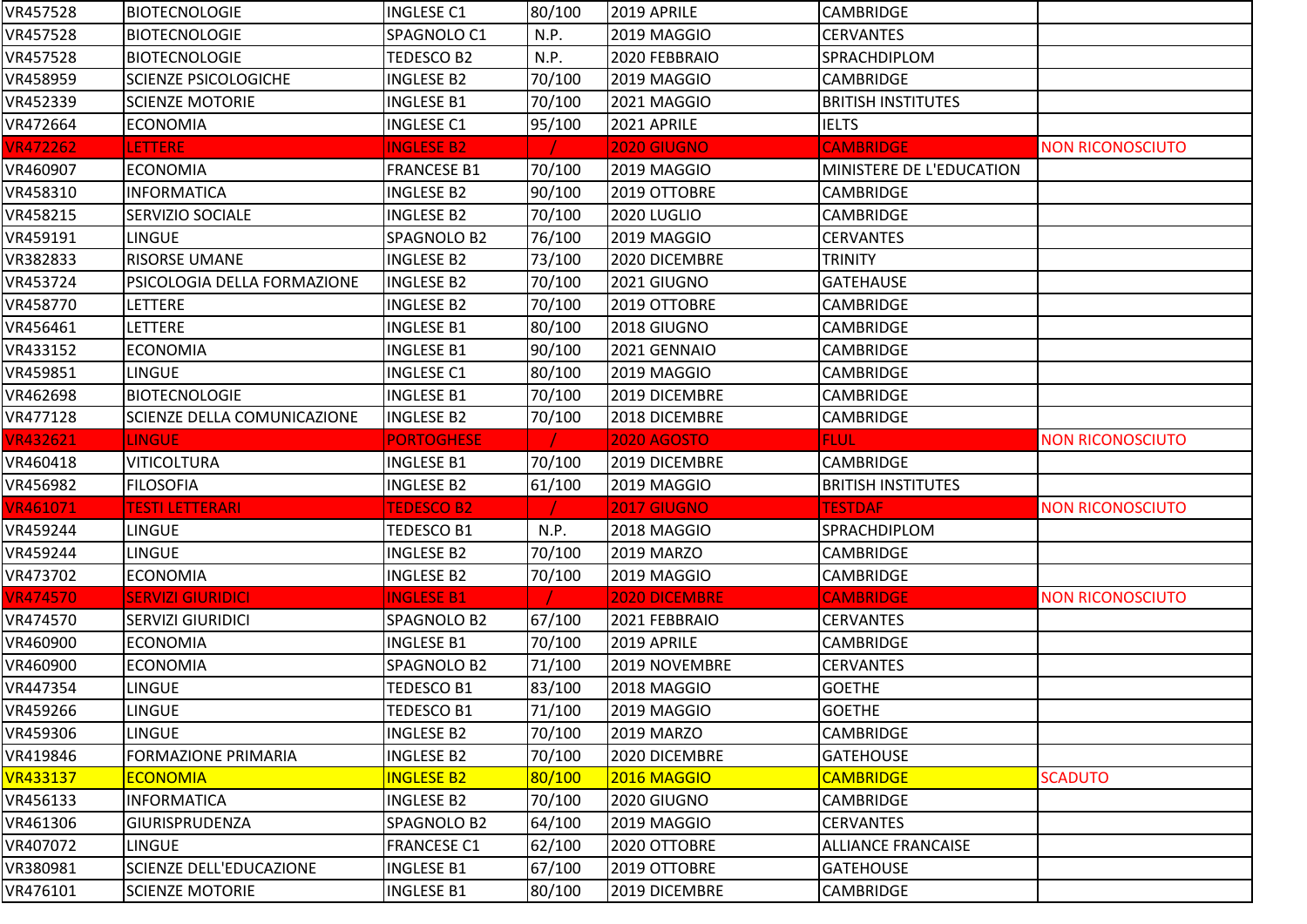| | | | | | | |
|---|---|---|---|---|---|---|
| VR457528 | BIOTECNOLOGIE | INGLESE C1 | 80/100 | 2019 APRILE | CAMBRIDGE | |
| VR457528 | BIOTECNOLOGIE | SPAGNOLO C1 | N.P. | 2019 MAGGIO | CERVANTES | |
| VR457528 | BIOTECNOLOGIE | TEDESCO B2 | N.P. | 2020 FEBBRAIO | SPRACHDIPLOM | |
| VR458959 | SCIENZE PSICOLOGICHE | INGLESE B2 | 70/100 | 2019 MAGGIO | CAMBRIDGE | |
| VR452339 | SCIENZE MOTORIE | INGLESE B1 | 70/100 | 2021 MAGGIO | BRITISH INSTITUTES | |
| VR472664 | ECONOMIA | INGLESE C1 | 95/100 | 2021 APRILE | IELTS | |
| VR472262 | LETTERE | INGLESE B2 | / | 2020 GIUGNO | CAMBRIDGE | NON RICONOSCIUTO |
| VR460907 | ECONOMIA | FRANCESE B1 | 70/100 | 2019 MAGGIO | MINISTERE DE L'EDUCATION | |
| VR458310 | INFORMATICA | INGLESE B2 | 90/100 | 2019 OTTOBRE | CAMBRIDGE | |
| VR458215 | SERVIZIO SOCIALE | INGLESE B2 | 70/100 | 2020 LUGLIO | CAMBRIDGE | |
| VR459191 | LINGUE | SPAGNOLO B2 | 76/100 | 2019 MAGGIO | CERVANTES | |
| VR382833 | RISORSE UMANE | INGLESE B2 | 73/100 | 2020 DICEMBRE | TRINITY | |
| VR453724 | PSICOLOGIA DELLA FORMAZIONE | INGLESE B2 | 70/100 | 2021 GIUGNO | GATEHAUSE | |
| VR458770 | LETTERE | INGLESE B2 | 70/100 | 2019 OTTOBRE | CAMBRIDGE | |
| VR456461 | LETTERE | INGLESE B1 | 80/100 | 2018 GIUGNO | CAMBRIDGE | |
| VR433152 | ECONOMIA | INGLESE B1 | 90/100 | 2021 GENNAIO | CAMBRIDGE | |
| VR459851 | LINGUE | INGLESE C1 | 80/100 | 2019 MAGGIO | CAMBRIDGE | |
| VR462698 | BIOTECNOLOGIE | INGLESE B1 | 70/100 | 2019 DICEMBRE | CAMBRIDGE | |
| VR477128 | SCIENZE DELLA COMUNICAZIONE | INGLESE B2 | 70/100 | 2018 DICEMBRE | CAMBRIDGE | |
| VR432621 | LINGUE | PORTOGHESE | / | 2020 AGOSTO | FLUL | NON RICONOSCIUTO |
| VR460418 | VITICOLTURA | INGLESE B1 | 70/100 | 2019 DICEMBRE | CAMBRIDGE | |
| VR456982 | FILOSOFIA | INGLESE B2 | 61/100 | 2019 MAGGIO | BRITISH INSTITUTES | |
| VR461071 | TESTI LETTERARI | TEDESCO B2 | / | 2017 GIUGNO | TESTDAF | NON RICONOSCIUTO |
| VR459244 | LINGUE | TEDESCO B1 | N.P. | 2018 MAGGIO | SPRACHDIPLOM | |
| VR459244 | LINGUE | INGLESE B2 | 70/100 | 2019 MARZO | CAMBRIDGE | |
| VR473702 | ECONOMIA | INGLESE B2 | 70/100 | 2019 MAGGIO | CAMBRIDGE | |
| VR474570 | SERVIZI GIURIDICI | INGLESE B1 | / | 2020 DICEMBRE | CAMBRIDGE | NON RICONOSCIUTO |
| VR474570 | SERVIZI GIURIDICI | SPAGNOLO B2 | 67/100 | 2021 FEBBRAIO | CERVANTES | |
| VR460900 | ECONOMIA | INGLESE B1 | 70/100 | 2019 APRILE | CAMBRIDGE | |
| VR460900 | ECONOMIA | SPAGNOLO B2 | 71/100 | 2019 NOVEMBRE | CERVANTES | |
| VR447354 | LINGUE | TEDESCO B1 | 83/100 | 2018 MAGGIO | GOETHE | |
| VR459266 | LINGUE | TEDESCO B1 | 71/100 | 2019 MAGGIO | GOETHE | |
| VR459306 | LINGUE | INGLESE B2 | 70/100 | 2019 MARZO | CAMBRIDGE | |
| VR419846 | FORMAZIONE PRIMARIA | INGLESE B2 | 70/100 | 2020 DICEMBRE | GATEHOUSE | |
| VR433137 | ECONOMIA | INGLESE B2 | 80/100 | 2016 MAGGIO | CAMBRIDGE | SCADUTO |
| VR456133 | INFORMATICA | INGLESE B2 | 70/100 | 2020 GIUGNO | CAMBRIDGE | |
| VR461306 | GIURISPRUDENZA | SPAGNOLO B2 | 64/100 | 2019 MAGGIO | CERVANTES | |
| VR407072 | LINGUE | FRANCESE C1 | 62/100 | 2020 OTTOBRE | ALLIANCE FRANCAISE | |
| VR380981 | SCIENZE DELL'EDUCAZIONE | INGLESE B1 | 67/100 | 2019 OTTOBRE | GATEHOUSE | |
| VR476101 | SCIENZE MOTORIE | INGLESE B1 | 80/100 | 2019 DICEMBRE | CAMBRIDGE | |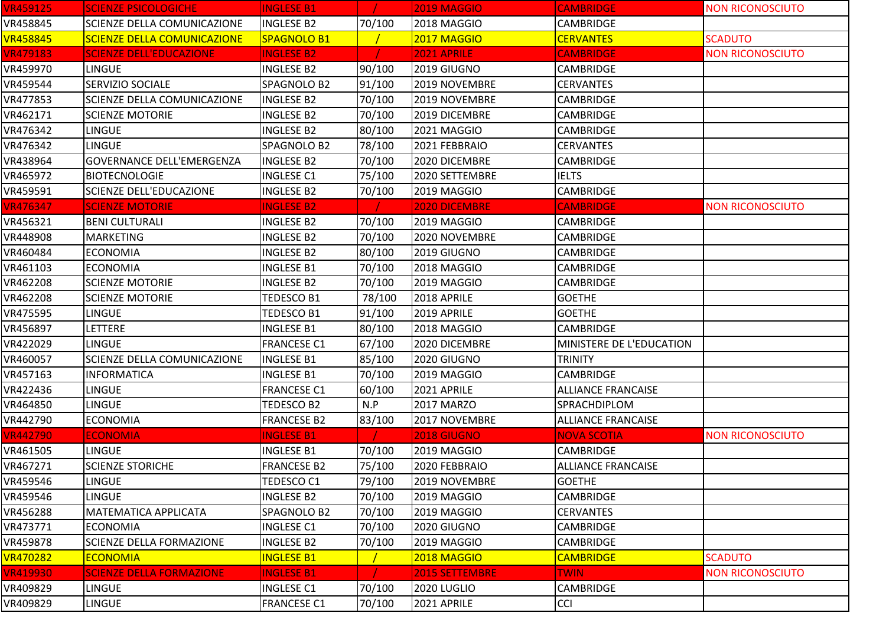| VR459125 | SCIENZE PSICOLOGICHE | INGLESE B1 | / | 2019 MAGGIO | CAMBRIDGE | NON RICONOSCIUTO |
|---|---|---|---|---|---|---|
| VR458845 | SCIENZE DELLA COMUNICAZIONE | INGLESE B2 | 70/100 | 2018 MAGGIO | CAMBRIDGE | |
| VR458845 | SCIENZE DELLA COMUNICAZIONE | SPAGNOLO B1 | / | 2017 MAGGIO | CERVANTES | SCADUTO |
| VR479183 | SCIENZE DELL'EDUCAZIONE | INGLESE B2 | / | 2021 APRILE | CAMBRIDGE | NON RICONOSCIUTO |
| VR459970 | LINGUE | INGLESE B2 | 90/100 | 2019 GIUGNO | CAMBRIDGE | |
| VR459544 | SERVIZIO SOCIALE | SPAGNOLO B2 | 91/100 | 2019 NOVEMBRE | CERVANTES | |
| VR477853 | SCIENZE DELLA COMUNICAZIONE | INGLESE B2 | 70/100 | 2019 NOVEMBRE | CAMBRIDGE | |
| VR462171 | SCIENZE MOTORIE | INGLESE B2 | 70/100 | 2019 DICEMBRE | CAMBRIDGE | |
| VR476342 | LINGUE | INGLESE B2 | 80/100 | 2021 MAGGIO | CAMBRIDGE | |
| VR476342 | LINGUE | SPAGNOLO B2 | 78/100 | 2021 FEBBRAIO | CERVANTES | |
| VR438964 | GOVERNANCE DELL'EMERGENZA | INGLESE B2 | 70/100 | 2020 DICEMBRE | CAMBRIDGE | |
| VR465972 | BIOTECNOLOGIE | INGLESE C1 | 75/100 | 2020 SETTEMBRE | IELTS | |
| VR459591 | SCIENZE DELL'EDUCAZIONE | INGLESE B2 | 70/100 | 2019 MAGGIO | CAMBRIDGE | |
| VR476347 | SCIENZE MOTORIE | INGLESE B2 | / | 2020 DICEMBRE | CAMBRIDGE | NON RICONOSCIUTO |
| VR456321 | BENI CULTURALI | INGLESE B2 | 70/100 | 2019 MAGGIO | CAMBRIDGE | |
| VR448908 | MARKETING | INGLESE B2 | 70/100 | 2020 NOVEMBRE | CAMBRIDGE | |
| VR460484 | ECONOMIA | INGLESE B2 | 80/100 | 2019 GIUGNO | CAMBRIDGE | |
| VR461103 | ECONOMIA | INGLESE B1 | 70/100 | 2018 MAGGIO | CAMBRIDGE | |
| VR462208 | SCIENZE MOTORIE | INGLESE B2 | 70/100 | 2019 MAGGIO | CAMBRIDGE | |
| VR462208 | SCIENZE MOTORIE | TEDESCO B1 | 78/100 | 2018 APRILE | GOETHE | |
| VR475595 | LINGUE | TEDESCO B1 | 91/100 | 2019 APRILE | GOETHE | |
| VR456897 | LETTERE | INGLESE B1 | 80/100 | 2018 MAGGIO | CAMBRIDGE | |
| VR422029 | LINGUE | FRANCESE C1 | 67/100 | 2020 DICEMBRE | MINISTERE DE L'EDUCATION | |
| VR460057 | SCIENZE DELLA COMUNICAZIONE | INGLESE B1 | 85/100 | 2020 GIUGNO | TRINITY | |
| VR457163 | INFORMATICA | INGLESE B1 | 70/100 | 2019 MAGGIO | CAMBRIDGE | |
| VR422436 | LINGUE | FRANCESE C1 | 60/100 | 2021 APRILE | ALLIANCE FRANCAISE | |
| VR464850 | LINGUE | TEDESCO B2 | N.P | 2017 MARZO | SPRACHDIPLOM | |
| VR442790 | ECONOMIA | FRANCESE B2 | 83/100 | 2017 NOVEMBRE | ALLIANCE FRANCAISE | |
| VR442790 | ECONOMIA | INGLESE B1 | / | 2018 GIUGNO | NOVA SCOTIA | NON RICONOSCIUTO |
| VR461505 | LINGUE | INGLESE B1 | 70/100 | 2019 MAGGIO | CAMBRIDGE | |
| VR467271 | SCIENZE STORICHE | FRANCESE B2 | 75/100 | 2020 FEBBRAIO | ALLIANCE FRANCAISE | |
| VR459546 | LINGUE | TEDESCO C1 | 79/100 | 2019 NOVEMBRE | GOETHE | |
| VR459546 | LINGUE | INGLESE B2 | 70/100 | 2019 MAGGIO | CAMBRIDGE | |
| VR456288 | MATEMATICA APPLICATA | SPAGNOLO B2 | 70/100 | 2019 MAGGIO | CERVANTES | |
| VR473771 | ECONOMIA | INGLESE C1 | 70/100 | 2020 GIUGNO | CAMBRIDGE | |
| VR459878 | SCIENZE DELLA FORMAZIONE | INGLESE B2 | 70/100 | 2019 MAGGIO | CAMBRIDGE | |
| VR470282 | ECONOMIA | INGLESE B1 | / | 2018 MAGGIO | CAMBRIDGE | SCADUTO |
| VR419930 | SCIENZE DELLA FORMAZIONE | INGLESE B1 | / | 2015 SETTEMBRE | TWIN | NON RICONOSCIUTO |
| VR409829 | LINGUE | INGLESE C1 | 70/100 | 2020 LUGLIO | CAMBRIDGE | |
| VR409829 | LINGUE | FRANCESE C1 | 70/100 | 2021 APRILE | CCI | |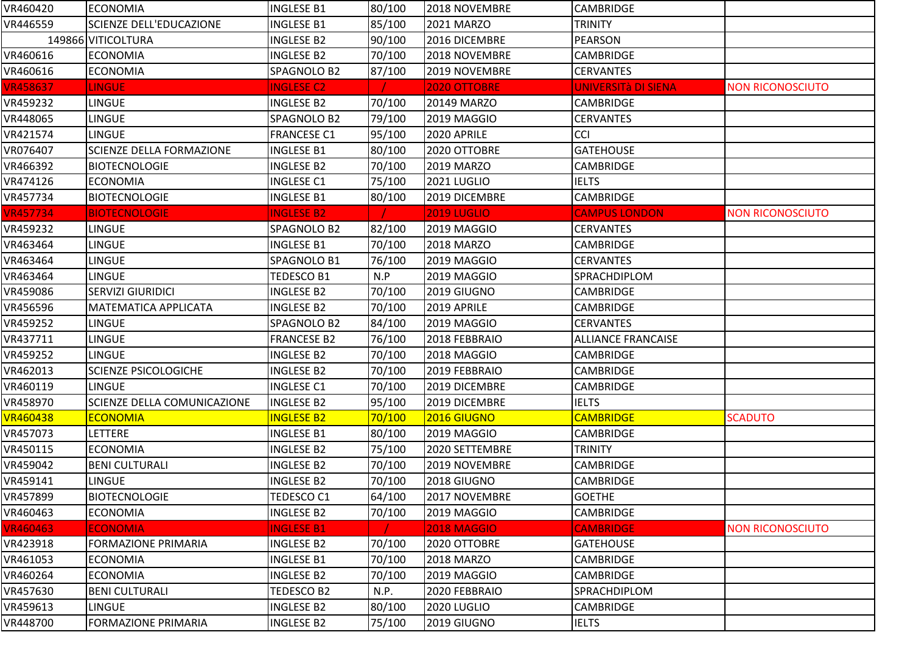| VR460420 | ECONOMIA | INGLESE B1 | 80/100 | 2018 NOVEMBRE | CAMBRIDGE | |
|---|---|---|---|---|---|---|
| VR446559 | SCIENZE DELL'EDUCAZIONE | INGLESE B1 | 85/100 | 2021 MARZO | TRINITY | |
| 149866 | VITICOLTURA | INGLESE B2 | 90/100 | 2016 DICEMBRE | PEARSON | |
| VR460616 | ECONOMIA | INGLESE B2 | 70/100 | 2018 NOVEMBRE | CAMBRIDGE | |
| VR460616 | ECONOMIA | SPAGNOLO B2 | 87/100 | 2019 NOVEMBRE | CERVANTES | |
| VR458637 | LINGUE | INGLESE C2 | / | 2020 OTTOBRE | UNIVERSITà DI SIENA | NON RICONOSCIUTO |
| VR459232 | LINGUE | INGLESE B2 | 70/100 | 20149 MARZO | CAMBRIDGE | |
| VR448065 | LINGUE | SPAGNOLO B2 | 79/100 | 2019 MAGGIO | CERVANTES | |
| VR421574 | LINGUE | FRANCESE C1 | 95/100 | 2020 APRILE | CCI | |
| VR076407 | SCIENZE DELLA FORMAZIONE | INGLESE B1 | 80/100 | 2020 OTTOBRE | GATEHOUSE | |
| VR466392 | BIOTECNOLOGIE | INGLESE B2 | 70/100 | 2019 MARZO | CAMBRIDGE | |
| VR474126 | ECONOMIA | INGLESE C1 | 75/100 | 2021 LUGLIO | IELTS | |
| VR457734 | BIOTECNOLOGIE | INGLESE B1 | 80/100 | 2019 DICEMBRE | CAMBRIDGE | |
| VR457734 | BIOTECNOLOGIE | INGLESE B2 | / | 2019 LUGLIO | CAMPUS LONDON | NON RICONOSCIUTO |
| VR459232 | LINGUE | SPAGNOLO B2 | 82/100 | 2019 MAGGIO | CERVANTES | |
| VR463464 | LINGUE | INGLESE B1 | 70/100 | 2018 MARZO | CAMBRIDGE | |
| VR463464 | LINGUE | SPAGNOLO B1 | 76/100 | 2019 MAGGIO | CERVANTES | |
| VR463464 | LINGUE | TEDESCO B1 | N.P | 2019 MAGGIO | SPRACHDIPLOM | |
| VR459086 | SERVIZI GIURIDICI | INGLESE B2 | 70/100 | 2019 GIUGNO | CAMBRIDGE | |
| VR456596 | MATEMATICA APPLICATA | INGLESE B2 | 70/100 | 2019 APRILE | CAMBRIDGE | |
| VR459252 | LINGUE | SPAGNOLO B2 | 84/100 | 2019 MAGGIO | CERVANTES | |
| VR437711 | LINGUE | FRANCESE B2 | 76/100 | 2018 FEBBRAIO | ALLIANCE FRANCAISE | |
| VR459252 | LINGUE | INGLESE B2 | 70/100 | 2018 MAGGIO | CAMBRIDGE | |
| VR462013 | SCIENZE PSICOLOGICHE | INGLESE B2 | 70/100 | 2019 FEBBRAIO | CAMBRIDGE | |
| VR460119 | LINGUE | INGLESE C1 | 70/100 | 2019 DICEMBRE | CAMBRIDGE | |
| VR458970 | SCIENZE DELLA COMUNICAZIONE | INGLESE B2 | 95/100 | 2019 DICEMBRE | IELTS | |
| VR460438 | ECONOMIA | INGLESE B2 | 70/100 | 2016 GIUGNO | CAMBRIDGE | SCADUTO |
| VR457073 | LETTERE | INGLESE B1 | 80/100 | 2019 MAGGIO | CAMBRIDGE | |
| VR450115 | ECONOMIA | INGLESE B2 | 75/100 | 2020 SETTEMBRE | TRINITY | |
| VR459042 | BENI CULTURALI | INGLESE B2 | 70/100 | 2019 NOVEMBRE | CAMBRIDGE | |
| VR459141 | LINGUE | INGLESE B2 | 70/100 | 2018 GIUGNO | CAMBRIDGE | |
| VR457899 | BIOTECNOLOGIE | TEDESCO C1 | 64/100 | 2017 NOVEMBRE | GOETHE | |
| VR460463 | ECONOMIA | INGLESE B2 | 70/100 | 2019 MAGGIO | CAMBRIDGE | |
| VR460463 | ECONOMIA | INGLESE B1 | / | 2018 MAGGIO | CAMBRIDGE | NON RICONOSCIUTO |
| VR423918 | FORMAZIONE PRIMARIA | INGLESE B2 | 70/100 | 2020 OTTOBRE | GATEHOUSE | |
| VR461053 | ECONOMIA | INGLESE B1 | 70/100 | 2018 MARZO | CAMBRIDGE | |
| VR460264 | ECONOMIA | INGLESE B2 | 70/100 | 2019 MAGGIO | CAMBRIDGE | |
| VR457630 | BENI CULTURALI | TEDESCO B2 | N.P. | 2020 FEBBRAIO | SPRACHDIPLOM | |
| VR459613 | LINGUE | INGLESE B2 | 80/100 | 2020 LUGLIO | CAMBRIDGE | |
| VR448700 | FORMAZIONE PRIMARIA | INGLESE B2 | 75/100 | 2019 GIUGNO | IELTS | |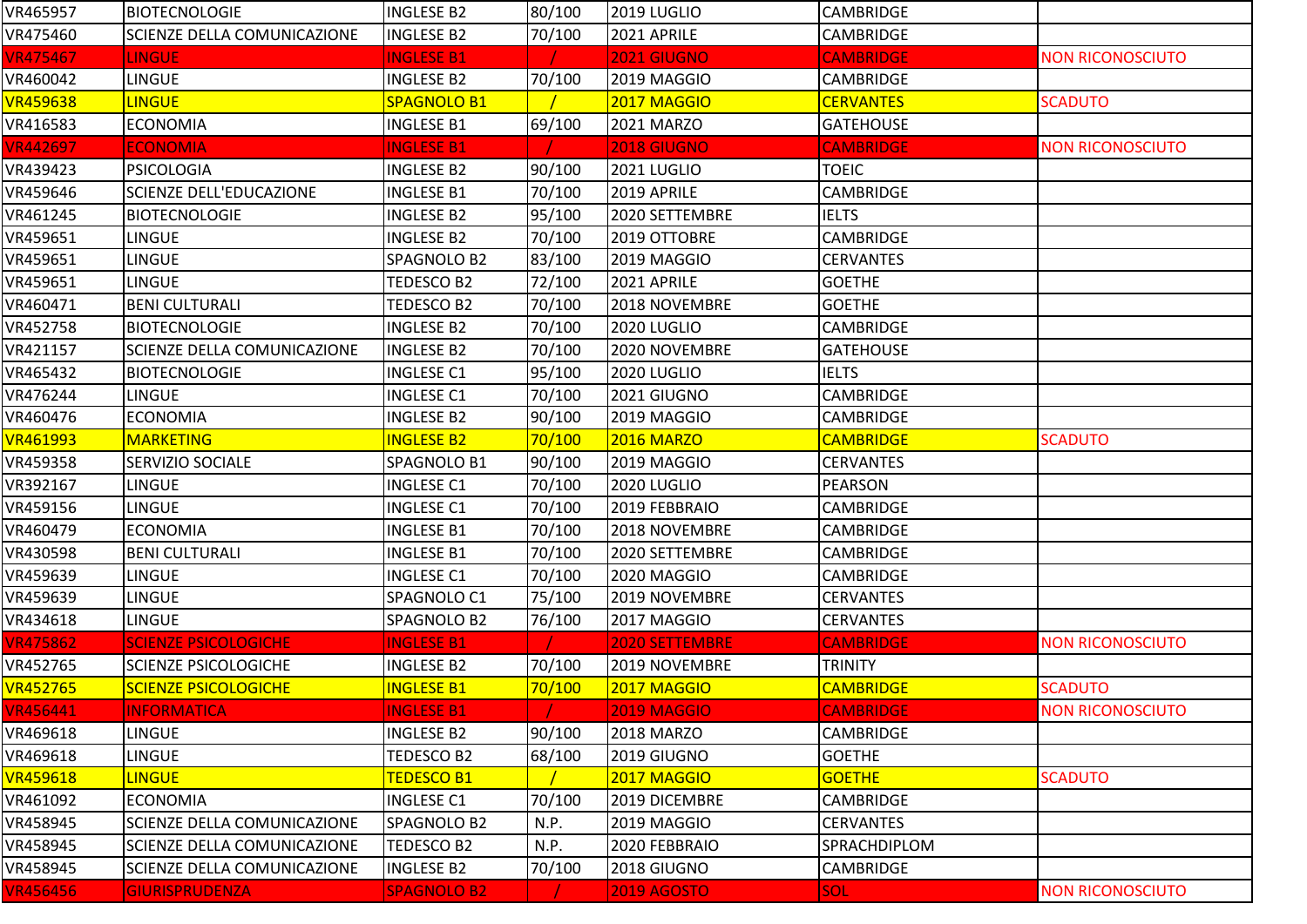| | | | | | | |
|---|---|---|---|---|---|---|
| VR465957 | BIOTECNOLOGIE | INGLESE B2 | 80/100 | 2019 LUGLIO | CAMBRIDGE | |
| VR475460 | SCIENZE DELLA COMUNICAZIONE | INGLESE B2 | 70/100 | 2021 APRILE | CAMBRIDGE | |
| VR475467 | LINGUE | INGLESE B1 | / | 2021 GIUGNO | CAMBRIDGE | NON RICONOSCIUTO |
| VR460042 | LINGUE | INGLESE B2 | 70/100 | 2019 MAGGIO | CAMBRIDGE | |
| VR459638 | LINGUE | SPAGNOLO B1 | / | 2017 MAGGIO | CERVANTES | SCADUTO |
| VR416583 | ECONOMIA | INGLESE B1 | 69/100 | 2021 MARZO | GATEHOUSE | |
| VR442697 | ECONOMIA | INGLESE B1 | / | 2018 GIUGNO | CAMBRIDGE | NON RICONOSCIUTO |
| VR439423 | PSICOLOGIA | INGLESE B2 | 90/100 | 2021 LUGLIO | TOEIC | |
| VR459646 | SCIENZE DELL'EDUCAZIONE | INGLESE B1 | 70/100 | 2019 APRILE | CAMBRIDGE | |
| VR461245 | BIOTECNOLOGIE | INGLESE B2 | 95/100 | 2020 SETTEMBRE | IELTS | |
| VR459651 | LINGUE | INGLESE B2 | 70/100 | 2019 OTTOBRE | CAMBRIDGE | |
| VR459651 | LINGUE | SPAGNOLO B2 | 83/100 | 2019 MAGGIO | CERVANTES | |
| VR459651 | LINGUE | TEDESCO B2 | 72/100 | 2021 APRILE | GOETHE | |
| VR460471 | BENI CULTURALI | TEDESCO B2 | 70/100 | 2018 NOVEMBRE | GOETHE | |
| VR452758 | BIOTECNOLOGIE | INGLESE B2 | 70/100 | 2020 LUGLIO | CAMBRIDGE | |
| VR421157 | SCIENZE DELLA COMUNICAZIONE | INGLESE B2 | 70/100 | 2020 NOVEMBRE | GATEHOUSE | |
| VR465432 | BIOTECNOLOGIE | INGLESE C1 | 95/100 | 2020 LUGLIO | IELTS | |
| VR476244 | LINGUE | INGLESE C1 | 70/100 | 2021 GIUGNO | CAMBRIDGE | |
| VR460476 | ECONOMIA | INGLESE B2 | 90/100 | 2019 MAGGIO | CAMBRIDGE | |
| VR461993 | MARKETING | INGLESE B2 | 70/100 | 2016 MARZO | CAMBRIDGE | SCADUTO |
| VR459358 | SERVIZIO SOCIALE | SPAGNOLO B1 | 90/100 | 2019 MAGGIO | CERVANTES | |
| VR392167 | LINGUE | INGLESE C1 | 70/100 | 2020 LUGLIO | PEARSON | |
| VR459156 | LINGUE | INGLESE C1 | 70/100 | 2019 FEBBRAIO | CAMBRIDGE | |
| VR460479 | ECONOMIA | INGLESE B1 | 70/100 | 2018 NOVEMBRE | CAMBRIDGE | |
| VR430598 | BENI CULTURALI | INGLESE B1 | 70/100 | 2020 SETTEMBRE | CAMBRIDGE | |
| VR459639 | LINGUE | INGLESE C1 | 70/100 | 2020 MAGGIO | CAMBRIDGE | |
| VR459639 | LINGUE | SPAGNOLO C1 | 75/100 | 2019 NOVEMBRE | CERVANTES | |
| VR434618 | LINGUE | SPAGNOLO B2 | 76/100 | 2017 MAGGIO | CERVANTES | |
| VR475862 | SCIENZE PSICOLOGICHE | INGLESE B1 | / | 2020 SETTEMBRE | CAMBRIDGE | NON RICONOSCIUTO |
| VR452765 | SCIENZE PSICOLOGICHE | INGLESE B2 | 70/100 | 2019 NOVEMBRE | TRINITY | |
| VR452765 | SCIENZE PSICOLOGICHE | INGLESE B1 | 70/100 | 2017 MAGGIO | CAMBRIDGE | SCADUTO |
| VR456441 | INFORMATICA | INGLESE B1 | / | 2019 MAGGIO | CAMBRIDGE | NON RICONOSCIUTO |
| VR469618 | LINGUE | INGLESE B2 | 90/100 | 2018 MARZO | CAMBRIDGE | |
| VR469618 | LINGUE | TEDESCO B2 | 68/100 | 2019 GIUGNO | GOETHE | |
| VR459618 | LINGUE | TEDESCO B1 | / | 2017 MAGGIO | GOETHE | SCADUTO |
| VR461092 | ECONOMIA | INGLESE C1 | 70/100 | 2019 DICEMBRE | CAMBRIDGE | |
| VR458945 | SCIENZE DELLA COMUNICAZIONE | SPAGNOLO B2 | N.P. | 2019 MAGGIO | CERVANTES | |
| VR458945 | SCIENZE DELLA COMUNICAZIONE | TEDESCO B2 | N.P. | 2020 FEBBRAIO | SPRACHDIPLOM | |
| VR458945 | SCIENZE DELLA COMUNICAZIONE | INGLESE B2 | 70/100 | 2018 GIUGNO | CAMBRIDGE | |
| VR456456 | GIURISPRUDENZA | SPAGNOLO B2 | / | 2019 AGOSTO | SOL | NON RICONOSCIUTO |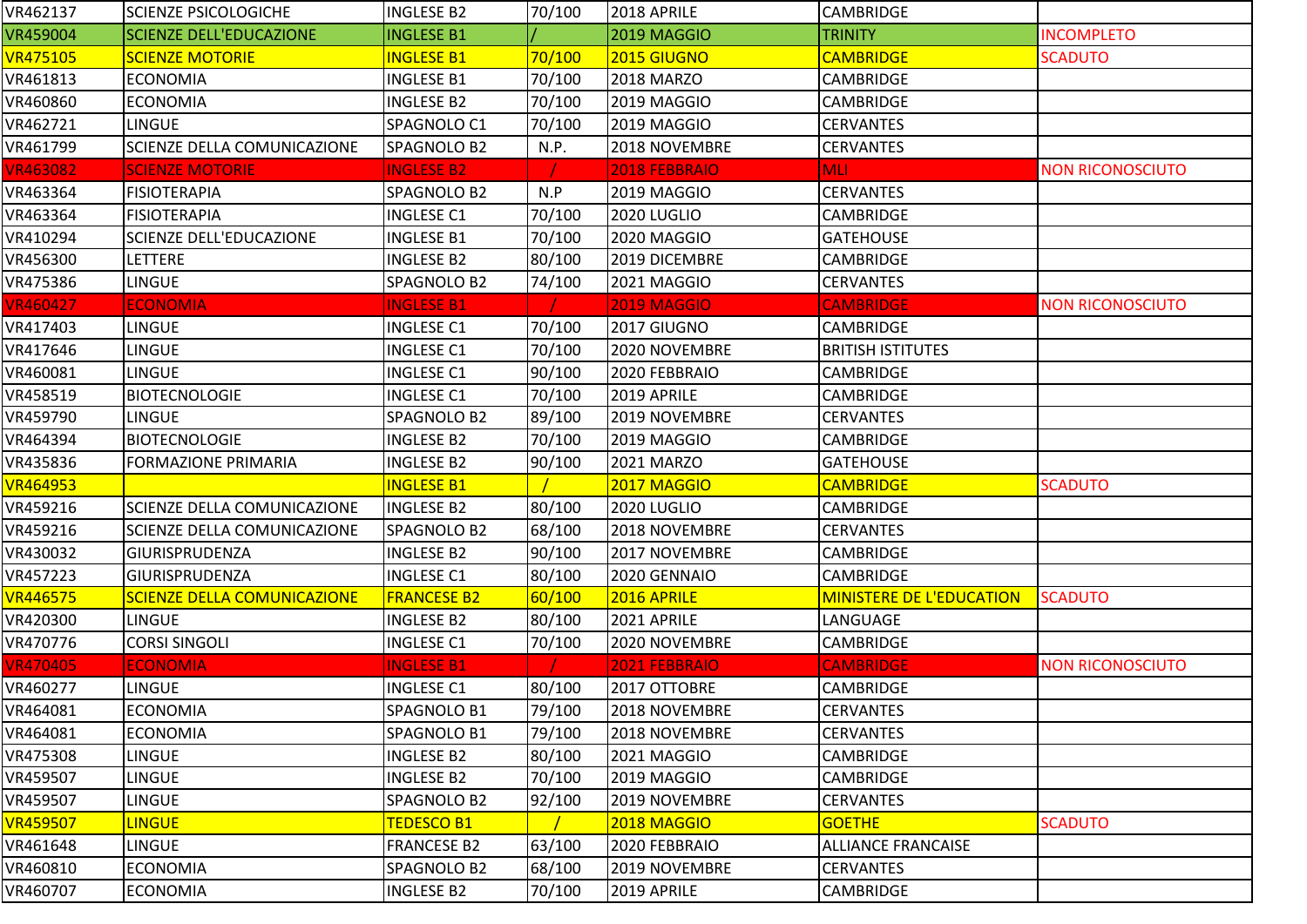| | | | | | | |
|---|---|---|---|---|---|---|
| VR462137 | SCIENZE PSICOLOGICHE | INGLESE B2 | 70/100 | 2018 APRILE | CAMBRIDGE | |
| VR459004 | SCIENZE DELL'EDUCAZIONE | INGLESE B1 | / | 2019 MAGGIO | TRINITY | INCOMPLETO |
| VR475105 | SCIENZE MOTORIE | INGLESE B1 | 70/100 | 2015 GIUGNO | CAMBRIDGE | SCADUTO |
| VR461813 | ECONOMIA | INGLESE B1 | 70/100 | 2018 MARZO | CAMBRIDGE | |
| VR460860 | ECONOMIA | INGLESE B2 | 70/100 | 2019 MAGGIO | CAMBRIDGE | |
| VR462721 | LINGUE | SPAGNOLO C1 | 70/100 | 2019 MAGGIO | CERVANTES | |
| VR461799 | SCIENZE DELLA COMUNICAZIONE | SPAGNOLO B2 | N.P. | 2018 NOVEMBRE | CERVANTES | |
| VR463082 | SCIENZE MOTORIE | INGLESE B2 | / | 2018 FEBBRAIO | MLI | NON RICONOSCIUTO |
| VR463364 | FISIOTERAPIA | SPAGNOLO B2 | N.P | 2019 MAGGIO | CERVANTES | |
| VR463364 | FISIOTERAPIA | INGLESE C1 | 70/100 | 2020 LUGLIO | CAMBRIDGE | |
| VR410294 | SCIENZE DELL'EDUCAZIONE | INGLESE B1 | 70/100 | 2020 MAGGIO | GATEHOUSE | |
| VR456300 | LETTERE | INGLESE B2 | 80/100 | 2019 DICEMBRE | CAMBRIDGE | |
| VR475386 | LINGUE | SPAGNOLO B2 | 74/100 | 2021 MAGGIO | CERVANTES | |
| VR460427 | ECONOMIA | INGLESE B1 | / | 2019 MAGGIO | CAMBRIDGE | NON RICONOSCIUTO |
| VR417403 | LINGUE | INGLESE C1 | 70/100 | 2017 GIUGNO | CAMBRIDGE | |
| VR417646 | LINGUE | INGLESE C1 | 70/100 | 2020 NOVEMBRE | BRITISH ISTITUTES | |
| VR460081 | LINGUE | INGLESE C1 | 90/100 | 2020 FEBBRAIO | CAMBRIDGE | |
| VR458519 | BIOTECNOLOGIE | INGLESE C1 | 70/100 | 2019 APRILE | CAMBRIDGE | |
| VR459790 | LINGUE | SPAGNOLO B2 | 89/100 | 2019 NOVEMBRE | CERVANTES | |
| VR464394 | BIOTECNOLOGIE | INGLESE B2 | 70/100 | 2019 MAGGIO | CAMBRIDGE | |
| VR435836 | FORMAZIONE PRIMARIA | INGLESE B2 | 90/100 | 2021 MARZO | GATEHOUSE | |
| VR464953 | | INGLESE B1 | / | 2017 MAGGIO | CAMBRIDGE | SCADUTO |
| VR459216 | SCIENZE DELLA COMUNICAZIONE | INGLESE B2 | 80/100 | 2020 LUGLIO | CAMBRIDGE | |
| VR459216 | SCIENZE DELLA COMUNICAZIONE | SPAGNOLO B2 | 68/100 | 2018 NOVEMBRE | CERVANTES | |
| VR430032 | GIURISPRUDENZA | INGLESE B2 | 90/100 | 2017 NOVEMBRE | CAMBRIDGE | |
| VR457223 | GIURISPRUDENZA | INGLESE C1 | 80/100 | 2020 GENNAIO | CAMBRIDGE | |
| VR446575 | SCIENZE DELLA COMUNICAZIONE | FRANCESE B2 | 60/100 | 2016 APRILE | MINISTERE DE L'EDUCATION | SCADUTO |
| VR420300 | LINGUE | INGLESE B2 | 80/100 | 2021 APRILE | LANGUAGE | |
| VR470776 | CORSI SINGOLI | INGLESE C1 | 70/100 | 2020 NOVEMBRE | CAMBRIDGE | |
| VR470405 | ECONOMIA | INGLESE B1 | / | 2021 FEBBRAIO | CAMBRIDGE | NON RICONOSCIUTO |
| VR460277 | LINGUE | INGLESE C1 | 80/100 | 2017 OTTOBRE | CAMBRIDGE | |
| VR464081 | ECONOMIA | SPAGNOLO B1 | 79/100 | 2018 NOVEMBRE | CERVANTES | |
| VR464081 | ECONOMIA | SPAGNOLO B1 | 79/100 | 2018 NOVEMBRE | CERVANTES | |
| VR475308 | LINGUE | INGLESE B2 | 80/100 | 2021 MAGGIO | CAMBRIDGE | |
| VR459507 | LINGUE | INGLESE B2 | 70/100 | 2019 MAGGIO | CAMBRIDGE | |
| VR459507 | LINGUE | SPAGNOLO B2 | 92/100 | 2019 NOVEMBRE | CERVANTES | |
| VR459507 | LINGUE | TEDESCO B1 | / | 2018 MAGGIO | GOETHE | SCADUTO |
| VR461648 | LINGUE | FRANCESE B2 | 63/100 | 2020 FEBBRAIO | ALLIANCE FRANCAISE | |
| VR460810 | ECONOMIA | SPAGNOLO B2 | 68/100 | 2019 NOVEMBRE | CERVANTES | |
| VR460707 | ECONOMIA | INGLESE B2 | 70/100 | 2019 APRILE | CAMBRIDGE | |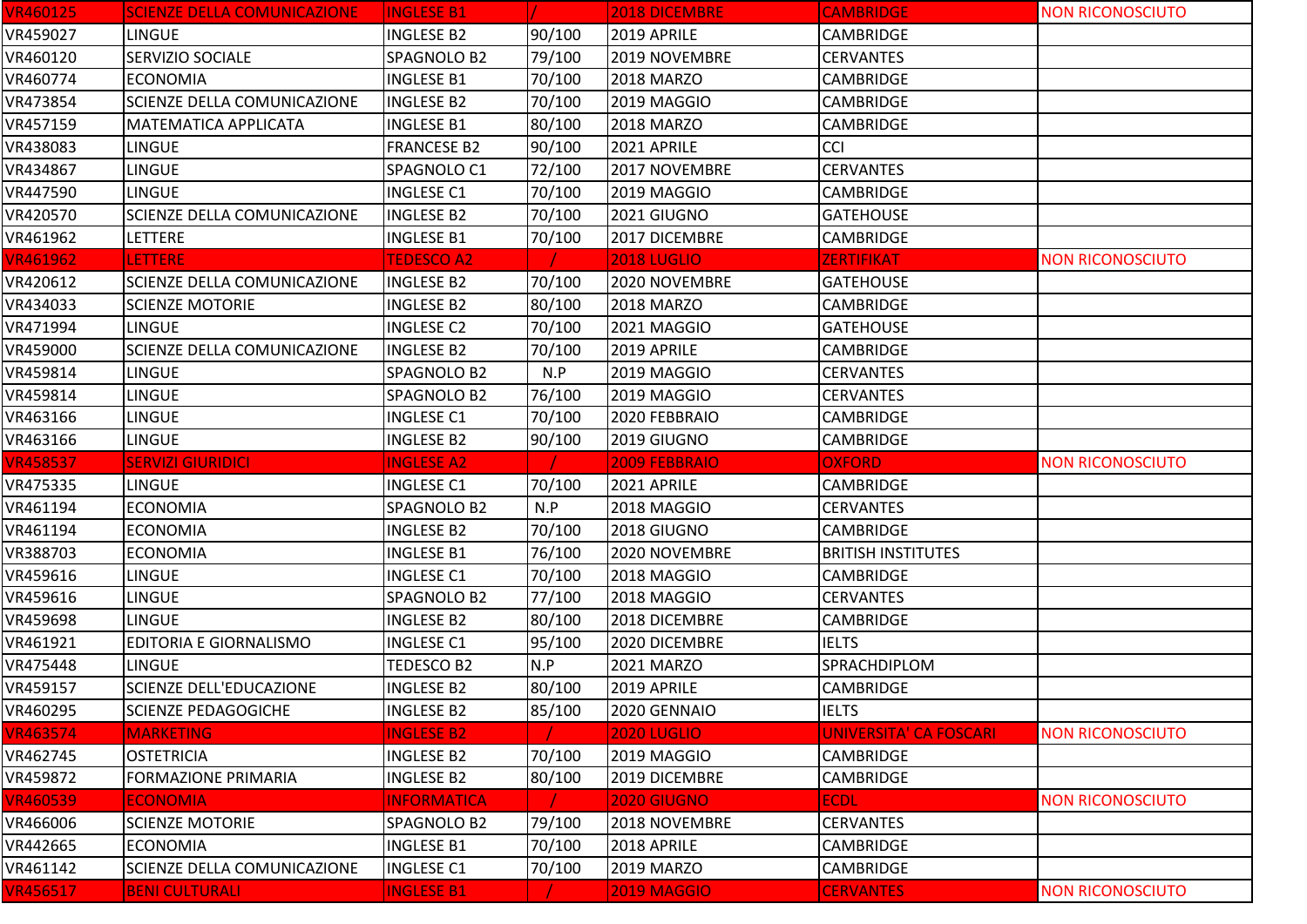| VR460125 | SCIENZE DELLA COMUNICAZIONE | INGLESE B1 | / | 2018 DICEMBRE | CAMBRIDGE | NON RICONOSCIUTO |
|---|---|---|---|---|---|---|
| VR459027 | LINGUE | INGLESE B2 | 90/100 | 2019 APRILE | CAMBRIDGE | |
| VR460120 | SERVIZIO SOCIALE | SPAGNOLO B2 | 79/100 | 2019 NOVEMBRE | CERVANTES | |
| VR460774 | ECONOMIA | INGLESE B1 | 70/100 | 2018 MARZO | CAMBRIDGE | |
| VR473854 | SCIENZE DELLA COMUNICAZIONE | INGLESE B2 | 70/100 | 2019 MAGGIO | CAMBRIDGE | |
| VR457159 | MATEMATICA APPLICATA | INGLESE B1 | 80/100 | 2018 MARZO | CAMBRIDGE | |
| VR438083 | LINGUE | FRANCESE B2 | 90/100 | 2021 APRILE | CCI | |
| VR434867 | LINGUE | SPAGNOLO C1 | 72/100 | 2017 NOVEMBRE | CERVANTES | |
| VR447590 | LINGUE | INGLESE C1 | 70/100 | 2019 MAGGIO | CAMBRIDGE | |
| VR420570 | SCIENZE DELLA COMUNICAZIONE | INGLESE B2 | 70/100 | 2021 GIUGNO | GATEHOUSE | |
| VR461962 | LETTERE | INGLESE B1 | 70/100 | 2017 DICEMBRE | CAMBRIDGE | |
| VR461962 | LETTERE | TEDESCO A2 | / | 2018 LUGLIO | ZERTIFIKAT | NON RICONOSCIUTO |
| VR420612 | SCIENZE DELLA COMUNICAZIONE | INGLESE B2 | 70/100 | 2020 NOVEMBRE | GATEHOUSE | |
| VR434033 | SCIENZE MOTORIE | INGLESE B2 | 80/100 | 2018 MARZO | CAMBRIDGE | |
| VR471994 | LINGUE | INGLESE C2 | 70/100 | 2021 MAGGIO | GATEHOUSE | |
| VR459000 | SCIENZE DELLA COMUNICAZIONE | INGLESE B2 | 70/100 | 2019 APRILE | CAMBRIDGE | |
| VR459814 | LINGUE | SPAGNOLO B2 | N.P | 2019 MAGGIO | CERVANTES | |
| VR459814 | LINGUE | SPAGNOLO B2 | 76/100 | 2019 MAGGIO | CERVANTES | |
| VR463166 | LINGUE | INGLESE C1 | 70/100 | 2020 FEBBRAIO | CAMBRIDGE | |
| VR463166 | LINGUE | INGLESE B2 | 90/100 | 2019 GIUGNO | CAMBRIDGE | |
| VR458537 | SERVIZI GIURIDICI | INGLESE A2 | / | 2009 FEBBRAIO | OXFORD | NON RICONOSCIUTO |
| VR475335 | LINGUE | INGLESE C1 | 70/100 | 2021 APRILE | CAMBRIDGE | |
| VR461194 | ECONOMIA | SPAGNOLO B2 | N.P | 2018 MAGGIO | CERVANTES | |
| VR461194 | ECONOMIA | INGLESE B2 | 70/100 | 2018 GIUGNO | CAMBRIDGE | |
| VR388703 | ECONOMIA | INGLESE B1 | 76/100 | 2020 NOVEMBRE | BRITISH INSTITUTES | |
| VR459616 | LINGUE | INGLESE C1 | 70/100 | 2018 MAGGIO | CAMBRIDGE | |
| VR459616 | LINGUE | SPAGNOLO B2 | 77/100 | 2018 MAGGIO | CERVANTES | |
| VR459698 | LINGUE | INGLESE B2 | 80/100 | 2018 DICEMBRE | CAMBRIDGE | |
| VR461921 | EDITORIA E GIORNALISMO | INGLESE C1 | 95/100 | 2020 DICEMBRE | IELTS | |
| VR475448 | LINGUE | TEDESCO B2 | N.P | 2021 MARZO | SPRACHDIPLOM | |
| VR459157 | SCIENZE DELL'EDUCAZIONE | INGLESE B2 | 80/100 | 2019 APRILE | CAMBRIDGE | |
| VR460295 | SCIENZE PEDAGOGICHE | INGLESE B2 | 85/100 | 2020 GENNAIO | IELTS | |
| VR463574 | MARKETING | INGLESE B2 | / | 2020 LUGLIO | UNIVERSITA' CA FOSCARI | NON RICONOSCIUTO |
| VR462745 | OSTETRICIA | INGLESE B2 | 70/100 | 2019 MAGGIO | CAMBRIDGE | |
| VR459872 | FORMAZIONE PRIMARIA | INGLESE B2 | 80/100 | 2019 DICEMBRE | CAMBRIDGE | |
| VR460539 | ECONOMIA | INFORMATICA | / | 2020 GIUGNO | ECDL | NON RICONOSCIUTO |
| VR466006 | SCIENZE MOTORIE | SPAGNOLO B2 | 79/100 | 2018 NOVEMBRE | CERVANTES | |
| VR442665 | ECONOMIA | INGLESE B1 | 70/100 | 2018 APRILE | CAMBRIDGE | |
| VR461142 | SCIENZE DELLA COMUNICAZIONE | INGLESE C1 | 70/100 | 2019 MARZO | CAMBRIDGE | |
| VR456517 | BENI CULTURALI | INGLESE B1 | / | 2019 MAGGIO | CERVANTES | NON RICONOSCIUTO |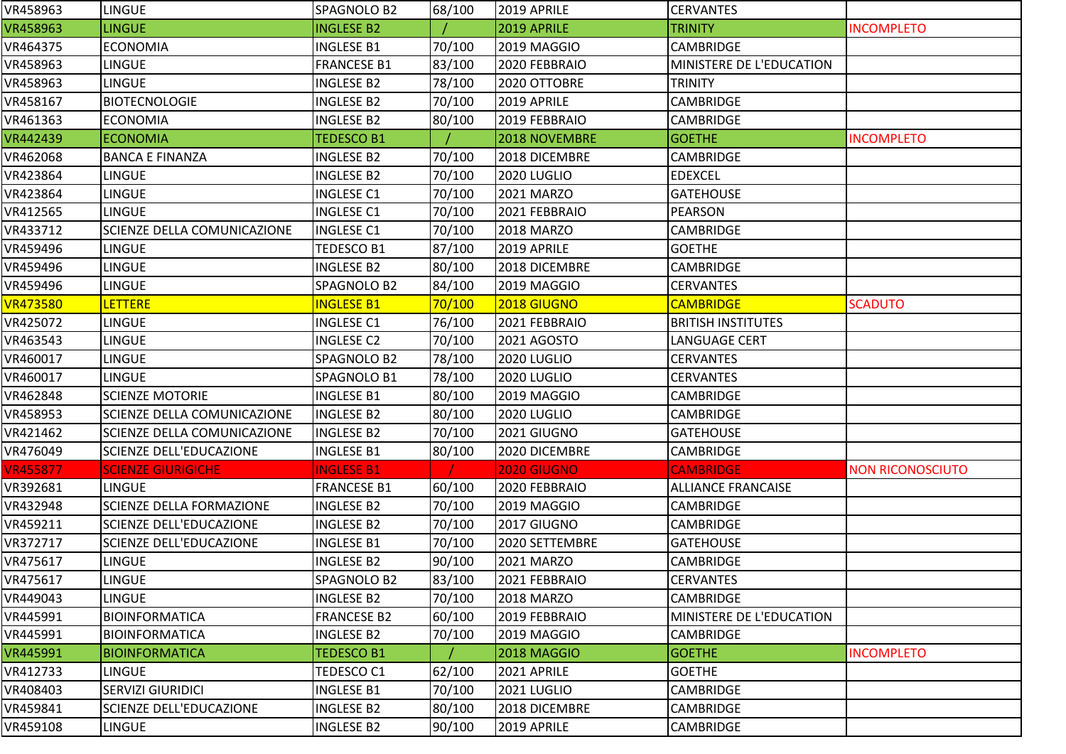| | | | | | | |
|---|---|---|---|---|---|---|
| VR458963 | LINGUE | SPAGNOLO B2 | 68/100 | 2019 APRILE | CERVANTES | |
| VR458963 | LINGUE | INGLESE B2 | / | 2019 APRILE | TRINITY | INCOMPLETO |
| VR464375 | ECONOMIA | INGLESE B1 | 70/100 | 2019 MAGGIO | CAMBRIDGE | |
| VR458963 | LINGUE | FRANCESE B1 | 83/100 | 2020 FEBBRAIO | MINISTERE DE L'EDUCATION | |
| VR458963 | LINGUE | INGLESE B2 | 78/100 | 2020 OTTOBRE | TRINITY | |
| VR458167 | BIOTECNOLOGIE | INGLESE B2 | 70/100 | 2019 APRILE | CAMBRIDGE | |
| VR461363 | ECONOMIA | INGLESE B2 | 80/100 | 2019 FEBBRAIO | CAMBRIDGE | |
| VR442439 | ECONOMIA | TEDESCO B1 | / | 2018 NOVEMBRE | GOETHE | INCOMPLETO |
| VR462068 | BANCA E FINANZA | INGLESE B2 | 70/100 | 2018 DICEMBRE | CAMBRIDGE | |
| VR423864 | LINGUE | INGLESE B2 | 70/100 | 2020 LUGLIO | EDEXCEL | |
| VR423864 | LINGUE | INGLESE C1 | 70/100 | 2021 MARZO | GATEHOUSE | |
| VR412565 | LINGUE | INGLESE C1 | 70/100 | 2021 FEBBRAIO | PEARSON | |
| VR433712 | SCIENZE DELLA COMUNICAZIONE | INGLESE C1 | 70/100 | 2018 MARZO | CAMBRIDGE | |
| VR459496 | LINGUE | TEDESCO B1 | 87/100 | 2019 APRILE | GOETHE | |
| VR459496 | LINGUE | INGLESE B2 | 80/100 | 2018 DICEMBRE | CAMBRIDGE | |
| VR459496 | LINGUE | SPAGNOLO B2 | 84/100 | 2019 MAGGIO | CERVANTES | |
| VR473580 | LETTERE | INGLESE B1 | 70/100 | 2018 GIUGNO | CAMBRIDGE | SCADUTO |
| VR425072 | LINGUE | INGLESE C1 | 76/100 | 2021 FEBBRAIO | BRITISH INSTITUTES | |
| VR463543 | LINGUE | INGLESE C2 | 70/100 | 2021 AGOSTO | LANGUAGE CERT | |
| VR460017 | LINGUE | SPAGNOLO B2 | 78/100 | 2020 LUGLIO | CERVANTES | |
| VR460017 | LINGUE | SPAGNOLO B1 | 78/100 | 2020 LUGLIO | CERVANTES | |
| VR462848 | SCIENZE MOTORIE | INGLESE B1 | 80/100 | 2019 MAGGIO | CAMBRIDGE | |
| VR458953 | SCIENZE DELLA COMUNICAZIONE | INGLESE B2 | 80/100 | 2020 LUGLIO | CAMBRIDGE | |
| VR421462 | SCIENZE DELLA COMUNICAZIONE | INGLESE B2 | 70/100 | 2021 GIUGNO | GATEHOUSE | |
| VR476049 | SCIENZE DELL'EDUCAZIONE | INGLESE B1 | 80/100 | 2020 DICEMBRE | CAMBRIDGE | |
| VR455877 | SCIENZE GIURIGICHE | INGLESE B1 | / | 2020 GIUGNO | CAMBRIDGE | NON RICONOSCIUTO |
| VR392681 | LINGUE | FRANCESE B1 | 60/100 | 2020 FEBBRAIO | ALLIANCE FRANCAISE | |
| VR432948 | SCIENZE DELLA FORMAZIONE | INGLESE B2 | 70/100 | 2019 MAGGIO | CAMBRIDGE | |
| VR459211 | SCIENZE DELL'EDUCAZIONE | INGLESE B2 | 70/100 | 2017 GIUGNO | CAMBRIDGE | |
| VR372717 | SCIENZE DELL'EDUCAZIONE | INGLESE B1 | 70/100 | 2020 SETTEMBRE | GATEHOUSE | |
| VR475617 | LINGUE | INGLESE B2 | 90/100 | 2021 MARZO | CAMBRIDGE | |
| VR475617 | LINGUE | SPAGNOLO B2 | 83/100 | 2021 FEBBRAIO | CERVANTES | |
| VR449043 | LINGUE | INGLESE B2 | 70/100 | 2018 MARZO | CAMBRIDGE | |
| VR445991 | BIOINFORMATICA | FRANCESE B2 | 60/100 | 2019 FEBBRAIO | MINISTERE DE L'EDUCATION | |
| VR445991 | BIOINFORMATICA | INGLESE B2 | 70/100 | 2019 MAGGIO | CAMBRIDGE | |
| VR445991 | BIOINFORMATICA | TEDESCO B1 | / | 2018 MAGGIO | GOETHE | INCOMPLETO |
| VR412733 | LINGUE | TEDESCO C1 | 62/100 | 2021 APRILE | GOETHE | |
| VR408403 | SERVIZI GIURIDICI | INGLESE B1 | 70/100 | 2021 LUGLIO | CAMBRIDGE | |
| VR459841 | SCIENZE DELL'EDUCAZIONE | INGLESE B2 | 80/100 | 2018 DICEMBRE | CAMBRIDGE | |
| VR459108 | LINGUE | INGLESE B2 | 90/100 | 2019 APRILE | CAMBRIDGE | |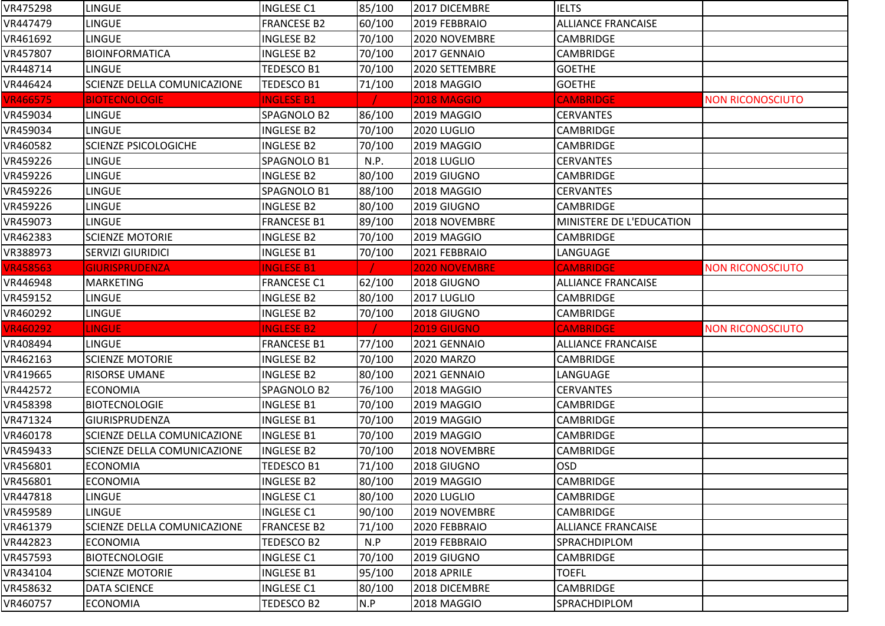| | | | | | | |
|---|---|---|---|---|---|---|
| VR475298 | LINGUE | INGLESE C1 | 85/100 | 2017 DICEMBRE | IELTS | |
| VR447479 | LINGUE | FRANCESE B2 | 60/100 | 2019 FEBBRAIO | ALLIANCE FRANCAISE | |
| VR461692 | LINGUE | INGLESE B2 | 70/100 | 2020 NOVEMBRE | CAMBRIDGE | |
| VR457807 | BIOINFORMATICA | INGLESE B2 | 70/100 | 2017 GENNAIO | CAMBRIDGE | |
| VR448714 | LINGUE | TEDESCO B1 | 70/100 | 2020 SETTEMBRE | GOETHE | |
| VR446424 | SCIENZE DELLA COMUNICAZIONE | TEDESCO B1 | 71/100 | 2018 MAGGIO | GOETHE | |
| VR466575 | BIOTECNOLOGIE | INGLESE B1 | / | 2018 MAGGIO | CAMBRIDGE | NON RICONOSCIUTO |
| VR459034 | LINGUE | SPAGNOLO B2 | 86/100 | 2019 MAGGIO | CERVANTES | |
| VR459034 | LINGUE | INGLESE B2 | 70/100 | 2020 LUGLIO | CAMBRIDGE | |
| VR460582 | SCIENZE PSICOLOGICHE | INGLESE B2 | 70/100 | 2019 MAGGIO | CAMBRIDGE | |
| VR459226 | LINGUE | SPAGNOLO B1 | N.P. | 2018 LUGLIO | CERVANTES | |
| VR459226 | LINGUE | INGLESE B2 | 80/100 | 2019 GIUGNO | CAMBRIDGE | |
| VR459226 | LINGUE | SPAGNOLO B1 | 88/100 | 2018 MAGGIO | CERVANTES | |
| VR459226 | LINGUE | INGLESE B2 | 80/100 | 2019 GIUGNO | CAMBRIDGE | |
| VR459073 | LINGUE | FRANCESE B1 | 89/100 | 2018 NOVEMBRE | MINISTERE DE L'EDUCATION | |
| VR462383 | SCIENZE MOTORIE | INGLESE B2 | 70/100 | 2019 MAGGIO | CAMBRIDGE | |
| VR388973 | SERVIZI GIURIDICI | INGLESE B1 | 70/100 | 2021 FEBBRAIO | LANGUAGE | |
| VR458563 | GIURISPRUDENZA | INGLESE B1 | / | 2020 NOVEMBRE | CAMBRIDGE | NON RICONOSCIUTO |
| VR446948 | MARKETING | FRANCESE C1 | 62/100 | 2018 GIUGNO | ALLIANCE FRANCAISE | |
| VR459152 | LINGUE | INGLESE B2 | 80/100 | 2017 LUGLIO | CAMBRIDGE | |
| VR460292 | LINGUE | INGLESE B2 | 70/100 | 2018 GIUGNO | CAMBRIDGE | |
| VR460292 | LINGUE | INGLESE B2 | / | 2019 GIUGNO | CAMBRIDGE | NON RICONOSCIUTO |
| VR408494 | LINGUE | FRANCESE B1 | 77/100 | 2021 GENNAIO | ALLIANCE FRANCAISE | |
| VR462163 | SCIENZE MOTORIE | INGLESE B2 | 70/100 | 2020 MARZO | CAMBRIDGE | |
| VR419665 | RISORSE UMANE | INGLESE B2 | 80/100 | 2021 GENNAIO | LANGUAGE | |
| VR442572 | ECONOMIA | SPAGNOLO B2 | 76/100 | 2018 MAGGIO | CERVANTES | |
| VR458398 | BIOTECNOLOGIE | INGLESE B1 | 70/100 | 2019 MAGGIO | CAMBRIDGE | |
| VR471324 | GIURISPRUDENZA | INGLESE B1 | 70/100 | 2019 MAGGIO | CAMBRIDGE | |
| VR460178 | SCIENZE DELLA COMUNICAZIONE | INGLESE B1 | 70/100 | 2019 MAGGIO | CAMBRIDGE | |
| VR459433 | SCIENZE DELLA COMUNICAZIONE | INGLESE B2 | 70/100 | 2018 NOVEMBRE | CAMBRIDGE | |
| VR456801 | ECONOMIA | TEDESCO B1 | 71/100 | 2018 GIUGNO | OSD | |
| VR456801 | ECONOMIA | INGLESE B2 | 80/100 | 2019 MAGGIO | CAMBRIDGE | |
| VR447818 | LINGUE | INGLESE C1 | 80/100 | 2020 LUGLIO | CAMBRIDGE | |
| VR459589 | LINGUE | INGLESE C1 | 90/100 | 2019 NOVEMBRE | CAMBRIDGE | |
| VR461379 | SCIENZE DELLA COMUNICAZIONE | FRANCESE B2 | 71/100 | 2020 FEBBRAIO | ALLIANCE FRANCAISE | |
| VR442823 | ECONOMIA | TEDESCO B2 | N.P | 2019 FEBBRAIO | SPRACHDIPLOM | |
| VR457593 | BIOTECNOLOGIE | INGLESE C1 | 70/100 | 2019 GIUGNO | CAMBRIDGE | |
| VR434104 | SCIENZE MOTORIE | INGLESE B1 | 95/100 | 2018 APRILE | TOEFL | |
| VR458632 | DATA SCIENCE | INGLESE C1 | 80/100 | 2018 DICEMBRE | CAMBRIDGE | |
| VR460757 | ECONOMIA | TEDESCO B2 | N.P | 2018 MAGGIO | SPRACHDIPLOM | |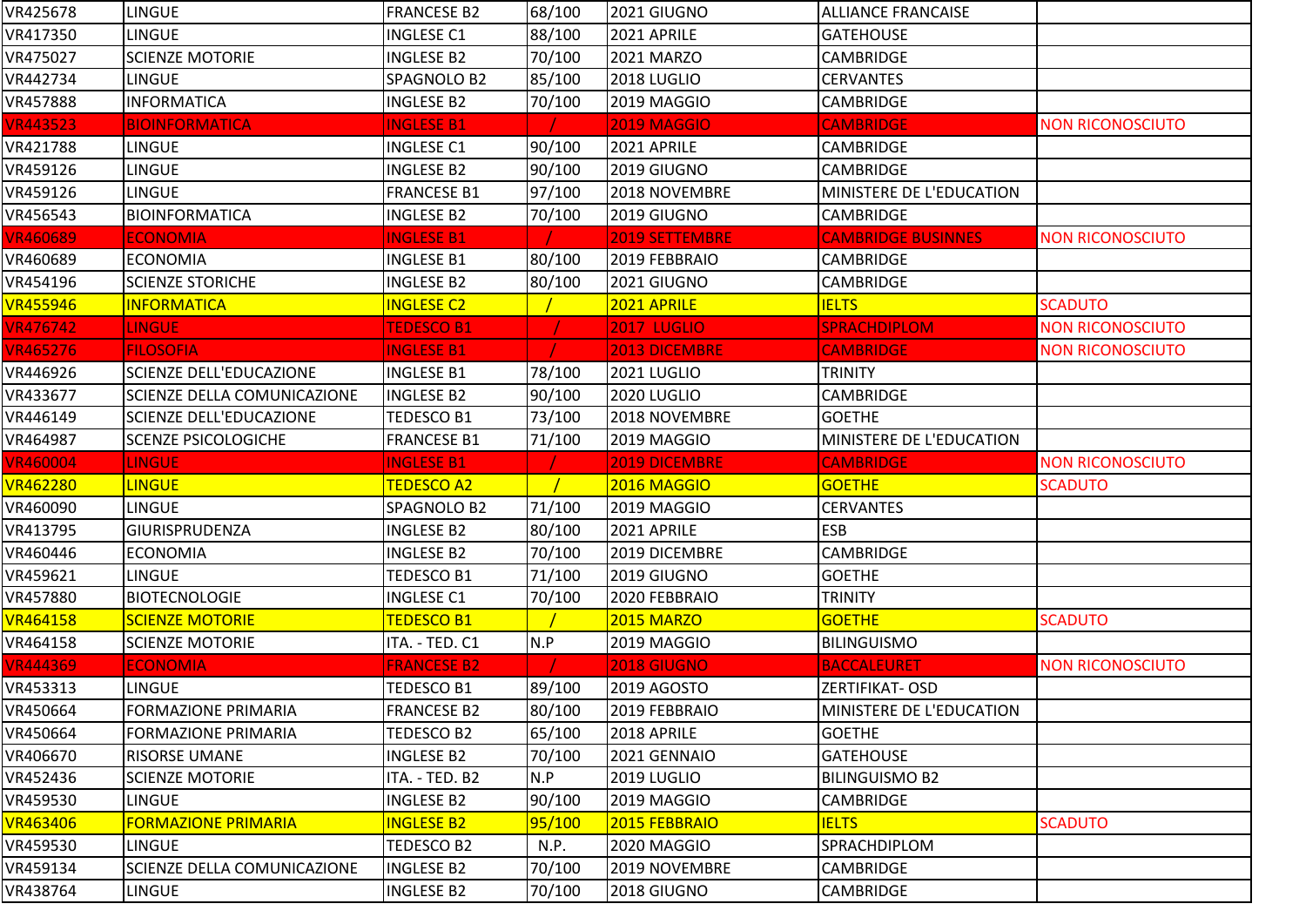| | | | | | | |
|---|---|---|---|---|---|---|
| VR425678 | LINGUE | FRANCESE B2 | 68/100 | 2021 GIUGNO | ALLIANCE FRANCAISE | |
| VR417350 | LINGUE | INGLESE C1 | 88/100 | 2021 APRILE | GATEHOUSE | |
| VR475027 | SCIENZE MOTORIE | INGLESE B2 | 70/100 | 2021 MARZO | CAMBRIDGE | |
| VR442734 | LINGUE | SPAGNOLO B2 | 85/100 | 2018 LUGLIO | CERVANTES | |
| VR457888 | INFORMATICA | INGLESE B2 | 70/100 | 2019 MAGGIO | CAMBRIDGE | |
| VR443523 | BIOINFORMATICA | INGLESE B1 | / | 2019 MAGGIO | CAMBRIDGE | NON RICONOSCIUTO |
| VR421788 | LINGUE | INGLESE C1 | 90/100 | 2021 APRILE | CAMBRIDGE | |
| VR459126 | LINGUE | INGLESE B2 | 90/100 | 2019 GIUGNO | CAMBRIDGE | |
| VR459126 | LINGUE | FRANCESE B1 | 97/100 | 2018 NOVEMBRE | MINISTERE DE L'EDUCATION | |
| VR456543 | BIOINFORMATICA | INGLESE B2 | 70/100 | 2019 GIUGNO | CAMBRIDGE | |
| VR460689 | ECONOMIA | INGLESE B1 | / | 2019 SETTEMBRE | CAMBRIDGE BUSINNES | NON RICONOSCIUTO |
| VR460689 | ECONOMIA | INGLESE B1 | 80/100 | 2019 FEBBRAIO | CAMBRIDGE | |
| VR454196 | SCIENZE STORICHE | INGLESE B2 | 80/100 | 2021 GIUGNO | CAMBRIDGE | |
| VR455946 | INFORMATICA | INGLESE C2 | / | 2021 APRILE | IELTS | SCADUTO |
| VR476742 | LINGUE | TEDESCO B1 | / | 2017 LUGLIO | SPRACHDIPLOM | NON RICONOSCIUTO |
| VR465276 | FILOSOFIA | INGLESE B1 | / | 2013 DICEMBRE | CAMBRIDGE | NON RICONOSCIUTO |
| VR446926 | SCIENZE DELL'EDUCAZIONE | INGLESE B1 | 78/100 | 2021 LUGLIO | TRINITY | |
| VR433677 | SCIENZE DELLA COMUNICAZIONE | INGLESE B2 | 90/100 | 2020 LUGLIO | CAMBRIDGE | |
| VR446149 | SCIENZE DELL'EDUCAZIONE | TEDESCO B1 | 73/100 | 2018 NOVEMBRE | GOETHE | |
| VR464987 | SCENZE PSICOLOGICHE | FRANCESE B1 | 71/100 | 2019 MAGGIO | MINISTERE DE L'EDUCATION | |
| VR460004 | LINGUE | INGLESE B1 | / | 2019 DICEMBRE | CAMBRIDGE | NON RICONOSCIUTO |
| VR462280 | LINGUE | TEDESCO A2 | / | 2016 MAGGIO | GOETHE | SCADUTO |
| VR460090 | LINGUE | SPAGNOLO B2 | 71/100 | 2019 MAGGIO | CERVANTES | |
| VR413795 | GIURISPRUDENZA | INGLESE B2 | 80/100 | 2021 APRILE | ESB | |
| VR460446 | ECONOMIA | INGLESE B2 | 70/100 | 2019 DICEMBRE | CAMBRIDGE | |
| VR459621 | LINGUE | TEDESCO B1 | 71/100 | 2019 GIUGNO | GOETHE | |
| VR457880 | BIOTECNOLOGIE | INGLESE C1 | 70/100 | 2020 FEBBRAIO | TRINITY | |
| VR464158 | SCIENZE MOTORIE | TEDESCO B1 | / | 2015 MARZO | GOETHE | SCADUTO |
| VR464158 | SCIENZE MOTORIE | ITA. - TED. C1 | N.P | 2019 MAGGIO | BILINGUISMO | |
| VR444369 | ECONOMIA | FRANCESE B2 | / | 2018 GIUGNO | BACCALEURET | NON RICONOSCIUTO |
| VR453313 | LINGUE | TEDESCO B1 | 89/100 | 2019 AGOSTO | ZERTIFIKAT- OSD | |
| VR450664 | FORMAZIONE PRIMARIA | FRANCESE B2 | 80/100 | 2019 FEBBRAIO | MINISTERE DE L'EDUCATION | |
| VR450664 | FORMAZIONE PRIMARIA | TEDESCO B2 | 65/100 | 2018 APRILE | GOETHE | |
| VR406670 | RISORSE UMANE | INGLESE B2 | 70/100 | 2021 GENNAIO | GATEHOUSE | |
| VR452436 | SCIENZE MOTORIE | ITA. - TED. B2 | N.P | 2019 LUGLIO | BILINGUISMO B2 | |
| VR459530 | LINGUE | INGLESE B2 | 90/100 | 2019 MAGGIO | CAMBRIDGE | |
| VR463406 | FORMAZIONE PRIMARIA | INGLESE B2 | 95/100 | 2015 FEBBRAIO | IELTS | SCADUTO |
| VR459530 | LINGUE | TEDESCO B2 | N.P. | 2020 MAGGIO | SPRACHDIPLOM | |
| VR459134 | SCIENZE DELLA COMUNICAZIONE | INGLESE B2 | 70/100 | 2019 NOVEMBRE | CAMBRIDGE | |
| VR438764 | LINGUE | INGLESE B2 | 70/100 | 2018 GIUGNO | CAMBRIDGE | |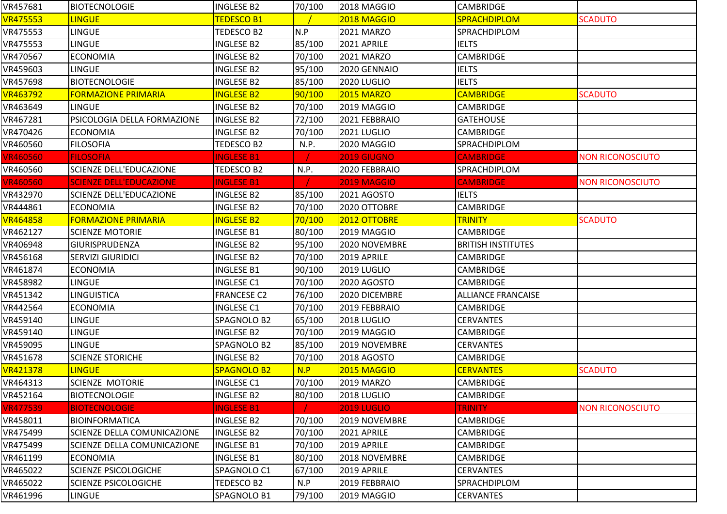| | | | | | | |
|---|---|---|---|---|---|---|
| VR457681 | BIOTECNOLOGIE | INGLESE B2 | 70/100 | 2018 MAGGIO | CAMBRIDGE | |
| VR475553 | LINGUE | TEDESCO B1 | / | 2018 MAGGIO | SPRACHDIPLOM | SCADUTO |
| VR475553 | LINGUE | TEDESCO B2 | N.P | 2021 MARZO | SPRACHDIPLOM | |
| VR475553 | LINGUE | INGLESE B2 | 85/100 | 2021 APRILE | IELTS | |
| VR470567 | ECONOMIA | INGLESE B2 | 70/100 | 2021 MARZO | CAMBRIDGE | |
| VR459603 | LINGUE | INGLESE B2 | 95/100 | 2020 GENNAIO | IELTS | |
| VR457698 | BIOTECNOLOGIE | INGLESE B2 | 85/100 | 2020 LUGLIO | IELTS | |
| VR463792 | FORMAZIONE PRIMARIA | INGLESE B2 | 90/100 | 2015 MARZO | CAMBRIDGE | SCADUTO |
| VR463649 | LINGUE | INGLESE B2 | 70/100 | 2019 MAGGIO | CAMBRIDGE | |
| VR467281 | PSICOLOGIA DELLA FORMAZIONE | INGLESE B2 | 72/100 | 2021 FEBBRAIO | GATEHOUSE | |
| VR470426 | ECONOMIA | INGLESE B2 | 70/100 | 2021 LUGLIO | CAMBRIDGE | |
| VR460560 | FILOSOFIA | TEDESCO B2 | N.P. | 2020 MAGGIO | SPRACHDIPLOM | |
| VR460560 | FILOSOFIA | INGLESE B1 | / | 2019 GIUGNO | CAMBRIDGE | NON RICONOSCIUTO |
| VR460560 | SCIENZE DELL'EDUCAZIONE | TEDESCO B2 | N.P. | 2020 FEBBRAIO | SPRACHDIPLOM | |
| VR460560 | SCIENZE DELL'EDUCAZIONE | INGLESE B1 | / | 2019 MAGGIO | CAMBRIDGE | NON RICONOSCIUTO |
| VR432970 | SCIENZE DELL'EDUCAZIONE | INGLESE B2 | 85/100 | 2021 AGOSTO | IELTS | |
| VR444861 | ECONOMIA | INGLESE B2 | 70/100 | 2020 OTTOBRE | CAMBRIDGE | |
| VR464858 | FORMAZIONE PRIMARIA | INGLESE B2 | 70/100 | 2012 OTTOBRE | TRINITY | SCADUTO |
| VR462127 | SCIENZE MOTORIE | INGLESE B1 | 80/100 | 2019 MAGGIO | CAMBRIDGE | |
| VR406948 | GIURISPRUDENZA | INGLESE B2 | 95/100 | 2020 NOVEMBRE | BRITISH INSTITUTES | |
| VR456168 | SERVIZI GIURIDICI | INGLESE B2 | 70/100 | 2019 APRILE | CAMBRIDGE | |
| VR461874 | ECONOMIA | INGLESE B1 | 90/100 | 2019 LUGLIO | CAMBRIDGE | |
| VR458982 | LINGUE | INGLESE C1 | 70/100 | 2020 AGOSTO | CAMBRIDGE | |
| VR451342 | LINGUISTICA | FRANCESE C2 | 76/100 | 2020 DICEMBRE | ALLIANCE FRANCAISE | |
| VR442564 | ECONOMIA | INGLESE C1 | 70/100 | 2019 FEBBRAIO | CAMBRIDGE | |
| VR459140 | LINGUE | SPAGNOLO B2 | 65/100 | 2018 LUGLIO | CERVANTES | |
| VR459140 | LINGUE | INGLESE B2 | 70/100 | 2019 MAGGIO | CAMBRIDGE | |
| VR459095 | LINGUE | SPAGNOLO B2 | 85/100 | 2019 NOVEMBRE | CERVANTES | |
| VR451678 | SCIENZE STORICHE | INGLESE B2 | 70/100 | 2018 AGOSTO | CAMBRIDGE | |
| VR421378 | LINGUE | SPAGNOLO B2 | N.P | 2015 MAGGIO | CERVANTES | SCADUTO |
| VR464313 | SCIENZE MOTORIE | INGLESE C1 | 70/100 | 2019 MARZO | CAMBRIDGE | |
| VR452164 | BIOTECNOLOGIE | INGLESE B2 | 80/100 | 2018 LUGLIO | CAMBRIDGE | |
| VR477539 | BIOTECNOLOGIE | INGLESE B1 | / | 2019 LUGLIO | TRINITY | NON RICONOSCIUTO |
| VR458011 | BIOINFORMATICA | INGLESE B2 | 70/100 | 2019 NOVEMBRE | CAMBRIDGE | |
| VR475499 | SCIENZE DELLA COMUNICAZIONE | INGLESE B2 | 70/100 | 2021 APRILE | CAMBRIDGE | |
| VR475499 | SCIENZE DELLA COMUNICAZIONE | INGLESE B1 | 70/100 | 2019 APRILE | CAMBRIDGE | |
| VR461199 | ECONOMIA | INGLESE B1 | 80/100 | 2018 NOVEMBRE | CAMBRIDGE | |
| VR465022 | SCIENZE PSICOLOGICHE | SPAGNOLO C1 | 67/100 | 2019 APRILE | CERVANTES | |
| VR465022 | SCIENZE PSICOLOGICHE | TEDESCO B2 | N.P | 2019 FEBBRAIO | SPRACHDIPLOM | |
| VR461996 | LINGUE | SPAGNOLO B1 | 79/100 | 2019 MAGGIO | CERVANTES | |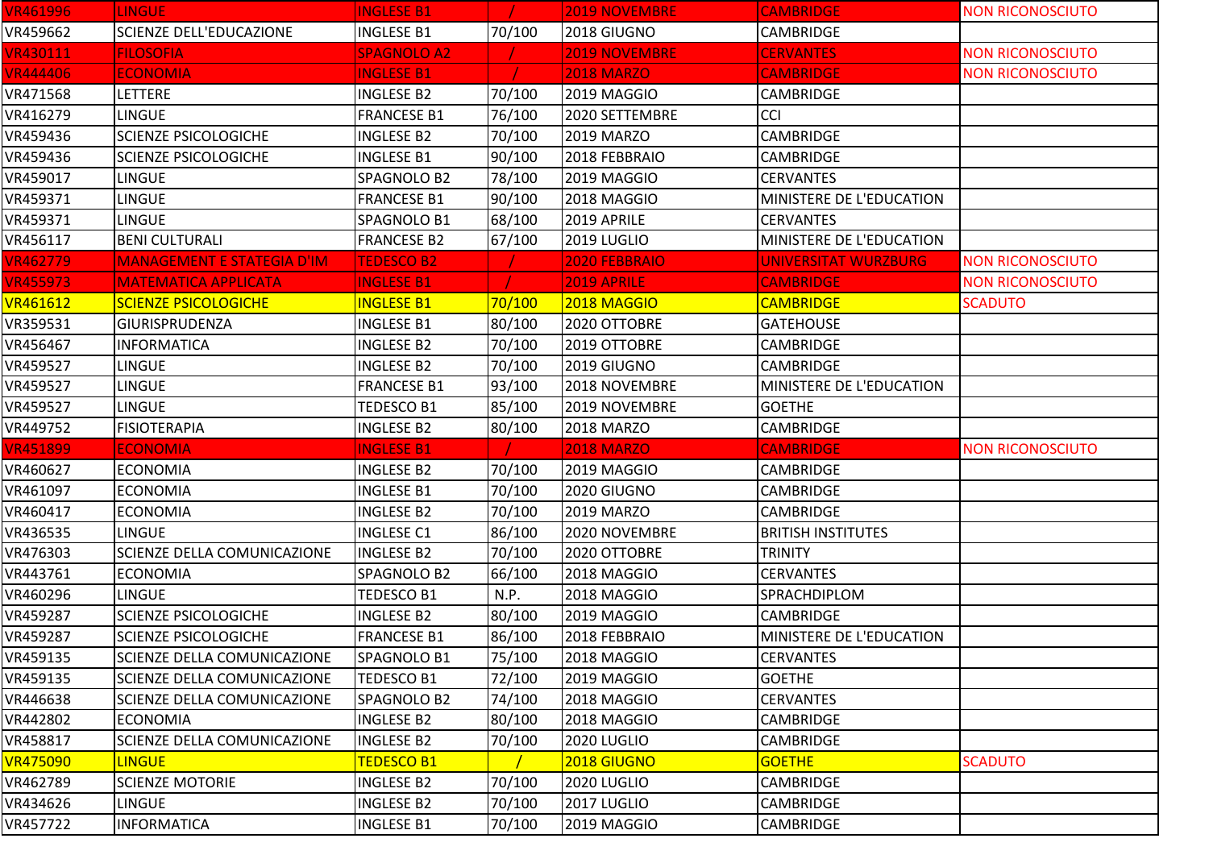| | | | | | | |
|---|---|---|---|---|---|---|
| VR461996 | LINGUE | INGLESE B1 | / | 2019 NOVEMBRE | CAMBRIDGE | NON RICONOSCIUTO |
| VR459662 | SCIENZE DELL'EDUCAZIONE | INGLESE B1 | 70/100 | 2018 GIUGNO | CAMBRIDGE | |
| VR430111 | FILOSOFIA | SPAGNOLO A2 | / | 2019 NOVEMBRE | CERVANTES | NON RICONOSCIUTO |
| VR444406 | ECONOMIA | INGLESE B1 | / | 2018 MARZO | CAMBRIDGE | NON RICONOSCIUTO |
| VR471568 | LETTERE | INGLESE B2 | 70/100 | 2019 MAGGIO | CAMBRIDGE | |
| VR416279 | LINGUE | FRANCESE B1 | 76/100 | 2020 SETTEMBRE | CCI | |
| VR459436 | SCIENZE PSICOLOGICHE | INGLESE B2 | 70/100 | 2019 MARZO | CAMBRIDGE | |
| VR459436 | SCIENZE PSICOLOGICHE | INGLESE B1 | 90/100 | 2018 FEBBRAIO | CAMBRIDGE | |
| VR459017 | LINGUE | SPAGNOLO B2 | 78/100 | 2019 MAGGIO | CERVANTES | |
| VR459371 | LINGUE | FRANCESE B1 | 90/100 | 2018 MAGGIO | MINISTERE DE L'EDUCATION | |
| VR459371 | LINGUE | SPAGNOLO B1 | 68/100 | 2019 APRILE | CERVANTES | |
| VR456117 | BENI CULTURALI | FRANCESE B2 | 67/100 | 2019 LUGLIO | MINISTERE DE L'EDUCATION | |
| VR462779 | MANAGEMENT E STATEGIA D'IM | TEDESCO B2 | / | 2020 FEBBRAIO | UNIVERSITAT WURZBURG | NON RICONOSCIUTO |
| VR455973 | MATEMATICA APPLICATA | INGLESE B1 | / | 2019 APRILE | CAMBRIDGE | NON RICONOSCIUTO |
| VR461612 | SCIENZE PSICOLOGICHE | INGLESE B1 | 70/100 | 2018 MAGGIO | CAMBRIDGE | SCADUTO |
| VR359531 | GIURISPRUDENZA | INGLESE B1 | 80/100 | 2020 OTTOBRE | GATEHOUSE | |
| VR456467 | INFORMATICA | INGLESE B2 | 70/100 | 2019 OTTOBRE | CAMBRIDGE | |
| VR459527 | LINGUE | INGLESE B2 | 70/100 | 2019 GIUGNO | CAMBRIDGE | |
| VR459527 | LINGUE | FRANCESE B1 | 93/100 | 2018 NOVEMBRE | MINISTERE DE L'EDUCATION | |
| VR459527 | LINGUE | TEDESCO B1 | 85/100 | 2019 NOVEMBRE | GOETHE | |
| VR449752 | FISIOTERAPIA | INGLESE B2 | 80/100 | 2018 MARZO | CAMBRIDGE | |
| VR451899 | ECONOMIA | INGLESE B1 | / | 2018 MARZO | CAMBRIDGE | NON RICONOSCIUTO |
| VR460627 | ECONOMIA | INGLESE B2 | 70/100 | 2019 MAGGIO | CAMBRIDGE | |
| VR461097 | ECONOMIA | INGLESE B1 | 70/100 | 2020 GIUGNO | CAMBRIDGE | |
| VR460417 | ECONOMIA | INGLESE B2 | 70/100 | 2019 MARZO | CAMBRIDGE | |
| VR436535 | LINGUE | INGLESE C1 | 86/100 | 2020 NOVEMBRE | BRITISH INSTITUTES | |
| VR476303 | SCIENZE DELLA COMUNICAZIONE | INGLESE B2 | 70/100 | 2020 OTTOBRE | TRINITY | |
| VR443761 | ECONOMIA | SPAGNOLO B2 | 66/100 | 2018 MAGGIO | CERVANTES | |
| VR460296 | LINGUE | TEDESCO B1 | N.P. | 2018 MAGGIO | SPRACHDIPLOM | |
| VR459287 | SCIENZE PSICOLOGICHE | INGLESE B2 | 80/100 | 2019 MAGGIO | CAMBRIDGE | |
| VR459287 | SCIENZE PSICOLOGICHE | FRANCESE B1 | 86/100 | 2018 FEBBRAIO | MINISTERE DE L'EDUCATION | |
| VR459135 | SCIENZE DELLA COMUNICAZIONE | SPAGNOLO B1 | 75/100 | 2018 MAGGIO | CERVANTES | |
| VR459135 | SCIENZE DELLA COMUNICAZIONE | TEDESCO B1 | 72/100 | 2019 MAGGIO | GOETHE | |
| VR446638 | SCIENZE DELLA COMUNICAZIONE | SPAGNOLO B2 | 74/100 | 2018 MAGGIO | CERVANTES | |
| VR442802 | ECONOMIA | INGLESE B2 | 80/100 | 2018 MAGGIO | CAMBRIDGE | |
| VR458817 | SCIENZE DELLA COMUNICAZIONE | INGLESE B2 | 70/100 | 2020 LUGLIO | CAMBRIDGE | |
| VR475090 | LINGUE | TEDESCO B1 | / | 2018 GIUGNO | GOETHE | SCADUTO |
| VR462789 | SCIENZE MOTORIE | INGLESE B2 | 70/100 | 2020 LUGLIO | CAMBRIDGE | |
| VR434626 | LINGUE | INGLESE B2 | 70/100 | 2017 LUGLIO | CAMBRIDGE | |
| VR457722 | INFORMATICA | INGLESE B1 | 70/100 | 2019 MAGGIO | CAMBRIDGE | |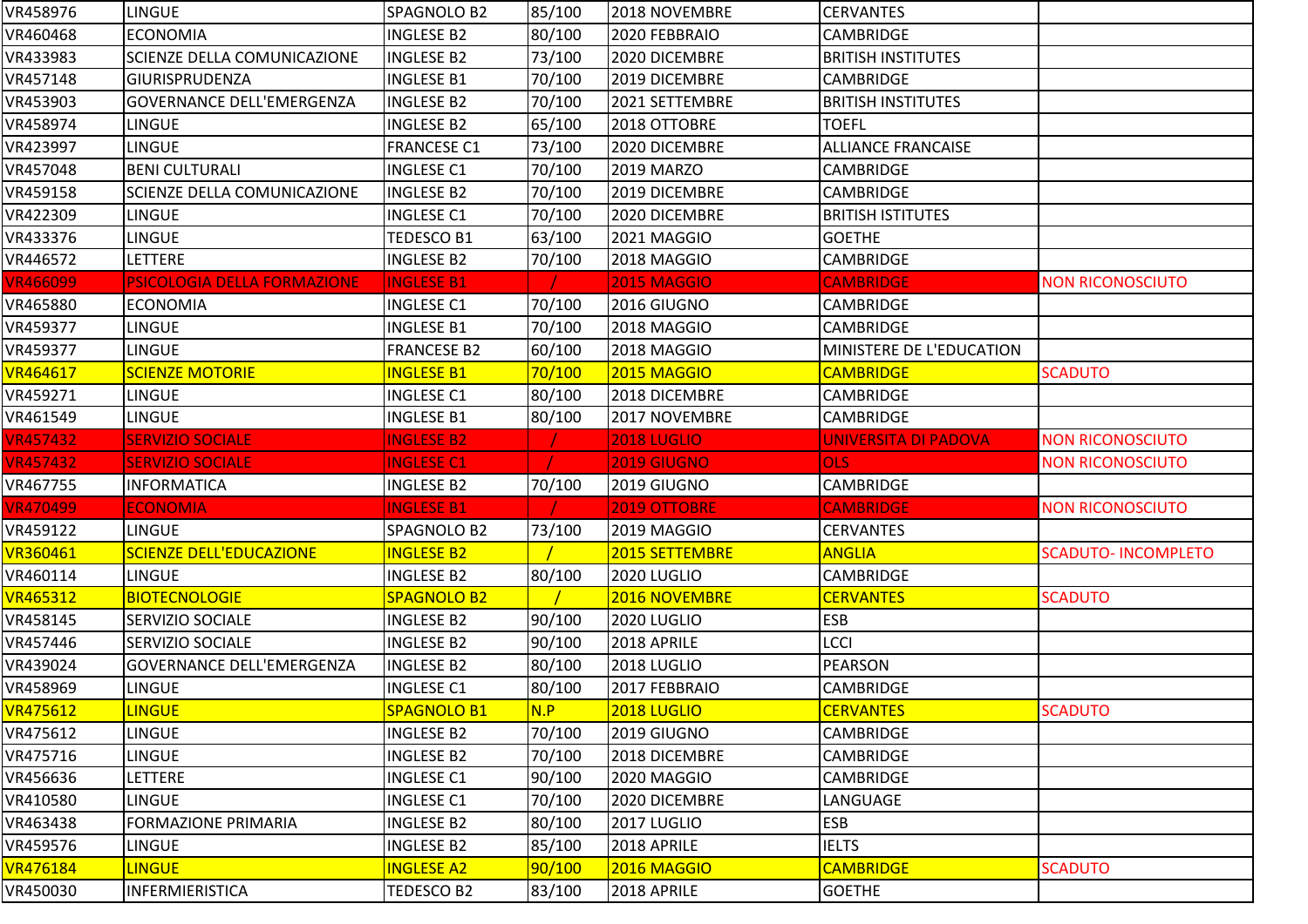| | | | | | | |
|---|---|---|---|---|---|---|
| VR458976 | LINGUE | SPAGNOLO B2 | 85/100 | 2018 NOVEMBRE | CERVANTES | |
| VR460468 | ECONOMIA | INGLESE B2 | 80/100 | 2020 FEBBRAIO | CAMBRIDGE | |
| VR433983 | SCIENZE DELLA COMUNICAZIONE | INGLESE B2 | 73/100 | 2020 DICEMBRE | BRITISH INSTITUTES | |
| VR457148 | GIURISPRUDENZA | INGLESE B1 | 70/100 | 2019 DICEMBRE | CAMBRIDGE | |
| VR453903 | GOVERNANCE DELL'EMERGENZA | INGLESE B2 | 70/100 | 2021 SETTEMBRE | BRITISH INSTITUTES | |
| VR458974 | LINGUE | INGLESE B2 | 65/100 | 2018 OTTOBRE | TOEFL | |
| VR423997 | LINGUE | FRANCESE C1 | 73/100 | 2020 DICEMBRE | ALLIANCE FRANCAISE | |
| VR457048 | BENI CULTURALI | INGLESE C1 | 70/100 | 2019 MARZO | CAMBRIDGE | |
| VR459158 | SCIENZE DELLA COMUNICAZIONE | INGLESE B2 | 70/100 | 2019 DICEMBRE | CAMBRIDGE | |
| VR422309 | LINGUE | INGLESE C1 | 70/100 | 2020 DICEMBRE | BRITISH ISTITUTES | |
| VR433376 | LINGUE | TEDESCO B1 | 63/100 | 2021 MAGGIO | GOETHE | |
| VR446572 | LETTERE | INGLESE B2 | 70/100 | 2018 MAGGIO | CAMBRIDGE | |
| VR466099 | PSICOLOGIA DELLA FORMAZIONE | INGLESE B1 | / | 2015 MAGGIO | CAMBRIDGE | NON RICONOSCIUTO |
| VR465880 | ECONOMIA | INGLESE C1 | 70/100 | 2016 GIUGNO | CAMBRIDGE | |
| VR459377 | LINGUE | INGLESE B1 | 70/100 | 2018 MAGGIO | CAMBRIDGE | |
| VR459377 | LINGUE | FRANCESE B2 | 60/100 | 2018 MAGGIO | MINISTERE DE L'EDUCATION | |
| VR464617 | SCIENZE MOTORIE | INGLESE B1 | 70/100 | 2015 MAGGIO | CAMBRIDGE | SCADUTO |
| VR459271 | LINGUE | INGLESE C1 | 80/100 | 2018 DICEMBRE | CAMBRIDGE | |
| VR461549 | LINGUE | INGLESE B1 | 80/100 | 2017 NOVEMBRE | CAMBRIDGE | |
| VR457432 | SERVIZIO SOCIALE | INGLESE B2 | / | 2018 LUGLIO | UNIVERSITA DI PADOVA | NON RICONOSCIUTO |
| VR457432 | SERVIZIO SOCIALE | INGLESE C1 | / | 2019 GIUGNO | OLS | NON RICONOSCIUTO |
| VR467755 | INFORMATICA | INGLESE B2 | 70/100 | 2019 GIUGNO | CAMBRIDGE | |
| VR470499 | ECONOMIA | INGLESE B1 | / | 2019 OTTOBRE | CAMBRIDGE | NON RICONOSCIUTO |
| VR459122 | LINGUE | SPAGNOLO B2 | 73/100 | 2019 MAGGIO | CERVANTES | |
| VR360461 | SCIENZE DELL'EDUCAZIONE | INGLESE B2 | / | 2015 SETTEMBRE | ANGLIA | SCADUTO- INCOMPLETO |
| VR460114 | LINGUE | INGLESE B2 | 80/100 | 2020 LUGLIO | CAMBRIDGE | |
| VR465312 | BIOTECNOLOGIE | SPAGNOLO B2 | / | 2016 NOVEMBRE | CERVANTES | SCADUTO |
| VR458145 | SERVIZIO SOCIALE | INGLESE B2 | 90/100 | 2020 LUGLIO | ESB | |
| VR457446 | SERVIZIO SOCIALE | INGLESE B2 | 90/100 | 2018 APRILE | LCCI | |
| VR439024 | GOVERNANCE DELL'EMERGENZA | INGLESE B2 | 80/100 | 2018 LUGLIO | PEARSON | |
| VR458969 | LINGUE | INGLESE C1 | 80/100 | 2017 FEBBRAIO | CAMBRIDGE | |
| VR475612 | LINGUE | SPAGNOLO B1 | N.P | 2018 LUGLIO | CERVANTES | SCADUTO |
| VR475612 | LINGUE | INGLESE B2 | 70/100 | 2019 GIUGNO | CAMBRIDGE | |
| VR475716 | LINGUE | INGLESE B2 | 70/100 | 2018 DICEMBRE | CAMBRIDGE | |
| VR456636 | LETTERE | INGLESE C1 | 90/100 | 2020 MAGGIO | CAMBRIDGE | |
| VR410580 | LINGUE | INGLESE C1 | 70/100 | 2020 DICEMBRE | LANGUAGE | |
| VR463438 | FORMAZIONE PRIMARIA | INGLESE B2 | 80/100 | 2017 LUGLIO | ESB | |
| VR459576 | LINGUE | INGLESE B2 | 85/100 | 2018 APRILE | IELTS | |
| VR476184 | LINGUE | INGLESE A2 | 90/100 | 2016 MAGGIO | CAMBRIDGE | SCADUTO |
| VR450030 | INFERMIERISTICA | TEDESCO B2 | 83/100 | 2018 APRILE | GOETHE | |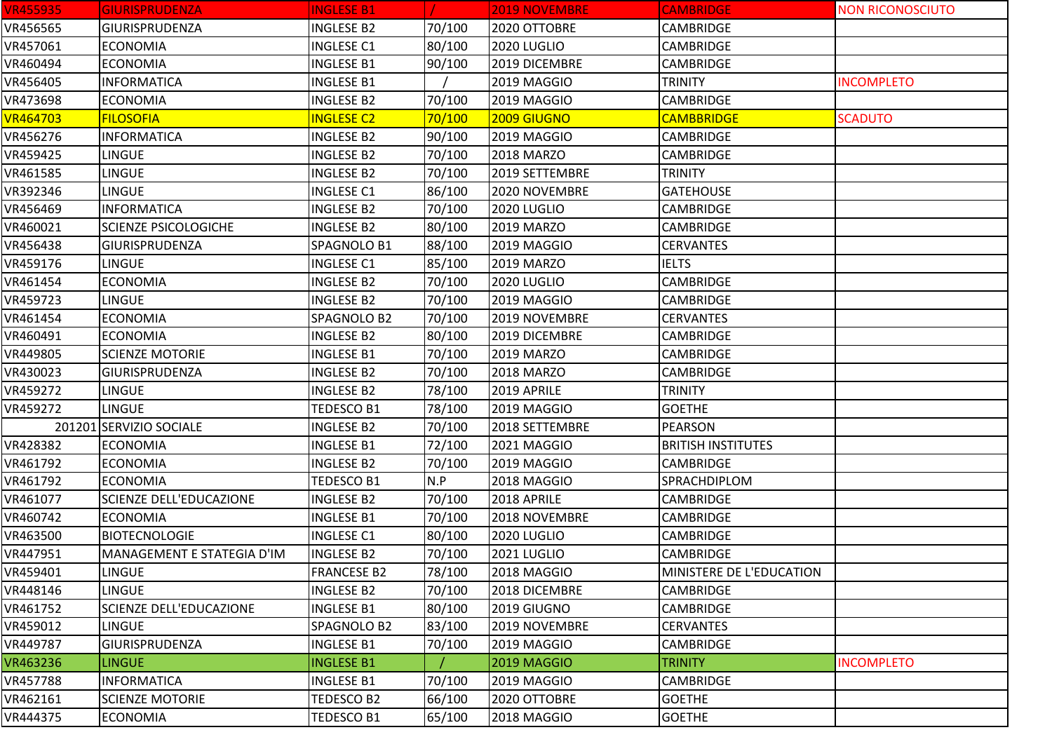| VR455935 | GIURISPRUDENZA | INGLESE B1 | / | 2019 NOVEMBRE | CAMBRIDGE | NON RICONOSCIUTO |
|---|---|---|---|---|---|---|
| VR456565 | GIURISPRUDENZA | INGLESE B2 | 70/100 | 2020 OTTOBRE | CAMBRIDGE | |
| VR457061 | ECONOMIA | INGLESE C1 | 80/100 | 2020 LUGLIO | CAMBRIDGE | |
| VR460494 | ECONOMIA | INGLESE B1 | 90/100 | 2019 DICEMBRE | CAMBRIDGE | |
| VR456405 | INFORMATICA | INGLESE B1 | / | 2019 MAGGIO | TRINITY | INCOMPLETO |
| VR473698 | ECONOMIA | INGLESE B2 | 70/100 | 2019 MAGGIO | CAMBRIDGE | |
| VR464703 | FILOSOFIA | INGLESE C2 | 70/100 | 2009 GIUGNO | CAMBBRIDGE | SCADUTO |
| VR456276 | INFORMATICA | INGLESE B2 | 90/100 | 2019 MAGGIO | CAMBRIDGE | |
| VR459425 | LINGUE | INGLESE B2 | 70/100 | 2018 MARZO | CAMBRIDGE | |
| VR461585 | LINGUE | INGLESE B2 | 70/100 | 2019 SETTEMBRE | TRINITY | |
| VR392346 | LINGUE | INGLESE C1 | 86/100 | 2020 NOVEMBRE | GATEHOUSE | |
| VR456469 | INFORMATICA | INGLESE B2 | 70/100 | 2020 LUGLIO | CAMBRIDGE | |
| VR460021 | SCIENZE PSICOLOGICHE | INGLESE B2 | 80/100 | 2019 MARZO | CAMBRIDGE | |
| VR456438 | GIURISPRUDENZA | SPAGNOLO B1 | 88/100 | 2019 MAGGIO | CERVANTES | |
| VR459176 | LINGUE | INGLESE C1 | 85/100 | 2019 MARZO | IELTS | |
| VR461454 | ECONOMIA | INGLESE B2 | 70/100 | 2020 LUGLIO | CAMBRIDGE | |
| VR459723 | LINGUE | INGLESE B2 | 70/100 | 2019 MAGGIO | CAMBRIDGE | |
| VR461454 | ECONOMIA | SPAGNOLO B2 | 70/100 | 2019 NOVEMBRE | CERVANTES | |
| VR460491 | ECONOMIA | INGLESE B2 | 80/100 | 2019 DICEMBRE | CAMBRIDGE | |
| VR449805 | SCIENZE MOTORIE | INGLESE B1 | 70/100 | 2019 MARZO | CAMBRIDGE | |
| VR430023 | GIURISPRUDENZA | INGLESE B2 | 70/100 | 2018 MARZO | CAMBRIDGE | |
| VR459272 | LINGUE | INGLESE B2 | 78/100 | 2019 APRILE | TRINITY | |
| VR459272 | LINGUE | TEDESCO B1 | 78/100 | 2019 MAGGIO | GOETHE | |
| 201201 | SERVIZIO SOCIALE | INGLESE B2 | 70/100 | 2018 SETTEMBRE | PEARSON | |
| VR428382 | ECONOMIA | INGLESE B1 | 72/100 | 2021 MAGGIO | BRITISH INSTITUTES | |
| VR461792 | ECONOMIA | INGLESE B2 | 70/100 | 2019 MAGGIO | CAMBRIDGE | |
| VR461792 | ECONOMIA | TEDESCO B1 | N.P | 2018 MAGGIO | SPRACHDIPLOM | |
| VR461077 | SCIENZE DELL'EDUCAZIONE | INGLESE B2 | 70/100 | 2018 APRILE | CAMBRIDGE | |
| VR460742 | ECONOMIA | INGLESE B1 | 70/100 | 2018 NOVEMBRE | CAMBRIDGE | |
| VR463500 | BIOTECNOLOGIE | INGLESE C1 | 80/100 | 2020 LUGLIO | CAMBRIDGE | |
| VR447951 | MANAGEMENT E STATEGIA D'IM | INGLESE B2 | 70/100 | 2021 LUGLIO | CAMBRIDGE | |
| VR459401 | LINGUE | FRANCESE B2 | 78/100 | 2018 MAGGIO | MINISTERE DE L'EDUCATION | |
| VR448146 | LINGUE | INGLESE B2 | 70/100 | 2018 DICEMBRE | CAMBRIDGE | |
| VR461752 | SCIENZE DELL'EDUCAZIONE | INGLESE B1 | 80/100 | 2019 GIUGNO | CAMBRIDGE | |
| VR459012 | LINGUE | SPAGNOLO B2 | 83/100 | 2019 NOVEMBRE | CERVANTES | |
| VR449787 | GIURISPRUDENZA | INGLESE B1 | 70/100 | 2019 MAGGIO | CAMBRIDGE | |
| VR463236 | LINGUE | INGLESE B1 | / | 2019 MAGGIO | TRINITY | INCOMPLETO |
| VR457788 | INFORMATICA | INGLESE B1 | 70/100 | 2019 MAGGIO | CAMBRIDGE | |
| VR462161 | SCIENZE MOTORIE | TEDESCO B2 | 66/100 | 2020 OTTOBRE | GOETHE | |
| VR444375 | ECONOMIA | TEDESCO B1 | 65/100 | 2018 MAGGIO | GOETHE | |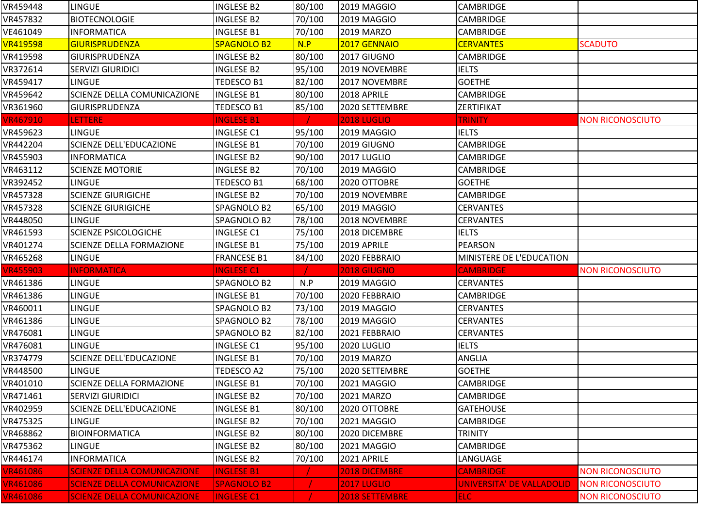| | | | | | | |
|---|---|---|---|---|---|---|
| VR459448 | LINGUE | INGLESE B2 | 80/100 | 2019 MAGGIO | CAMBRIDGE | |
| VR457832 | BIOTECNOLOGIE | INGLESE B2 | 70/100 | 2019 MAGGIO | CAMBRIDGE | |
| VE461049 | INFORMATICA | INGLESE B1 | 70/100 | 2019 MARZO | CAMBRIDGE | |
| VR419598 | GIURISPRUDENZA | SPAGNOLO B2 | N.P | 2017 GENNAIO | CERVANTES | SCADUTO |
| VR419598 | GIURISPRUDENZA | INGLESE B2 | 80/100 | 2017 GIUGNO | CAMBRIDGE | |
| VR372614 | SERVIZI GIURIDICI | INGLESE B2 | 95/100 | 2019 NOVEMBRE | IELTS | |
| VR459417 | LINGUE | TEDESCO B1 | 82/100 | 2017 NOVEMBRE | GOETHE | |
| VR459642 | SCIENZE DELLA COMUNICAZIONE | INGLESE B1 | 80/100 | 2018 APRILE | CAMBRIDGE | |
| VR361960 | GIURISPRUDENZA | TEDESCO B1 | 85/100 | 2020 SETTEMBRE | ZERTIFIKAT | |
| VR467910 | LETTERE | INGLESE B1 | / | 2018 LUGLIO | TRINITY | NON RICONOSCIUTO |
| VR459623 | LINGUE | INGLESE C1 | 95/100 | 2019 MAGGIO | IELTS | |
| VR442204 | SCIENZE DELL'EDUCAZIONE | INGLESE B1 | 70/100 | 2019 GIUGNO | CAMBRIDGE | |
| VR455903 | INFORMATICA | INGLESE B2 | 90/100 | 2017 LUGLIO | CAMBRIDGE | |
| VR463112 | SCIENZE MOTORIE | INGLESE B2 | 70/100 | 2019 MAGGIO | CAMBRIDGE | |
| VR392452 | LINGUE | TEDESCO B1 | 68/100 | 2020 OTTOBRE | GOETHE | |
| VR457328 | SCIENZE GIURIGICHE | INGLESE B2 | 70/100 | 2019 NOVEMBRE | CAMBRIDGE | |
| VR457328 | SCIENZE GIURIGICHE | SPAGNOLO B2 | 65/100 | 2019 MAGGIO | CERVANTES | |
| VR448050 | LINGUE | SPAGNOLO B2 | 78/100 | 2018 NOVEMBRE | CERVANTES | |
| VR461593 | SCIENZE PSICOLOGICHE | INGLESE C1 | 75/100 | 2018 DICEMBRE | IELTS | |
| VR401274 | SCIENZE DELLA FORMAZIONE | INGLESE B1 | 75/100 | 2019 APRILE | PEARSON | |
| VR465268 | LINGUE | FRANCESE B1 | 84/100 | 2020 FEBBRAIO | MINISTERE DE L'EDUCATION | |
| VR455903 | INFORMATICA | INGLESE C1 | / | 2018 GIUGNO | CAMBRIDGE | NON RICONOSCIUTO |
| VR461386 | LINGUE | SPAGNOLO B2 | N.P | 2019 MAGGIO | CERVANTES | |
| VR461386 | LINGUE | INGLESE B1 | 70/100 | 2020 FEBBRAIO | CAMBRIDGE | |
| VR460011 | LINGUE | SPAGNOLO B2 | 73/100 | 2019 MAGGIO | CERVANTES | |
| VR461386 | LINGUE | SPAGNOLO B2 | 78/100 | 2019 MAGGIO | CERVANTES | |
| VR476081 | LINGUE | SPAGNOLO B2 | 82/100 | 2021 FEBBRAIO | CERVANTES | |
| VR476081 | LINGUE | INGLESE C1 | 95/100 | 2020 LUGLIO | IELTS | |
| VR374779 | SCIENZE DELL'EDUCAZIONE | INGLESE B1 | 70/100 | 2019 MARZO | ANGLIA | |
| VR448500 | LINGUE | TEDESCO A2 | 75/100 | 2020 SETTEMBRE | GOETHE | |
| VR401010 | SCIENZE DELLA FORMAZIONE | INGLESE B1 | 70/100 | 2021 MAGGIO | CAMBRIDGE | |
| VR471461 | SERVIZI GIURIDICI | INGLESE B2 | 70/100 | 2021 MARZO | CAMBRIDGE | |
| VR402959 | SCIENZE DELL'EDUCAZIONE | INGLESE B1 | 80/100 | 2020 OTTOBRE | GATEHOUSE | |
| VR475325 | LINGUE | INGLESE B2 | 70/100 | 2021 MAGGIO | CAMBRIDGE | |
| VR468862 | BIOINFORMATICA | INGLESE B2 | 80/100 | 2020 DICEMBRE | TRINITY | |
| VR475362 | LINGUE | INGLESE B2 | 80/100 | 2021 MAGGIO | CAMBRIDGE | |
| VR446174 | INFORMATICA | INGLESE B2 | 70/100 | 2021 APRILE | LANGUAGE | |
| VR461086 | SCIENZE DELLA COMUNICAZIONE | INGLESE B1 | / | 2018 DICEMBRE | CAMBRIDGE | NON RICONOSCIUTO |
| VR461086 | SCIENZE DELLA COMUNICAZIONE | SPAGNOLO B2 | / | 2017 LUGLIO | UNIVERSITA' DE VALLADOLID | NON RICONOSCIUTO |
| VR461086 | SCIENZE DELLA COMUNICAZIONE | INGLESE C1 | / | 2018 SETTEMBRE | ELC | NON RICONOSCIUTO |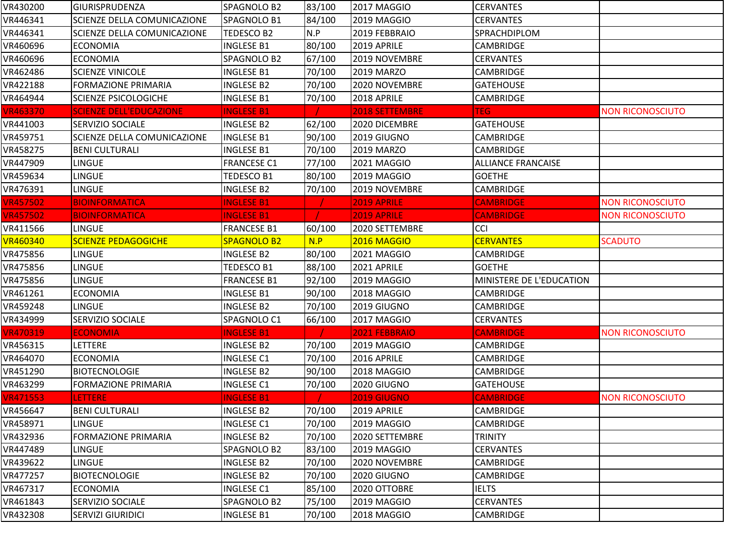| VR430200 | GIURISPRUDENZA | SPAGNOLO B2 | 83/100 | 2017 MAGGIO | CERVANTES | |
|---|---|---|---|---|---|---|
| VR446341 | SCIENZE DELLA COMUNICAZIONE | SPAGNOLO B1 | 84/100 | 2019 MAGGIO | CERVANTES | |
| VR446341 | SCIENZE DELLA COMUNICAZIONE | TEDESCO B2 | N.P | 2019 FEBBRAIO | SPRACHDIPLOM | |
| VR460696 | ECONOMIA | INGLESE B1 | 80/100 | 2019 APRILE | CAMBRIDGE | |
| VR460696 | ECONOMIA | SPAGNOLO B2 | 67/100 | 2019 NOVEMBRE | CERVANTES | |
| VR462486 | SCIENZE VINICOLE | INGLESE B1 | 70/100 | 2019 MARZO | CAMBRIDGE | |
| VR422188 | FORMAZIONE PRIMARIA | INGLESE B2 | 70/100 | 2020 NOVEMBRE | GATEHOUSE | |
| VR464944 | SCIENZE PSICOLOGICHE | INGLESE B1 | 70/100 | 2018 APRILE | CAMBRIDGE | |
| VR463370 | SCIENZE DELL'EDUCAZIONE | INGLESE B1 | / | 2018 SETTEMBRE | TEG | NON RICONOSCIUTO |
| VR441003 | SERVIZIO SOCIALE | INGLESE B2 | 62/100 | 2020 DICEMBRE | GATEHOUSE | |
| VR459751 | SCIENZE DELLA COMUNICAZIONE | INGLESE B1 | 90/100 | 2019 GIUGNO | CAMBRIDGE | |
| VR458275 | BENI CULTURALI | INGLESE B1 | 70/100 | 2019 MARZO | CAMBRIDGE | |
| VR447909 | LINGUE | FRANCESE C1 | 77/100 | 2021 MAGGIO | ALLIANCE FRANCAISE | |
| VR459634 | LINGUE | TEDESCO B1 | 80/100 | 2019 MAGGIO | GOETHE | |
| VR476391 | LINGUE | INGLESE B2 | 70/100 | 2019 NOVEMBRE | CAMBRIDGE | |
| VR457502 | BIOINFORMATICA | INGLESE B1 | / | 2019 APRILE | CAMBRIDGE | NON RICONOSCIUTO |
| VR457502 | BIOINFORMATICA | INGLESE B1 | / | 2019 APRILE | CAMBRIDGE | NON RICONOSCIUTO |
| VR411566 | LINGUE | FRANCESE B1 | 60/100 | 2020 SETTEMBRE | CCI | |
| VR460340 | SCIENZE PEDAGOGICHE | SPAGNOLO B2 | N.P | 2016 MAGGIO | CERVANTES | SCADUTO |
| VR475856 | LINGUE | INGLESE B2 | 80/100 | 2021 MAGGIO | CAMBRIDGE | |
| VR475856 | LINGUE | TEDESCO B1 | 88/100 | 2021 APRILE | GOETHE | |
| VR475856 | LINGUE | FRANCESE B1 | 92/100 | 2019 MAGGIO | MINISTERE DE L'EDUCATION | |
| VR461261 | ECONOMIA | INGLESE B1 | 90/100 | 2018 MAGGIO | CAMBRIDGE | |
| VR459248 | LINGUE | INGLESE B2 | 70/100 | 2019 GIUGNO | CAMBRIDGE | |
| VR434999 | SERVIZIO SOCIALE | SPAGNOLO C1 | 66/100 | 2017 MAGGIO | CERVANTES | |
| VR470319 | ECONOMIA | INGLESE B1 | / | 2021 FEBBRAIO | CAMBRIDGE | NON RICONOSCIUTO |
| VR456315 | LETTERE | INGLESE B2 | 70/100 | 2019 MAGGIO | CAMBRIDGE | |
| VR464070 | ECONOMIA | INGLESE C1 | 70/100 | 2016 APRILE | CAMBRIDGE | |
| VR451290 | BIOTECNOLOGIE | INGLESE B2 | 90/100 | 2018 MAGGIO | CAMBRIDGE | |
| VR463299 | FORMAZIONE PRIMARIA | INGLESE C1 | 70/100 | 2020 GIUGNO | GATEHOUSE | |
| VR471553 | LETTERE | INGLESE B1 | / | 2019 GIUGNO | CAMBRIDGE | NON RICONOSCIUTO |
| VR456647 | BENI CULTURALI | INGLESE B2 | 70/100 | 2019 APRILE | CAMBRIDGE | |
| VR458971 | LINGUE | INGLESE C1 | 70/100 | 2019 MAGGIO | CAMBRIDGE | |
| VR432936 | FORMAZIONE PRIMARIA | INGLESE B2 | 70/100 | 2020 SETTEMBRE | TRINITY | |
| VR447489 | LINGUE | SPAGNOLO B2 | 83/100 | 2019 MAGGIO | CERVANTES | |
| VR439622 | LINGUE | INGLESE B2 | 70/100 | 2020 NOVEMBRE | CAMBRIDGE | |
| VR477257 | BIOTECNOLOGIE | INGLESE B2 | 70/100 | 2020 GIUGNO | CAMBRIDGE | |
| VR467317 | ECONOMIA | INGLESE C1 | 85/100 | 2020 OTTOBRE | IELTS | |
| VR461843 | SERVIZIO SOCIALE | SPAGNOLO B2 | 75/100 | 2019 MAGGIO | CERVANTES | |
| VR432308 | SERVIZI GIURIDICI | INGLESE B1 | 70/100 | 2018 MAGGIO | CAMBRIDGE | |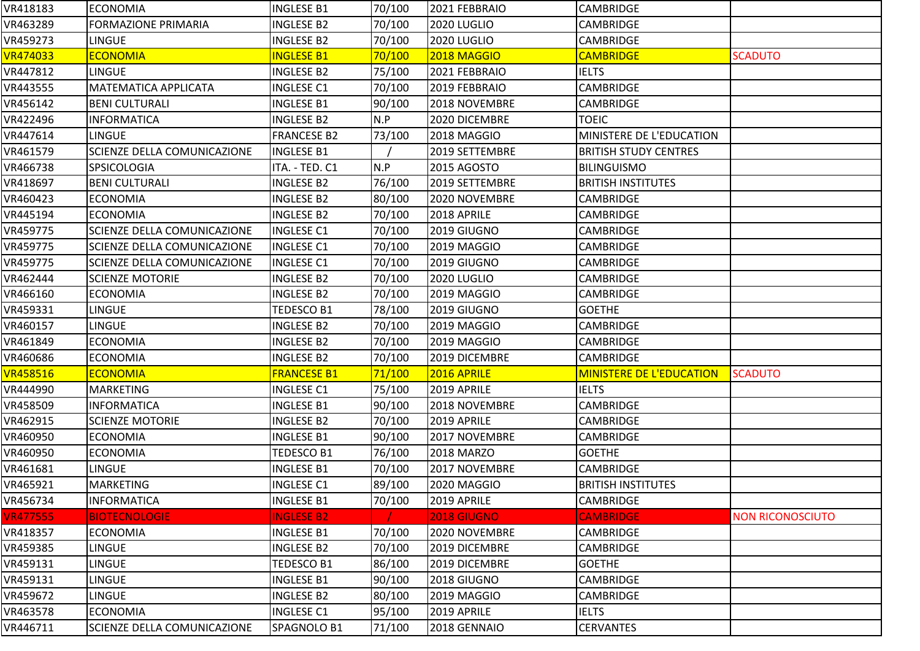| | | | | | | |
|---|---|---|---|---|---|---|
| VR418183 | ECONOMIA | INGLESE B1 | 70/100 | 2021 FEBBRAIO | CAMBRIDGE | |
| VR463289 | FORMAZIONE PRIMARIA | INGLESE B2 | 70/100 | 2020 LUGLIO | CAMBRIDGE | |
| VR459273 | LINGUE | INGLESE B2 | 70/100 | 2020 LUGLIO | CAMBRIDGE | |
| VR474033 | ECONOMIA | INGLESE B1 | 70/100 | 2018 MAGGIO | CAMBRIDGE | SCADUTO |
| VR447812 | LINGUE | INGLESE B2 | 75/100 | 2021 FEBBRAIO | IELTS | |
| VR443555 | MATEMATICA APPLICATA | INGLESE C1 | 70/100 | 2019 FEBBRAIO | CAMBRIDGE | |
| VR456142 | BENI CULTURALI | INGLESE B1 | 90/100 | 2018 NOVEMBRE | CAMBRIDGE | |
| VR422496 | INFORMATICA | INGLESE B2 | N.P | 2020 DICEMBRE | TOEIC | |
| VR447614 | LINGUE | FRANCESE B2 | 73/100 | 2018 MAGGIO | MINISTERE DE L'EDUCATION | |
| VR461579 | SCIENZE DELLA COMUNICAZIONE | INGLESE B1 | / | 2019 SETTEMBRE | BRITISH STUDY CENTRES | |
| VR466738 | SPSICOLOGIA | ITA. - TED. C1 | N.P | 2015 AGOSTO | BILINGUISMO | |
| VR418697 | BENI CULTURALI | INGLESE B2 | 76/100 | 2019 SETTEMBRE | BRITISH INSTITUTES | |
| VR460423 | ECONOMIA | INGLESE B2 | 80/100 | 2020 NOVEMBRE | CAMBRIDGE | |
| VR445194 | ECONOMIA | INGLESE B2 | 70/100 | 2018 APRILE | CAMBRIDGE | |
| VR459775 | SCIENZE DELLA COMUNICAZIONE | INGLESE C1 | 70/100 | 2019 GIUGNO | CAMBRIDGE | |
| VR459775 | SCIENZE DELLA COMUNICAZIONE | INGLESE C1 | 70/100 | 2019 MAGGIO | CAMBRIDGE | |
| VR459775 | SCIENZE DELLA COMUNICAZIONE | INGLESE C1 | 70/100 | 2019 GIUGNO | CAMBRIDGE | |
| VR462444 | SCIENZE MOTORIE | INGLESE B2 | 70/100 | 2020 LUGLIO | CAMBRIDGE | |
| VR466160 | ECONOMIA | INGLESE B2 | 70/100 | 2019 MAGGIO | CAMBRIDGE | |
| VR459331 | LINGUE | TEDESCO B1 | 78/100 | 2019 GIUGNO | GOETHE | |
| VR460157 | LINGUE | INGLESE B2 | 70/100 | 2019 MAGGIO | CAMBRIDGE | |
| VR461849 | ECONOMIA | INGLESE B2 | 70/100 | 2019 MAGGIO | CAMBRIDGE | |
| VR460686 | ECONOMIA | INGLESE B2 | 70/100 | 2019 DICEMBRE | CAMBRIDGE | |
| VR458516 | ECONOMIA | FRANCESE B1 | 71/100 | 2016 APRILE | MINISTERE DE L'EDUCATION | SCADUTO |
| VR444990 | MARKETING | INGLESE C1 | 75/100 | 2019 APRILE | IELTS | |
| VR458509 | INFORMATICA | INGLESE B1 | 90/100 | 2018 NOVEMBRE | CAMBRIDGE | |
| VR462915 | SCIENZE MOTORIE | INGLESE B2 | 70/100 | 2019 APRILE | CAMBRIDGE | |
| VR460950 | ECONOMIA | INGLESE B1 | 90/100 | 2017 NOVEMBRE | CAMBRIDGE | |
| VR460950 | ECONOMIA | TEDESCO B1 | 76/100 | 2018 MARZO | GOETHE | |
| VR461681 | LINGUE | INGLESE B1 | 70/100 | 2017 NOVEMBRE | CAMBRIDGE | |
| VR465921 | MARKETING | INGLESE C1 | 89/100 | 2020 MAGGIO | BRITISH INSTITUTES | |
| VR456734 | INFORMATICA | INGLESE B1 | 70/100 | 2019 APRILE | CAMBRIDGE | |
| VR477555 | BIOTECNOLOGIE | INGLESE B2 | / | 2018 GIUGNO | CAMBRIDGE | NON RICONOSCIUTO |
| VR418357 | ECONOMIA | INGLESE B1 | 70/100 | 2020 NOVEMBRE | CAMBRIDGE | |
| VR459385 | LINGUE | INGLESE B2 | 70/100 | 2019 DICEMBRE | CAMBRIDGE | |
| VR459131 | LINGUE | TEDESCO B1 | 86/100 | 2019 DICEMBRE | GOETHE | |
| VR459131 | LINGUE | INGLESE B1 | 90/100 | 2018 GIUGNO | CAMBRIDGE | |
| VR459672 | LINGUE | INGLESE B2 | 80/100 | 2019 MAGGIO | CAMBRIDGE | |
| VR463578 | ECONOMIA | INGLESE C1 | 95/100 | 2019 APRILE | IELTS | |
| VR446711 | SCIENZE DELLA COMUNICAZIONE | SPAGNOLO B1 | 71/100 | 2018 GENNAIO | CERVANTES | |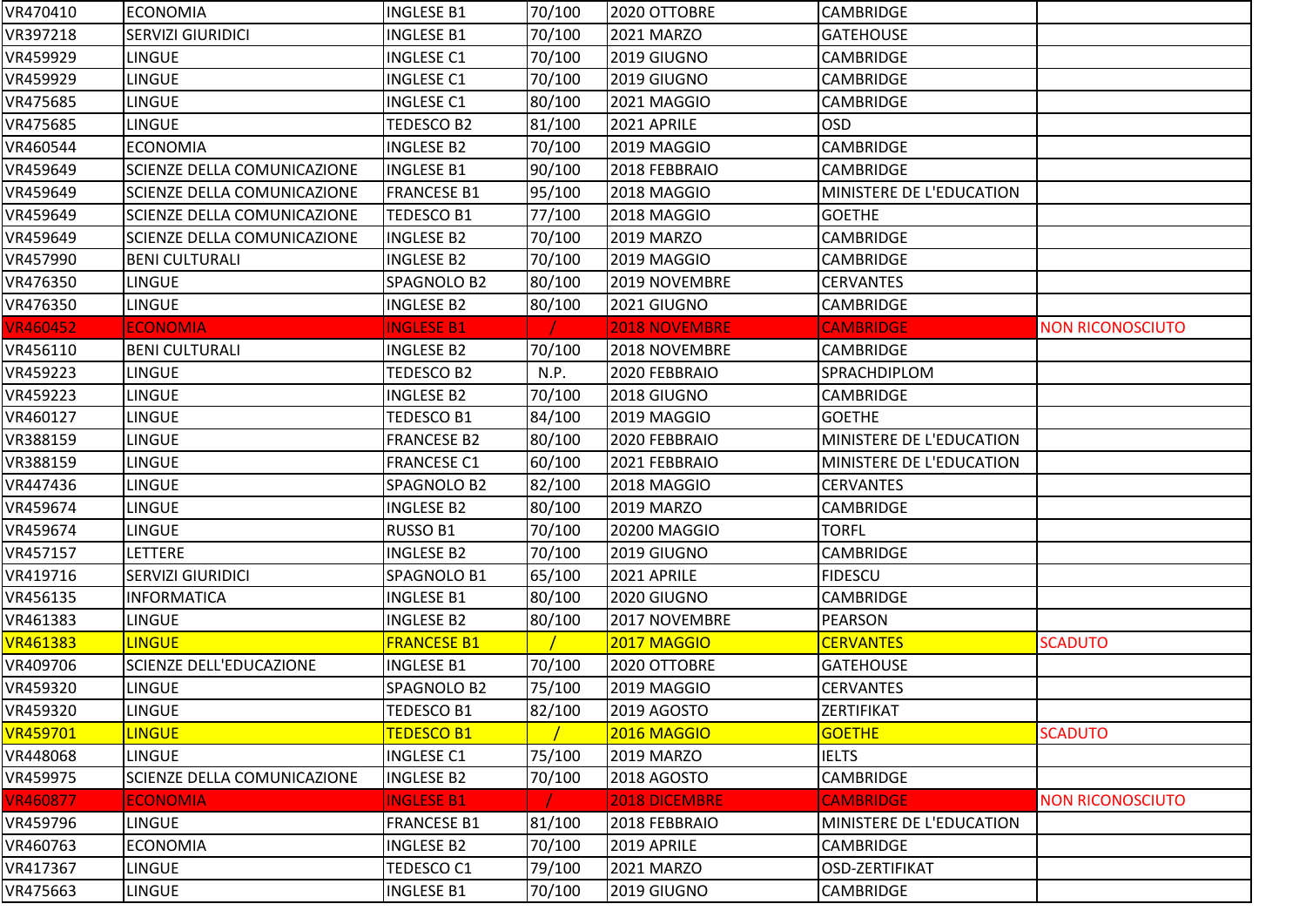| | | | | | | |
|---|---|---|---|---|---|---|
| VR470410 | ECONOMIA | INGLESE B1 | 70/100 | 2020 OTTOBRE | CAMBRIDGE | |
| VR397218 | SERVIZI GIURIDICI | INGLESE B1 | 70/100 | 2021 MARZO | GATEHOUSE | |
| VR459929 | LINGUE | INGLESE C1 | 70/100 | 2019 GIUGNO | CAMBRIDGE | |
| VR459929 | LINGUE | INGLESE C1 | 70/100 | 2019 GIUGNO | CAMBRIDGE | |
| VR475685 | LINGUE | INGLESE C1 | 80/100 | 2021 MAGGIO | CAMBRIDGE | |
| VR475685 | LINGUE | TEDESCO B2 | 81/100 | 2021 APRILE | OSD | |
| VR460544 | ECONOMIA | INGLESE B2 | 70/100 | 2019 MAGGIO | CAMBRIDGE | |
| VR459649 | SCIENZE DELLA COMUNICAZIONE | INGLESE B1 | 90/100 | 2018 FEBBRAIO | CAMBRIDGE | |
| VR459649 | SCIENZE DELLA COMUNICAZIONE | FRANCESE B1 | 95/100 | 2018 MAGGIO | MINISTERE DE L'EDUCATION | |
| VR459649 | SCIENZE DELLA COMUNICAZIONE | TEDESCO B1 | 77/100 | 2018 MAGGIO | GOETHE | |
| VR459649 | SCIENZE DELLA COMUNICAZIONE | INGLESE B2 | 70/100 | 2019 MARZO | CAMBRIDGE | |
| VR457990 | BENI CULTURALI | INGLESE B2 | 70/100 | 2019 MAGGIO | CAMBRIDGE | |
| VR476350 | LINGUE | SPAGNOLO B2 | 80/100 | 2019 NOVEMBRE | CERVANTES | |
| VR476350 | LINGUE | INGLESE B2 | 80/100 | 2021 GIUGNO | CAMBRIDGE | |
| VR460452 | ECONOMIA | INGLESE B1 | / | 2018 NOVEMBRE | CAMBRIDGE | NON RICONOSCIUTO |
| VR456110 | BENI CULTURALI | INGLESE B2 | 70/100 | 2018 NOVEMBRE | CAMBRIDGE | |
| VR459223 | LINGUE | TEDESCO B2 | N.P. | 2020 FEBBRAIO | SPRACHDIPLOM | |
| VR459223 | LINGUE | INGLESE B2 | 70/100 | 2018 GIUGNO | CAMBRIDGE | |
| VR460127 | LINGUE | TEDESCO B1 | 84/100 | 2019 MAGGIO | GOETHE | |
| VR388159 | LINGUE | FRANCESE B2 | 80/100 | 2020 FEBBRAIO | MINISTERE DE L'EDUCATION | |
| VR388159 | LINGUE | FRANCESE C1 | 60/100 | 2021 FEBBRAIO | MINISTERE DE L'EDUCATION | |
| VR447436 | LINGUE | SPAGNOLO B2 | 82/100 | 2018 MAGGIO | CERVANTES | |
| VR459674 | LINGUE | INGLESE B2 | 80/100 | 2019 MARZO | CAMBRIDGE | |
| VR459674 | LINGUE | RUSSO B1 | 70/100 | 20200 MAGGIO | TORFL | |
| VR457157 | LETTERE | INGLESE B2 | 70/100 | 2019 GIUGNO | CAMBRIDGE | |
| VR419716 | SERVIZI GIURIDICI | SPAGNOLO B1 | 65/100 | 2021 APRILE | FIDESCU | |
| VR456135 | INFORMATICA | INGLESE B1 | 80/100 | 2020 GIUGNO | CAMBRIDGE | |
| VR461383 | LINGUE | INGLESE B2 | 80/100 | 2017 NOVEMBRE | PEARSON | |
| VR461383 | LINGUE | FRANCESE B1 | / | 2017 MAGGIO | CERVANTES | SCADUTO |
| VR409706 | SCIENZE DELL'EDUCAZIONE | INGLESE B1 | 70/100 | 2020 OTTOBRE | GATEHOUSE | |
| VR459320 | LINGUE | SPAGNOLO B2 | 75/100 | 2019 MAGGIO | CERVANTES | |
| VR459320 | LINGUE | TEDESCO B1 | 82/100 | 2019 AGOSTO | ZERTIFIKAT | |
| VR459701 | LINGUE | TEDESCO B1 | / | 2016 MAGGIO | GOETHE | SCADUTO |
| VR448068 | LINGUE | INGLESE C1 | 75/100 | 2019 MARZO | IELTS | |
| VR459975 | SCIENZE DELLA COMUNICAZIONE | INGLESE B2 | 70/100 | 2018 AGOSTO | CAMBRIDGE | |
| VR460877 | ECONOMIA | INGLESE B1 | / | 2018 DICEMBRE | CAMBRIDGE | NON RICONOSCIUTO |
| VR459796 | LINGUE | FRANCESE B1 | 81/100 | 2018 FEBBRAIO | MINISTERE DE L'EDUCATION | |
| VR460763 | ECONOMIA | INGLESE B2 | 70/100 | 2019 APRILE | CAMBRIDGE | |
| VR417367 | LINGUE | TEDESCO C1 | 79/100 | 2021 MARZO | OSD-ZERTIFIKAT | |
| VR475663 | LINGUE | INGLESE B1 | 70/100 | 2019 GIUGNO | CAMBRIDGE | |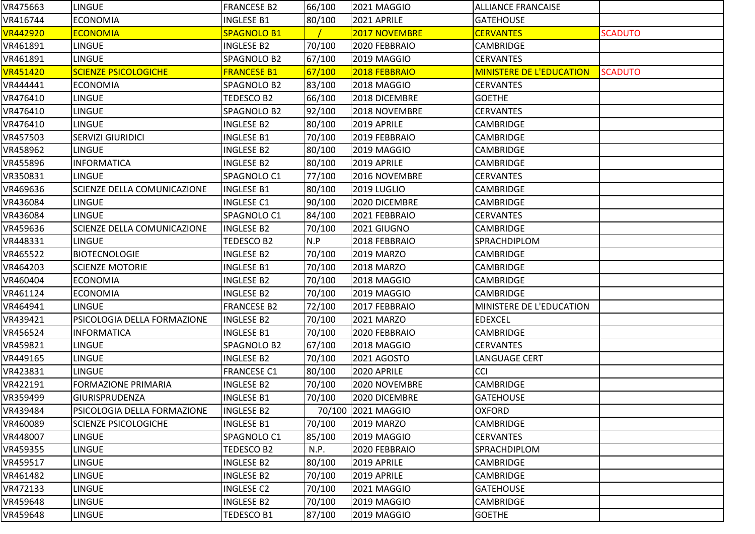| VR475663 | LINGUE | FRANCESE B2 | 66/100 | 2021 MAGGIO | ALLIANCE FRANCAISE | |
|---|---|---|---|---|---|---|
| VR416744 | ECONOMIA | INGLESE B1 | 80/100 | 2021 APRILE | GATEHOUSE | |
| VR442920 | ECONOMIA | SPAGNOLO B1 | / | 2017 NOVEMBRE | CERVANTES | SCADUTO |
| VR461891 | LINGUE | INGLESE B2 | 70/100 | 2020 FEBBRAIO | CAMBRIDGE | |
| VR461891 | LINGUE | SPAGNOLO B2 | 67/100 | 2019 MAGGIO | CERVANTES | |
| VR451420 | SCIENZE PSICOLOGICHE | FRANCESE B1 | 67/100 | 2018 FEBBRAIO | MINISTERE DE L'EDUCATION | SCADUTO |
| VR444441 | ECONOMIA | SPAGNOLO B2 | 83/100 | 2018 MAGGIO | CERVANTES | |
| VR476410 | LINGUE | TEDESCO B2 | 66/100 | 2018 DICEMBRE | GOETHE | |
| VR476410 | LINGUE | SPAGNOLO B2 | 92/100 | 2018 NOVEMBRE | CERVANTES | |
| VR476410 | LINGUE | INGLESE B2 | 80/100 | 2019 APRILE | CAMBRIDGE | |
| VR457503 | SERVIZI GIURIDICI | INGLESE B1 | 70/100 | 2019 FEBBRAIO | CAMBRIDGE | |
| VR458962 | LINGUE | INGLESE B2 | 80/100 | 2019 MAGGIO | CAMBRIDGE | |
| VR455896 | INFORMATICA | INGLESE B2 | 80/100 | 2019 APRILE | CAMBRIDGE | |
| VR350831 | LINGUE | SPAGNOLO C1 | 77/100 | 2016 NOVEMBRE | CERVANTES | |
| VR469636 | SCIENZE DELLA COMUNICAZIONE | INGLESE B1 | 80/100 | 2019 LUGLIO | CAMBRIDGE | |
| VR436084 | LINGUE | INGLESE C1 | 90/100 | 2020 DICEMBRE | CAMBRIDGE | |
| VR436084 | LINGUE | SPAGNOLO C1 | 84/100 | 2021 FEBBRAIO | CERVANTES | |
| VR459636 | SCIENZE DELLA COMUNICAZIONE | INGLESE B2 | 70/100 | 2021 GIUGNO | CAMBRIDGE | |
| VR448331 | LINGUE | TEDESCO B2 | N.P | 2018 FEBBRAIO | SPRACHDIPLOM | |
| VR465522 | BIOTECNOLOGIE | INGLESE B2 | 70/100 | 2019 MARZO | CAMBRIDGE | |
| VR464203 | SCIENZE MOTORIE | INGLESE B1 | 70/100 | 2018 MARZO | CAMBRIDGE | |
| VR460404 | ECONOMIA | INGLESE B2 | 70/100 | 2018 MAGGIO | CAMBRIDGE | |
| VR461124 | ECONOMIA | INGLESE B2 | 70/100 | 2019 MAGGIO | CAMBRIDGE | |
| VR464941 | LINGUE | FRANCESE B2 | 72/100 | 2017 FEBBRAIO | MINISTERE DE L'EDUCATION | |
| VR439421 | PSICOLOGIA DELLA FORMAZIONE | INGLESE B2 | 70/100 | 2021 MARZO | EDEXCEL | |
| VR456524 | INFORMATICA | INGLESE B1 | 70/100 | 2020 FEBBRAIO | CAMBRIDGE | |
| VR459821 | LINGUE | SPAGNOLO B2 | 67/100 | 2018 MAGGIO | CERVANTES | |
| VR449165 | LINGUE | INGLESE B2 | 70/100 | 2021 AGOSTO | LANGUAGE CERT | |
| VR423831 | LINGUE | FRANCESE C1 | 80/100 | 2020 APRILE | CCI | |
| VR422191 | FORMAZIONE PRIMARIA | INGLESE B2 | 70/100 | 2020 NOVEMBRE | CAMBRIDGE | |
| VR359499 | GIURISPRUDENZA | INGLESE B1 | 70/100 | 2020 DICEMBRE | GATEHOUSE | |
| VR439484 | PSICOLOGIA DELLA FORMAZIONE | INGLESE B2 | 70/100 | 2021 MAGGIO | OXFORD | |
| VR460089 | SCIENZE PSICOLOGICHE | INGLESE B1 | 70/100 | 2019 MARZO | CAMBRIDGE | |
| VR448007 | LINGUE | SPAGNOLO C1 | 85/100 | 2019 MAGGIO | CERVANTES | |
| VR459355 | LINGUE | TEDESCO B2 | N.P. | 2020 FEBBRAIO | SPRACHDIPLOM | |
| VR459517 | LINGUE | INGLESE B2 | 80/100 | 2019 APRILE | CAMBRIDGE | |
| VR461482 | LINGUE | INGLESE B2 | 70/100 | 2019 APRILE | CAMBRIDGE | |
| VR472133 | LINGUE | INGLESE C2 | 70/100 | 2021 MAGGIO | GATEHOUSE | |
| VR459648 | LINGUE | INGLESE B2 | 70/100 | 2019 MAGGIO | CAMBRIDGE | |
| VR459648 | LINGUE | TEDESCO B1 | 87/100 | 2019 MAGGIO | GOETHE | |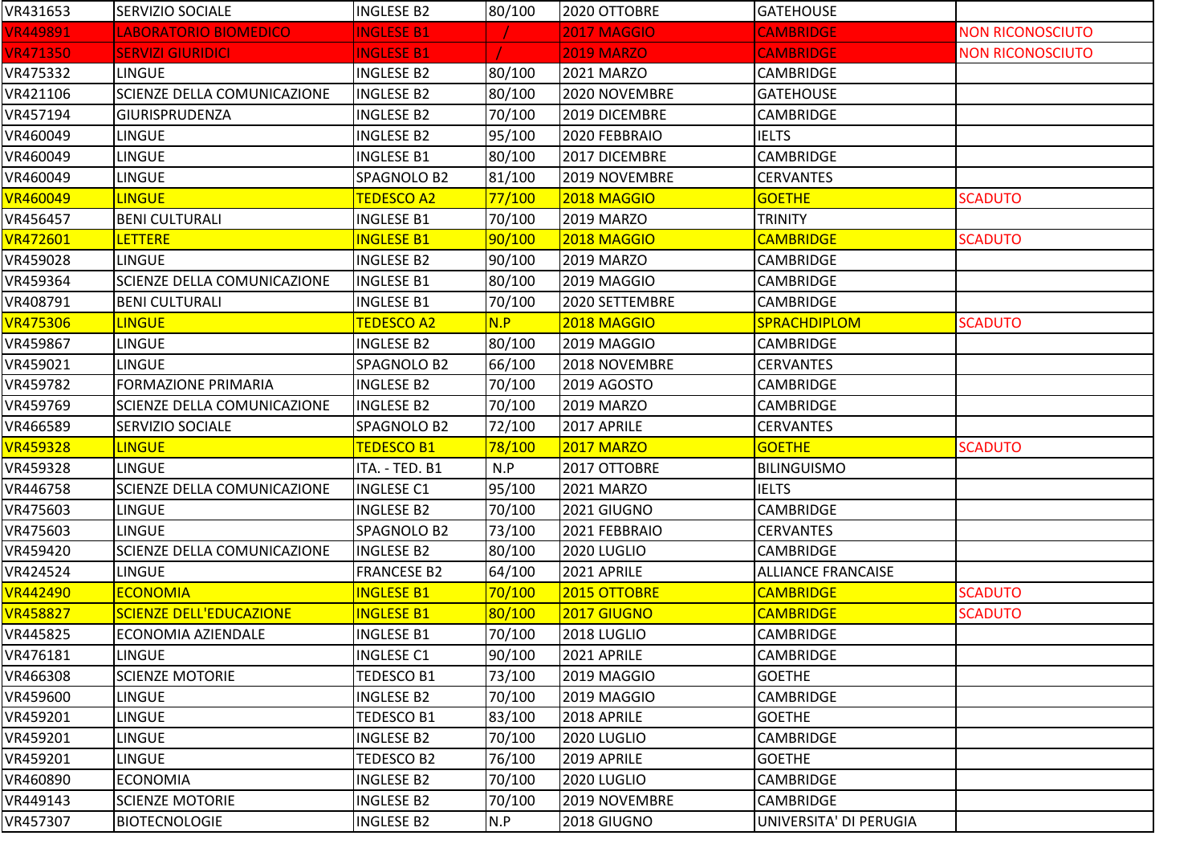| | | | | | | |
|---|---|---|---|---|---|---|
| VR431653 | SERVIZIO SOCIALE | INGLESE B2 | 80/100 | 2020 OTTOBRE | GATEHOUSE | |
| VR449891 | LABORATORIO BIOMEDICO | INGLESE B1 | / | 2017 MAGGIO | CAMBRIDGE | NON RICONOSCIUTO |
| VR471350 | SERVIZI GIURIDICI | INGLESE B1 | / | 2019 MARZO | CAMBRIDGE | NON RICONOSCIUTO |
| VR475332 | LINGUE | INGLESE B2 | 80/100 | 2021 MARZO | CAMBRIDGE | |
| VR421106 | SCIENZE DELLA COMUNICAZIONE | INGLESE B2 | 80/100 | 2020 NOVEMBRE | GATEHOUSE | |
| VR457194 | GIURISPRUDENZA | INGLESE B2 | 70/100 | 2019 DICEMBRE | CAMBRIDGE | |
| VR460049 | LINGUE | INGLESE B2 | 95/100 | 2020 FEBBRAIO | IELTS | |
| VR460049 | LINGUE | INGLESE B1 | 80/100 | 2017 DICEMBRE | CAMBRIDGE | |
| VR460049 | LINGUE | SPAGNOLO B2 | 81/100 | 2019 NOVEMBRE | CERVANTES | |
| VR460049 | LINGUE | TEDESCO A2 | 77/100 | 2018 MAGGIO | GOETHE | SCADUTO |
| VR456457 | BENI CULTURALI | INGLESE B1 | 70/100 | 2019 MARZO | TRINITY | |
| VR472601 | LETTERE | INGLESE B1 | 90/100 | 2018 MAGGIO | CAMBRIDGE | SCADUTO |
| VR459028 | LINGUE | INGLESE B2 | 90/100 | 2019 MARZO | CAMBRIDGE | |
| VR459364 | SCIENZE DELLA COMUNICAZIONE | INGLESE B1 | 80/100 | 2019 MAGGIO | CAMBRIDGE | |
| VR408791 | BENI CULTURALI | INGLESE B1 | 70/100 | 2020 SETTEMBRE | CAMBRIDGE | |
| VR475306 | LINGUE | TEDESCO A2 | N.P | 2018 MAGGIO | SPRACHDIPLOM | SCADUTO |
| VR459867 | LINGUE | INGLESE B2 | 80/100 | 2019 MAGGIO | CAMBRIDGE | |
| VR459021 | LINGUE | SPAGNOLO B2 | 66/100 | 2018 NOVEMBRE | CERVANTES | |
| VR459782 | FORMAZIONE PRIMARIA | INGLESE B2 | 70/100 | 2019 AGOSTO | CAMBRIDGE | |
| VR459769 | SCIENZE DELLA COMUNICAZIONE | INGLESE B2 | 70/100 | 2019 MARZO | CAMBRIDGE | |
| VR466589 | SERVIZIO SOCIALE | SPAGNOLO B2 | 72/100 | 2017 APRILE | CERVANTES | |
| VR459328 | LINGUE | TEDESCO B1 | 78/100 | 2017 MARZO | GOETHE | SCADUTO |
| VR459328 | LINGUE | ITA. - TED. B1 | N.P | 2017 OTTOBRE | BILINGUISMO | |
| VR446758 | SCIENZE DELLA COMUNICAZIONE | INGLESE C1 | 95/100 | 2021 MARZO | IELTS | |
| VR475603 | LINGUE | INGLESE B2 | 70/100 | 2021 GIUGNO | CAMBRIDGE | |
| VR475603 | LINGUE | SPAGNOLO B2 | 73/100 | 2021 FEBBRAIO | CERVANTES | |
| VR459420 | SCIENZE DELLA COMUNICAZIONE | INGLESE B2 | 80/100 | 2020 LUGLIO | CAMBRIDGE | |
| VR424524 | LINGUE | FRANCESE B2 | 64/100 | 2021 APRILE | ALLIANCE FRANCAISE | |
| VR442490 | ECONOMIA | INGLESE B1 | 70/100 | 2015 OTTOBRE | CAMBRIDGE | SCADUTO |
| VR458827 | SCIENZE DELL'EDUCAZIONE | INGLESE B1 | 80/100 | 2017 GIUGNO | CAMBRIDGE | SCADUTO |
| VR445825 | ECONOMIA AZIENDALE | INGLESE B1 | 70/100 | 2018 LUGLIO | CAMBRIDGE | |
| VR476181 | LINGUE | INGLESE C1 | 90/100 | 2021 APRILE | CAMBRIDGE | |
| VR466308 | SCIENZE MOTORIE | TEDESCO B1 | 73/100 | 2019 MAGGIO | GOETHE | |
| VR459600 | LINGUE | INGLESE B2 | 70/100 | 2019 MAGGIO | CAMBRIDGE | |
| VR459201 | LINGUE | TEDESCO B1 | 83/100 | 2018 APRILE | GOETHE | |
| VR459201 | LINGUE | INGLESE B2 | 70/100 | 2020 LUGLIO | CAMBRIDGE | |
| VR459201 | LINGUE | TEDESCO B2 | 76/100 | 2019 APRILE | GOETHE | |
| VR460890 | ECONOMIA | INGLESE B2 | 70/100 | 2020 LUGLIO | CAMBRIDGE | |
| VR449143 | SCIENZE MOTORIE | INGLESE B2 | 70/100 | 2019 NOVEMBRE | CAMBRIDGE | |
| VR457307 | BIOTECNOLOGIE | INGLESE B2 | N.P | 2018 GIUGNO | UNIVERSITA' DI PERUGIA | |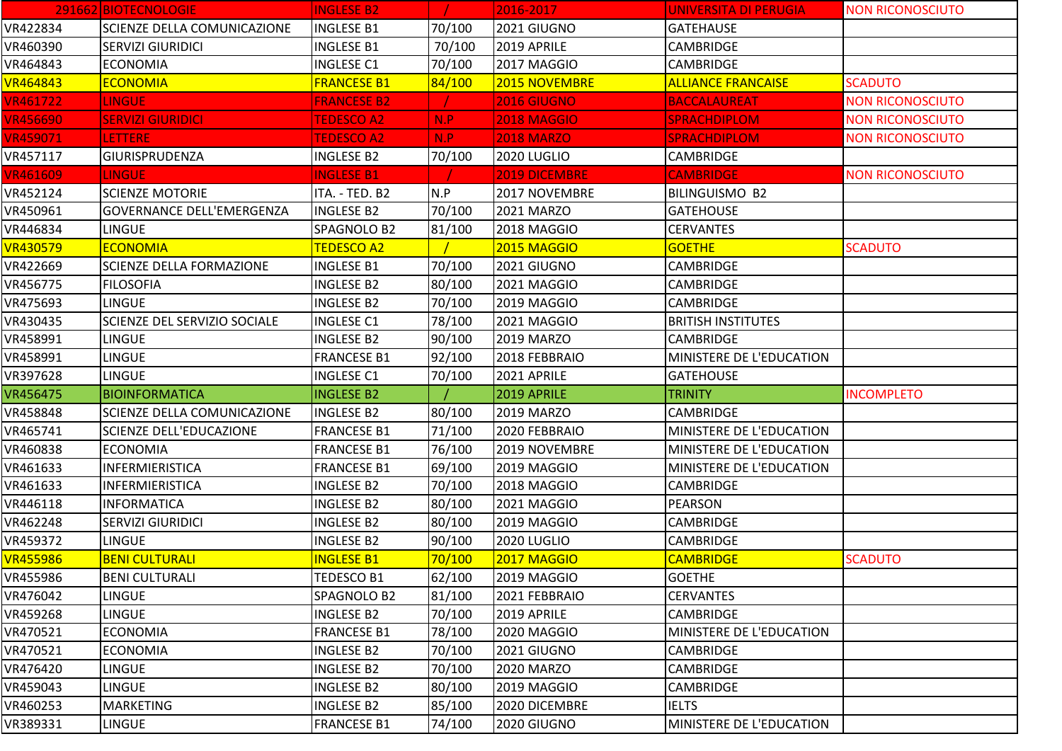| 291662 | BIOTECNOLOGIE | INGLESE B2 | / | 2016-2017 | UNIVERSITA DI PERUGIA | NON RICONOSCIUTO |
|---|---|---|---|---|---|---|
| VR422834 | SCIENZE DELLA COMUNICAZIONE | INGLESE B1 | 70/100 | 2021 GIUGNO | GATEHAUSE | |
| VR460390 | SERVIZI GIURIDICI | INGLESE B1 | 70/100 | 2019 APRILE | CAMBRIDGE | |
| VR464843 | ECONOMIA | INGLESE C1 | 70/100 | 2017 MAGGIO | CAMBRIDGE | |
| VR464843 | ECONOMIA | FRANCESE B1 | 84/100 | 2015 NOVEMBRE | ALLIANCE FRANCAISE | SCADUTO |
| VR461722 | LINGUE | FRANCESE B2 | / | 2016 GIUGNO | BACCALAUREAT | NON RICONOSCIUTO |
| VR456690 | SERVIZI GIURIDICI | TEDESCO A2 | N.P | 2018 MAGGIO | SPRACHDIPLOM | NON RICONOSCIUTO |
| VR459071 | LETTERE | TEDESCO A2 | N.P | 2018 MARZO | SPRACHDIPLOM | NON RICONOSCIUTO |
| VR457117 | GIURISPRUDENZA | INGLESE B2 | 70/100 | 2020 LUGLIO | CAMBRIDGE | |
| VR461609 | LINGUE | INGLESE B1 | / | 2019 DICEMBRE | CAMBRIDGE | NON RICONOSCIUTO |
| VR452124 | SCIENZE MOTORIE | ITA. - TED. B2 | N.P | 2017 NOVEMBRE | BILINGUISMO B2 | |
| VR450961 | GOVERNANCE DELL'EMERGENZA | INGLESE B2 | 70/100 | 2021 MARZO | GATEHOUSE | |
| VR446834 | LINGUE | SPAGNOLO B2 | 81/100 | 2018 MAGGIO | CERVANTES | |
| VR430579 | ECONOMIA | TEDESCO A2 | / | 2015 MAGGIO | GOETHE | SCADUTO |
| VR422669 | SCIENZE DELLA FORMAZIONE | INGLESE B1 | 70/100 | 2021 GIUGNO | CAMBRIDGE | |
| VR456775 | FILOSOFIA | INGLESE B2 | 80/100 | 2021 MAGGIO | CAMBRIDGE | |
| VR475693 | LINGUE | INGLESE B2 | 70/100 | 2019 MAGGIO | CAMBRIDGE | |
| VR430435 | SCIENZE DEL SERVIZIO SOCIALE | INGLESE C1 | 78/100 | 2021 MAGGIO | BRITISH INSTITUTES | |
| VR458991 | LINGUE | INGLESE B2 | 90/100 | 2019 MARZO | CAMBRIDGE | |
| VR458991 | LINGUE | FRANCESE B1 | 92/100 | 2018 FEBBRAIO | MINISTERE DE L'EDUCATION | |
| VR397628 | LINGUE | INGLESE C1 | 70/100 | 2021 APRILE | GATEHOUSE | |
| VR456475 | BIOINFORMATICA | INGLESE B2 | / | 2019 APRILE | TRINITY | INCOMPLETO |
| VR458848 | SCIENZE DELLA COMUNICAZIONE | INGLESE B2 | 80/100 | 2019 MARZO | CAMBRIDGE | |
| VR465741 | SCIENZE DELL'EDUCAZIONE | FRANCESE B1 | 71/100 | 2020 FEBBRAIO | MINISTERE DE L'EDUCATION | |
| VR460838 | ECONOMIA | FRANCESE B1 | 76/100 | 2019 NOVEMBRE | MINISTERE DE L'EDUCATION | |
| VR461633 | INFERMIERISTICA | FRANCESE B1 | 69/100 | 2019 MAGGIO | MINISTERE DE L'EDUCATION | |
| VR461633 | INFERMIERISTICA | INGLESE B2 | 70/100 | 2018 MAGGIO | CAMBRIDGE | |
| VR446118 | INFORMATICA | INGLESE B2 | 80/100 | 2021 MAGGIO | PEARSON | |
| VR462248 | SERVIZI GIURIDICI | INGLESE B2 | 80/100 | 2019 MAGGIO | CAMBRIDGE | |
| VR459372 | LINGUE | INGLESE B2 | 90/100 | 2020 LUGLIO | CAMBRIDGE | |
| VR455986 | BENI CULTURALI | INGLESE B1 | 70/100 | 2017 MAGGIO | CAMBRIDGE | SCADUTO |
| VR455986 | BENI CULTURALI | TEDESCO B1 | 62/100 | 2019 MAGGIO | GOETHE | |
| VR476042 | LINGUE | SPAGNOLO B2 | 81/100 | 2021 FEBBRAIO | CERVANTES | |
| VR459268 | LINGUE | INGLESE B2 | 70/100 | 2019 APRILE | CAMBRIDGE | |
| VR470521 | ECONOMIA | FRANCESE B1 | 78/100 | 2020 MAGGIO | MINISTERE DE L'EDUCATION | |
| VR470521 | ECONOMIA | INGLESE B2 | 70/100 | 2021 GIUGNO | CAMBRIDGE | |
| VR476420 | LINGUE | INGLESE B2 | 70/100 | 2020 MARZO | CAMBRIDGE | |
| VR459043 | LINGUE | INGLESE B2 | 80/100 | 2019 MAGGIO | CAMBRIDGE | |
| VR460253 | MARKETING | INGLESE B2 | 85/100 | 2020 DICEMBRE | IELTS | |
| VR389331 | LINGUE | FRANCESE B1 | 74/100 | 2020 GIUGNO | MINISTERE DE L'EDUCATION | |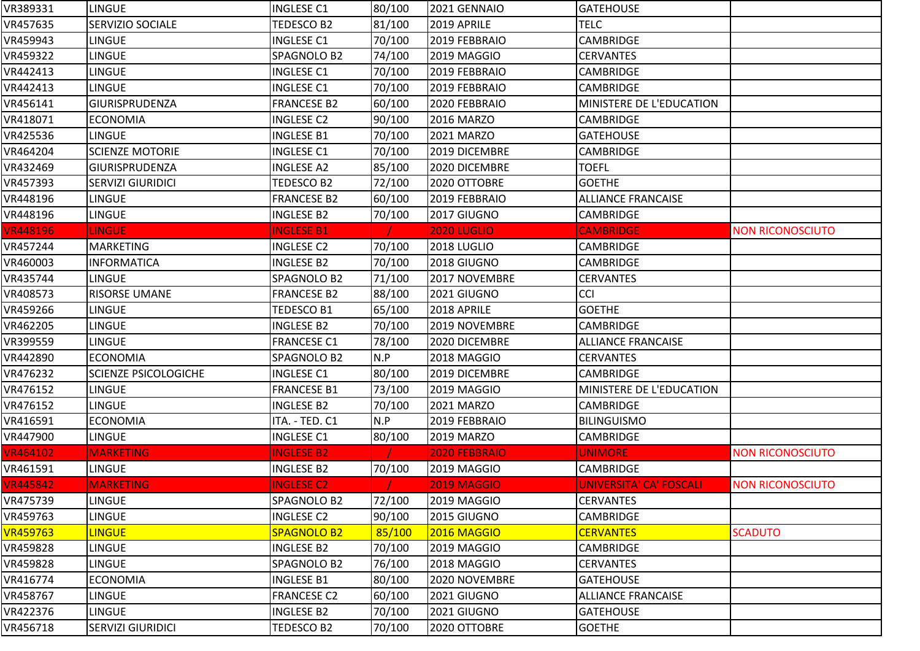| | | | | | | |
|---|---|---|---|---|---|---|
| VR389331 | LINGUE | INGLESE C1 | 80/100 | 2021 GENNAIO | GATEHOUSE | |
| VR457635 | SERVIZIO SOCIALE | TEDESCO B2 | 81/100 | 2019 APRILE | TELC | |
| VR459943 | LINGUE | INGLESE C1 | 70/100 | 2019 FEBBRAIO | CAMBRIDGE | |
| VR459322 | LINGUE | SPAGNOLO B2 | 74/100 | 2019 MAGGIO | CERVANTES | |
| VR442413 | LINGUE | INGLESE C1 | 70/100 | 2019 FEBBRAIO | CAMBRIDGE | |
| VR442413 | LINGUE | INGLESE C1 | 70/100 | 2019 FEBBRAIO | CAMBRIDGE | |
| VR456141 | GIURISPRUDENZA | FRANCESE B2 | 60/100 | 2020 FEBBRAIO | MINISTERE DE L'EDUCATION | |
| VR418071 | ECONOMIA | INGLESE C2 | 90/100 | 2016 MARZO | CAMBRIDGE | |
| VR425536 | LINGUE | INGLESE B1 | 70/100 | 2021 MARZO | GATEHOUSE | |
| VR464204 | SCIENZE MOTORIE | INGLESE C1 | 70/100 | 2019 DICEMBRE | CAMBRIDGE | |
| VR432469 | GIURISPRUDENZA | INGLESE A2 | 85/100 | 2020 DICEMBRE | TOEFL | |
| VR457393 | SERVIZI GIURIDICI | TEDESCO B2 | 72/100 | 2020 OTTOBRE | GOETHE | |
| VR448196 | LINGUE | FRANCESE B2 | 60/100 | 2019 FEBBRAIO | ALLIANCE FRANCAISE | |
| VR448196 | LINGUE | INGLESE B2 | 70/100 | 2017 GIUGNO | CAMBRIDGE | |
| VR448196 | LINGUE | INGLESE B1 | / | 2020 LUGLIO | CAMBRIDGE | NON RICONOSCIUTO |
| VR457244 | MARKETING | INGLESE C2 | 70/100 | 2018 LUGLIO | CAMBRIDGE | |
| VR460003 | INFORMATICA | INGLESE B2 | 70/100 | 2018 GIUGNO | CAMBRIDGE | |
| VR435744 | LINGUE | SPAGNOLO B2 | 71/100 | 2017 NOVEMBRE | CERVANTES | |
| VR408573 | RISORSE UMANE | FRANCESE B2 | 88/100 | 2021 GIUGNO | CCI | |
| VR459266 | LINGUE | TEDESCO B1 | 65/100 | 2018 APRILE | GOETHE | |
| VR462205 | LINGUE | INGLESE B2 | 70/100 | 2019 NOVEMBRE | CAMBRIDGE | |
| VR399559 | LINGUE | FRANCESE C1 | 78/100 | 2020 DICEMBRE | ALLIANCE FRANCAISE | |
| VR442890 | ECONOMIA | SPAGNOLO B2 | N.P | 2018 MAGGIO | CERVANTES | |
| VR476232 | SCIENZE PSICOLOGICHE | INGLESE C1 | 80/100 | 2019 DICEMBRE | CAMBRIDGE | |
| VR476152 | LINGUE | FRANCESE B1 | 73/100 | 2019 MAGGIO | MINISTERE DE L'EDUCATION | |
| VR476152 | LINGUE | INGLESE B2 | 70/100 | 2021 MARZO | CAMBRIDGE | |
| VR416591 | ECONOMIA | ITA. - TED. C1 | N.P | 2019 FEBBRAIO | BILINGUISMO | |
| VR447900 | LINGUE | INGLESE C1 | 80/100 | 2019 MARZO | CAMBRIDGE | |
| VR464102 | MARKETING | INGLESE B2 | / | 2020 FEBBRAIO | UNIMORE | NON RICONOSCIUTO |
| VR461591 | LINGUE | INGLESE B2 | 70/100 | 2019 MAGGIO | CAMBRIDGE | |
| VR445842 | MARKETING | INGLESE C2 | / | 2019 MAGGIO | UNIVERSITA' CA' FOSCALI | NON RICONOSCIUTO |
| VR475739 | LINGUE | SPAGNOLO B2 | 72/100 | 2019 MAGGIO | CERVANTES | |
| VR459763 | LINGUE | INGLESE C2 | 90/100 | 2015 GIUGNO | CAMBRIDGE | |
| VR459763 | LINGUE | SPAGNOLO B2 | 85/100 | 2016 MAGGIO | CERVANTES | SCADUTO |
| VR459828 | LINGUE | INGLESE B2 | 70/100 | 2019 MAGGIO | CAMBRIDGE | |
| VR459828 | LINGUE | SPAGNOLO B2 | 76/100 | 2018 MAGGIO | CERVANTES | |
| VR416774 | ECONOMIA | INGLESE B1 | 80/100 | 2020 NOVEMBRE | GATEHOUSE | |
| VR458767 | LINGUE | FRANCESE C2 | 60/100 | 2021 GIUGNO | ALLIANCE FRANCAISE | |
| VR422376 | LINGUE | INGLESE B2 | 70/100 | 2021 GIUGNO | GATEHOUSE | |
| VR456718 | SERVIZI GIURIDICI | TEDESCO B2 | 70/100 | 2020 OTTOBRE | GOETHE | |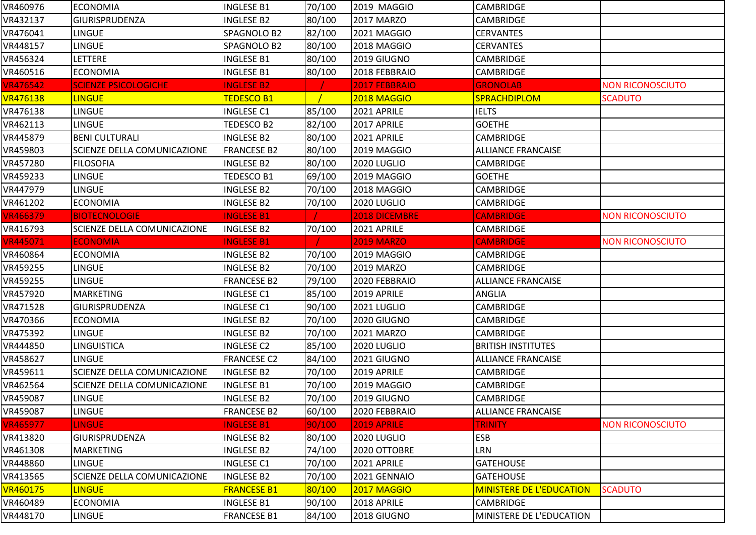| | | | | | | |
|---|---|---|---|---|---|---|
| VR460976 | ECONOMIA | INGLESE B1 | 70/100 | 2019 MAGGIO | CAMBRIDGE | |
| VR432137 | GIURISPRUDENZA | INGLESE B2 | 80/100 | 2017 MARZO | CAMBRIDGE | |
| VR476041 | LINGUE | SPAGNOLO B2 | 82/100 | 2021 MAGGIO | CERVANTES | |
| VR448157 | LINGUE | SPAGNOLO B2 | 80/100 | 2018 MAGGIO | CERVANTES | |
| VR456324 | LETTERE | INGLESE B1 | 80/100 | 2019 GIUGNO | CAMBRIDGE | |
| VR460516 | ECONOMIA | INGLESE B1 | 80/100 | 2018 FEBBRAIO | CAMBRIDGE | |
| VR476542 | SCIENZE PSICOLOGICHE | INGLESE B2 | / | 2017 FEBBRAIO | GRONOLAB | NON RICONOSCIUTO |
| VR476138 | LINGUE | TEDESCO B1 | / | 2018 MAGGIO | SPRACHDIPLOM | SCADUTO |
| VR476138 | LINGUE | INGLESE C1 | 85/100 | 2021 APRILE | IELTS | |
| VR462113 | LINGUE | TEDESCO B2 | 82/100 | 2017 APRILE | GOETHE | |
| VR445879 | BENI CULTURALI | INGLESE B2 | 80/100 | 2021 APRILE | CAMBRIDGE | |
| VR459803 | SCIENZE DELLA COMUNICAZIONE | FRANCESE B2 | 80/100 | 2019 MAGGIO | ALLIANCE FRANCAISE | |
| VR457280 | FILOSOFIA | INGLESE B2 | 80/100 | 2020 LUGLIO | CAMBRIDGE | |
| VR459233 | LINGUE | TEDESCO B1 | 69/100 | 2019 MAGGIO | GOETHE | |
| VR447979 | LINGUE | INGLESE B2 | 70/100 | 2018 MAGGIO | CAMBRIDGE | |
| VR461202 | ECONOMIA | INGLESE B2 | 70/100 | 2020 LUGLIO | CAMBRIDGE | |
| VR466379 | BIOTECNOLOGIE | INGLESE B1 | / | 2018 DICEMBRE | CAMBRIDGE | NON RICONOSCIUTO |
| VR416793 | SCIENZE DELLA COMUNICAZIONE | INGLESE B2 | 70/100 | 2021 APRILE | CAMBRIDGE | |
| VR445071 | ECONOMIA | INGLESE B1 | / | 2019 MARZO | CAMBRIDGE | NON RICONOSCIUTO |
| VR460864 | ECONOMIA | INGLESE B2 | 70/100 | 2019 MAGGIO | CAMBRIDGE | |
| VR459255 | LINGUE | INGLESE B2 | 70/100 | 2019 MARZO | CAMBRIDGE | |
| VR459255 | LINGUE | FRANCESE B2 | 79/100 | 2020 FEBBRAIO | ALLIANCE FRANCAISE | |
| VR457920 | MARKETING | INGLESE C1 | 85/100 | 2019 APRILE | ANGLIA | |
| VR471528 | GIURISPRUDENZA | INGLESE C1 | 90/100 | 2021 LUGLIO | CAMBRIDGE | |
| VR470366 | ECONOMIA | INGLESE B2 | 70/100 | 2020 GIUGNO | CAMBRIDGE | |
| VR475392 | LINGUE | INGLESE B2 | 70/100 | 2021 MARZO | CAMBRIDGE | |
| VR444850 | LINGUISTICA | INGLESE C2 | 85/100 | 2020 LUGLIO | BRITISH INSTITUTES | |
| VR458627 | LINGUE | FRANCESE C2 | 84/100 | 2021 GIUGNO | ALLIANCE FRANCAISE | |
| VR459611 | SCIENZE DELLA COMUNICAZIONE | INGLESE B2 | 70/100 | 2019 APRILE | CAMBRIDGE | |
| VR462564 | SCIENZE DELLA COMUNICAZIONE | INGLESE B1 | 70/100 | 2019 MAGGIO | CAMBRIDGE | |
| VR459087 | LINGUE | INGLESE B2 | 70/100 | 2019 GIUGNO | CAMBRIDGE | |
| VR459087 | LINGUE | FRANCESE B2 | 60/100 | 2020 FEBBRAIO | ALLIANCE FRANCAISE | |
| VR465977 | LINGUE | INGLESE B1 | 90/100 | 2019 APRILE | TRINITY | NON RICONOSCIUTO |
| VR413820 | GIURISPRUDENZA | INGLESE B2 | 80/100 | 2020 LUGLIO | ESB | |
| VR461308 | MARKETING | INGLESE B2 | 74/100 | 2020 OTTOBRE | LRN | |
| VR448860 | LINGUE | INGLESE C1 | 70/100 | 2021 APRILE | GATEHOUSE | |
| VR413565 | SCIENZE DELLA COMUNICAZIONE | INGLESE B2 | 70/100 | 2021 GENNAIO | GATEHOUSE | |
| VR460175 | LINGUE | FRANCESE B1 | 80/100 | 2017 MAGGIO | MINISTERE DE L'EDUCATION | SCADUTO |
| VR460489 | ECONOMIA | INGLESE B1 | 90/100 | 2018 APRILE | CAMBRIDGE | |
| VR448170 | LINGUE | FRANCESE B1 | 84/100 | 2018 GIUGNO | MINISTERE DE L'EDUCATION | |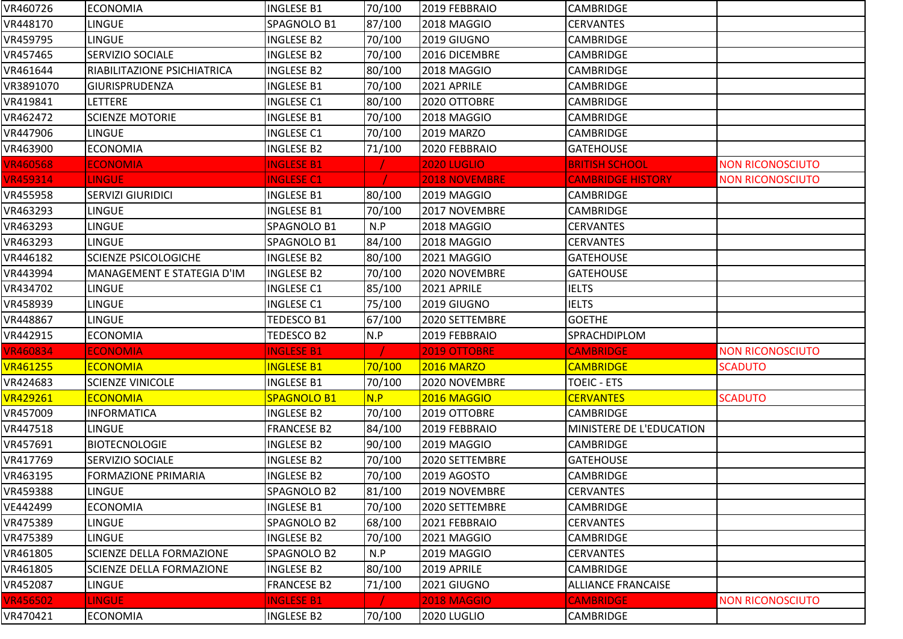| | | | | | | |
|---|---|---|---|---|---|---|
| VR460726 | ECONOMIA | INGLESE B1 | 70/100 | 2019 FEBBRAIO | CAMBRIDGE | |
| VR448170 | LINGUE | SPAGNOLO B1 | 87/100 | 2018 MAGGIO | CERVANTES | |
| VR459795 | LINGUE | INGLESE B2 | 70/100 | 2019 GIUGNO | CAMBRIDGE | |
| VR457465 | SERVIZIO SOCIALE | INGLESE B2 | 70/100 | 2016 DICEMBRE | CAMBRIDGE | |
| VR461644 | RIABILITAZIONE PSICHIATRICA | INGLESE B2 | 80/100 | 2018 MAGGIO | CAMBRIDGE | |
| VR3891070 | GIURISPRUDENZA | INGLESE B1 | 70/100 | 2021 APRILE | CAMBRIDGE | |
| VR419841 | LETTERE | INGLESE C1 | 80/100 | 2020 OTTOBRE | CAMBRIDGE | |
| VR462472 | SCIENZE MOTORIE | INGLESE B1 | 70/100 | 2018 MAGGIO | CAMBRIDGE | |
| VR447906 | LINGUE | INGLESE C1 | 70/100 | 2019 MARZO | CAMBRIDGE | |
| VR463900 | ECONOMIA | INGLESE B2 | 71/100 | 2020 FEBBRAIO | GATEHOUSE | |
| VR460568 | ECONOMIA | INGLESE B1 | / | 2020 LUGLIO | BRITISH SCHOOL | NON RICONOSCIUTO |
| VR459314 | LINGUE | INGLESE C1 | / | 2018 NOVEMBRE | CAMBRIDGE HISTORY | NON RICONOSCIUTO |
| VR455958 | SERVIZI GIURIDICI | INGLESE B1 | 80/100 | 2019 MAGGIO | CAMBRIDGE | |
| VR463293 | LINGUE | INGLESE B1 | 70/100 | 2017 NOVEMBRE | CAMBRIDGE | |
| VR463293 | LINGUE | SPAGNOLO B1 | N.P | 2018 MAGGIO | CERVANTES | |
| VR463293 | LINGUE | SPAGNOLO B1 | 84/100 | 2018 MAGGIO | CERVANTES | |
| VR446182 | SCIENZE PSICOLOGICHE | INGLESE B2 | 80/100 | 2021 MAGGIO | GATEHOUSE | |
| VR443994 | MANAGEMENT E STATEGIA D'IM | INGLESE B2 | 70/100 | 2020 NOVEMBRE | GATEHOUSE | |
| VR434702 | LINGUE | INGLESE C1 | 85/100 | 2021 APRILE | IELTS | |
| VR458939 | LINGUE | INGLESE C1 | 75/100 | 2019 GIUGNO | IELTS | |
| VR448867 | LINGUE | TEDESCO B1 | 67/100 | 2020 SETTEMBRE | GOETHE | |
| VR442915 | ECONOMIA | TEDESCO B2 | N.P | 2019 FEBBRAIO | SPRACHDIPLOM | |
| VR460834 | ECONOMIA | INGLESE B1 | / | 2019 OTTOBRE | CAMBRIDGE | NON RICONOSCIUTO |
| VR461255 | ECONOMIA | INGLESE B1 | 70/100 | 2016 MARZO | CAMBRIDGE | SCADUTO |
| VR424683 | SCIENZE VINICOLE | INGLESE B1 | 70/100 | 2020 NOVEMBRE | TOEIC - ETS | |
| VR429261 | ECONOMIA | SPAGNOLO B1 | N.P | 2016 MAGGIO | CERVANTES | SCADUTO |
| VR457009 | INFORMATICA | INGLESE B2 | 70/100 | 2019 OTTOBRE | CAMBRIDGE | |
| VR447518 | LINGUE | FRANCESE B2 | 84/100 | 2019 FEBBRAIO | MINISTERE DE L'EDUCATION | |
| VR457691 | BIOTECNOLOGIE | INGLESE B2 | 90/100 | 2019 MAGGIO | CAMBRIDGE | |
| VR417769 | SERVIZIO SOCIALE | INGLESE B2 | 70/100 | 2020 SETTEMBRE | GATEHOUSE | |
| VR463195 | FORMAZIONE PRIMARIA | INGLESE B2 | 70/100 | 2019 AGOSTO | CAMBRIDGE | |
| VR459388 | LINGUE | SPAGNOLO B2 | 81/100 | 2019 NOVEMBRE | CERVANTES | |
| VE442499 | ECONOMIA | INGLESE B1 | 70/100 | 2020 SETTEMBRE | CAMBRIDGE | |
| VR475389 | LINGUE | SPAGNOLO B2 | 68/100 | 2021 FEBBRAIO | CERVANTES | |
| VR475389 | LINGUE | INGLESE B2 | 70/100 | 2021 MAGGIO | CAMBRIDGE | |
| VR461805 | SCIENZE DELLA FORMAZIONE | SPAGNOLO B2 | N.P | 2019 MAGGIO | CERVANTES | |
| VR461805 | SCIENZE DELLA FORMAZIONE | INGLESE B2 | 80/100 | 2019 APRILE | CAMBRIDGE | |
| VR452087 | LINGUE | FRANCESE B2 | 71/100 | 2021 GIUGNO | ALLIANCE FRANCAISE | |
| VR456502 | LINGUE | INGLESE B1 | / | 2018 MAGGIO | CAMBRIDGE | NON RICONOSCIUTO |
| VR470421 | ECONOMIA | INGLESE B2 | 70/100 | 2020 LUGLIO | CAMBRIDGE | |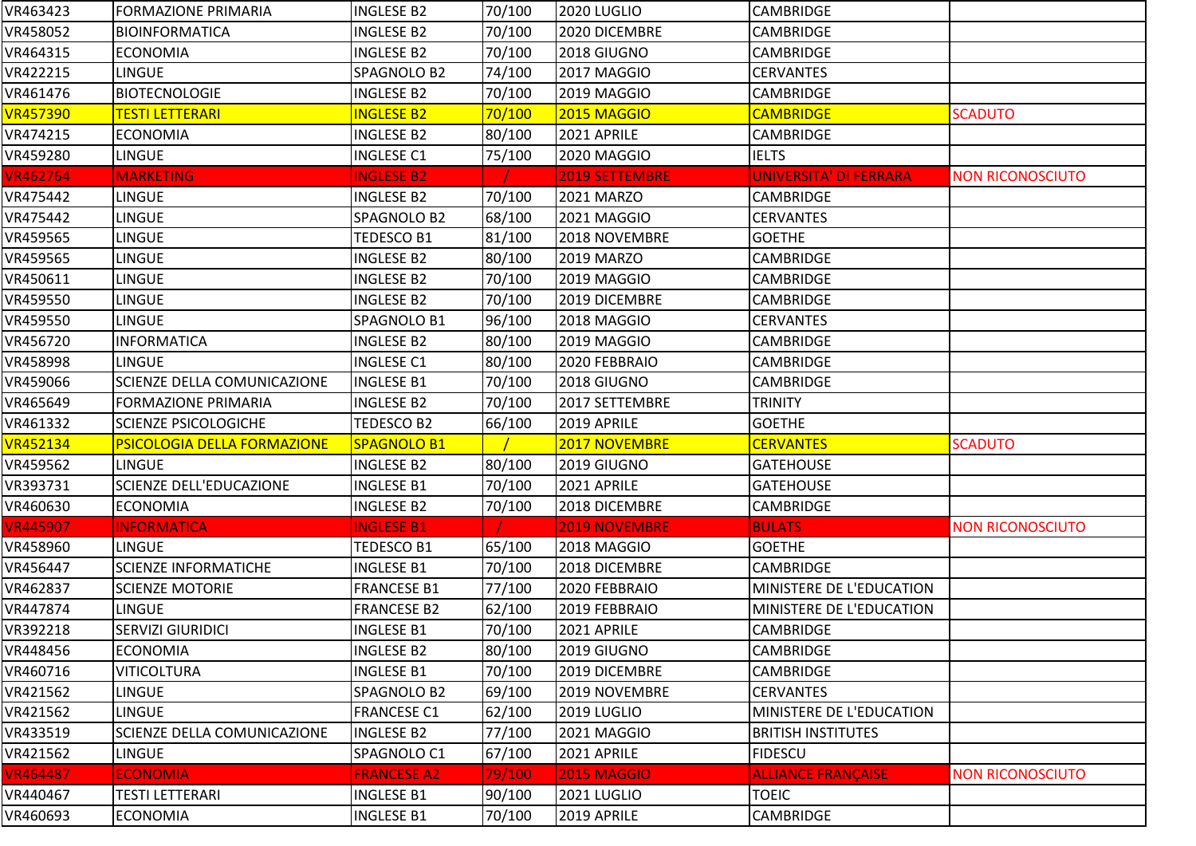| | | | | | | |
|---|---|---|---|---|---|---|
| VR463423 | FORMAZIONE PRIMARIA | INGLESE B2 | 70/100 | 2020 LUGLIO | CAMBRIDGE | |
| VR458052 | BIOINFORMATICA | INGLESE B2 | 70/100 | 2020 DICEMBRE | CAMBRIDGE | |
| VR464315 | ECONOMIA | INGLESE B2 | 70/100 | 2018 GIUGNO | CAMBRIDGE | |
| VR422215 | LINGUE | SPAGNOLO B2 | 74/100 | 2017 MAGGIO | CERVANTES | |
| VR461476 | BIOTECNOLOGIE | INGLESE B2 | 70/100 | 2019 MAGGIO | CAMBRIDGE | |
| VR457390 | TESTI LETTERARI | INGLESE B2 | 70/100 | 2015 MAGGIO | CAMBRIDGE | SCADUTO |
| VR474215 | ECONOMIA | INGLESE B2 | 80/100 | 2021 APRILE | CAMBRIDGE | |
| VR459280 | LINGUE | INGLESE C1 | 75/100 | 2020 MAGGIO | IELTS | |
| VR462764 | MARKETING | INGLESE B2 | / | 2019 SETTEMBRE | UNIVERSITA' DI FERRARA | NON RICONOSCIUTO |
| VR475442 | LINGUE | INGLESE B2 | 70/100 | 2021 MARZO | CAMBRIDGE | |
| VR475442 | LINGUE | SPAGNOLO B2 | 68/100 | 2021 MAGGIO | CERVANTES | |
| VR459565 | LINGUE | TEDESCO B1 | 81/100 | 2018 NOVEMBRE | GOETHE | |
| VR459565 | LINGUE | INGLESE B2 | 80/100 | 2019 MARZO | CAMBRIDGE | |
| VR450611 | LINGUE | INGLESE B2 | 70/100 | 2019 MAGGIO | CAMBRIDGE | |
| VR459550 | LINGUE | INGLESE B2 | 70/100 | 2019 DICEMBRE | CAMBRIDGE | |
| VR459550 | LINGUE | SPAGNOLO B1 | 96/100 | 2018 MAGGIO | CERVANTES | |
| VR456720 | INFORMATICA | INGLESE B2 | 80/100 | 2019 MAGGIO | CAMBRIDGE | |
| VR458998 | LINGUE | INGLESE C1 | 80/100 | 2020 FEBBRAIO | CAMBRIDGE | |
| VR459066 | SCIENZE DELLA COMUNICAZIONE | INGLESE B1 | 70/100 | 2018 GIUGNO | CAMBRIDGE | |
| VR465649 | FORMAZIONE PRIMARIA | INGLESE B2 | 70/100 | 2017 SETTEMBRE | TRINITY | |
| VR461332 | SCIENZE PSICOLOGICHE | TEDESCO B2 | 66/100 | 2019 APRILE | GOETHE | |
| VR452134 | PSICOLOGIA DELLA FORMAZIONE | SPAGNOLO B1 | / | 2017 NOVEMBRE | CERVANTES | SCADUTO |
| VR459562 | LINGUE | INGLESE B2 | 80/100 | 2019 GIUGNO | GATEHOUSE | |
| VR393731 | SCIENZE DELL'EDUCAZIONE | INGLESE B1 | 70/100 | 2021 APRILE | GATEHOUSE | |
| VR460630 | ECONOMIA | INGLESE B2 | 70/100 | 2018 DICEMBRE | CAMBRIDGE | |
| VR445907 | INFORMATICA | INGLESE B1 | / | 2019 NOVEMBRE | BULATS | NON RICONOSCIUTO |
| VR458960 | LINGUE | TEDESCO B1 | 65/100 | 2018 MAGGIO | GOETHE | |
| VR456447 | SCIENZE INFORMATICHE | INGLESE B1 | 70/100 | 2018 DICEMBRE | CAMBRIDGE | |
| VR462837 | SCIENZE MOTORIE | FRANCESE B1 | 77/100 | 2020 FEBBRAIO | MINISTERE DE L'EDUCATION | |
| VR447874 | LINGUE | FRANCESE B2 | 62/100 | 2019 FEBBRAIO | MINISTERE DE L'EDUCATION | |
| VR392218 | SERVIZI GIURIDICI | INGLESE B1 | 70/100 | 2021 APRILE | CAMBRIDGE | |
| VR448456 | ECONOMIA | INGLESE B2 | 80/100 | 2019 GIUGNO | CAMBRIDGE | |
| VR460716 | VITICOLTURA | INGLESE B1 | 70/100 | 2019 DICEMBRE | CAMBRIDGE | |
| VR421562 | LINGUE | SPAGNOLO B2 | 69/100 | 2019 NOVEMBRE | CERVANTES | |
| VR421562 | LINGUE | FRANCESE C1 | 62/100 | 2019 LUGLIO | MINISTERE DE L'EDUCATION | |
| VR433519 | SCIENZE DELLA COMUNICAZIONE | INGLESE B2 | 77/100 | 2021 MAGGIO | BRITISH INSTITUTES | |
| VR421562 | LINGUE | SPAGNOLO C1 | 67/100 | 2021 APRILE | FIDESCU | |
| VR464487 | ECONOMIA | FRANCESE A2 | 79/100 | 2015 MAGGIO | ALLIANCE FRANÇAISE | NON RICONOSCIUTO |
| VR440467 | TESTI LETTERARI | INGLESE B1 | 90/100 | 2021 LUGLIO | TOEIC | |
| VR460693 | ECONOMIA | INGLESE B1 | 70/100 | 2019 APRILE | CAMBRIDGE | |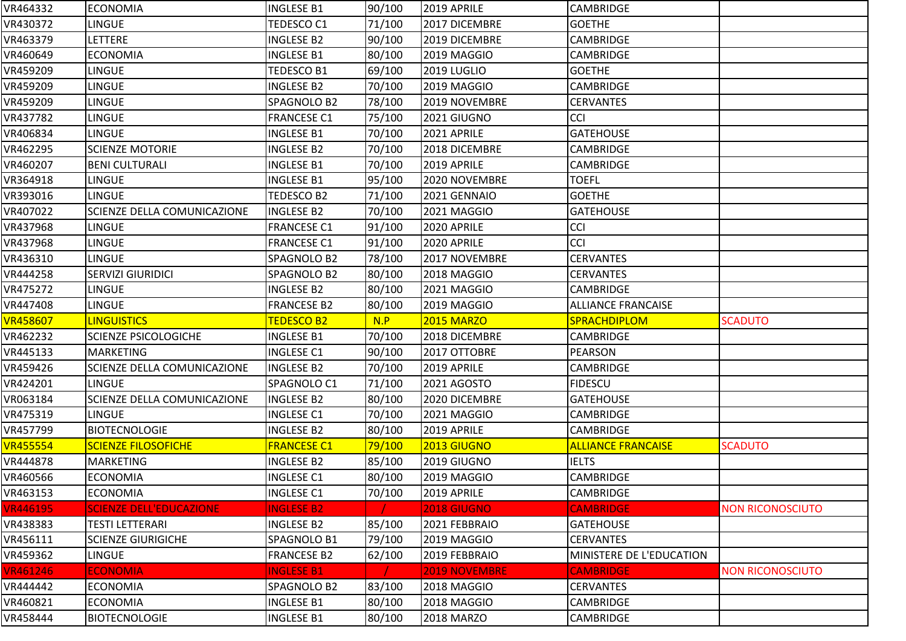| | | | | | | |
|---|---|---|---|---|---|---|
| VR464332 | ECONOMIA | INGLESE B1 | 90/100 | 2019 APRILE | CAMBRIDGE | |
| VR430372 | LINGUE | TEDESCO C1 | 71/100 | 2017 DICEMBRE | GOETHE | |
| VR463379 | LETTERE | INGLESE B2 | 90/100 | 2019 DICEMBRE | CAMBRIDGE | |
| VR460649 | ECONOMIA | INGLESE B1 | 80/100 | 2019 MAGGIO | CAMBRIDGE | |
| VR459209 | LINGUE | TEDESCO B1 | 69/100 | 2019 LUGLIO | GOETHE | |
| VR459209 | LINGUE | INGLESE B2 | 70/100 | 2019 MAGGIO | CAMBRIDGE | |
| VR459209 | LINGUE | SPAGNOLO B2 | 78/100 | 2019 NOVEMBRE | CERVANTES | |
| VR437782 | LINGUE | FRANCESE C1 | 75/100 | 2021 GIUGNO | CCI | |
| VR406834 | LINGUE | INGLESE B1 | 70/100 | 2021 APRILE | GATEHOUSE | |
| VR462295 | SCIENZE MOTORIE | INGLESE B2 | 70/100 | 2018 DICEMBRE | CAMBRIDGE | |
| VR460207 | BENI CULTURALI | INGLESE B1 | 70/100 | 2019 APRILE | CAMBRIDGE | |
| VR364918 | LINGUE | INGLESE B1 | 95/100 | 2020 NOVEMBRE | TOEFL | |
| VR393016 | LINGUE | TEDESCO B2 | 71/100 | 2021 GENNAIO | GOETHE | |
| VR407022 | SCIENZE DELLA COMUNICAZIONE | INGLESE B2 | 70/100 | 2021 MAGGIO | GATEHOUSE | |
| VR437968 | LINGUE | FRANCESE C1 | 91/100 | 2020 APRILE | CCI | |
| VR437968 | LINGUE | FRANCESE C1 | 91/100 | 2020 APRILE | CCI | |
| VR436310 | LINGUE | SPAGNOLO B2 | 78/100 | 2017 NOVEMBRE | CERVANTES | |
| VR444258 | SERVIZI GIURIDICI | SPAGNOLO B2 | 80/100 | 2018 MAGGIO | CERVANTES | |
| VR475272 | LINGUE | INGLESE B2 | 80/100 | 2021 MAGGIO | CAMBRIDGE | |
| VR447408 | LINGUE | FRANCESE B2 | 80/100 | 2019 MAGGIO | ALLIANCE FRANCAISE | |
| VR458607 | LINGUISTICS | TEDESCO B2 | N.P | 2015 MARZO | SPRACHDIPLOM | SCADUTO |
| VR462232 | SCIENZE PSICOLOGICHE | INGLESE B1 | 70/100 | 2018 DICEMBRE | CAMBRIDGE | |
| VR445133 | MARKETING | INGLESE C1 | 90/100 | 2017 OTTOBRE | PEARSON | |
| VR459426 | SCIENZE DELLA COMUNICAZIONE | INGLESE B2 | 70/100 | 2019 APRILE | CAMBRIDGE | |
| VR424201 | LINGUE | SPAGNOLO C1 | 71/100 | 2021 AGOSTO | FIDESCU | |
| VR063184 | SCIENZE DELLA COMUNICAZIONE | INGLESE B2 | 80/100 | 2020 DICEMBRE | GATEHOUSE | |
| VR475319 | LINGUE | INGLESE C1 | 70/100 | 2021 MAGGIO | CAMBRIDGE | |
| VR457799 | BIOTECNOLOGIE | INGLESE B2 | 80/100 | 2019 APRILE | CAMBRIDGE | |
| VR455554 | SCIENZE FILOSOFICHE | FRANCESE C1 | 79/100 | 2013 GIUGNO | ALLIANCE FRANCAISE | SCADUTO |
| VR444878 | MARKETING | INGLESE B2 | 85/100 | 2019 GIUGNO | IELTS | |
| VR460566 | ECONOMIA | INGLESE C1 | 80/100 | 2019 MAGGIO | CAMBRIDGE | |
| VR463153 | ECONOMIA | INGLESE C1 | 70/100 | 2019 APRILE | CAMBRIDGE | |
| VR446195 | SCIENZE DELL'EDUCAZIONE | INGLESE B2 | / | 2018 GIUGNO | CAMBRIDGE | NON RICONOSCIUTO |
| VR438383 | TESTI LETTERARI | INGLESE B2 | 85/100 | 2021 FEBBRAIO | GATEHOUSE | |
| VR456111 | SCIENZE GIURIGICHE | SPAGNOLO B1 | 79/100 | 2019 MAGGIO | CERVANTES | |
| VR459362 | LINGUE | FRANCESE B2 | 62/100 | 2019 FEBBRAIO | MINISTERE DE L'EDUCATION | |
| VR461246 | ECONOMIA | INGLESE B1 | / | 2019 NOVEMBRE | CAMBRIDGE | NON RICONOSCIUTO |
| VR444442 | ECONOMIA | SPAGNOLO B2 | 83/100 | 2018 MAGGIO | CERVANTES | |
| VR460821 | ECONOMIA | INGLESE B1 | 80/100 | 2018 MAGGIO | CAMBRIDGE | |
| VR458444 | BIOTECNOLOGIE | INGLESE B1 | 80/100 | 2018 MARZO | CAMBRIDGE | |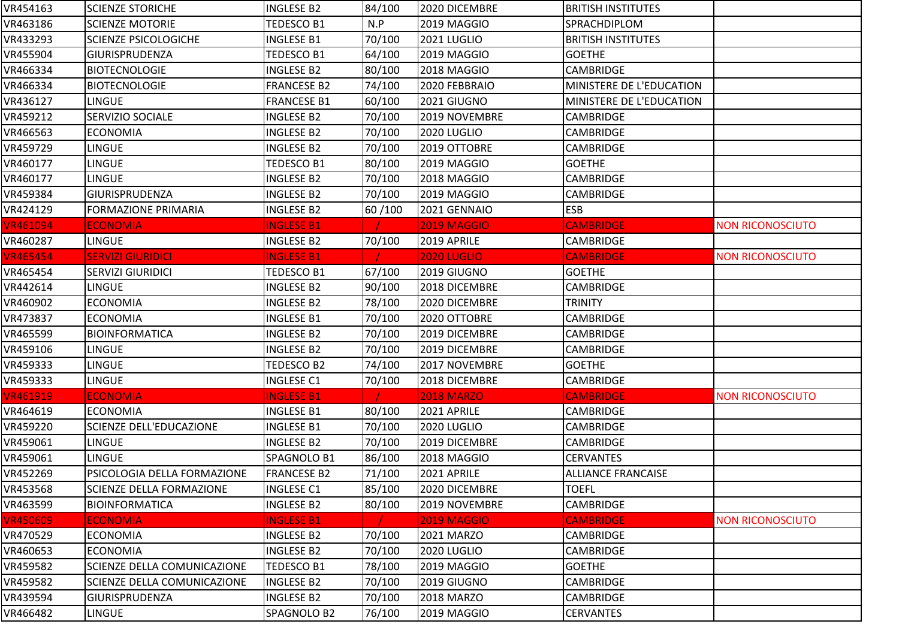| | | | | | | |
|---|---|---|---|---|---|---|
| VR454163 | SCIENZE STORICHE | INGLESE B2 | 84/100 | 2020 DICEMBRE | BRITISH INSTITUTES | |
| VR463186 | SCIENZE MOTORIE | TEDESCO B1 | N.P | 2019 MAGGIO | SPRACHDIPLOM | |
| VR433293 | SCIENZE PSICOLOGICHE | INGLESE B1 | 70/100 | 2021 LUGLIO | BRITISH INSTITUTES | |
| VR455904 | GIURISPRUDENZA | TEDESCO B1 | 64/100 | 2019 MAGGIO | GOETHE | |
| VR466334 | BIOTECNOLOGIE | INGLESE B2 | 80/100 | 2018 MAGGIO | CAMBRIDGE | |
| VR466334 | BIOTECNOLOGIE | FRANCESE B2 | 74/100 | 2020 FEBBRAIO | MINISTERE DE L'EDUCATION | |
| VR436127 | LINGUE | FRANCESE B1 | 60/100 | 2021 GIUGNO | MINISTERE DE L'EDUCATION | |
| VR459212 | SERVIZIO SOCIALE | INGLESE B2 | 70/100 | 2019 NOVEMBRE | CAMBRIDGE | |
| VR466563 | ECONOMIA | INGLESE B2 | 70/100 | 2020 LUGLIO | CAMBRIDGE | |
| VR459729 | LINGUE | INGLESE B2 | 70/100 | 2019 OTTOBRE | CAMBRIDGE | |
| VR460177 | LINGUE | TEDESCO B1 | 80/100 | 2019 MAGGIO | GOETHE | |
| VR460177 | LINGUE | INGLESE B2 | 70/100 | 2018 MAGGIO | CAMBRIDGE | |
| VR459384 | GIURISPRUDENZA | INGLESE B2 | 70/100 | 2019 MAGGIO | CAMBRIDGE | |
| VR424129 | FORMAZIONE PRIMARIA | INGLESE B2 | 60 /100 | 2021 GENNAIO | ESB | |
| VR461094 | ECONOMIA | INGLESE B1 | / | 2019 MAGGIO | CAMBRIDGE | NON RICONOSCIUTO |
| VR460287 | LINGUE | INGLESE B2 | 70/100 | 2019 APRILE | CAMBRIDGE | |
| VR465454 | SERVIZI GIURIDICI | INGLESE B1 | / | 2020 LUGLIO | CAMBRIDGE | NON RICONOSCIUTO |
| VR465454 | SERVIZI GIURIDICI | TEDESCO B1 | 67/100 | 2019 GIUGNO | GOETHE | |
| VR442614 | LINGUE | INGLESE B2 | 90/100 | 2018 DICEMBRE | CAMBRIDGE | |
| VR460902 | ECONOMIA | INGLESE B2 | 78/100 | 2020 DICEMBRE | TRINITY | |
| VR473837 | ECONOMIA | INGLESE B1 | 70/100 | 2020 OTTOBRE | CAMBRIDGE | |
| VR465599 | BIOINFORMATICA | INGLESE B2 | 70/100 | 2019 DICEMBRE | CAMBRIDGE | |
| VR459106 | LINGUE | INGLESE B2 | 70/100 | 2019 DICEMBRE | CAMBRIDGE | |
| VR459333 | LINGUE | TEDESCO B2 | 74/100 | 2017 NOVEMBRE | GOETHE | |
| VR459333 | LINGUE | INGLESE C1 | 70/100 | 2018 DICEMBRE | CAMBRIDGE | |
| VR461919 | ECONOMIA | INGLESE B1 | / | 2018 MARZO | CAMBRIDGE | NON RICONOSCIUTO |
| VR464619 | ECONOMIA | INGLESE B1 | 80/100 | 2021 APRILE | CAMBRIDGE | |
| VR459220 | SCIENZE DELL'EDUCAZIONE | INGLESE B1 | 70/100 | 2020 LUGLIO | CAMBRIDGE | |
| VR459061 | LINGUE | INGLESE B2 | 70/100 | 2019 DICEMBRE | CAMBRIDGE | |
| VR459061 | LINGUE | SPAGNOLO B1 | 86/100 | 2018 MAGGIO | CERVANTES | |
| VR452269 | PSICOLOGIA DELLA FORMAZIONE | FRANCESE B2 | 71/100 | 2021 APRILE | ALLIANCE FRANCAISE | |
| VR453568 | SCIENZE DELLA FORMAZIONE | INGLESE C1 | 85/100 | 2020 DICEMBRE | TOEFL | |
| VR463599 | BIOINFORMATICA | INGLESE B2 | 80/100 | 2019 NOVEMBRE | CAMBRIDGE | |
| VR450609 | ECONOMIA | INGLESE B1 | / | 2019 MAGGIO | CAMBRIDGE | NON RICONOSCIUTO |
| VR470529 | ECONOMIA | INGLESE B2 | 70/100 | 2021 MARZO | CAMBRIDGE | |
| VR460653 | ECONOMIA | INGLESE B2 | 70/100 | 2020 LUGLIO | CAMBRIDGE | |
| VR459582 | SCIENZE DELLA COMUNICAZIONE | TEDESCO B1 | 78/100 | 2019 MAGGIO | GOETHE | |
| VR459582 | SCIENZE DELLA COMUNICAZIONE | INGLESE B2 | 70/100 | 2019 GIUGNO | CAMBRIDGE | |
| VR439594 | GIURISPRUDENZA | INGLESE B2 | 70/100 | 2018 MARZO | CAMBRIDGE | |
| VR466482 | LINGUE | SPAGNOLO B2 | 76/100 | 2019 MAGGIO | CERVANTES | |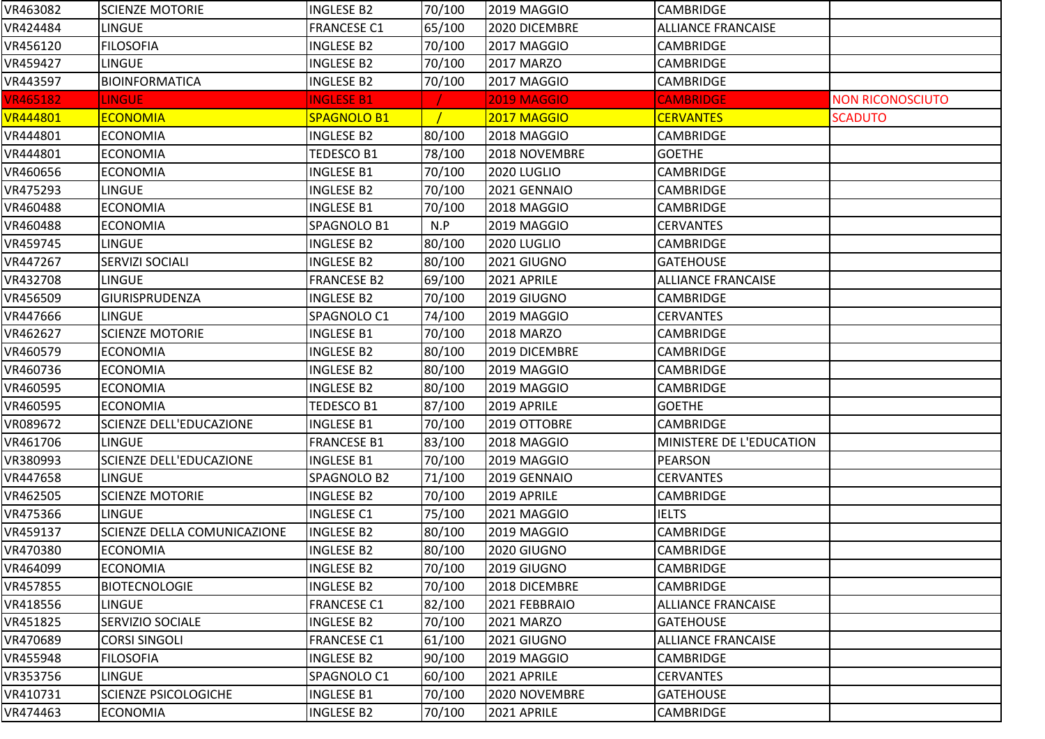| | | | | | | |
|---|---|---|---|---|---|---|
| VR463082 | SCIENZE MOTORIE | INGLESE B2 | 70/100 | 2019 MAGGIO | CAMBRIDGE | |
| VR424484 | LINGUE | FRANCESE C1 | 65/100 | 2020 DICEMBRE | ALLIANCE FRANCAISE | |
| VR456120 | FILOSOFIA | INGLESE B2 | 70/100 | 2017 MAGGIO | CAMBRIDGE | |
| VR459427 | LINGUE | INGLESE B2 | 70/100 | 2017 MARZO | CAMBRIDGE | |
| VR443597 | BIOINFORMATICA | INGLESE B2 | 70/100 | 2017 MAGGIO | CAMBRIDGE | |
| VR465182 | LINGUE | INGLESE B1 | / | 2019 MAGGIO | CAMBRIDGE | NON RICONOSCIUTO |
| VR444801 | ECONOMIA | SPAGNOLO B1 | / | 2017 MAGGIO | CERVANTES | SCADUTO |
| VR444801 | ECONOMIA | INGLESE B2 | 80/100 | 2018 MAGGIO | CAMBRIDGE | |
| VR444801 | ECONOMIA | TEDESCO B1 | 78/100 | 2018 NOVEMBRE | GOETHE | |
| VR460656 | ECONOMIA | INGLESE B1 | 70/100 | 2020 LUGLIO | CAMBRIDGE | |
| VR475293 | LINGUE | INGLESE B2 | 70/100 | 2021 GENNAIO | CAMBRIDGE | |
| VR460488 | ECONOMIA | INGLESE B1 | 70/100 | 2018 MAGGIO | CAMBRIDGE | |
| VR460488 | ECONOMIA | SPAGNOLO B1 | N.P | 2019 MAGGIO | CERVANTES | |
| VR459745 | LINGUE | INGLESE B2 | 80/100 | 2020 LUGLIO | CAMBRIDGE | |
| VR447267 | SERVIZI SOCIALI | INGLESE B2 | 80/100 | 2021 GIUGNO | GATEHOUSE | |
| VR432708 | LINGUE | FRANCESE B2 | 69/100 | 2021 APRILE | ALLIANCE FRANCAISE | |
| VR456509 | GIURISPRUDENZA | INGLESE B2 | 70/100 | 2019 GIUGNO | CAMBRIDGE | |
| VR447666 | LINGUE | SPAGNOLO C1 | 74/100 | 2019 MAGGIO | CERVANTES | |
| VR462627 | SCIENZE MOTORIE | INGLESE B1 | 70/100 | 2018 MARZO | CAMBRIDGE | |
| VR460579 | ECONOMIA | INGLESE B2 | 80/100 | 2019 DICEMBRE | CAMBRIDGE | |
| VR460736 | ECONOMIA | INGLESE B2 | 80/100 | 2019 MAGGIO | CAMBRIDGE | |
| VR460595 | ECONOMIA | INGLESE B2 | 80/100 | 2019 MAGGIO | CAMBRIDGE | |
| VR460595 | ECONOMIA | TEDESCO B1 | 87/100 | 2019 APRILE | GOETHE | |
| VR089672 | SCIENZE DELL'EDUCAZIONE | INGLESE B1 | 70/100 | 2019 OTTOBRE | CAMBRIDGE | |
| VR461706 | LINGUE | FRANCESE B1 | 83/100 | 2018 MAGGIO | MINISTERE DE L'EDUCATION | |
| VR380993 | SCIENZE DELL'EDUCAZIONE | INGLESE B1 | 70/100 | 2019 MAGGIO | PEARSON | |
| VR447658 | LINGUE | SPAGNOLO B2 | 71/100 | 2019 GENNAIO | CERVANTES | |
| VR462505 | SCIENZE MOTORIE | INGLESE B2 | 70/100 | 2019 APRILE | CAMBRIDGE | |
| VR475366 | LINGUE | INGLESE C1 | 75/100 | 2021 MAGGIO | IELTS | |
| VR459137 | SCIENZE DELLA COMUNICAZIONE | INGLESE B2 | 80/100 | 2019 MAGGIO | CAMBRIDGE | |
| VR470380 | ECONOMIA | INGLESE B2 | 80/100 | 2020 GIUGNO | CAMBRIDGE | |
| VR464099 | ECONOMIA | INGLESE B2 | 70/100 | 2019 GIUGNO | CAMBRIDGE | |
| VR457855 | BIOTECNOLOGIE | INGLESE B2 | 70/100 | 2018 DICEMBRE | CAMBRIDGE | |
| VR418556 | LINGUE | FRANCESE C1 | 82/100 | 2021 FEBBRAIO | ALLIANCE FRANCAISE | |
| VR451825 | SERVIZIO SOCIALE | INGLESE B2 | 70/100 | 2021 MARZO | GATEHOUSE | |
| VR470689 | CORSI SINGOLI | FRANCESE C1 | 61/100 | 2021 GIUGNO | ALLIANCE FRANCAISE | |
| VR455948 | FILOSOFIA | INGLESE B2 | 90/100 | 2019 MAGGIO | CAMBRIDGE | |
| VR353756 | LINGUE | SPAGNOLO C1 | 60/100 | 2021 APRILE | CERVANTES | |
| VR410731 | SCIENZE PSICOLOGICHE | INGLESE B1 | 70/100 | 2020 NOVEMBRE | GATEHOUSE | |
| VR474463 | ECONOMIA | INGLESE B2 | 70/100 | 2021 APRILE | CAMBRIDGE | |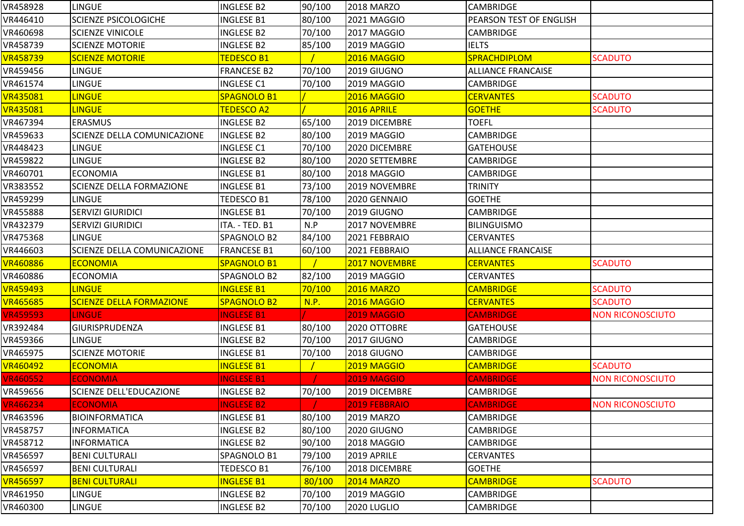| | | | | | | |
|---|---|---|---|---|---|---|
| VR458928 | LINGUE | INGLESE B2 | 90/100 | 2018 MARZO | CAMBRIDGE | |
| VR446410 | SCIENZE PSICOLOGICHE | INGLESE B1 | 80/100 | 2021 MAGGIO | PEARSON TEST OF ENGLISH | |
| VR460698 | SCIENZE VINICOLE | INGLESE B2 | 70/100 | 2017 MAGGIO | CAMBRIDGE | |
| VR458739 | SCIENZE MOTORIE | INGLESE B2 | 85/100 | 2019 MAGGIO | IELTS | |
| VR458739 | SCIENZE MOTORIE | TEDESCO B1 | / | 2016 MAGGIO | SPRACHDIPLOM | SCADUTO |
| VR459456 | LINGUE | FRANCESE B2 | 70/100 | 2019 GIUGNO | ALLIANCE FRANCAISE | |
| VR461574 | LINGUE | INGLESE C1 | 70/100 | 2019 MAGGIO | CAMBRIDGE | |
| VR435081 | LINGUE | SPAGNOLO B1 | / | 2016 MAGGIO | CERVANTES | SCADUTO |
| VR435081 | LINGUE | TEDESCO A2 | / | 2016 APRILE | GOETHE | SCADUTO |
| VR467394 | ERASMUS | INGLESE B2 | 65/100 | 2019 DICEMBRE | TOEFL | |
| VR459633 | SCIENZE DELLA COMUNICAZIONE | INGLESE B2 | 80/100 | 2019 MAGGIO | CAMBRIDGE | |
| VR448423 | LINGUE | INGLESE C1 | 70/100 | 2020 DICEMBRE | GATEHOUSE | |
| VR459822 | LINGUE | INGLESE B2 | 80/100 | 2020 SETTEMBRE | CAMBRIDGE | |
| VR460701 | ECONOMIA | INGLESE B1 | 80/100 | 2018 MAGGIO | CAMBRIDGE | |
| VR383552 | SCIENZE DELLA FORMAZIONE | INGLESE B1 | 73/100 | 2019 NOVEMBRE | TRINITY | |
| VR459299 | LINGUE | TEDESCO B1 | 78/100 | 2020 GENNAIO | GOETHE | |
| VR455888 | SERVIZI GIURIDICI | INGLESE B1 | 70/100 | 2019 GIUGNO | CAMBRIDGE | |
| VR432379 | SERVIZI GIURIDICI | ITA. - TED. B1 | N.P | 2017 NOVEMBRE | BILINGUISMO | |
| VR475368 | LINGUE | SPAGNOLO B2 | 84/100 | 2021 FEBBRAIO | CERVANTES | |
| VR446603 | SCIENZE DELLA COMUNICAZIONE | FRANCESE B1 | 60/100 | 2021 FEBBRAIO | ALLIANCE FRANCAISE | |
| VR460886 | ECONOMIA | SPAGNOLO B1 | / | 2017 NOVEMBRE | CERVANTES | SCADUTO |
| VR460886 | ECONOMIA | SPAGNOLO B2 | 82/100 | 2019 MAGGIO | CERVANTES | |
| VR459493 | LINGUE | INGLESE B1 | 70/100 | 2016 MARZO | CAMBRIDGE | SCADUTO |
| VR465685 | SCIENZE DELLA FORMAZIONE | SPAGNOLO B2 | N.P. | 2016 MAGGIO | CERVANTES | SCADUTO |
| VR459593 | LINGUE | INGLESE B1 | / | 2019 MAGGIO | CAMBRIDGE | NON RICONOSCIUTO |
| VR392484 | GIURISPRUDENZA | INGLESE B1 | 80/100 | 2020 OTTOBRE | GATEHOUSE | |
| VR459366 | LINGUE | INGLESE B2 | 70/100 | 2017 GIUGNO | CAMBRIDGE | |
| VR465975 | SCIENZE MOTORIE | INGLESE B1 | 70/100 | 2018 GIUGNO | CAMBRIDGE | |
| VR460492 | ECONOMIA | INGLESE B1 | / | 2019 MAGGIO | CAMBRIDGE | SCADUTO |
| VR460552 | ECONOMIA | INGLESE B1 | / | 2019 MAGGIO | CAMBRIDGE | NON RICONOSCIUTO |
| VR459656 | SCIENZE DELL'EDUCAZIONE | INGLESE B2 | 70/100 | 2019 DICEMBRE | CAMBRIDGE | |
| VR466234 | ECONOMIA | INGLESE B2 | / | 2019 FEBBRAIO | CAMBRIDGE | NON RICONOSCIUTO |
| VR463596 | BIOINFORMATICA | INGLESE B1 | 80/100 | 2019 MARZO | CAMBRIDGE | |
| VR458757 | INFORMATICA | INGLESE B2 | 80/100 | 2020 GIUGNO | CAMBRIDGE | |
| VR458712 | INFORMATICA | INGLESE B2 | 90/100 | 2018 MAGGIO | CAMBRIDGE | |
| VR456597 | BENI CULTURALI | SPAGNOLO B1 | 79/100 | 2019 APRILE | CERVANTES | |
| VR456597 | BENI CULTURALI | TEDESCO B1 | 76/100 | 2018 DICEMBRE | GOETHE | |
| VR456597 | BENI CULTURALI | INGLESE B1 | 80/100 | 2014 MARZO | CAMBRIDGE | SCADUTO |
| VR461950 | LINGUE | INGLESE B2 | 70/100 | 2019 MAGGIO | CAMBRIDGE | |
| VR460300 | LINGUE | INGLESE B2 | 70/100 | 2020 LUGLIO | CAMBRIDGE | |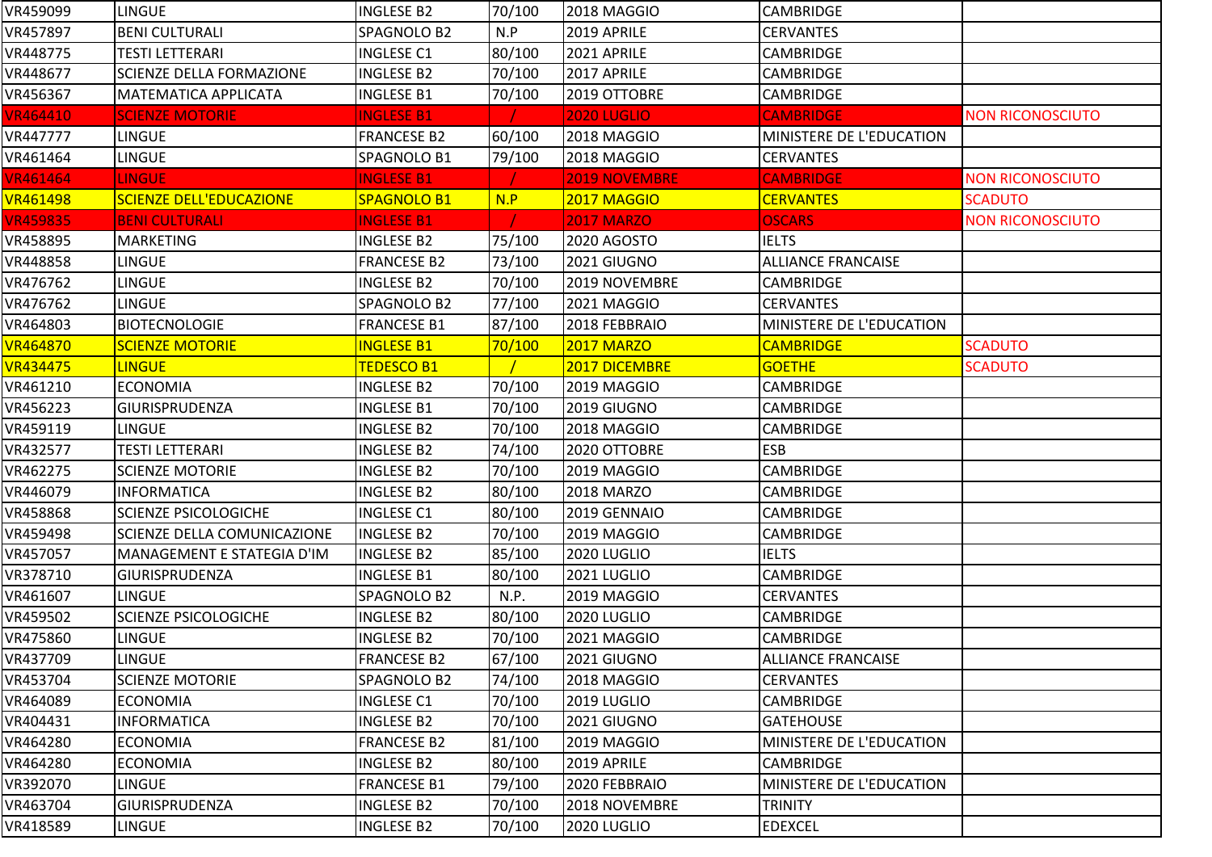| | | | | | | |
|---|---|---|---|---|---|---|
| VR459099 | LINGUE | INGLESE B2 | 70/100 | 2018 MAGGIO | CAMBRIDGE | |
| VR457897 | BENI CULTURALI | SPAGNOLO B2 | N.P | 2019 APRILE | CERVANTES | |
| VR448775 | TESTI LETTERARI | INGLESE C1 | 80/100 | 2021 APRILE | CAMBRIDGE | |
| VR448677 | SCIENZE DELLA FORMAZIONE | INGLESE B2 | 70/100 | 2017 APRILE | CAMBRIDGE | |
| VR456367 | MATEMATICA APPLICATA | INGLESE B1 | 70/100 | 2019 OTTOBRE | CAMBRIDGE | |
| VR464410 | SCIENZE MOTORIE | INGLESE B1 | / | 2020 LUGLIO | CAMBRIDGE | NON RICONOSCIUTO |
| VR447777 | LINGUE | FRANCESE B2 | 60/100 | 2018 MAGGIO | MINISTERE DE L'EDUCATION | |
| VR461464 | LINGUE | SPAGNOLO B1 | 79/100 | 2018 MAGGIO | CERVANTES | |
| VR461464 | LINGUE | INGLESE B1 | / | 2019 NOVEMBRE | CAMBRIDGE | NON RICONOSCIUTO |
| VR461498 | SCIENZE DELL'EDUCAZIONE | SPAGNOLO B1 | N.P | 2017 MAGGIO | CERVANTES | SCADUTO |
| VR459835 | BENI CULTURALI | INGLESE B1 | / | 2017 MARZO | OSCARS | NON RICONOSCIUTO |
| VR458895 | MARKETING | INGLESE B2 | 75/100 | 2020 AGOSTO | IELTS | |
| VR448858 | LINGUE | FRANCESE B2 | 73/100 | 2021 GIUGNO | ALLIANCE FRANCAISE | |
| VR476762 | LINGUE | INGLESE B2 | 70/100 | 2019 NOVEMBRE | CAMBRIDGE | |
| VR476762 | LINGUE | SPAGNOLO B2 | 77/100 | 2021 MAGGIO | CERVANTES | |
| VR464803 | BIOTECNOLOGIE | FRANCESE B1 | 87/100 | 2018 FEBBRAIO | MINISTERE DE L'EDUCATION | |
| VR464870 | SCIENZE MOTORIE | INGLESE B1 | 70/100 | 2017 MARZO | CAMBRIDGE | SCADUTO |
| VR434475 | LINGUE | TEDESCO B1 | / | 2017 DICEMBRE | GOETHE | SCADUTO |
| VR461210 | ECONOMIA | INGLESE B2 | 70/100 | 2019 MAGGIO | CAMBRIDGE | |
| VR456223 | GIURISPRUDENZA | INGLESE B1 | 70/100 | 2019 GIUGNO | CAMBRIDGE | |
| VR459119 | LINGUE | INGLESE B2 | 70/100 | 2018 MAGGIO | CAMBRIDGE | |
| VR432577 | TESTI LETTERARI | INGLESE B2 | 74/100 | 2020 OTTOBRE | ESB | |
| VR462275 | SCIENZE MOTORIE | INGLESE B2 | 70/100 | 2019 MAGGIO | CAMBRIDGE | |
| VR446079 | INFORMATICA | INGLESE B2 | 80/100 | 2018 MARZO | CAMBRIDGE | |
| VR458868 | SCIENZE PSICOLOGICHE | INGLESE C1 | 80/100 | 2019 GENNAIO | CAMBRIDGE | |
| VR459498 | SCIENZE DELLA COMUNICAZIONE | INGLESE B2 | 70/100 | 2019 MAGGIO | CAMBRIDGE | |
| VR457057 | MANAGEMENT E STATEGIA D'IM | INGLESE B2 | 85/100 | 2020 LUGLIO | IELTS | |
| VR378710 | GIURISPRUDENZA | INGLESE B1 | 80/100 | 2021 LUGLIO | CAMBRIDGE | |
| VR461607 | LINGUE | SPAGNOLO B2 | N.P. | 2019 MAGGIO | CERVANTES | |
| VR459502 | SCIENZE PSICOLOGICHE | INGLESE B2 | 80/100 | 2020 LUGLIO | CAMBRIDGE | |
| VR475860 | LINGUE | INGLESE B2 | 70/100 | 2021 MAGGIO | CAMBRIDGE | |
| VR437709 | LINGUE | FRANCESE B2 | 67/100 | 2021 GIUGNO | ALLIANCE FRANCAISE | |
| VR453704 | SCIENZE MOTORIE | SPAGNOLO B2 | 74/100 | 2018 MAGGIO | CERVANTES | |
| VR464089 | ECONOMIA | INGLESE C1 | 70/100 | 2019 LUGLIO | CAMBRIDGE | |
| VR404431 | INFORMATICA | INGLESE B2 | 70/100 | 2021 GIUGNO | GATEHOUSE | |
| VR464280 | ECONOMIA | FRANCESE B2 | 81/100 | 2019 MAGGIO | MINISTERE DE L'EDUCATION | |
| VR464280 | ECONOMIA | INGLESE B2 | 80/100 | 2019 APRILE | CAMBRIDGE | |
| VR392070 | LINGUE | FRANCESE B1 | 79/100 | 2020 FEBBRAIO | MINISTERE DE L'EDUCATION | |
| VR463704 | GIURISPRUDENZA | INGLESE B2 | 70/100 | 2018 NOVEMBRE | TRINITY | |
| VR418589 | LINGUE | INGLESE B2 | 70/100 | 2020 LUGLIO | EDEXCEL | |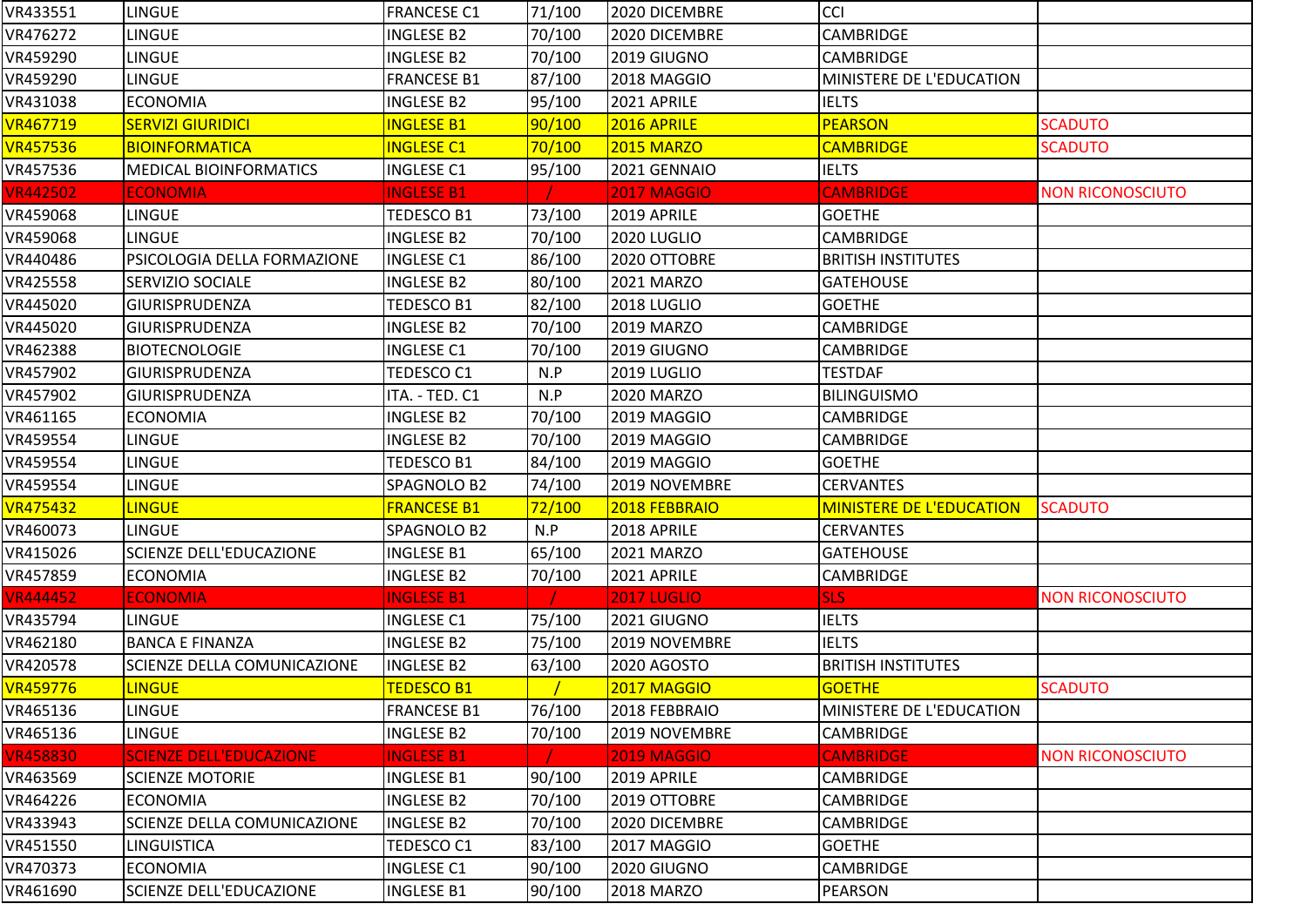| | | | | | | |
|---|---|---|---|---|---|---|
| VR433551 | LINGUE | FRANCESE C1 | 71/100 | 2020 DICEMBRE | CCI | |
| VR476272 | LINGUE | INGLESE B2 | 70/100 | 2020 DICEMBRE | CAMBRIDGE | |
| VR459290 | LINGUE | INGLESE B2 | 70/100 | 2019 GIUGNO | CAMBRIDGE | |
| VR459290 | LINGUE | FRANCESE B1 | 87/100 | 2018 MAGGIO | MINISTERE DE L'EDUCATION | |
| VR431038 | ECONOMIA | INGLESE B2 | 95/100 | 2021 APRILE | IELTS | |
| VR467719 | SERVIZI GIURIDICI | INGLESE B1 | 90/100 | 2016 APRILE | PEARSON | SCADUTO |
| VR457536 | BIOINFORMATICA | INGLESE C1 | 70/100 | 2015 MARZO | CAMBRIDGE | SCADUTO |
| VR457536 | MEDICAL BIOINFORMATICS | INGLESE C1 | 95/100 | 2021 GENNAIO | IELTS | |
| VR442502 | ECONOMIA | INGLESE B1 | / | 2017 MAGGIO | CAMBRIDGE | NON RICONOSCIUTO |
| VR459068 | LINGUE | TEDESCO B1 | 73/100 | 2019 APRILE | GOETHE | |
| VR459068 | LINGUE | INGLESE B2 | 70/100 | 2020 LUGLIO | CAMBRIDGE | |
| VR440486 | PSICOLOGIA DELLA FORMAZIONE | INGLESE C1 | 86/100 | 2020 OTTOBRE | BRITISH INSTITUTES | |
| VR425558 | SERVIZIO SOCIALE | INGLESE B2 | 80/100 | 2021 MARZO | GATEHOUSE | |
| VR445020 | GIURISPRUDENZA | TEDESCO B1 | 82/100 | 2018 LUGLIO | GOETHE | |
| VR445020 | GIURISPRUDENZA | INGLESE B2 | 70/100 | 2019 MARZO | CAMBRIDGE | |
| VR462388 | BIOTECNOLOGIE | INGLESE C1 | 70/100 | 2019 GIUGNO | CAMBRIDGE | |
| VR457902 | GIURISPRUDENZA | TEDESCO C1 | N.P | 2019 LUGLIO | TESTDAF | |
| VR457902 | GIURISPRUDENZA | ITA. - TED. C1 | N.P | 2020 MARZO | BILINGUISMO | |
| VR461165 | ECONOMIA | INGLESE B2 | 70/100 | 2019 MAGGIO | CAMBRIDGE | |
| VR459554 | LINGUE | INGLESE B2 | 70/100 | 2019 MAGGIO | CAMBRIDGE | |
| VR459554 | LINGUE | TEDESCO B1 | 84/100 | 2019 MAGGIO | GOETHE | |
| VR459554 | LINGUE | SPAGNOLO B2 | 74/100 | 2019 NOVEMBRE | CERVANTES | |
| VR475432 | LINGUE | FRANCESE B1 | 72/100 | 2018 FEBBRAIO | MINISTERE DE L'EDUCATION | SCADUTO |
| VR460073 | LINGUE | SPAGNOLO B2 | N.P | 2018 APRILE | CERVANTES | |
| VR415026 | SCIENZE DELL'EDUCAZIONE | INGLESE B1 | 65/100 | 2021 MARZO | GATEHOUSE | |
| VR457859 | ECONOMIA | INGLESE B2 | 70/100 | 2021 APRILE | CAMBRIDGE | |
| VR444452 | ECONOMIA | INGLESE B1 | / | 2017 LUGLIO | SLS | NON RICONOSCIUTO |
| VR435794 | LINGUE | INGLESE C1 | 75/100 | 2021 GIUGNO | IELTS | |
| VR462180 | BANCA E FINANZA | INGLESE B2 | 75/100 | 2019 NOVEMBRE | IELTS | |
| VR420578 | SCIENZE DELLA COMUNICAZIONE | INGLESE B2 | 63/100 | 2020 AGOSTO | BRITISH INSTITUTES | |
| VR459776 | LINGUE | TEDESCO B1 | / | 2017 MAGGIO | GOETHE | SCADUTO |
| VR465136 | LINGUE | FRANCESE B1 | 76/100 | 2018 FEBBRAIO | MINISTERE DE L'EDUCATION | |
| VR465136 | LINGUE | INGLESE B2 | 70/100 | 2019 NOVEMBRE | CAMBRIDGE | |
| VR458830 | SCIENZE DELL'EDUCAZIONE | INGLESE B1 | / | 2019 MAGGIO | CAMBRIDGE | NON RICONOSCIUTO |
| VR463569 | SCIENZE MOTORIE | INGLESE B1 | 90/100 | 2019 APRILE | CAMBRIDGE | |
| VR464226 | ECONOMIA | INGLESE B2 | 70/100 | 2019 OTTOBRE | CAMBRIDGE | |
| VR433943 | SCIENZE DELLA COMUNICAZIONE | INGLESE B2 | 70/100 | 2020 DICEMBRE | CAMBRIDGE | |
| VR451550 | LINGUISTICA | TEDESCO C1 | 83/100 | 2017 MAGGIO | GOETHE | |
| VR470373 | ECONOMIA | INGLESE C1 | 90/100 | 2020 GIUGNO | CAMBRIDGE | |
| VR461690 | SCIENZE DELL'EDUCAZIONE | INGLESE B1 | 90/100 | 2018 MARZO | PEARSON | |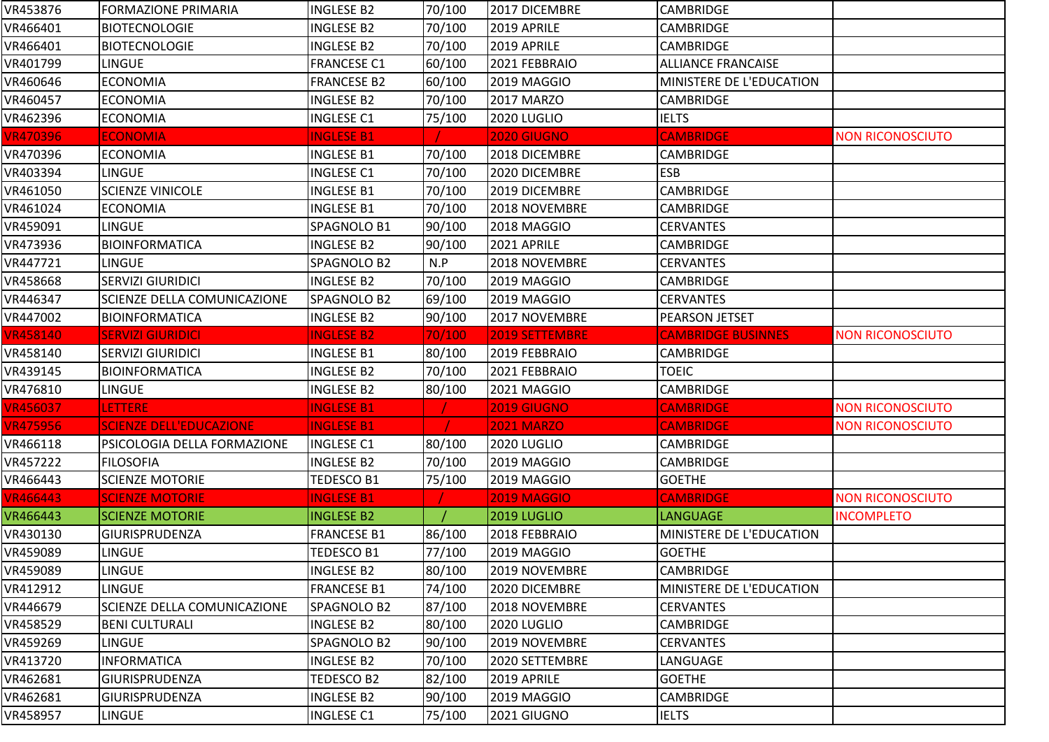| | | | | | | |
|---|---|---|---|---|---|---|
| VR453876 | FORMAZIONE PRIMARIA | INGLESE B2 | 70/100 | 2017 DICEMBRE | CAMBRIDGE | |
| VR466401 | BIOTECNOLOGIE | INGLESE B2 | 70/100 | 2019 APRILE | CAMBRIDGE | |
| VR466401 | BIOTECNOLOGIE | INGLESE B2 | 70/100 | 2019 APRILE | CAMBRIDGE | |
| VR401799 | LINGUE | FRANCESE C1 | 60/100 | 2021 FEBBRAIO | ALLIANCE FRANCAISE | |
| VR460646 | ECONOMIA | FRANCESE B2 | 60/100 | 2019 MAGGIO | MINISTERE DE L'EDUCATION | |
| VR460457 | ECONOMIA | INGLESE B2 | 70/100 | 2017 MARZO | CAMBRIDGE | |
| VR462396 | ECONOMIA | INGLESE C1 | 75/100 | 2020 LUGLIO | IELTS | |
| VR470396 | ECONOMIA | INGLESE B1 | / | 2020 GIUGNO | CAMBRIDGE | NON RICONOSCIUTO |
| VR470396 | ECONOMIA | INGLESE B1 | 70/100 | 2018 DICEMBRE | CAMBRIDGE | |
| VR403394 | LINGUE | INGLESE C1 | 70/100 | 2020 DICEMBRE | ESB | |
| VR461050 | SCIENZE VINICOLE | INGLESE B1 | 70/100 | 2019 DICEMBRE | CAMBRIDGE | |
| VR461024 | ECONOMIA | INGLESE B1 | 70/100 | 2018 NOVEMBRE | CAMBRIDGE | |
| VR459091 | LINGUE | SPAGNOLO B1 | 90/100 | 2018 MAGGIO | CERVANTES | |
| VR473936 | BIOINFORMATICA | INGLESE B2 | 90/100 | 2021 APRILE | CAMBRIDGE | |
| VR447721 | LINGUE | SPAGNOLO B2 | N.P | 2018 NOVEMBRE | CERVANTES | |
| VR458668 | SERVIZI GIURIDICI | INGLESE B2 | 70/100 | 2019 MAGGIO | CAMBRIDGE | |
| VR446347 | SCIENZE DELLA COMUNICAZIONE | SPAGNOLO B2 | 69/100 | 2019 MAGGIO | CERVANTES | |
| VR447002 | BIOINFORMATICA | INGLESE B2 | 90/100 | 2017 NOVEMBRE | PEARSON JETSET | |
| VR458140 | SERVIZI GIURIDICI | INGLESE B2 | 70/100 | 2019 SETTEMBRE | CAMBRIDGE BUSINNES | NON RICONOSCIUTO |
| VR458140 | SERVIZI GIURIDICI | INGLESE B1 | 80/100 | 2019 FEBBRAIO | CAMBRIDGE | |
| VR439145 | BIOINFORMATICA | INGLESE B2 | 70/100 | 2021 FEBBRAIO | TOEIC | |
| VR476810 | LINGUE | INGLESE B2 | 80/100 | 2021 MAGGIO | CAMBRIDGE | |
| VR456037 | LETTERE | INGLESE B1 | / | 2019 GIUGNO | CAMBRIDGE | NON RICONOSCIUTO |
| VR475956 | SCIENZE DELL'EDUCAZIONE | INGLESE B1 | / | 2021 MARZO | CAMBRIDGE | NON RICONOSCIUTO |
| VR466118 | PSICOLOGIA DELLA FORMAZIONE | INGLESE C1 | 80/100 | 2020 LUGLIO | CAMBRIDGE | |
| VR457222 | FILOSOFIA | INGLESE B2 | 70/100 | 2019 MAGGIO | CAMBRIDGE | |
| VR466443 | SCIENZE MOTORIE | TEDESCO B1 | 75/100 | 2019 MAGGIO | GOETHE | |
| VR466443 | SCIENZE MOTORIE | INGLESE B1 | / | 2019 MAGGIO | CAMBRIDGE | NON RICONOSCIUTO |
| VR466443 | SCIENZE MOTORIE | INGLESE B2 | / | 2019 LUGLIO | LANGUAGE | INCOMPLETO |
| VR430130 | GIURISPRUDENZA | FRANCESE B1 | 86/100 | 2018 FEBBRAIO | MINISTERE DE L'EDUCATION | |
| VR459089 | LINGUE | TEDESCO B1 | 77/100 | 2019 MAGGIO | GOETHE | |
| VR459089 | LINGUE | INGLESE B2 | 80/100 | 2019 NOVEMBRE | CAMBRIDGE | |
| VR412912 | LINGUE | FRANCESE B1 | 74/100 | 2020 DICEMBRE | MINISTERE DE L'EDUCATION | |
| VR446679 | SCIENZE DELLA COMUNICAZIONE | SPAGNOLO B2 | 87/100 | 2018 NOVEMBRE | CERVANTES | |
| VR458529 | BENI CULTURALI | INGLESE B2 | 80/100 | 2020 LUGLIO | CAMBRIDGE | |
| VR459269 | LINGUE | SPAGNOLO B2 | 90/100 | 2019 NOVEMBRE | CERVANTES | |
| VR413720 | INFORMATICA | INGLESE B2 | 70/100 | 2020 SETTEMBRE | LANGUAGE | |
| VR462681 | GIURISPRUDENZA | TEDESCO B2 | 82/100 | 2019 APRILE | GOETHE | |
| VR462681 | GIURISPRUDENZA | INGLESE B2 | 90/100 | 2019 MAGGIO | CAMBRIDGE | |
| VR458957 | LINGUE | INGLESE C1 | 75/100 | 2021 GIUGNO | IELTS | |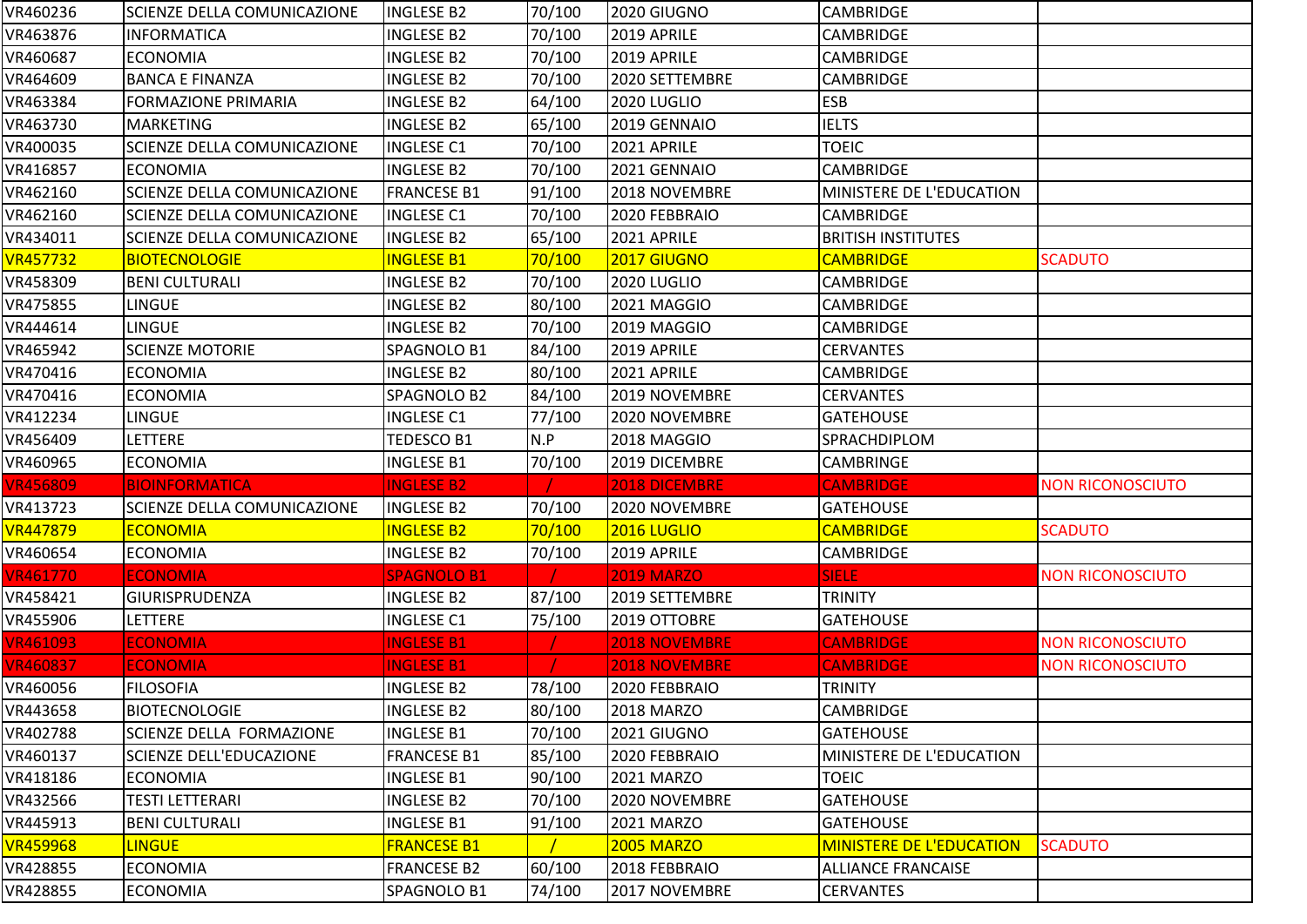| | | | | | | |
|---|---|---|---|---|---|---|
| VR460236 | SCIENZE DELLA COMUNICAZIONE | INGLESE B2 | 70/100 | 2020 GIUGNO | CAMBRIDGE | |
| VR463876 | INFORMATICA | INGLESE B2 | 70/100 | 2019 APRILE | CAMBRIDGE | |
| VR460687 | ECONOMIA | INGLESE B2 | 70/100 | 2019 APRILE | CAMBRIDGE | |
| VR464609 | BANCA E FINANZA | INGLESE B2 | 70/100 | 2020 SETTEMBRE | CAMBRIDGE | |
| VR463384 | FORMAZIONE PRIMARIA | INGLESE B2 | 64/100 | 2020 LUGLIO | ESB | |
| VR463730 | MARKETING | INGLESE B2 | 65/100 | 2019 GENNAIO | IELTS | |
| VR400035 | SCIENZE DELLA COMUNICAZIONE | INGLESE C1 | 70/100 | 2021 APRILE | TOEIC | |
| VR416857 | ECONOMIA | INGLESE B2 | 70/100 | 2021 GENNAIO | CAMBRIDGE | |
| VR462160 | SCIENZE DELLA COMUNICAZIONE | FRANCESE B1 | 91/100 | 2018 NOVEMBRE | MINISTERE DE L'EDUCATION | |
| VR462160 | SCIENZE DELLA COMUNICAZIONE | INGLESE C1 | 70/100 | 2020 FEBBRAIO | CAMBRIDGE | |
| VR434011 | SCIENZE DELLA COMUNICAZIONE | INGLESE B2 | 65/100 | 2021 APRILE | BRITISH INSTITUTES | |
| VR457732 | BIOTECNOLOGIE | INGLESE B1 | 70/100 | 2017 GIUGNO | CAMBRIDGE | SCADUTO |
| VR458309 | BENI CULTURALI | INGLESE B2 | 70/100 | 2020 LUGLIO | CAMBRIDGE | |
| VR475855 | LINGUE | INGLESE B2 | 80/100 | 2021 MAGGIO | CAMBRIDGE | |
| VR444614 | LINGUE | INGLESE B2 | 70/100 | 2019 MAGGIO | CAMBRIDGE | |
| VR465942 | SCIENZE MOTORIE | SPAGNOLO B1 | 84/100 | 2019 APRILE | CERVANTES | |
| VR470416 | ECONOMIA | INGLESE B2 | 80/100 | 2021 APRILE | CAMBRIDGE | |
| VR470416 | ECONOMIA | SPAGNOLO B2 | 84/100 | 2019 NOVEMBRE | CERVANTES | |
| VR412234 | LINGUE | INGLESE C1 | 77/100 | 2020 NOVEMBRE | GATEHOUSE | |
| VR456409 | LETTERE | TEDESCO B1 | N.P | 2018 MAGGIO | SPRACHDIPLOM | |
| VR460965 | ECONOMIA | INGLESE B1 | 70/100 | 2019 DICEMBRE | CAMBRINGE | |
| VR456809 | BIOINFORMATICA | INGLESE B2 | / | 2018 DICEMBRE | CAMBRIDGE | NON RICONOSCIUTO |
| VR413723 | SCIENZE DELLA COMUNICAZIONE | INGLESE B2 | 70/100 | 2020 NOVEMBRE | GATEHOUSE | |
| VR447879 | ECONOMIA | INGLESE B2 | 70/100 | 2016 LUGLIO | CAMBRIDGE | SCADUTO |
| VR460654 | ECONOMIA | INGLESE B2 | 70/100 | 2019 APRILE | CAMBRIDGE | |
| VR461770 | ECONOMIA | SPAGNOLO B1 | / | 2019 MARZO | SIELE | NON RICONOSCIUTO |
| VR458421 | GIURISPRUDENZA | INGLESE B2 | 87/100 | 2019 SETTEMBRE | TRINITY | |
| VR455906 | LETTERE | INGLESE C1 | 75/100 | 2019 OTTOBRE | GATEHOUSE | |
| VR461093 | ECONOMIA | INGLESE B1 | / | 2018 NOVEMBRE | CAMBRIDGE | NON RICONOSCIUTO |
| VR460837 | ECONOMIA | INGLESE B1 | / | 2018 NOVEMBRE | CAMBRIDGE | NON RICONOSCIUTO |
| VR460056 | FILOSOFIA | INGLESE B2 | 78/100 | 2020 FEBBRAIO | TRINITY | |
| VR443658 | BIOTECNOLOGIE | INGLESE B2 | 80/100 | 2018 MARZO | CAMBRIDGE | |
| VR402788 | SCIENZE DELLA FORMAZIONE | INGLESE B1 | 70/100 | 2021 GIUGNO | GATEHOUSE | |
| VR460137 | SCIENZE DELL'EDUCAZIONE | FRANCESE B1 | 85/100 | 2020 FEBBRAIO | MINISTERE DE L'EDUCATION | |
| VR418186 | ECONOMIA | INGLESE B1 | 90/100 | 2021 MARZO | TOEIC | |
| VR432566 | TESTI LETTERARI | INGLESE B2 | 70/100 | 2020 NOVEMBRE | GATEHOUSE | |
| VR445913 | BENI CULTURALI | INGLESE B1 | 91/100 | 2021 MARZO | GATEHOUSE | |
| VR459968 | LINGUE | FRANCESE B1 | / | 2005 MARZO | MINISTERE DE L'EDUCATION | SCADUTO |
| VR428855 | ECONOMIA | FRANCESE B2 | 60/100 | 2018 FEBBRAIO | ALLIANCE FRANCAISE | |
| VR428855 | ECONOMIA | SPAGNOLO B1 | 74/100 | 2017 NOVEMBRE | CERVANTES | |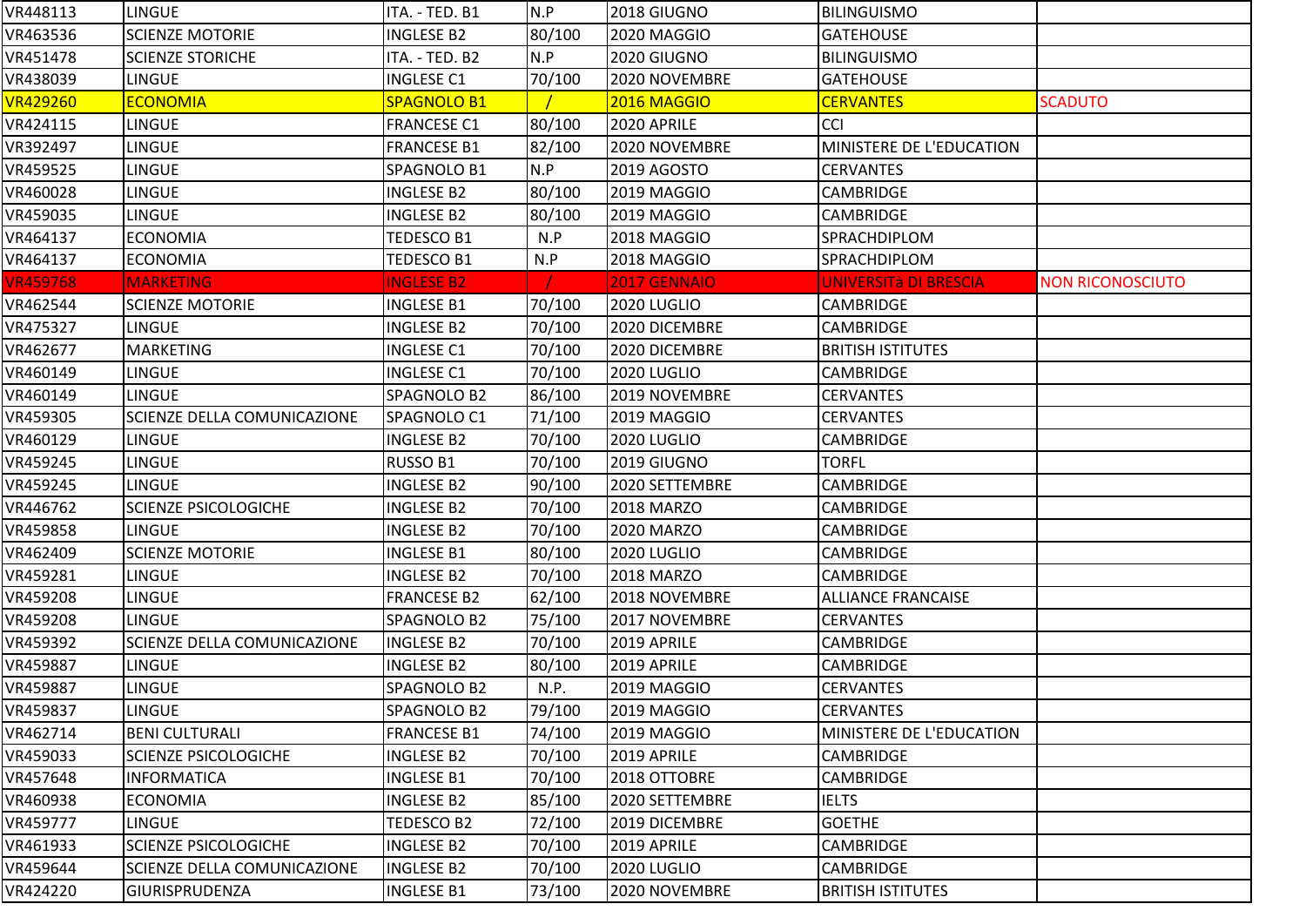| | | | | | | |
|---|---|---|---|---|---|---|
| VR448113 | LINGUE | ITA. - TED. B1 | N.P | 2018 GIUGNO | BILINGUISMO | |
| VR463536 | SCIENZE MOTORIE | INGLESE B2 | 80/100 | 2020 MAGGIO | GATEHOUSE | |
| VR451478 | SCIENZE STORICHE | ITA. - TED. B2 | N.P | 2020 GIUGNO | BILINGUISMO | |
| VR438039 | LINGUE | INGLESE C1 | 70/100 | 2020 NOVEMBRE | GATEHOUSE | |
| VR429260 | ECONOMIA | SPAGNOLO B1 | / | 2016 MAGGIO | CERVANTES | SCADUTO |
| VR424115 | LINGUE | FRANCESE C1 | 80/100 | 2020 APRILE | CCI | |
| VR392497 | LINGUE | FRANCESE B1 | 82/100 | 2020 NOVEMBRE | MINISTERE DE L'EDUCATION | |
| VR459525 | LINGUE | SPAGNOLO B1 | N.P | 2019 AGOSTO | CERVANTES | |
| VR460028 | LINGUE | INGLESE B2 | 80/100 | 2019 MAGGIO | CAMBRIDGE | |
| VR459035 | LINGUE | INGLESE B2 | 80/100 | 2019 MAGGIO | CAMBRIDGE | |
| VR464137 | ECONOMIA | TEDESCO B1 | N.P | 2018 MAGGIO | SPRACHDIPLOM | |
| VR464137 | ECONOMIA | TEDESCO B1 | N.P | 2018 MAGGIO | SPRACHDIPLOM | |
| VR459768 | MARKETING | INGLESE B2 | / | 2017 GENNAIO | UNIVERSITà DI BRESCIA | NON RICONOSCIUTO |
| VR462544 | SCIENZE MOTORIE | INGLESE B1 | 70/100 | 2020 LUGLIO | CAMBRIDGE | |
| VR475327 | LINGUE | INGLESE B2 | 70/100 | 2020 DICEMBRE | CAMBRIDGE | |
| VR462677 | MARKETING | INGLESE C1 | 70/100 | 2020 DICEMBRE | BRITISH ISTITUTES | |
| VR460149 | LINGUE | INGLESE C1 | 70/100 | 2020 LUGLIO | CAMBRIDGE | |
| VR460149 | LINGUE | SPAGNOLO B2 | 86/100 | 2019 NOVEMBRE | CERVANTES | |
| VR459305 | SCIENZE DELLA COMUNICAZIONE | SPAGNOLO C1 | 71/100 | 2019 MAGGIO | CERVANTES | |
| VR460129 | LINGUE | INGLESE B2 | 70/100 | 2020 LUGLIO | CAMBRIDGE | |
| VR459245 | LINGUE | RUSSO B1 | 70/100 | 2019 GIUGNO | TORFL | |
| VR459245 | LINGUE | INGLESE B2 | 90/100 | 2020 SETTEMBRE | CAMBRIDGE | |
| VR446762 | SCIENZE PSICOLOGICHE | INGLESE B2 | 70/100 | 2018 MARZO | CAMBRIDGE | |
| VR459858 | LINGUE | INGLESE B2 | 70/100 | 2020 MARZO | CAMBRIDGE | |
| VR462409 | SCIENZE MOTORIE | INGLESE B1 | 80/100 | 2020 LUGLIO | CAMBRIDGE | |
| VR459281 | LINGUE | INGLESE B2 | 70/100 | 2018 MARZO | CAMBRIDGE | |
| VR459208 | LINGUE | FRANCESE B2 | 62/100 | 2018 NOVEMBRE | ALLIANCE FRANCAISE | |
| VR459208 | LINGUE | SPAGNOLO B2 | 75/100 | 2017 NOVEMBRE | CERVANTES | |
| VR459392 | SCIENZE DELLA COMUNICAZIONE | INGLESE B2 | 70/100 | 2019 APRILE | CAMBRIDGE | |
| VR459887 | LINGUE | INGLESE B2 | 80/100 | 2019 APRILE | CAMBRIDGE | |
| VR459887 | LINGUE | SPAGNOLO B2 | N.P. | 2019 MAGGIO | CERVANTES | |
| VR459837 | LINGUE | SPAGNOLO B2 | 79/100 | 2019 MAGGIO | CERVANTES | |
| VR462714 | BENI CULTURALI | FRANCESE B1 | 74/100 | 2019 MAGGIO | MINISTERE DE L'EDUCATION | |
| VR459033 | SCIENZE PSICOLOGICHE | INGLESE B2 | 70/100 | 2019 APRILE | CAMBRIDGE | |
| VR457648 | INFORMATICA | INGLESE B1 | 70/100 | 2018 OTTOBRE | CAMBRIDGE | |
| VR460938 | ECONOMIA | INGLESE B2 | 85/100 | 2020 SETTEMBRE | IELTS | |
| VR459777 | LINGUE | TEDESCO B2 | 72/100 | 2019 DICEMBRE | GOETHE | |
| VR461933 | SCIENZE PSICOLOGICHE | INGLESE B2 | 70/100 | 2019 APRILE | CAMBRIDGE | |
| VR459644 | SCIENZE DELLA COMUNICAZIONE | INGLESE B2 | 70/100 | 2020 LUGLIO | CAMBRIDGE | |
| VR424220 | GIURISPRUDENZA | INGLESE B1 | 73/100 | 2020 NOVEMBRE | BRITISH ISTITUTES | |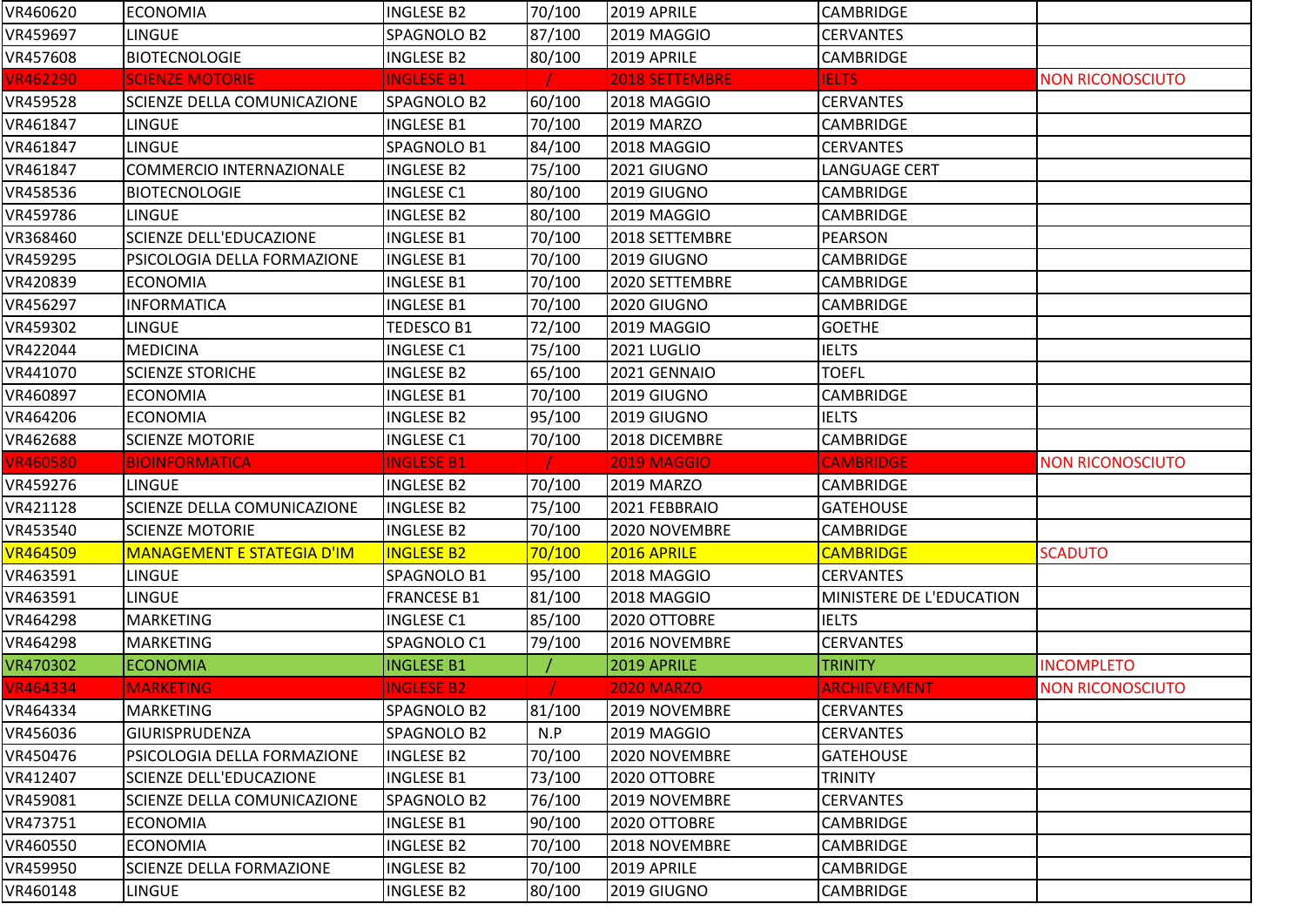| | | | | | | |
|---|---|---|---|---|---|---|
| VR460620 | ECONOMIA | INGLESE B2 | 70/100 | 2019 APRILE | CAMBRIDGE | |
| VR459697 | LINGUE | SPAGNOLO B2 | 87/100 | 2019 MAGGIO | CERVANTES | |
| VR457608 | BIOTECNOLOGIE | INGLESE B2 | 80/100 | 2019 APRILE | CAMBRIDGE | |
| VR462290 | SCIENZE MOTORIE | INGLESE B1 | / | 2018 SETTEMBRE | IELTS | NON RICONOSCIUTO |
| VR459528 | SCIENZE DELLA COMUNICAZIONE | SPAGNOLO B2 | 60/100 | 2018 MAGGIO | CERVANTES | |
| VR461847 | LINGUE | INGLESE B1 | 70/100 | 2019 MARZO | CAMBRIDGE | |
| VR461847 | LINGUE | SPAGNOLO B1 | 84/100 | 2018 MAGGIO | CERVANTES | |
| VR461847 | COMMERCIO INTERNAZIONALE | INGLESE B2 | 75/100 | 2021 GIUGNO | LANGUAGE CERT | |
| VR458536 | BIOTECNOLOGIE | INGLESE C1 | 80/100 | 2019 GIUGNO | CAMBRIDGE | |
| VR459786 | LINGUE | INGLESE B2 | 80/100 | 2019 MAGGIO | CAMBRIDGE | |
| VR368460 | SCIENZE DELL'EDUCAZIONE | INGLESE B1 | 70/100 | 2018 SETTEMBRE | PEARSON | |
| VR459295 | PSICOLOGIA DELLA FORMAZIONE | INGLESE B1 | 70/100 | 2019 GIUGNO | CAMBRIDGE | |
| VR420839 | ECONOMIA | INGLESE B1 | 70/100 | 2020 SETTEMBRE | CAMBRIDGE | |
| VR456297 | INFORMATICA | INGLESE B1 | 70/100 | 2020 GIUGNO | CAMBRIDGE | |
| VR459302 | LINGUE | TEDESCO B1 | 72/100 | 2019 MAGGIO | GOETHE | |
| VR422044 | MEDICINA | INGLESE C1 | 75/100 | 2021 LUGLIO | IELTS | |
| VR441070 | SCIENZE STORICHE | INGLESE B2 | 65/100 | 2021 GENNAIO | TOEFL | |
| VR460897 | ECONOMIA | INGLESE B1 | 70/100 | 2019 GIUGNO | CAMBRIDGE | |
| VR464206 | ECONOMIA | INGLESE B2 | 95/100 | 2019 GIUGNO | IELTS | |
| VR462688 | SCIENZE MOTORIE | INGLESE C1 | 70/100 | 2018 DICEMBRE | CAMBRIDGE | |
| VR460580 | BIOINFORMATICA | INGLESE B1 | / | 2019 MAGGIO | CAMBRIDGE | NON RICONOSCIUTO |
| VR459276 | LINGUE | INGLESE B2 | 70/100 | 2019 MARZO | CAMBRIDGE | |
| VR421128 | SCIENZE DELLA COMUNICAZIONE | INGLESE B2 | 75/100 | 2021 FEBBRAIO | GATEHOUSE | |
| VR453540 | SCIENZE MOTORIE | INGLESE B2 | 70/100 | 2020 NOVEMBRE | CAMBRIDGE | |
| VR464509 | MANAGEMENT E STATEGIA D'IM | INGLESE B2 | 70/100 | 2016 APRILE | CAMBRIDGE | SCADUTO |
| VR463591 | LINGUE | SPAGNOLO B1 | 95/100 | 2018 MAGGIO | CERVANTES | |
| VR463591 | LINGUE | FRANCESE B1 | 81/100 | 2018 MAGGIO | MINISTERE DE L'EDUCATION | |
| VR464298 | MARKETING | INGLESE C1 | 85/100 | 2020 OTTOBRE | IELTS | |
| VR464298 | MARKETING | SPAGNOLO C1 | 79/100 | 2016 NOVEMBRE | CERVANTES | |
| VR470302 | ECONOMIA | INGLESE B1 | / | 2019 APRILE | TRINITY | INCOMPLETO |
| VR464334 | MARKETING | INGLESE B2 | / | 2020 MARZO | ARCHIEVEMENT | NON RICONOSCIUTO |
| VR464334 | MARKETING | SPAGNOLO B2 | 81/100 | 2019 NOVEMBRE | CERVANTES | |
| VR456036 | GIURISPRUDENZA | SPAGNOLO B2 | N.P | 2019 MAGGIO | CERVANTES | |
| VR450476 | PSICOLOGIA DELLA FORMAZIONE | INGLESE B2 | 70/100 | 2020 NOVEMBRE | GATEHOUSE | |
| VR412407 | SCIENZE DELL'EDUCAZIONE | INGLESE B1 | 73/100 | 2020 OTTOBRE | TRINITY | |
| VR459081 | SCIENZE DELLA COMUNICAZIONE | SPAGNOLO B2 | 76/100 | 2019 NOVEMBRE | CERVANTES | |
| VR473751 | ECONOMIA | INGLESE B1 | 90/100 | 2020 OTTOBRE | CAMBRIDGE | |
| VR460550 | ECONOMIA | INGLESE B2 | 70/100 | 2018 NOVEMBRE | CAMBRIDGE | |
| VR459950 | SCIENZE DELLA FORMAZIONE | INGLESE B2 | 70/100 | 2019 APRILE | CAMBRIDGE | |
| VR460148 | LINGUE | INGLESE B2 | 80/100 | 2019 GIUGNO | CAMBRIDGE | |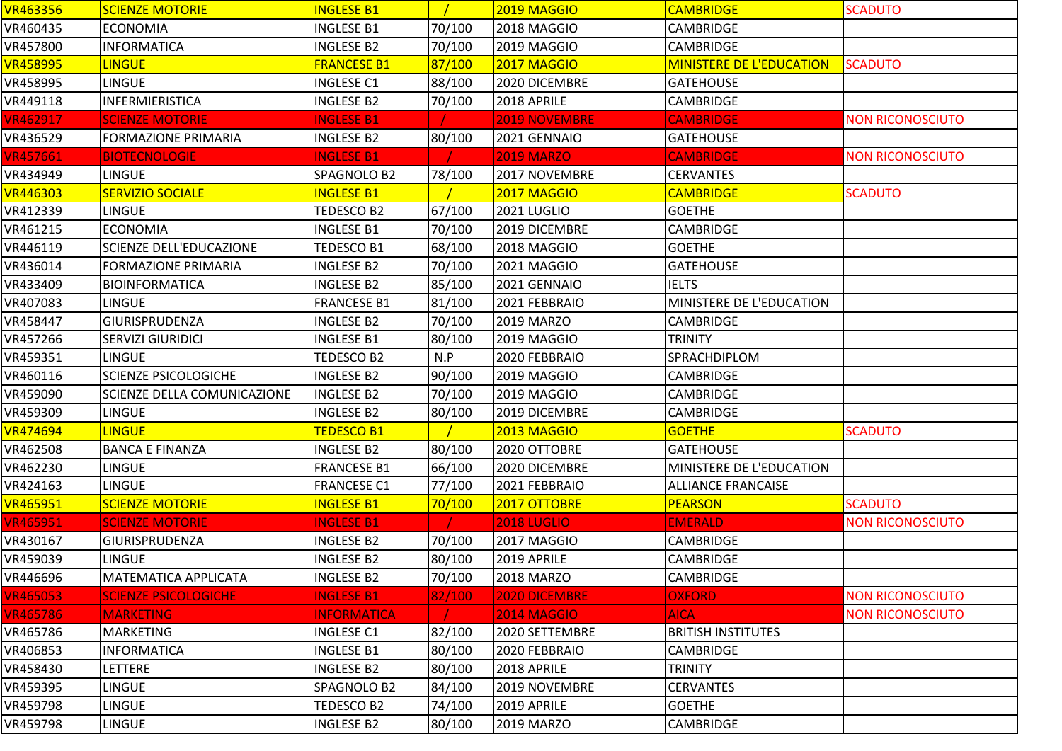| VR463356 | SCIENZE MOTORIE | INGLESE B1 | / | 2019 MAGGIO | CAMBRIDGE | SCADUTO |
|---|---|---|---|---|---|---|
| VR460435 | ECONOMIA | INGLESE B1 | 70/100 | 2018 MAGGIO | CAMBRIDGE | |
| VR457800 | INFORMATICA | INGLESE B2 | 70/100 | 2019 MAGGIO | CAMBRIDGE | |
| VR458995 | LINGUE | FRANCESE B1 | 87/100 | 2017 MAGGIO | MINISTERE DE L'EDUCATION | SCADUTO |
| VR458995 | LINGUE | INGLESE C1 | 88/100 | 2020 DICEMBRE | GATEHOUSE | |
| VR449118 | INFERMIERISTICA | INGLESE B2 | 70/100 | 2018 APRILE | CAMBRIDGE | |
| VR462917 | SCIENZE MOTORIE | INGLESE B1 | / | 2019 NOVEMBRE | CAMBRIDGE | NON RICONOSCIUTO |
| VR436529 | FORMAZIONE PRIMARIA | INGLESE B2 | 80/100 | 2021 GENNAIO | GATEHOUSE | |
| VR457661 | BIOTECNOLOGIE | INGLESE B1 | / | 2019 MARZO | CAMBRIDGE | NON RICONOSCIUTO |
| VR434949 | LINGUE | SPAGNOLO B2 | 78/100 | 2017 NOVEMBRE | CERVANTES | |
| VR446303 | SERVIZIO SOCIALE | INGLESE B1 | / | 2017 MAGGIO | CAMBRIDGE | SCADUTO |
| VR412339 | LINGUE | TEDESCO B2 | 67/100 | 2021 LUGLIO | GOETHE | |
| VR461215 | ECONOMIA | INGLESE B1 | 70/100 | 2019 DICEMBRE | CAMBRIDGE | |
| VR446119 | SCIENZE DELL'EDUCAZIONE | TEDESCO B1 | 68/100 | 2018 MAGGIO | GOETHE | |
| VR436014 | FORMAZIONE PRIMARIA | INGLESE B2 | 70/100 | 2021 MAGGIO | GATEHOUSE | |
| VR433409 | BIOINFORMATICA | INGLESE B2 | 85/100 | 2021 GENNAIO | IELTS | |
| VR407083 | LINGUE | FRANCESE B1 | 81/100 | 2021 FEBBRAIO | MINISTERE DE L'EDUCATION | |
| VR458447 | GIURISPRUDENZA | INGLESE B2 | 70/100 | 2019 MARZO | CAMBRIDGE | |
| VR457266 | SERVIZI GIURIDICI | INGLESE B1 | 80/100 | 2019 MAGGIO | TRINITY | |
| VR459351 | LINGUE | TEDESCO B2 | N.P | 2020 FEBBRAIO | SPRACHDIPLOM | |
| VR460116 | SCIENZE PSICOLOGICHE | INGLESE B2 | 90/100 | 2019 MAGGIO | CAMBRIDGE | |
| VR459090 | SCIENZE DELLA COMUNICAZIONE | INGLESE B2 | 70/100 | 2019 MAGGIO | CAMBRIDGE | |
| VR459309 | LINGUE | INGLESE B2 | 80/100 | 2019 DICEMBRE | CAMBRIDGE | |
| VR474694 | LINGUE | TEDESCO B1 | / | 2013 MAGGIO | GOETHE | SCADUTO |
| VR462508 | BANCA E FINANZA | INGLESE B2 | 80/100 | 2020 OTTOBRE | GATEHOUSE | |
| VR462230 | LINGUE | FRANCESE B1 | 66/100 | 2020 DICEMBRE | MINISTERE DE L'EDUCATION | |
| VR424163 | LINGUE | FRANCESE C1 | 77/100 | 2021 FEBBRAIO | ALLIANCE FRANCAISE | |
| VR465951 | SCIENZE MOTORIE | INGLESE B1 | 70/100 | 2017 OTTOBRE | PEARSON | SCADUTO |
| VR465951 | SCIENZE MOTORIE | INGLESE B1 | / | 2018 LUGLIO | EMERALD | NON RICONOSCIUTO |
| VR430167 | GIURISPRUDENZA | INGLESE B2 | 70/100 | 2017 MAGGIO | CAMBRIDGE | |
| VR459039 | LINGUE | INGLESE B2 | 80/100 | 2019 APRILE | CAMBRIDGE | |
| VR446696 | MATEMATICA APPLICATA | INGLESE B2 | 70/100 | 2018 MARZO | CAMBRIDGE | |
| VR465053 | SCIENZE PSICOLOGICHE | INGLESE B1 | 82/100 | 2020 DICEMBRE | OXFORD | NON RICONOSCIUTO |
| VR465786 | MARKETING | INFORMATICA | / | 2014 MAGGIO | AICA | NON RICONOSCIUTO |
| VR465786 | MARKETING | INGLESE C1 | 82/100 | 2020 SETTEMBRE | BRITISH INSTITUTES | |
| VR406853 | INFORMATICA | INGLESE B1 | 80/100 | 2020 FEBBRAIO | CAMBRIDGE | |
| VR458430 | LETTERE | INGLESE B2 | 80/100 | 2018 APRILE | TRINITY | |
| VR459395 | LINGUE | SPAGNOLO B2 | 84/100 | 2019 NOVEMBRE | CERVANTES | |
| VR459798 | LINGUE | TEDESCO B2 | 74/100 | 2019 APRILE | GOETHE | |
| VR459798 | LINGUE | INGLESE B2 | 80/100 | 2019 MARZO | CAMBRIDGE | |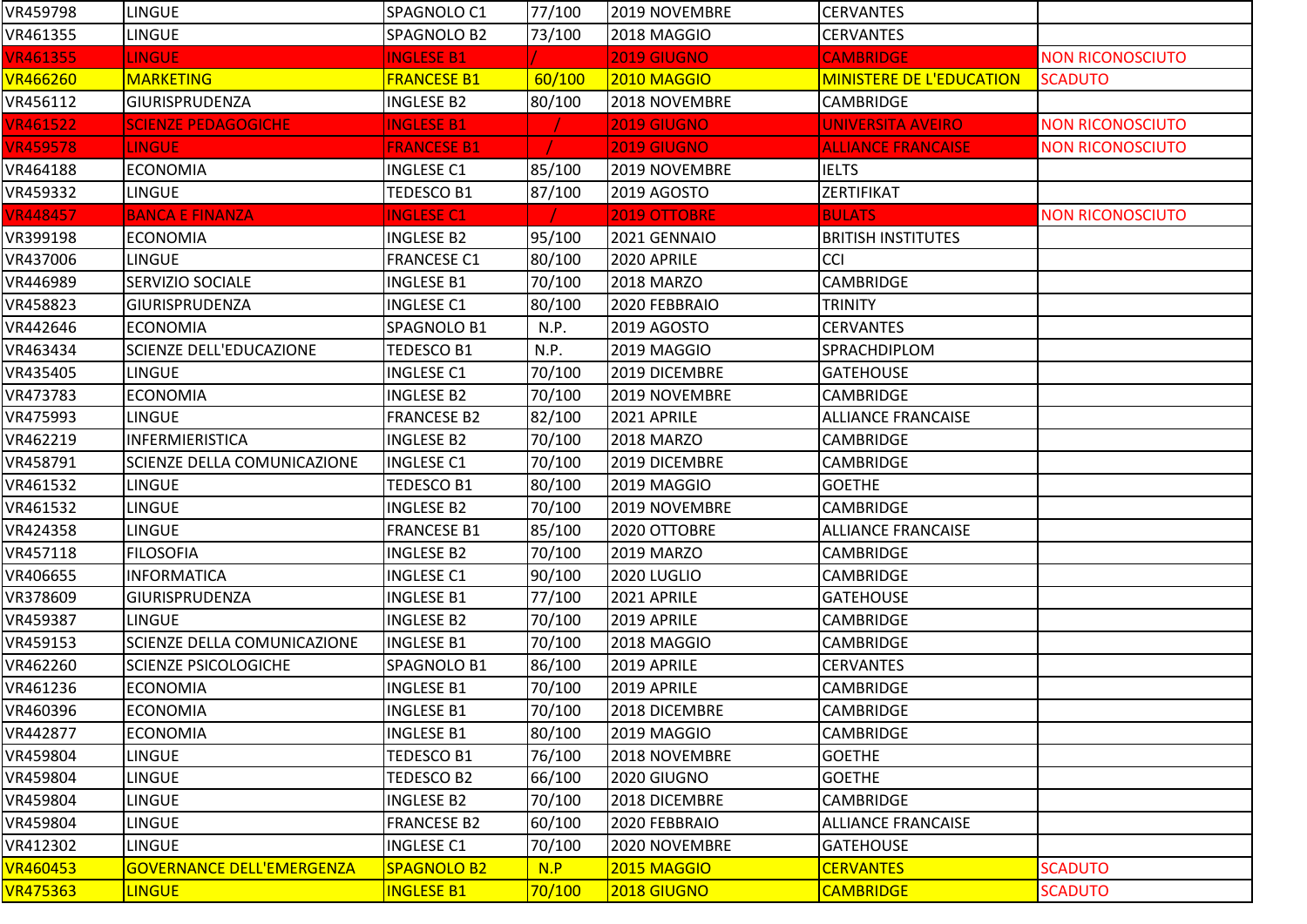| VR459798 | LINGUE | SPAGNOLO C1 | 77/100 | 2019 NOVEMBRE | CERVANTES | |
|---|---|---|---|---|---|---|
| VR461355 | LINGUE | SPAGNOLO B2 | 73/100 | 2018 MAGGIO | CERVANTES | |
| VR461355 | LINGUE | INGLESE B1 | / | 2019 GIUGNO | CAMBRIDGE | NON RICONOSCIUTO |
| VR466260 | MARKETING | FRANCESE B1 | 60/100 | 2010 MAGGIO | MINISTERE DE L'EDUCATION | SCADUTO |
| VR456112 | GIURISPRUDENZA | INGLESE B2 | 80/100 | 2018 NOVEMBRE | CAMBRIDGE | |
| VR461522 | SCIENZE PEDAGOGICHE | INGLESE B1 | / | 2019 GIUGNO | UNIVERSITA AVEIRO | NON RICONOSCIUTO |
| VR459578 | LINGUE | FRANCESE B1 | / | 2019 GIUGNO | ALLIANCE FRANCAISE | NON RICONOSCIUTO |
| VR464188 | ECONOMIA | INGLESE C1 | 85/100 | 2019 NOVEMBRE | IELTS | |
| VR459332 | LINGUE | TEDESCO B1 | 87/100 | 2019 AGOSTO | ZERTIFIKAT | |
| VR448457 | BANCA E FINANZA | INGLESE C1 | / | 2019 OTTOBRE | BULATS | NON RICONOSCIUTO |
| VR399198 | ECONOMIA | INGLESE B2 | 95/100 | 2021 GENNAIO | BRITISH INSTITUTES | |
| VR437006 | LINGUE | FRANCESE C1 | 80/100 | 2020 APRILE | CCI | |
| VR446989 | SERVIZIO SOCIALE | INGLESE B1 | 70/100 | 2018 MARZO | CAMBRIDGE | |
| VR458823 | GIURISPRUDENZA | INGLESE C1 | 80/100 | 2020 FEBBRAIO | TRINITY | |
| VR442646 | ECONOMIA | SPAGNOLO B1 | N.P. | 2019 AGOSTO | CERVANTES | |
| VR463434 | SCIENZE DELL'EDUCAZIONE | TEDESCO B1 | N.P. | 2019 MAGGIO | SPRACHDIPLOM | |
| VR435405 | LINGUE | INGLESE C1 | 70/100 | 2019 DICEMBRE | GATEHOUSE | |
| VR473783 | ECONOMIA | INGLESE B2 | 70/100 | 2019 NOVEMBRE | CAMBRIDGE | |
| VR475993 | LINGUE | FRANCESE B2 | 82/100 | 2021 APRILE | ALLIANCE FRANCAISE | |
| VR462219 | INFERMIERISTICA | INGLESE B2 | 70/100 | 2018 MARZO | CAMBRIDGE | |
| VR458791 | SCIENZE DELLA COMUNICAZIONE | INGLESE C1 | 70/100 | 2019 DICEMBRE | CAMBRIDGE | |
| VR461532 | LINGUE | TEDESCO B1 | 80/100 | 2019 MAGGIO | GOETHE | |
| VR461532 | LINGUE | INGLESE B2 | 70/100 | 2019 NOVEMBRE | CAMBRIDGE | |
| VR424358 | LINGUE | FRANCESE B1 | 85/100 | 2020 OTTOBRE | ALLIANCE FRANCAISE | |
| VR457118 | FILOSOFIA | INGLESE B2 | 70/100 | 2019 MARZO | CAMBRIDGE | |
| VR406655 | INFORMATICA | INGLESE C1 | 90/100 | 2020 LUGLIO | CAMBRIDGE | |
| VR378609 | GIURISPRUDENZA | INGLESE B1 | 77/100 | 2021 APRILE | GATEHOUSE | |
| VR459387 | LINGUE | INGLESE B2 | 70/100 | 2019 APRILE | CAMBRIDGE | |
| VR459153 | SCIENZE DELLA COMUNICAZIONE | INGLESE B1 | 70/100 | 2018 MAGGIO | CAMBRIDGE | |
| VR462260 | SCIENZE PSICOLOGICHE | SPAGNOLO B1 | 86/100 | 2019 APRILE | CERVANTES | |
| VR461236 | ECONOMIA | INGLESE B1 | 70/100 | 2019 APRILE | CAMBRIDGE | |
| VR460396 | ECONOMIA | INGLESE B1 | 70/100 | 2018 DICEMBRE | CAMBRIDGE | |
| VR442877 | ECONOMIA | INGLESE B1 | 80/100 | 2019 MAGGIO | CAMBRIDGE | |
| VR459804 | LINGUE | TEDESCO B1 | 76/100 | 2018 NOVEMBRE | GOETHE | |
| VR459804 | LINGUE | TEDESCO B2 | 66/100 | 2020 GIUGNO | GOETHE | |
| VR459804 | LINGUE | INGLESE B2 | 70/100 | 2018 DICEMBRE | CAMBRIDGE | |
| VR459804 | LINGUE | FRANCESE B2 | 60/100 | 2020 FEBBRAIO | ALLIANCE FRANCAISE | |
| VR412302 | LINGUE | INGLESE C1 | 70/100 | 2020 NOVEMBRE | GATEHOUSE | |
| VR460453 | GOVERNANCE DELL'EMERGENZA | SPAGNOLO B2 | N.P | 2015 MAGGIO | CERVANTES | SCADUTO |
| VR475363 | LINGUE | INGLESE B1 | 70/100 | 2018 GIUGNO | CAMBRIDGE | SCADUTO |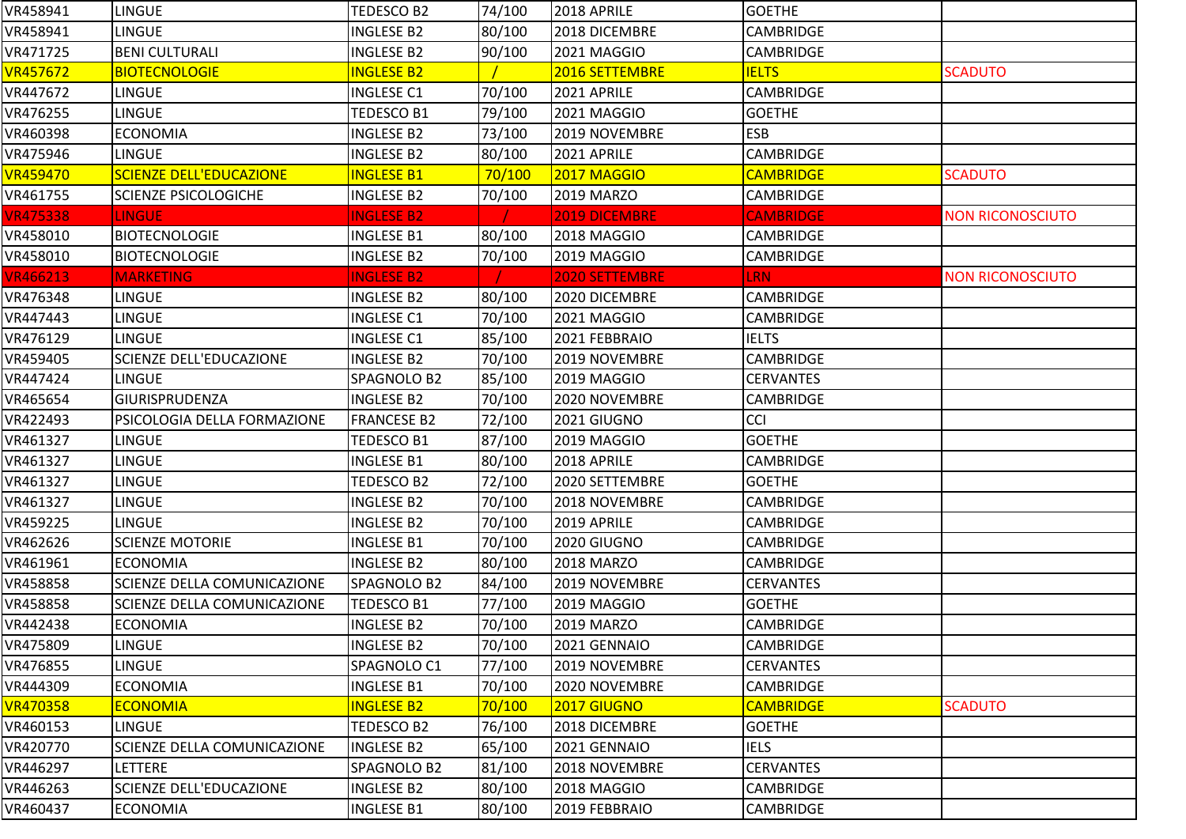| | | | | | | |
|---|---|---|---|---|---|---|
| VR458941 | LINGUE | TEDESCO B2 | 74/100 | 2018 APRILE | GOETHE | |
| VR458941 | LINGUE | INGLESE B2 | 80/100 | 2018 DICEMBRE | CAMBRIDGE | |
| VR471725 | BENI CULTURALI | INGLESE B2 | 90/100 | 2021 MAGGIO | CAMBRIDGE | |
| VR457672 | BIOTECNOLOGIE | INGLESE B2 | / | 2016 SETTEMBRE | IELTS | SCADUTO |
| VR447672 | LINGUE | INGLESE C1 | 70/100 | 2021 APRILE | CAMBRIDGE | |
| VR476255 | LINGUE | TEDESCO B1 | 79/100 | 2021 MAGGIO | GOETHE | |
| VR460398 | ECONOMIA | INGLESE B2 | 73/100 | 2019 NOVEMBRE | ESB | |
| VR475946 | LINGUE | INGLESE B2 | 80/100 | 2021 APRILE | CAMBRIDGE | |
| VR459470 | SCIENZE DELL'EDUCAZIONE | INGLESE B1 | 70/100 | 2017 MAGGIO | CAMBRIDGE | SCADUTO |
| VR461755 | SCIENZE PSICOLOGICHE | INGLESE B2 | 70/100 | 2019 MARZO | CAMBRIDGE | |
| VR475338 | LINGUE | INGLESE B2 | / | 2019 DICEMBRE | CAMBRIDGE | NON RICONOSCIUTO |
| VR458010 | BIOTECNOLOGIE | INGLESE B1 | 80/100 | 2018 MAGGIO | CAMBRIDGE | |
| VR458010 | BIOTECNOLOGIE | INGLESE B2 | 70/100 | 2019 MAGGIO | CAMBRIDGE | |
| VR466213 | MARKETING | INGLESE B2 | / | 2020 SETTEMBRE | LRN | NON RICONOSCIUTO |
| VR476348 | LINGUE | INGLESE B2 | 80/100 | 2020 DICEMBRE | CAMBRIDGE | |
| VR447443 | LINGUE | INGLESE C1 | 70/100 | 2021 MAGGIO | CAMBRIDGE | |
| VR476129 | LINGUE | INGLESE C1 | 85/100 | 2021 FEBBRAIO | IELTS | |
| VR459405 | SCIENZE DELL'EDUCAZIONE | INGLESE B2 | 70/100 | 2019 NOVEMBRE | CAMBRIDGE | |
| VR447424 | LINGUE | SPAGNOLO B2 | 85/100 | 2019 MAGGIO | CERVANTES | |
| VR465654 | GIURISPRUDENZA | INGLESE B2 | 70/100 | 2020 NOVEMBRE | CAMBRIDGE | |
| VR422493 | PSICOLOGIA DELLA FORMAZIONE | FRANCESE B2 | 72/100 | 2021 GIUGNO | CCI | |
| VR461327 | LINGUE | TEDESCO B1 | 87/100 | 2019 MAGGIO | GOETHE | |
| VR461327 | LINGUE | INGLESE B1 | 80/100 | 2018 APRILE | CAMBRIDGE | |
| VR461327 | LINGUE | TEDESCO B2 | 72/100 | 2020 SETTEMBRE | GOETHE | |
| VR461327 | LINGUE | INGLESE B2 | 70/100 | 2018 NOVEMBRE | CAMBRIDGE | |
| VR459225 | LINGUE | INGLESE B2 | 70/100 | 2019 APRILE | CAMBRIDGE | |
| VR462626 | SCIENZE MOTORIE | INGLESE B1 | 70/100 | 2020 GIUGNO | CAMBRIDGE | |
| VR461961 | ECONOMIA | INGLESE B2 | 80/100 | 2018 MARZO | CAMBRIDGE | |
| VR458858 | SCIENZE DELLA COMUNICAZIONE | SPAGNOLO B2 | 84/100 | 2019 NOVEMBRE | CERVANTES | |
| VR458858 | SCIENZE DELLA COMUNICAZIONE | TEDESCO B1 | 77/100 | 2019 MAGGIO | GOETHE | |
| VR442438 | ECONOMIA | INGLESE B2 | 70/100 | 2019 MARZO | CAMBRIDGE | |
| VR475809 | LINGUE | INGLESE B2 | 70/100 | 2021 GENNAIO | CAMBRIDGE | |
| VR476855 | LINGUE | SPAGNOLO C1 | 77/100 | 2019 NOVEMBRE | CERVANTES | |
| VR444309 | ECONOMIA | INGLESE B1 | 70/100 | 2020 NOVEMBRE | CAMBRIDGE | |
| VR470358 | ECONOMIA | INGLESE B2 | 70/100 | 2017 GIUGNO | CAMBRIDGE | SCADUTO |
| VR460153 | LINGUE | TEDESCO B2 | 76/100 | 2018 DICEMBRE | GOETHE | |
| VR420770 | SCIENZE DELLA COMUNICAZIONE | INGLESE B2 | 65/100 | 2021 GENNAIO | IELS | |
| VR446297 | LETTERE | SPAGNOLO B2 | 81/100 | 2018 NOVEMBRE | CERVANTES | |
| VR446263 | SCIENZE DELL'EDUCAZIONE | INGLESE B2 | 80/100 | 2018 MAGGIO | CAMBRIDGE | |
| VR460437 | ECONOMIA | INGLESE B1 | 80/100 | 2019 FEBBRAIO | CAMBRIDGE | |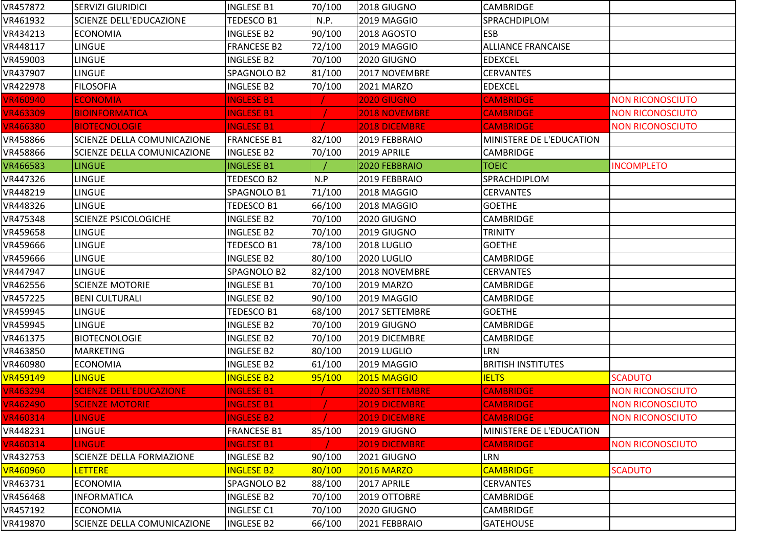| VR457872 | SERVIZI GIURIDICI | INGLESE B1 | 70/100 | 2018 GIUGNO | CAMBRIDGE | |
|---|---|---|---|---|---|---|
| VR461932 | SCIENZE DELL'EDUCAZIONE | TEDESCO B1 | N.P. | 2019 MAGGIO | SPRACHDIPLOM | |
| VR434213 | ECONOMIA | INGLESE B2 | 90/100 | 2018 AGOSTO | ESB | |
| VR448117 | LINGUE | FRANCESE B2 | 72/100 | 2019 MAGGIO | ALLIANCE FRANCAISE | |
| VR459003 | LINGUE | INGLESE B2 | 70/100 | 2020 GIUGNO | EDEXCEL | |
| VR437907 | LINGUE | SPAGNOLO B2 | 81/100 | 2017 NOVEMBRE | CERVANTES | |
| VR422978 | FILOSOFIA | INGLESE B2 | 70/100 | 2021 MARZO | EDEXCEL | |
| VR460940 | ECONOMIA | INGLESE B1 | / | 2020 GIUGNO | CAMBRIDGE | NON RICONOSCIUTO |
| VR463309 | BIOINFORMATICA | INGLESE B1 | / | 2018 NOVEMBRE | CAMBRIDGE | NON RICONOSCIUTO |
| VR466380 | BIOTECNOLOGIE | INGLESE B1 | / | 2018 DICEMBRE | CAMBRIDGE | NON RICONOSCIUTO |
| VR458866 | SCIENZE DELLA COMUNICAZIONE | FRANCESE B1 | 82/100 | 2019 FEBBRAIO | MINISTERE DE L'EDUCATION | |
| VR458866 | SCIENZE DELLA COMUNICAZIONE | INGLESE B2 | 70/100 | 2019 APRILE | CAMBRIDGE | |
| VR466583 | LINGUE | INGLESE B1 | / | 2020 FEBBRAIO | TOEIC | INCOMPLETO |
| VR447326 | LINGUE | TEDESCO B2 | N.P | 2019 FEBBRAIO | SPRACHDIPLOM | |
| VR448219 | LINGUE | SPAGNOLO B1 | 71/100 | 2018 MAGGIO | CERVANTES | |
| VR448326 | LINGUE | TEDESCO B1 | 66/100 | 2018 MAGGIO | GOETHE | |
| VR475348 | SCIENZE PSICOLOGICHE | INGLESE B2 | 70/100 | 2020 GIUGNO | CAMBRIDGE | |
| VR459658 | LINGUE | INGLESE B2 | 70/100 | 2019 GIUGNO | TRINITY | |
| VR459666 | LINGUE | TEDESCO B1 | 78/100 | 2018 LUGLIO | GOETHE | |
| VR459666 | LINGUE | INGLESE B2 | 80/100 | 2020 LUGLIO | CAMBRIDGE | |
| VR447947 | LINGUE | SPAGNOLO B2 | 82/100 | 2018 NOVEMBRE | CERVANTES | |
| VR462556 | SCIENZE MOTORIE | INGLESE B1 | 70/100 | 2019 MARZO | CAMBRIDGE | |
| VR457225 | BENI CULTURALI | INGLESE B2 | 90/100 | 2019 MAGGIO | CAMBRIDGE | |
| VR459945 | LINGUE | TEDESCO B1 | 68/100 | 2017 SETTEMBRE | GOETHE | |
| VR459945 | LINGUE | INGLESE B2 | 70/100 | 2019 GIUGNO | CAMBRIDGE | |
| VR461375 | BIOTECNOLOGIE | INGLESE B2 | 70/100 | 2019 DICEMBRE | CAMBRIDGE | |
| VR463850 | MARKETING | INGLESE B2 | 80/100 | 2019 LUGLIO | LRN | |
| VR460980 | ECONOMIA | INGLESE B2 | 61/100 | 2019 MAGGIO | BRITISH INSTITUTES | |
| VR459149 | LINGUE | INGLESE B2 | 95/100 | 2015 MAGGIO | IELTS | SCADUTO |
| VR463294 | SCIENZE DELL'EDUCAZIONE | INGLESE B1 | / | 2020 SETTEMBRE | CAMBRIDGE | NON RICONOSCIUTO |
| VR462490 | SCIENZE MOTORIE | INGLESE B1 | / | 2019 DICEMBRE | CAMBRIDGE | NON RICONOSCIUTO |
| VR460314 | LINGUE | INGLESE B2 | / | 2019 DICEMBRE | CAMBRIDGE | NON RICONOSCIUTO |
| VR448231 | LINGUE | FRANCESE B1 | 85/100 | 2019 GIUGNO | MINISTERE DE L'EDUCATION | |
| VR460314 | LINGUE | INGLESE B1 | / | 2019 DICEMBRE | CAMBRIDGE | NON RICONOSCIUTO |
| VR432753 | SCIENZE DELLA FORMAZIONE | INGLESE B2 | 90/100 | 2021 GIUGNO | LRN | |
| VR460960 | LETTERE | INGLESE B2 | 80/100 | 2016 MARZO | CAMBRIDGE | SCADUTO |
| VR463731 | ECONOMIA | SPAGNOLO B2 | 88/100 | 2017 APRILE | CERVANTES | |
| VR456468 | INFORMATICA | INGLESE B2 | 70/100 | 2019 OTTOBRE | CAMBRIDGE | |
| VR457192 | ECONOMIA | INGLESE C1 | 70/100 | 2020 GIUGNO | CAMBRIDGE | |
| VR419870 | SCIENZE DELLA COMUNICAZIONE | INGLESE B2 | 66/100 | 2021 FEBBRAIO | GATEHOUSE | |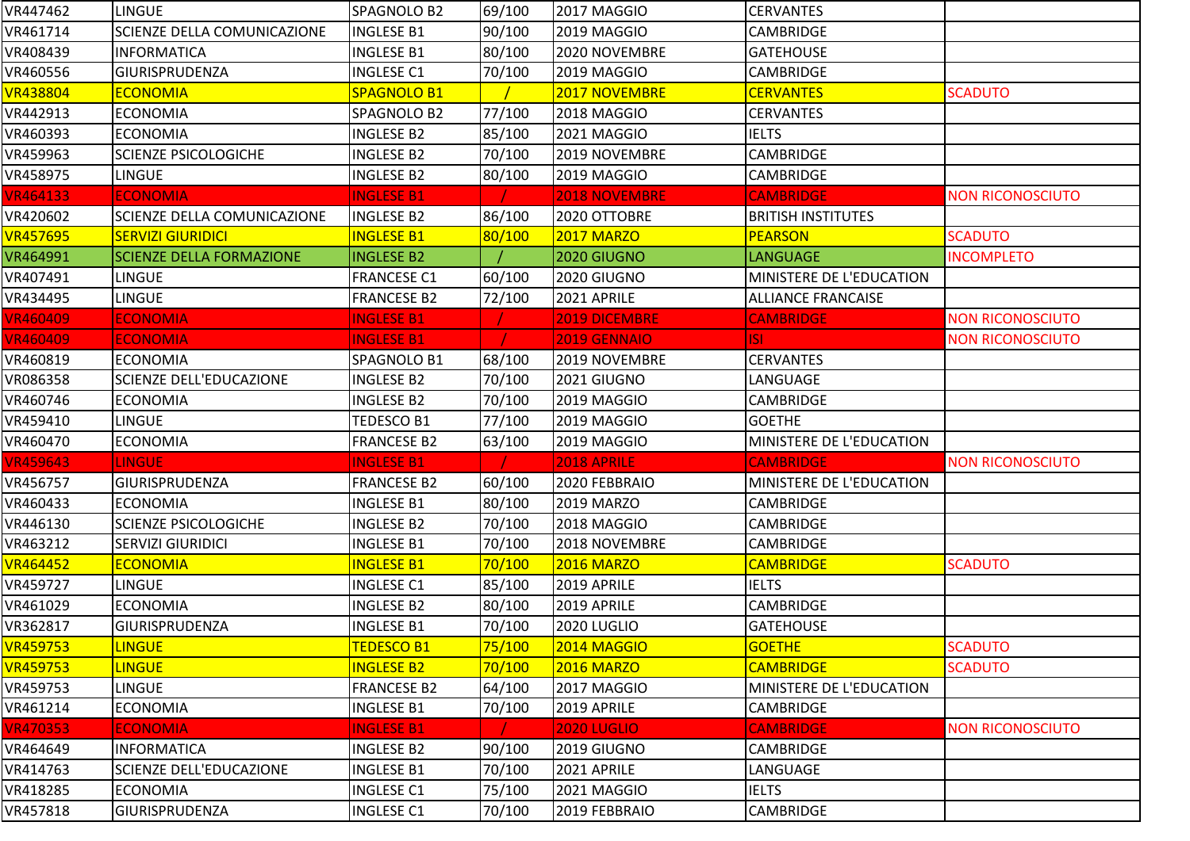| | | | | | | |
|---|---|---|---|---|---|---|
| VR447462 | LINGUE | SPAGNOLO B2 | 69/100 | 2017 MAGGIO | CERVANTES | |
| VR461714 | SCIENZE DELLA COMUNICAZIONE | INGLESE B1 | 90/100 | 2019 MAGGIO | CAMBRIDGE | |
| VR408439 | INFORMATICA | INGLESE B1 | 80/100 | 2020 NOVEMBRE | GATEHOUSE | |
| VR460556 | GIURISPRUDENZA | INGLESE C1 | 70/100 | 2019 MAGGIO | CAMBRIDGE | |
| VR438804 | ECONOMIA | SPAGNOLO B1 | / | 2017 NOVEMBRE | CERVANTES | SCADUTO |
| VR442913 | ECONOMIA | SPAGNOLO B2 | 77/100 | 2018 MAGGIO | CERVANTES | |
| VR460393 | ECONOMIA | INGLESE B2 | 85/100 | 2021 MAGGIO | IELTS | |
| VR459963 | SCIENZE PSICOLOGICHE | INGLESE B2 | 70/100 | 2019 NOVEMBRE | CAMBRIDGE | |
| VR458975 | LINGUE | INGLESE B2 | 80/100 | 2019 MAGGIO | CAMBRIDGE | |
| VR464133 | ECONOMIA | INGLESE B1 | / | 2018 NOVEMBRE | CAMBRIDGE | NON RICONOSCIUTO |
| VR420602 | SCIENZE DELLA COMUNICAZIONE | INGLESE B2 | 86/100 | 2020 OTTOBRE | BRITISH INSTITUTES | |
| VR457695 | SERVIZI GIURIDICI | INGLESE B1 | 80/100 | 2017 MARZO | PEARSON | SCADUTO |
| VR464991 | SCIENZE DELLA FORMAZIONE | INGLESE B2 | / | 2020 GIUGNO | LANGUAGE | INCOMPLETO |
| VR407491 | LINGUE | FRANCESE C1 | 60/100 | 2020 GIUGNO | MINISTERE DE L'EDUCATION | |
| VR434495 | LINGUE | FRANCESE B2 | 72/100 | 2021 APRILE | ALLIANCE FRANCAISE | |
| VR460409 | ECONOMIA | INGLESE B1 | / | 2019 DICEMBRE | CAMBRIDGE | NON RICONOSCIUTO |
| VR460409 | ECONOMIA | INGLESE B1 | / | 2019 GENNAIO | ISI | NON RICONOSCIUTO |
| VR460819 | ECONOMIA | SPAGNOLO B1 | 68/100 | 2019 NOVEMBRE | CERVANTES | |
| VR086358 | SCIENZE DELL'EDUCAZIONE | INGLESE B2 | 70/100 | 2021 GIUGNO | LANGUAGE | |
| VR460746 | ECONOMIA | INGLESE B2 | 70/100 | 2019 MAGGIO | CAMBRIDGE | |
| VR459410 | LINGUE | TEDESCO B1 | 77/100 | 2019 MAGGIO | GOETHE | |
| VR460470 | ECONOMIA | FRANCESE B2 | 63/100 | 2019 MAGGIO | MINISTERE DE L'EDUCATION | |
| VR459643 | LINGUE | INGLESE B1 | / | 2018 APRILE | CAMBRIDGE | NON RICONOSCIUTO |
| VR456757 | GIURISPRUDENZA | FRANCESE B2 | 60/100 | 2020 FEBBRAIO | MINISTERE DE L'EDUCATION | |
| VR460433 | ECONOMIA | INGLESE B1 | 80/100 | 2019 MARZO | CAMBRIDGE | |
| VR446130 | SCIENZE PSICOLOGICHE | INGLESE B2 | 70/100 | 2018 MAGGIO | CAMBRIDGE | |
| VR463212 | SERVIZI GIURIDICI | INGLESE B1 | 70/100 | 2018 NOVEMBRE | CAMBRIDGE | |
| VR464452 | ECONOMIA | INGLESE B1 | 70/100 | 2016 MARZO | CAMBRIDGE | SCADUTO |
| VR459727 | LINGUE | INGLESE C1 | 85/100 | 2019 APRILE | IELTS | |
| VR461029 | ECONOMIA | INGLESE B2 | 80/100 | 2019 APRILE | CAMBRIDGE | |
| VR362817 | GIURISPRUDENZA | INGLESE B1 | 70/100 | 2020 LUGLIO | GATEHOUSE | |
| VR459753 | LINGUE | TEDESCO B1 | 75/100 | 2014 MAGGIO | GOETHE | SCADUTO |
| VR459753 | LINGUE | INGLESE B2 | 70/100 | 2016 MARZO | CAMBRIDGE | SCADUTO |
| VR459753 | LINGUE | FRANCESE B2 | 64/100 | 2017 MAGGIO | MINISTERE DE L'EDUCATION | |
| VR461214 | ECONOMIA | INGLESE B1 | 70/100 | 2019 APRILE | CAMBRIDGE | |
| VR470353 | ECONOMIA | INGLESE B1 | / | 2020 LUGLIO | CAMBRIDGE | NON RICONOSCIUTO |
| VR464649 | INFORMATICA | INGLESE B2 | 90/100 | 2019 GIUGNO | CAMBRIDGE | |
| VR414763 | SCIENZE DELL'EDUCAZIONE | INGLESE B1 | 70/100 | 2021 APRILE | LANGUAGE | |
| VR418285 | ECONOMIA | INGLESE C1 | 75/100 | 2021 MAGGIO | IELTS | |
| VR457818 | GIURISPRUDENZA | INGLESE C1 | 70/100 | 2019 FEBBRAIO | CAMBRIDGE | |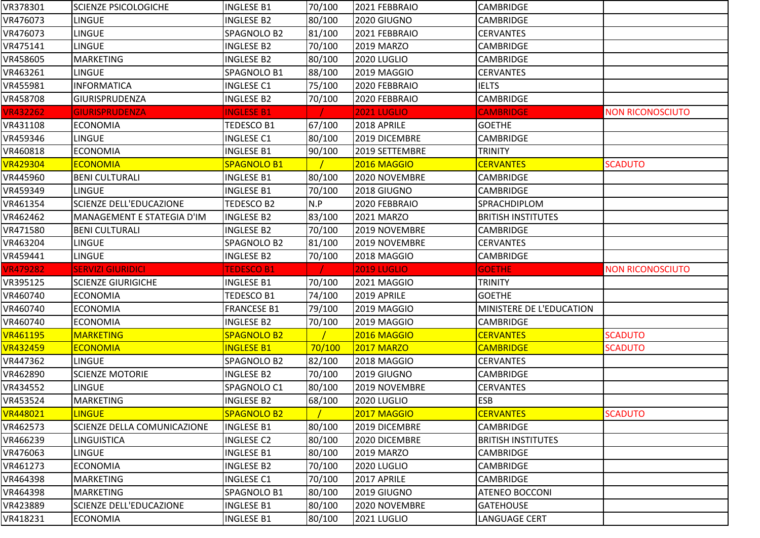| | | | | | | |
|---|---|---|---|---|---|---|
| VR378301 | SCIENZE PSICOLOGICHE | INGLESE B1 | 70/100 | 2021 FEBBRAIO | CAMBRIDGE | |
| VR476073 | LINGUE | INGLESE B2 | 80/100 | 2020 GIUGNO | CAMBRIDGE | |
| VR476073 | LINGUE | SPAGNOLO B2 | 81/100 | 2021 FEBBRAIO | CERVANTES | |
| VR475141 | LINGUE | INGLESE B2 | 70/100 | 2019 MARZO | CAMBRIDGE | |
| VR458605 | MARKETING | INGLESE B2 | 80/100 | 2020 LUGLIO | CAMBRIDGE | |
| VR463261 | LINGUE | SPAGNOLO B1 | 88/100 | 2019 MAGGIO | CERVANTES | |
| VR455981 | INFORMATICA | INGLESE C1 | 75/100 | 2020 FEBBRAIO | IELTS | |
| VR458708 | GIURISPRUDENZA | INGLESE B2 | 70/100 | 2020 FEBBRAIO | CAMBRIDGE | |
| VR432262 | GIURISPRUDENZA | INGLESE B1 | / | 2021 LUGLIO | CAMBRIDGE | NON RICONOSCIUTO |
| VR431108 | ECONOMIA | TEDESCO B1 | 67/100 | 2018 APRILE | GOETHE | |
| VR459346 | LINGUE | INGLESE C1 | 80/100 | 2019 DICEMBRE | CAMBRIDGE | |
| VR460818 | ECONOMIA | INGLESE B1 | 90/100 | 2019 SETTEMBRE | TRINITY | |
| VR429304 | ECONOMIA | SPAGNOLO B1 | / | 2016 MAGGIO | CERVANTES | SCADUTO |
| VR445960 | BENI CULTURALI | INGLESE B1 | 80/100 | 2020 NOVEMBRE | CAMBRIDGE | |
| VR459349 | LINGUE | INGLESE B1 | 70/100 | 2018 GIUGNO | CAMBRIDGE | |
| VR461354 | SCIENZE DELL'EDUCAZIONE | TEDESCO B2 | N.P | 2020 FEBBRAIO | SPRACHDIPLOM | |
| VR462462 | MANAGEMENT E STATEGIA D'IM | INGLESE B2 | 83/100 | 2021 MARZO | BRITISH INSTITUTES | |
| VR471580 | BENI CULTURALI | INGLESE B2 | 70/100 | 2019 NOVEMBRE | CAMBRIDGE | |
| VR463204 | LINGUE | SPAGNOLO B2 | 81/100 | 2019 NOVEMBRE | CERVANTES | |
| VR459441 | LINGUE | INGLESE B2 | 70/100 | 2018 MAGGIO | CAMBRIDGE | |
| VR479282 | SERVIZI GIURIDICI | TEDESCO B1 | / | 2019 LUGLIO | GOETHE | NON RICONOSCIUTO |
| VR395125 | SCIENZE GIURIGICHE | INGLESE B1 | 70/100 | 2021 MAGGIO | TRINITY | |
| VR460740 | ECONOMIA | TEDESCO B1 | 74/100 | 2019 APRILE | GOETHE | |
| VR460740 | ECONOMIA | FRANCESE B1 | 79/100 | 2019 MAGGIO | MINISTERE DE L'EDUCATION | |
| VR460740 | ECONOMIA | INGLESE B2 | 70/100 | 2019 MAGGIO | CAMBRIDGE | |
| VR461195 | MARKETING | SPAGNOLO B2 | / | 2016 MAGGIO | CERVANTES | SCADUTO |
| VR432459 | ECONOMIA | INGLESE B1 | 70/100 | 2017 MARZO | CAMBRIDGE | SCADUTO |
| VR447362 | LINGUE | SPAGNOLO B2 | 82/100 | 2018 MAGGIO | CERVANTES | |
| VR462890 | SCIENZE MOTORIE | INGLESE B2 | 70/100 | 2019 GIUGNO | CAMBRIDGE | |
| VR434552 | LINGUE | SPAGNOLO C1 | 80/100 | 2019 NOVEMBRE | CERVANTES | |
| VR453524 | MARKETING | INGLESE B2 | 68/100 | 2020 LUGLIO | ESB | |
| VR448021 | LINGUE | SPAGNOLO B2 | / | 2017 MAGGIO | CERVANTES | SCADUTO |
| VR462573 | SCIENZE DELLA COMUNICAZIONE | INGLESE B1 | 80/100 | 2019 DICEMBRE | CAMBRIDGE | |
| VR466239 | LINGUISTICA | INGLESE C2 | 80/100 | 2020 DICEMBRE | BRITISH INSTITUTES | |
| VR476063 | LINGUE | INGLESE B1 | 80/100 | 2019 MARZO | CAMBRIDGE | |
| VR461273 | ECONOMIA | INGLESE B2 | 70/100 | 2020 LUGLIO | CAMBRIDGE | |
| VR464398 | MARKETING | INGLESE C1 | 70/100 | 2017 APRILE | CAMBRIDGE | |
| VR464398 | MARKETING | SPAGNOLO B1 | 80/100 | 2019 GIUGNO | ATENEO BOCCONI | |
| VR423889 | SCIENZE DELL'EDUCAZIONE | INGLESE B1 | 80/100 | 2020 NOVEMBRE | GATEHOUSE | |
| VR418231 | ECONOMIA | INGLESE B1 | 80/100 | 2021 LUGLIO | LANGUAGE CERT | |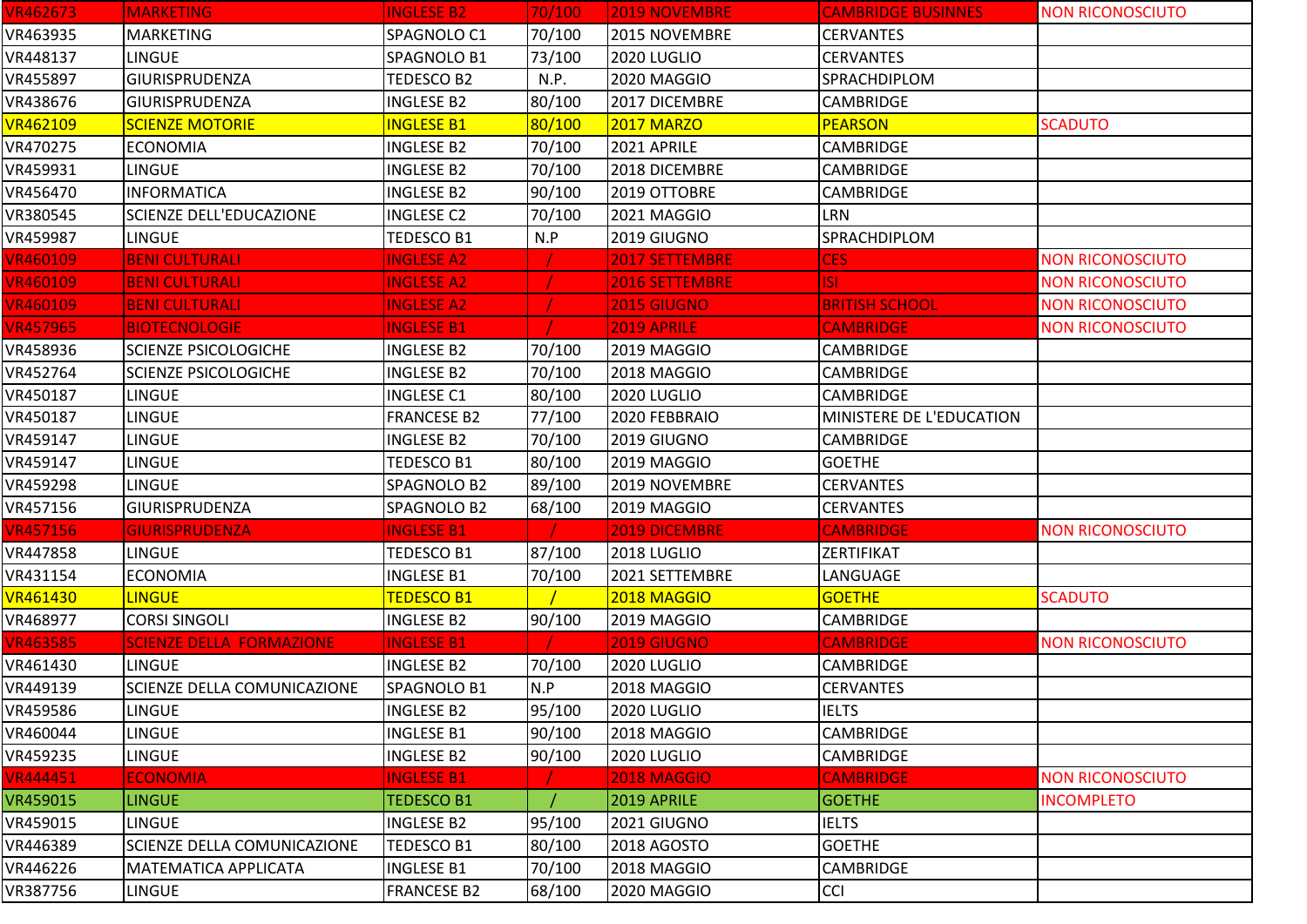| VR462673 | MARKETING | INGLESE B2 | 70/100 | 2019 NOVEMBRE | CAMBRIDGE BUSINNES | NON RICONOSCIUTO |
|---|---|---|---|---|---|---|
| VR463935 | MARKETING | SPAGNOLO C1 | 70/100 | 2015 NOVEMBRE | CERVANTES | |
| VR448137 | LINGUE | SPAGNOLO B1 | 73/100 | 2020 LUGLIO | CERVANTES | |
| VR455897 | GIURISPRUDENZA | TEDESCO B2 | N.P. | 2020 MAGGIO | SPRACHDIPLOM | |
| VR438676 | GIURISPRUDENZA | INGLESE B2 | 80/100 | 2017 DICEMBRE | CAMBRIDGE | |
| VR462109 | SCIENZE MOTORIE | INGLESE B1 | 80/100 | 2017 MARZO | PEARSON | SCADUTO |
| VR470275 | ECONOMIA | INGLESE B2 | 70/100 | 2021 APRILE | CAMBRIDGE | |
| VR459931 | LINGUE | INGLESE B2 | 70/100 | 2018 DICEMBRE | CAMBRIDGE | |
| VR456470 | INFORMATICA | INGLESE B2 | 90/100 | 2019 OTTOBRE | CAMBRIDGE | |
| VR380545 | SCIENZE DELL'EDUCAZIONE | INGLESE C2 | 70/100 | 2021 MAGGIO | LRN | |
| VR459987 | LINGUE | TEDESCO B1 | N.P | 2019 GIUGNO | SPRACHDIPLOM | |
| VR460109 | BENI CULTURALI | INGLESE A2 | / | 2017 SETTEMBRE | CES | NON RICONOSCIUTO |
| VR460109 | BENI CULTURALI | INGLESE A2 | / | 2016 SETTEMBRE | ISI | NON RICONOSCIUTO |
| VR460109 | BENI CULTURALI | INGLESE A2 | / | 2015 GIUGNO | BRITISH SCHOOL | NON RICONOSCIUTO |
| VR457965 | BIOTECNOLOGIE | INGLESE B1 | / | 2019 APRILE | CAMBRIDGE | NON RICONOSCIUTO |
| VR458936 | SCIENZE PSICOLOGICHE | INGLESE B2 | 70/100 | 2019 MAGGIO | CAMBRIDGE | |
| VR452764 | SCIENZE PSICOLOGICHE | INGLESE B2 | 70/100 | 2018 MAGGIO | CAMBRIDGE | |
| VR450187 | LINGUE | INGLESE C1 | 80/100 | 2020 LUGLIO | CAMBRIDGE | |
| VR450187 | LINGUE | FRANCESE B2 | 77/100 | 2020 FEBBRAIO | MINISTERE DE L'EDUCATION | |
| VR459147 | LINGUE | INGLESE B2 | 70/100 | 2019 GIUGNO | CAMBRIDGE | |
| VR459147 | LINGUE | TEDESCO B1 | 80/100 | 2019 MAGGIO | GOETHE | |
| VR459298 | LINGUE | SPAGNOLO B2 | 89/100 | 2019 NOVEMBRE | CERVANTES | |
| VR457156 | GIURISPRUDENZA | SPAGNOLO B2 | 68/100 | 2019 MAGGIO | CERVANTES | |
| VR457156 | GIURISPRUDENZA | INGLESE B1 | / | 2019 DICEMBRE | CAMBRIDGE | NON RICONOSCIUTO |
| VR447858 | LINGUE | TEDESCO B1 | 87/100 | 2018 LUGLIO | ZERTIFIKAT | |
| VR431154 | ECONOMIA | INGLESE B1 | 70/100 | 2021 SETTEMBRE | LANGUAGE | |
| VR461430 | LINGUE | TEDESCO B1 | / | 2018 MAGGIO | GOETHE | SCADUTO |
| VR468977 | CORSI SINGOLI | INGLESE B2 | 90/100 | 2019 MAGGIO | CAMBRIDGE | |
| VR463585 | SCIENZE DELLA FORMAZIONE | INGLESE B1 | / | 2019 GIUGNO | CAMBRIDGE | NON RICONOSCIUTO |
| VR461430 | LINGUE | INGLESE B2 | 70/100 | 2020 LUGLIO | CAMBRIDGE | |
| VR449139 | SCIENZE DELLA COMUNICAZIONE | SPAGNOLO B1 | N.P | 2018 MAGGIO | CERVANTES | |
| VR459586 | LINGUE | INGLESE B2 | 95/100 | 2020 LUGLIO | IELTS | |
| VR460044 | LINGUE | INGLESE B1 | 90/100 | 2018 MAGGIO | CAMBRIDGE | |
| VR459235 | LINGUE | INGLESE B2 | 90/100 | 2020 LUGLIO | CAMBRIDGE | |
| VR444451 | ECONOMIA | INGLESE B1 | / | 2018 MAGGIO | CAMBRIDGE | NON RICONOSCIUTO |
| VR459015 | LINGUE | TEDESCO B1 | / | 2019 APRILE | GOETHE | INCOMPLETO |
| VR459015 | LINGUE | INGLESE B2 | 95/100 | 2021 GIUGNO | IELTS | |
| VR446389 | SCIENZE DELLA COMUNICAZIONE | TEDESCO B1 | 80/100 | 2018 AGOSTO | GOETHE | |
| VR446226 | MATEMATICA APPLICATA | INGLESE B1 | 70/100 | 2018 MAGGIO | CAMBRIDGE | |
| VR387756 | LINGUE | FRANCESE B2 | 68/100 | 2020 MAGGIO | CCI | |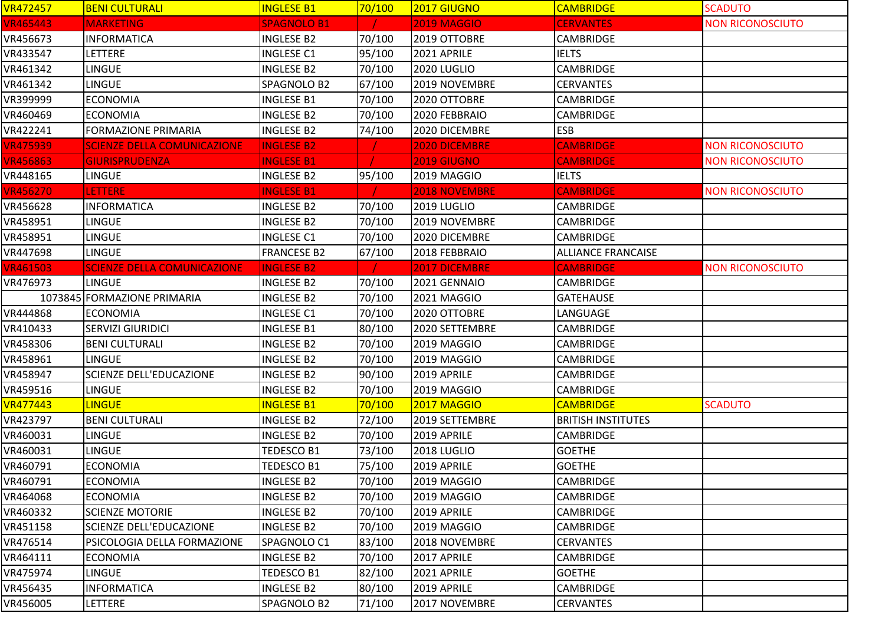| | | | | | | |
|---|---|---|---|---|---|---|
| VR472457 | BENI CULTURALI | INGLESE B1 | 70/100 | 2017 GIUGNO | CAMBRIDGE | SCADUTO |
| VR465443 | MARKETING | SPAGNOLO B1 | / | 2019 MAGGIO | CERVANTES | NON RICONOSCIUTO |
| VR456673 | INFORMATICA | INGLESE B2 | 70/100 | 2019 OTTOBRE | CAMBRIDGE | |
| VR433547 | LETTERE | INGLESE C1 | 95/100 | 2021 APRILE | IELTS | |
| VR461342 | LINGUE | INGLESE B2 | 70/100 | 2020 LUGLIO | CAMBRIDGE | |
| VR461342 | LINGUE | SPAGNOLO B2 | 67/100 | 2019 NOVEMBRE | CERVANTES | |
| VR399999 | ECONOMIA | INGLESE B1 | 70/100 | 2020 OTTOBRE | CAMBRIDGE | |
| VR460469 | ECONOMIA | INGLESE B2 | 70/100 | 2020 FEBBRAIO | CAMBRIDGE | |
| VR422241 | FORMAZIONE PRIMARIA | INGLESE B2 | 74/100 | 2020 DICEMBRE | ESB | |
| VR475939 | SCIENZE DELLA COMUNICAZIONE | INGLESE B2 | / | 2020 DICEMBRE | CAMBRIDGE | NON RICONOSCIUTO |
| VR456863 | GIURISPRUDENZA | INGLESE B1 | / | 2019 GIUGNO | CAMBRIDGE | NON RICONOSCIUTO |
| VR448165 | LINGUE | INGLESE B2 | 95/100 | 2019 MAGGIO | IELTS | |
| VR456270 | LETTERE | INGLESE B1 | / | 2018 NOVEMBRE | CAMBRIDGE | NON RICONOSCIUTO |
| VR456628 | INFORMATICA | INGLESE B2 | 70/100 | 2019 LUGLIO | CAMBRIDGE | |
| VR458951 | LINGUE | INGLESE B2 | 70/100 | 2019 NOVEMBRE | CAMBRIDGE | |
| VR458951 | LINGUE | INGLESE C1 | 70/100 | 2020 DICEMBRE | CAMBRIDGE | |
| VR447698 | LINGUE | FRANCESE B2 | 67/100 | 2018 FEBBRAIO | ALLIANCE FRANCAISE | |
| VR461503 | SCIENZE DELLA COMUNICAZIONE | INGLESE B2 | / | 2017 DICEMBRE | CAMBRIDGE | NON RICONOSCIUTO |
| VR476973 | LINGUE | INGLESE B2 | 70/100 | 2021 GENNAIO | CAMBRIDGE | |
| 1073845 | FORMAZIONE PRIMARIA | INGLESE B2 | 70/100 | 2021 MAGGIO | GATEHAUSE | |
| VR444868 | ECONOMIA | INGLESE C1 | 70/100 | 2020 OTTOBRE | LANGUAGE | |
| VR410433 | SERVIZI GIURIDICI | INGLESE B1 | 80/100 | 2020 SETTEMBRE | CAMBRIDGE | |
| VR458306 | BENI CULTURALI | INGLESE B2 | 70/100 | 2019 MAGGIO | CAMBRIDGE | |
| VR458961 | LINGUE | INGLESE B2 | 70/100 | 2019 MAGGIO | CAMBRIDGE | |
| VR458947 | SCIENZE DELL'EDUCAZIONE | INGLESE B2 | 90/100 | 2019 APRILE | CAMBRIDGE | |
| VR459516 | LINGUE | INGLESE B2 | 70/100 | 2019 MAGGIO | CAMBRIDGE | |
| VR477443 | LINGUE | INGLESE B1 | 70/100 | 2017 MAGGIO | CAMBRIDGE | SCADUTO |
| VR423797 | BENI CULTURALI | INGLESE B2 | 72/100 | 2019 SETTEMBRE | BRITISH INSTITUTES | |
| VR460031 | LINGUE | INGLESE B2 | 70/100 | 2019 APRILE | CAMBRIDGE | |
| VR460031 | LINGUE | TEDESCO B1 | 73/100 | 2018 LUGLIO | GOETHE | |
| VR460791 | ECONOMIA | TEDESCO B1 | 75/100 | 2019 APRILE | GOETHE | |
| VR460791 | ECONOMIA | INGLESE B2 | 70/100 | 2019 MAGGIO | CAMBRIDGE | |
| VR464068 | ECONOMIA | INGLESE B2 | 70/100 | 2019 MAGGIO | CAMBRIDGE | |
| VR460332 | SCIENZE MOTORIE | INGLESE B2 | 70/100 | 2019 APRILE | CAMBRIDGE | |
| VR451158 | SCIENZE DELL'EDUCAZIONE | INGLESE B2 | 70/100 | 2019 MAGGIO | CAMBRIDGE | |
| VR476514 | PSICOLOGIA DELLA FORMAZIONE | SPAGNOLO C1 | 83/100 | 2018 NOVEMBRE | CERVANTES | |
| VR464111 | ECONOMIA | INGLESE B2 | 70/100 | 2017 APRILE | CAMBRIDGE | |
| VR475974 | LINGUE | TEDESCO B1 | 82/100 | 2021 APRILE | GOETHE | |
| VR456435 | INFORMATICA | INGLESE B2 | 80/100 | 2019 APRILE | CAMBRIDGE | |
| VR456005 | LETTERE | SPAGNOLO B2 | 71/100 | 2017 NOVEMBRE | CERVANTES | |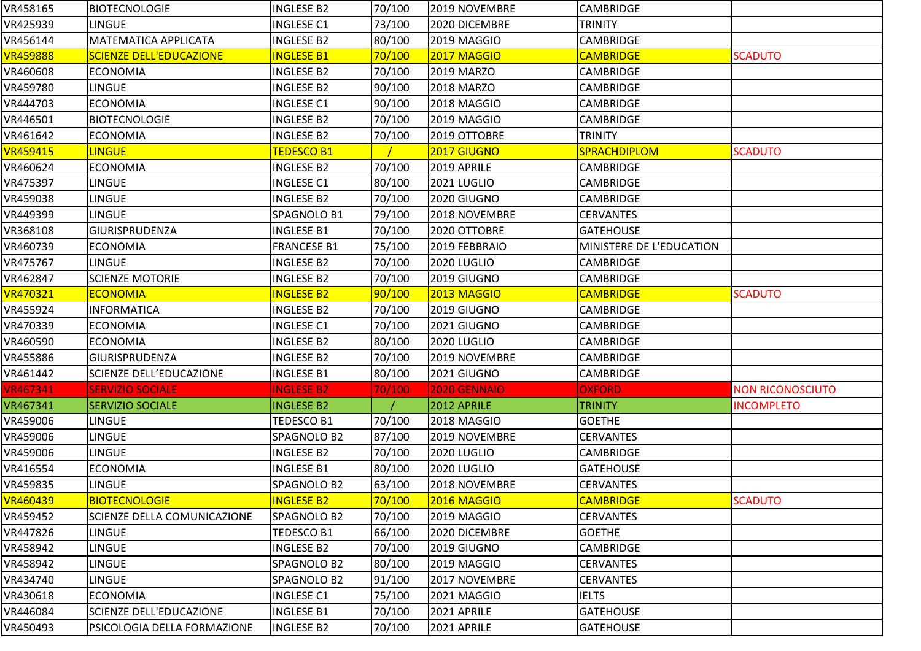| | | | | | | |
|---|---|---|---|---|---|---|
| VR458165 | BIOTECNOLOGIE | INGLESE B2 | 70/100 | 2019 NOVEMBRE | CAMBRIDGE | |
| VR425939 | LINGUE | INGLESE C1 | 73/100 | 2020 DICEMBRE | TRINITY | |
| VR456144 | MATEMATICA APPLICATA | INGLESE B2 | 80/100 | 2019 MAGGIO | CAMBRIDGE | |
| VR459888 | SCIENZE DELL'EDUCAZIONE | INGLESE B1 | 70/100 | 2017 MAGGIO | CAMBRIDGE | SCADUTO |
| VR460608 | ECONOMIA | INGLESE B2 | 70/100 | 2019 MARZO | CAMBRIDGE | |
| VR459780 | LINGUE | INGLESE B2 | 90/100 | 2018 MARZO | CAMBRIDGE | |
| VR444703 | ECONOMIA | INGLESE C1 | 90/100 | 2018 MAGGIO | CAMBRIDGE | |
| VR446501 | BIOTECNOLOGIE | INGLESE B2 | 70/100 | 2019 MAGGIO | CAMBRIDGE | |
| VR461642 | ECONOMIA | INGLESE B2 | 70/100 | 2019 OTTOBRE | TRINITY | |
| VR459415 | LINGUE | TEDESCO B1 | / | 2017 GIUGNO | SPRACHDIPLOM | SCADUTO |
| VR460624 | ECONOMIA | INGLESE B2 | 70/100 | 2019 APRILE | CAMBRIDGE | |
| VR475397 | LINGUE | INGLESE C1 | 80/100 | 2021 LUGLIO | CAMBRIDGE | |
| VR459038 | LINGUE | INGLESE B2 | 70/100 | 2020 GIUGNO | CAMBRIDGE | |
| VR449399 | LINGUE | SPAGNOLO B1 | 79/100 | 2018 NOVEMBRE | CERVANTES | |
| VR368108 | GIURISPRUDENZA | INGLESE B1 | 70/100 | 2020 OTTOBRE | GATEHOUSE | |
| VR460739 | ECONOMIA | FRANCESE B1 | 75/100 | 2019 FEBBRAIO | MINISTERE DE L'EDUCATION | |
| VR475767 | LINGUE | INGLESE B2 | 70/100 | 2020 LUGLIO | CAMBRIDGE | |
| VR462847 | SCIENZE MOTORIE | INGLESE B2 | 70/100 | 2019 GIUGNO | CAMBRIDGE | |
| VR470321 | ECONOMIA | INGLESE B2 | 90/100 | 2013 MAGGIO | CAMBRIDGE | SCADUTO |
| VR455924 | INFORMATICA | INGLESE B2 | 70/100 | 2019 GIUGNO | CAMBRIDGE | |
| VR470339 | ECONOMIA | INGLESE C1 | 70/100 | 2021 GIUGNO | CAMBRIDGE | |
| VR460590 | ECONOMIA | INGLESE B2 | 80/100 | 2020 LUGLIO | CAMBRIDGE | |
| VR455886 | GIURISPRUDENZA | INGLESE B2 | 70/100 | 2019 NOVEMBRE | CAMBRIDGE | |
| VR461442 | SCIENZE DELL'EDUCAZIONE | INGLESE B1 | 80/100 | 2021 GIUGNO | CAMBRIDGE | |
| VR467341 | SERVIZIO SOCIALE | INGLESE B2 | 70/100 | 2020 GENNAIO | OXFORD | NON RICONOSCIUTO |
| VR467341 | SERVIZIO SOCIALE | INGLESE B2 | / | 2012 APRILE | TRINITY | INCOMPLETO |
| VR459006 | LINGUE | TEDESCO B1 | 70/100 | 2018 MAGGIO | GOETHE | |
| VR459006 | LINGUE | SPAGNOLO B2 | 87/100 | 2019 NOVEMBRE | CERVANTES | |
| VR459006 | LINGUE | INGLESE B2 | 70/100 | 2020 LUGLIO | CAMBRIDGE | |
| VR416554 | ECONOMIA | INGLESE B1 | 80/100 | 2020 LUGLIO | GATEHOUSE | |
| VR459835 | LINGUE | SPAGNOLO B2 | 63/100 | 2018 NOVEMBRE | CERVANTES | |
| VR460439 | BIOTECNOLOGIE | INGLESE B2 | 70/100 | 2016 MAGGIO | CAMBRIDGE | SCADUTO |
| VR459452 | SCIENZE DELLA COMUNICAZIONE | SPAGNOLO B2 | 70/100 | 2019 MAGGIO | CERVANTES | |
| VR447826 | LINGUE | TEDESCO B1 | 66/100 | 2020 DICEMBRE | GOETHE | |
| VR458942 | LINGUE | INGLESE B2 | 70/100 | 2019 GIUGNO | CAMBRIDGE | |
| VR458942 | LINGUE | SPAGNOLO B2 | 80/100 | 2019 MAGGIO | CERVANTES | |
| VR434740 | LINGUE | SPAGNOLO B2 | 91/100 | 2017 NOVEMBRE | CERVANTES | |
| VR430618 | ECONOMIA | INGLESE C1 | 75/100 | 2021 MAGGIO | IELTS | |
| VR446084 | SCIENZE DELL'EDUCAZIONE | INGLESE B1 | 70/100 | 2021 APRILE | GATEHOUSE | |
| VR450493 | PSICOLOGIA DELLA FORMAZIONE | INGLESE B2 | 70/100 | 2021 APRILE | GATEHOUSE | |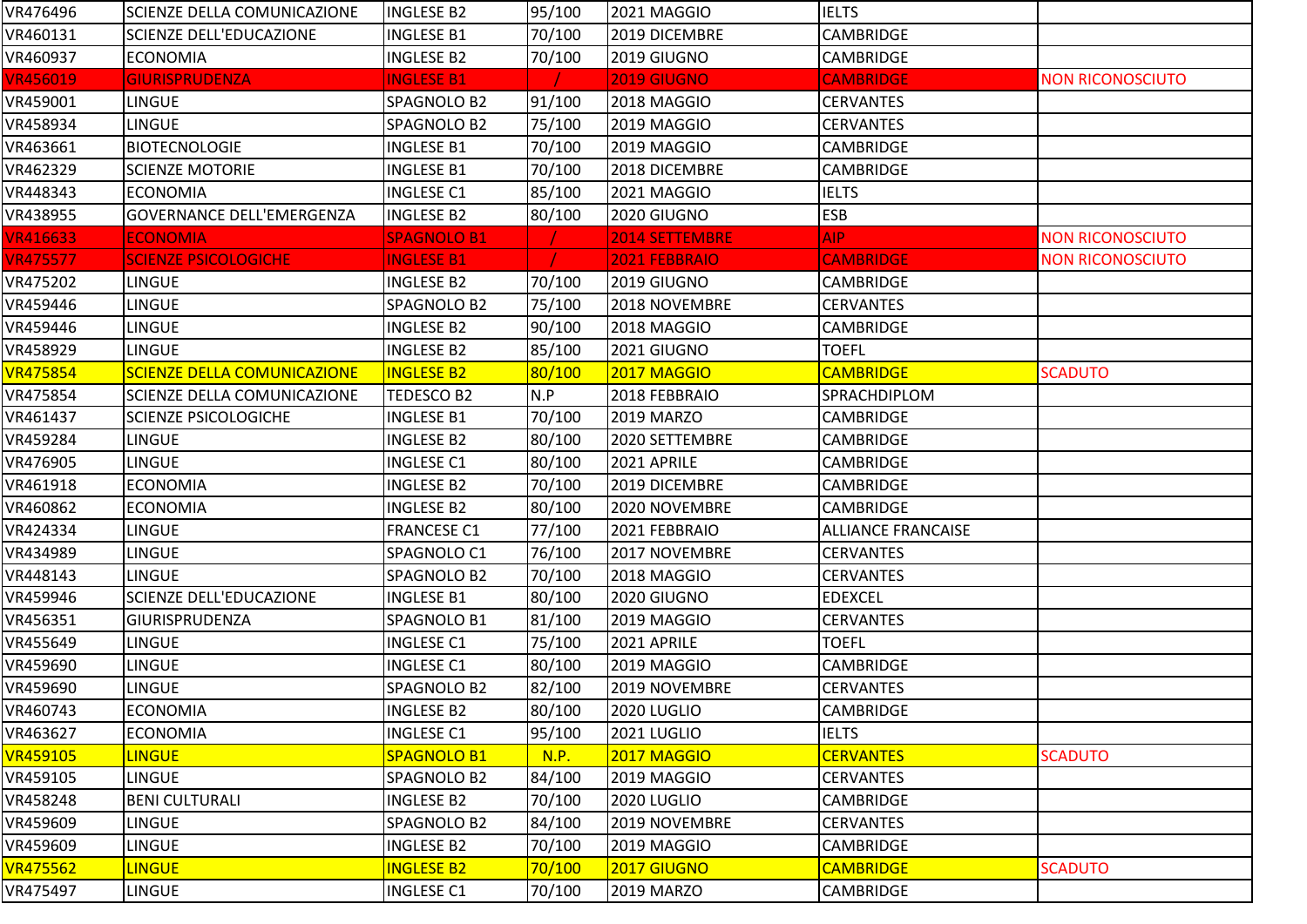| | | | | | | |
|---|---|---|---|---|---|---|
| VR476496 | SCIENZE DELLA COMUNICAZIONE | INGLESE B2 | 95/100 | 2021 MAGGIO | IELTS | |
| VR460131 | SCIENZE DELL'EDUCAZIONE | INGLESE B1 | 70/100 | 2019 DICEMBRE | CAMBRIDGE | |
| VR460937 | ECONOMIA | INGLESE B2 | 70/100 | 2019 GIUGNO | CAMBRIDGE | |
| VR456019 | GIURISPRUDENZA | INGLESE B1 | / | 2019 GIUGNO | CAMBRIDGE | NON RICONOSCIUTO |
| VR459001 | LINGUE | SPAGNOLO B2 | 91/100 | 2018 MAGGIO | CERVANTES | |
| VR458934 | LINGUE | SPAGNOLO B2 | 75/100 | 2019 MAGGIO | CERVANTES | |
| VR463661 | BIOTECNOLOGIE | INGLESE B1 | 70/100 | 2019 MAGGIO | CAMBRIDGE | |
| VR462329 | SCIENZE MOTORIE | INGLESE B1 | 70/100 | 2018 DICEMBRE | CAMBRIDGE | |
| VR448343 | ECONOMIA | INGLESE C1 | 85/100 | 2021 MAGGIO | IELTS | |
| VR438955 | GOVERNANCE DELL'EMERGENZA | INGLESE B2 | 80/100 | 2020 GIUGNO | ESB | |
| VR416633 | ECONOMIA | SPAGNOLO B1 | / | 2014 SETTEMBRE | AIP | NON RICONOSCIUTO |
| VR475577 | SCIENZE PSICOLOGICHE | INGLESE B1 | / | 2021 FEBBRAIO | CAMBRIDGE | NON RICONOSCIUTO |
| VR475202 | LINGUE | INGLESE B2 | 70/100 | 2019 GIUGNO | CAMBRIDGE | |
| VR459446 | LINGUE | SPAGNOLO B2 | 75/100 | 2018 NOVEMBRE | CERVANTES | |
| VR459446 | LINGUE | INGLESE B2 | 90/100 | 2018 MAGGIO | CAMBRIDGE | |
| VR458929 | LINGUE | INGLESE B2 | 85/100 | 2021 GIUGNO | TOEFL | |
| VR475854 | SCIENZE DELLA COMUNICAZIONE | INGLESE B2 | 80/100 | 2017 MAGGIO | CAMBRIDGE | SCADUTO |
| VR475854 | SCIENZE DELLA COMUNICAZIONE | TEDESCO B2 | N.P | 2018 FEBBRAIO | SPRACHDIPLOM | |
| VR461437 | SCIENZE PSICOLOGICHE | INGLESE B1 | 70/100 | 2019 MARZO | CAMBRIDGE | |
| VR459284 | LINGUE | INGLESE B2 | 80/100 | 2020 SETTEMBRE | CAMBRIDGE | |
| VR476905 | LINGUE | INGLESE C1 | 80/100 | 2021 APRILE | CAMBRIDGE | |
| VR461918 | ECONOMIA | INGLESE B2 | 70/100 | 2019 DICEMBRE | CAMBRIDGE | |
| VR460862 | ECONOMIA | INGLESE B2 | 80/100 | 2020 NOVEMBRE | CAMBRIDGE | |
| VR424334 | LINGUE | FRANCESE C1 | 77/100 | 2021 FEBBRAIO | ALLIANCE FRANCAISE | |
| VR434989 | LINGUE | SPAGNOLO C1 | 76/100 | 2017 NOVEMBRE | CERVANTES | |
| VR448143 | LINGUE | SPAGNOLO B2 | 70/100 | 2018 MAGGIO | CERVANTES | |
| VR459946 | SCIENZE DELL'EDUCAZIONE | INGLESE B1 | 80/100 | 2020 GIUGNO | EDEXCEL | |
| VR456351 | GIURISPRUDENZA | SPAGNOLO B1 | 81/100 | 2019 MAGGIO | CERVANTES | |
| VR455649 | LINGUE | INGLESE C1 | 75/100 | 2021 APRILE | TOEFL | |
| VR459690 | LINGUE | INGLESE C1 | 80/100 | 2019 MAGGIO | CAMBRIDGE | |
| VR459690 | LINGUE | SPAGNOLO B2 | 82/100 | 2019 NOVEMBRE | CERVANTES | |
| VR460743 | ECONOMIA | INGLESE B2 | 80/100 | 2020 LUGLIO | CAMBRIDGE | |
| VR463627 | ECONOMIA | INGLESE C1 | 95/100 | 2021 LUGLIO | IELTS | |
| VR459105 | LINGUE | SPAGNOLO B1 | N.P. | 2017 MAGGIO | CERVANTES | SCADUTO |
| VR459105 | LINGUE | SPAGNOLO B2 | 84/100 | 2019 MAGGIO | CERVANTES | |
| VR458248 | BENI CULTURALI | INGLESE B2 | 70/100 | 2020 LUGLIO | CAMBRIDGE | |
| VR459609 | LINGUE | SPAGNOLO B2 | 84/100 | 2019 NOVEMBRE | CERVANTES | |
| VR459609 | LINGUE | INGLESE B2 | 70/100 | 2019 MAGGIO | CAMBRIDGE | |
| VR475562 | LINGUE | INGLESE B2 | 70/100 | 2017 GIUGNO | CAMBRIDGE | SCADUTO |
| VR475497 | LINGUE | INGLESE C1 | 70/100 | 2019 MARZO | CAMBRIDGE | |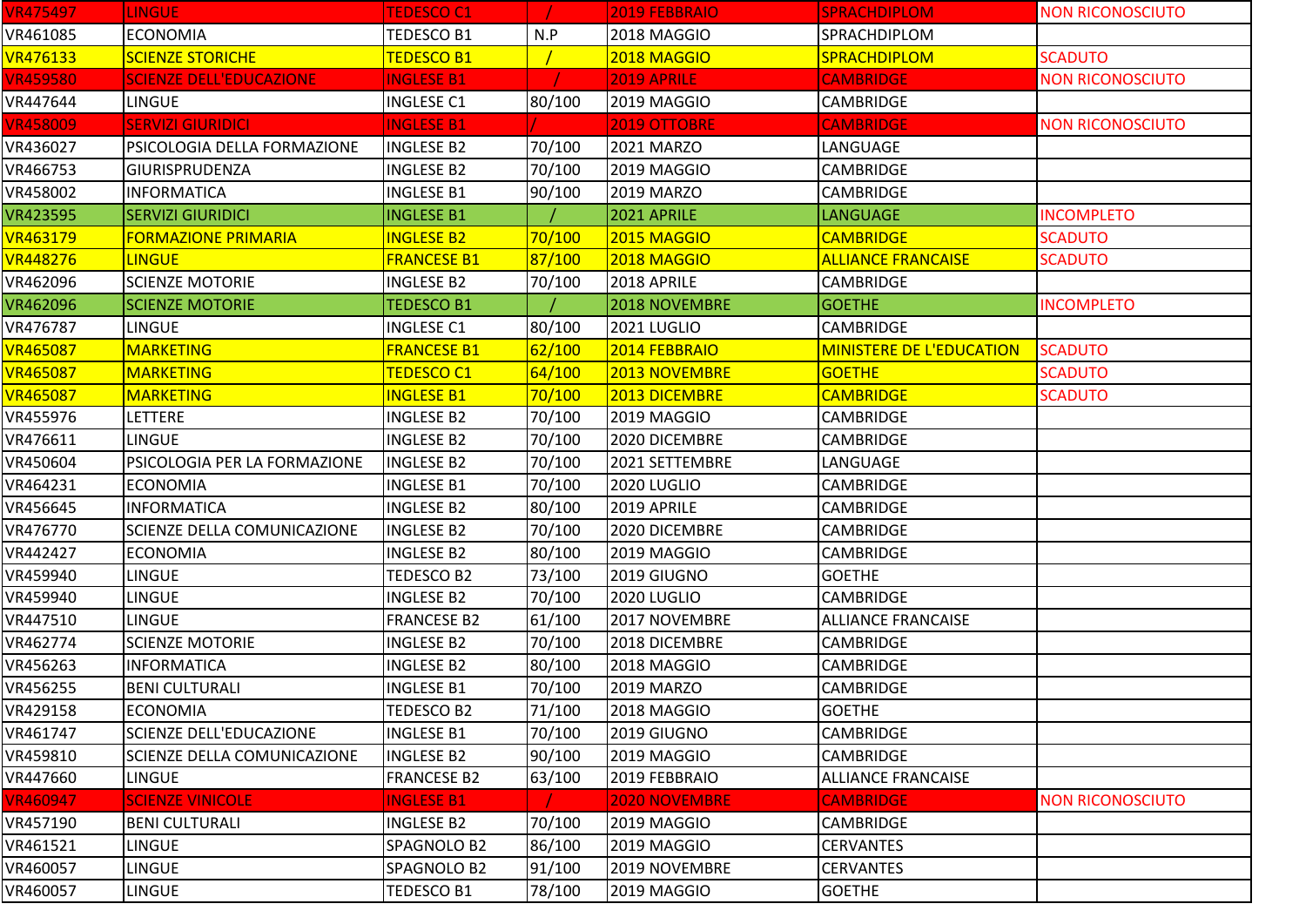| VR475497 | LINGUE | TEDESCO C1 | / | 2019 FEBBRAIO | SPRACHDIPLOM | NON RICONOSCIUTO |
|---|---|---|---|---|---|---|
| VR461085 | ECONOMIA | TEDESCO B1 | N.P | 2018 MAGGIO | SPRACHDIPLOM | |
| VR476133 | SCIENZE STORICHE | TEDESCO B1 | / | 2018 MAGGIO | SPRACHDIPLOM | SCADUTO |
| VR459580 | SCIENZE DELL'EDUCAZIONE | INGLESE B1 | / | 2019 APRILE | CAMBRIDGE | NON RICONOSCIUTO |
| VR447644 | LINGUE | INGLESE C1 | 80/100 | 2019 MAGGIO | CAMBRIDGE | |
| VR458009 | SERVIZI GIURIDICI | INGLESE B1 | / | 2019 OTTOBRE | CAMBRIDGE | NON RICONOSCIUTO |
| VR436027 | PSICOLOGIA DELLA FORMAZIONE | INGLESE B2 | 70/100 | 2021 MARZO | LANGUAGE | |
| VR466753 | GIURISPRUDENZA | INGLESE B2 | 70/100 | 2019 MAGGIO | CAMBRIDGE | |
| VR458002 | INFORMATICA | INGLESE B1 | 90/100 | 2019 MARZO | CAMBRIDGE | |
| VR423595 | SERVIZI GIURIDICI | INGLESE B1 | / | 2021 APRILE | LANGUAGE | INCOMPLETO |
| VR463179 | FORMAZIONE PRIMARIA | INGLESE B2 | 70/100 | 2015 MAGGIO | CAMBRIDGE | SCADUTO |
| VR448276 | LINGUE | FRANCESE B1 | 87/100 | 2018 MAGGIO | ALLIANCE FRANCAISE | SCADUTO |
| VR462096 | SCIENZE MOTORIE | INGLESE B2 | 70/100 | 2018 APRILE | CAMBRIDGE | |
| VR462096 | SCIENZE MOTORIE | TEDESCO B1 | / | 2018 NOVEMBRE | GOETHE | INCOMPLETO |
| VR476787 | LINGUE | INGLESE C1 | 80/100 | 2021 LUGLIO | CAMBRIDGE | |
| VR465087 | MARKETING | FRANCESE B1 | 62/100 | 2014 FEBBRAIO | MINISTERE DE L'EDUCATION | SCADUTO |
| VR465087 | MARKETING | TEDESCO C1 | 64/100 | 2013 NOVEMBRE | GOETHE | SCADUTO |
| VR465087 | MARKETING | INGLESE B1 | 70/100 | 2013 DICEMBRE | CAMBRIDGE | SCADUTO |
| VR455976 | LETTERE | INGLESE B2 | 70/100 | 2019 MAGGIO | CAMBRIDGE | |
| VR476611 | LINGUE | INGLESE B2 | 70/100 | 2020 DICEMBRE | CAMBRIDGE | |
| VR450604 | PSICOLOGIA PER LA FORMAZIONE | INGLESE B2 | 70/100 | 2021 SETTEMBRE | LANGUAGE | |
| VR464231 | ECONOMIA | INGLESE B1 | 70/100 | 2020 LUGLIO | CAMBRIDGE | |
| VR456645 | INFORMATICA | INGLESE B2 | 80/100 | 2019 APRILE | CAMBRIDGE | |
| VR476770 | SCIENZE DELLA COMUNICAZIONE | INGLESE B2 | 70/100 | 2020 DICEMBRE | CAMBRIDGE | |
| VR442427 | ECONOMIA | INGLESE B2 | 80/100 | 2019 MAGGIO | CAMBRIDGE | |
| VR459940 | LINGUE | TEDESCO B2 | 73/100 | 2019 GIUGNO | GOETHE | |
| VR459940 | LINGUE | INGLESE B2 | 70/100 | 2020 LUGLIO | CAMBRIDGE | |
| VR447510 | LINGUE | FRANCESE B2 | 61/100 | 2017 NOVEMBRE | ALLIANCE FRANCAISE | |
| VR462774 | SCIENZE MOTORIE | INGLESE B2 | 70/100 | 2018 DICEMBRE | CAMBRIDGE | |
| VR456263 | INFORMATICA | INGLESE B2 | 80/100 | 2018 MAGGIO | CAMBRIDGE | |
| VR456255 | BENI CULTURALI | INGLESE B1 | 70/100 | 2019 MARZO | CAMBRIDGE | |
| VR429158 | ECONOMIA | TEDESCO B2 | 71/100 | 2018 MAGGIO | GOETHE | |
| VR461747 | SCIENZE DELL'EDUCAZIONE | INGLESE B1 | 70/100 | 2019 GIUGNO | CAMBRIDGE | |
| VR459810 | SCIENZE DELLA COMUNICAZIONE | INGLESE B2 | 90/100 | 2019 MAGGIO | CAMBRIDGE | |
| VR447660 | LINGUE | FRANCESE B2 | 63/100 | 2019 FEBBRAIO | ALLIANCE FRANCAISE | |
| VR460947 | SCIENZE VINICOLE | INGLESE B1 | / | 2020 NOVEMBRE | CAMBRIDGE | NON RICONOSCIUTO |
| VR457190 | BENI CULTURALI | INGLESE B2 | 70/100 | 2019 MAGGIO | CAMBRIDGE | |
| VR461521 | LINGUE | SPAGNOLO B2 | 86/100 | 2019 MAGGIO | CERVANTES | |
| VR460057 | LINGUE | SPAGNOLO B2 | 91/100 | 2019 NOVEMBRE | CERVANTES | |
| VR460057 | LINGUE | TEDESCO B1 | 78/100 | 2019 MAGGIO | GOETHE | |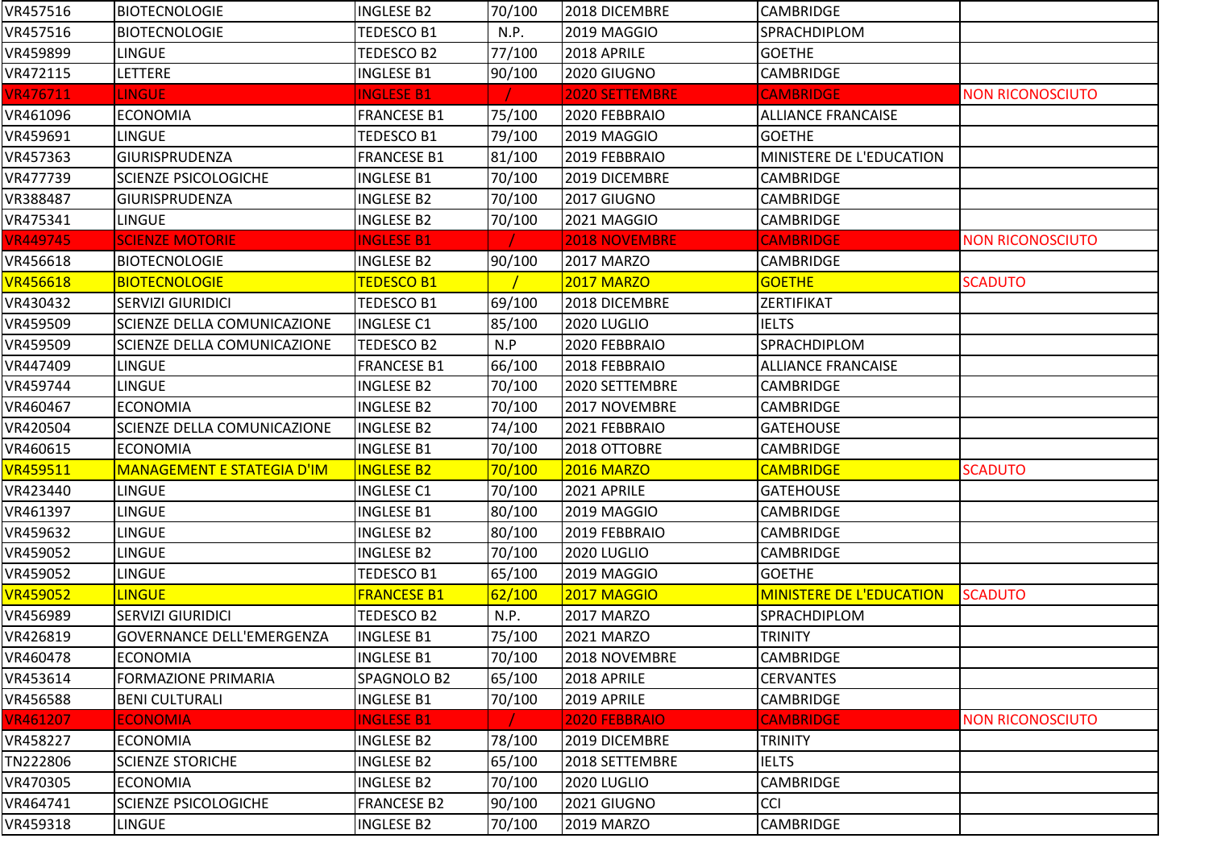| | | | | | | |
|---|---|---|---|---|---|---|
| VR457516 | BIOTECNOLOGIE | INGLESE B2 | 70/100 | 2018 DICEMBRE | CAMBRIDGE | |
| VR457516 | BIOTECNOLOGIE | TEDESCO B1 | N.P. | 2019 MAGGIO | SPRACHDIPLOM | |
| VR459899 | LINGUE | TEDESCO B2 | 77/100 | 2018 APRILE | GOETHE | |
| VR472115 | LETTERE | INGLESE B1 | 90/100 | 2020 GIUGNO | CAMBRIDGE | |
| VR476711 | LINGUE | INGLESE B1 | / | 2020 SETTEMBRE | CAMBRIDGE | NON RICONOSCIUTO |
| VR461096 | ECONOMIA | FRANCESE B1 | 75/100 | 2020 FEBBRAIO | ALLIANCE FRANCAISE | |
| VR459691 | LINGUE | TEDESCO B1 | 79/100 | 2019 MAGGIO | GOETHE | |
| VR457363 | GIURISPRUDENZA | FRANCESE B1 | 81/100 | 2019 FEBBRAIO | MINISTERE DE L'EDUCATION | |
| VR477739 | SCIENZE PSICOLOGICHE | INGLESE B1 | 70/100 | 2019 DICEMBRE | CAMBRIDGE | |
| VR388487 | GIURISPRUDENZA | INGLESE B2 | 70/100 | 2017 GIUGNO | CAMBRIDGE | |
| VR475341 | LINGUE | INGLESE B2 | 70/100 | 2021 MAGGIO | CAMBRIDGE | |
| VR449745 | SCIENZE MOTORIE | INGLESE B1 | / | 2018 NOVEMBRE | CAMBRIDGE | NON RICONOSCIUTO |
| VR456618 | BIOTECNOLOGIE | INGLESE B2 | 90/100 | 2017 MARZO | CAMBRIDGE | |
| VR456618 | BIOTECNOLOGIE | TEDESCO B1 | / | 2017 MARZO | GOETHE | SCADUTO |
| VR430432 | SERVIZI GIURIDICI | TEDESCO B1 | 69/100 | 2018 DICEMBRE | ZERTIFIKAT | |
| VR459509 | SCIENZE DELLA COMUNICAZIONE | INGLESE C1 | 85/100 | 2020 LUGLIO | IELTS | |
| VR459509 | SCIENZE DELLA COMUNICAZIONE | TEDESCO B2 | N.P | 2020 FEBBRAIO | SPRACHDIPLOM | |
| VR447409 | LINGUE | FRANCESE B1 | 66/100 | 2018 FEBBRAIO | ALLIANCE FRANCAISE | |
| VR459744 | LINGUE | INGLESE B2 | 70/100 | 2020 SETTEMBRE | CAMBRIDGE | |
| VR460467 | ECONOMIA | INGLESE B2 | 70/100 | 2017 NOVEMBRE | CAMBRIDGE | |
| VR420504 | SCIENZE DELLA COMUNICAZIONE | INGLESE B2 | 74/100 | 2021 FEBBRAIO | GATEHOUSE | |
| VR460615 | ECONOMIA | INGLESE B1 | 70/100 | 2018 OTTOBRE | CAMBRIDGE | |
| VR459511 | MANAGEMENT E STATEGIA D'IM | INGLESE B2 | 70/100 | 2016 MARZO | CAMBRIDGE | SCADUTO |
| VR423440 | LINGUE | INGLESE C1 | 70/100 | 2021 APRILE | GATEHOUSE | |
| VR461397 | LINGUE | INGLESE B1 | 80/100 | 2019 MAGGIO | CAMBRIDGE | |
| VR459632 | LINGUE | INGLESE B2 | 80/100 | 2019 FEBBRAIO | CAMBRIDGE | |
| VR459052 | LINGUE | INGLESE B2 | 70/100 | 2020 LUGLIO | CAMBRIDGE | |
| VR459052 | LINGUE | TEDESCO B1 | 65/100 | 2019 MAGGIO | GOETHE | |
| VR459052 | LINGUE | FRANCESE B1 | 62/100 | 2017 MAGGIO | MINISTERE DE L'EDUCATION | SCADUTO |
| VR456989 | SERVIZI GIURIDICI | TEDESCO B2 | N.P. | 2017 MARZO | SPRACHDIPLOM | |
| VR426819 | GOVERNANCE DELL'EMERGENZA | INGLESE B1 | 75/100 | 2021 MARZO | TRINITY | |
| VR460478 | ECONOMIA | INGLESE B1 | 70/100 | 2018 NOVEMBRE | CAMBRIDGE | |
| VR453614 | FORMAZIONE PRIMARIA | SPAGNOLO B2 | 65/100 | 2018 APRILE | CERVANTES | |
| VR456588 | BENI CULTURALI | INGLESE B1 | 70/100 | 2019 APRILE | CAMBRIDGE | |
| VR461207 | ECONOMIA | INGLESE B1 | / | 2020 FEBBRAIO | CAMBRIDGE | NON RICONOSCIUTO |
| VR458227 | ECONOMIA | INGLESE B2 | 78/100 | 2019 DICEMBRE | TRINITY | |
| TN222806 | SCIENZE STORICHE | INGLESE B2 | 65/100 | 2018 SETTEMBRE | IELTS | |
| VR470305 | ECONOMIA | INGLESE B2 | 70/100 | 2020 LUGLIO | CAMBRIDGE | |
| VR464741 | SCIENZE PSICOLOGICHE | FRANCESE B2 | 90/100 | 2021 GIUGNO | CCI | |
| VR459318 | LINGUE | INGLESE B2 | 70/100 | 2019 MARZO | CAMBRIDGE | |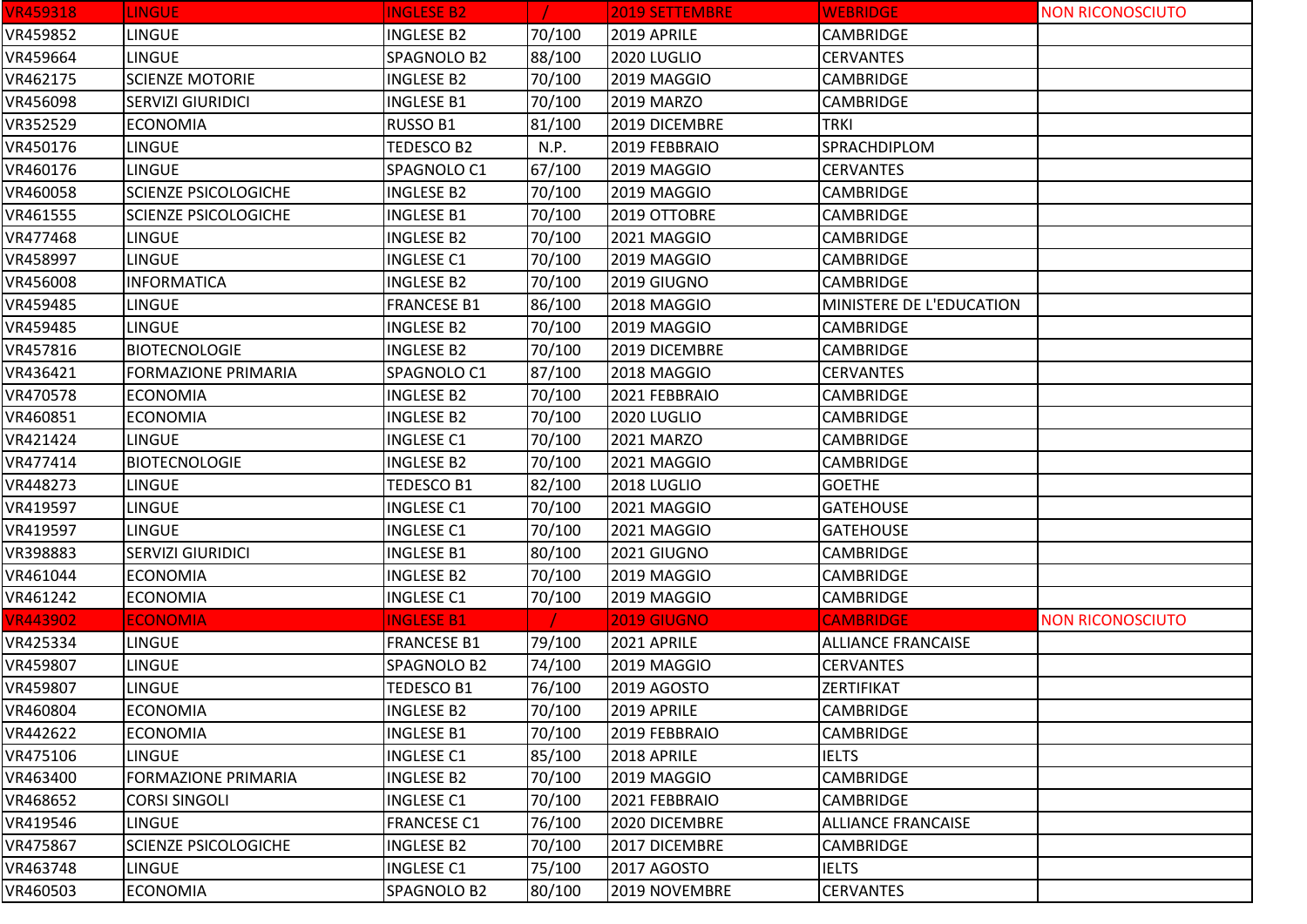| VR459318 | LINGUE | INGLESE B2 | / | 2019 SETTEMBRE | WEBRIDGE | NON RICONOSCIUTO |
|---|---|---|---|---|---|---|
| VR459852 | LINGUE | INGLESE B2 | 70/100 | 2019 APRILE | CAMBRIDGE | |
| VR459664 | LINGUE | SPAGNOLO B2 | 88/100 | 2020 LUGLIO | CERVANTES | |
| VR462175 | SCIENZE MOTORIE | INGLESE B2 | 70/100 | 2019 MAGGIO | CAMBRIDGE | |
| VR456098 | SERVIZI GIURIDICI | INGLESE B1 | 70/100 | 2019 MARZO | CAMBRIDGE | |
| VR352529 | ECONOMIA | RUSSO B1 | 81/100 | 2019 DICEMBRE | TRKI | |
| VR450176 | LINGUE | TEDESCO B2 | N.P. | 2019 FEBBRAIO | SPRACHDIPLOM | |
| VR460176 | LINGUE | SPAGNOLO C1 | 67/100 | 2019 MAGGIO | CERVANTES | |
| VR460058 | SCIENZE PSICOLOGICHE | INGLESE B2 | 70/100 | 2019 MAGGIO | CAMBRIDGE | |
| VR461555 | SCIENZE PSICOLOGICHE | INGLESE B1 | 70/100 | 2019 OTTOBRE | CAMBRIDGE | |
| VR477468 | LINGUE | INGLESE B2 | 70/100 | 2021 MAGGIO | CAMBRIDGE | |
| VR458997 | LINGUE | INGLESE C1 | 70/100 | 2019 MAGGIO | CAMBRIDGE | |
| VR456008 | INFORMATICA | INGLESE B2 | 70/100 | 2019 GIUGNO | CAMBRIDGE | |
| VR459485 | LINGUE | FRANCESE B1 | 86/100 | 2018 MAGGIO | MINISTERE DE L'EDUCATION | |
| VR459485 | LINGUE | INGLESE B2 | 70/100 | 2019 MAGGIO | CAMBRIDGE | |
| VR457816 | BIOTECNOLOGIE | INGLESE B2 | 70/100 | 2019 DICEMBRE | CAMBRIDGE | |
| VR436421 | FORMAZIONE PRIMARIA | SPAGNOLO C1 | 87/100 | 2018 MAGGIO | CERVANTES | |
| VR470578 | ECONOMIA | INGLESE B2 | 70/100 | 2021 FEBBRAIO | CAMBRIDGE | |
| VR460851 | ECONOMIA | INGLESE B2 | 70/100 | 2020 LUGLIO | CAMBRIDGE | |
| VR421424 | LINGUE | INGLESE C1 | 70/100 | 2021 MARZO | CAMBRIDGE | |
| VR477414 | BIOTECNOLOGIE | INGLESE B2 | 70/100 | 2021 MAGGIO | CAMBRIDGE | |
| VR448273 | LINGUE | TEDESCO B1 | 82/100 | 2018 LUGLIO | GOETHE | |
| VR419597 | LINGUE | INGLESE C1 | 70/100 | 2021 MAGGIO | GATEHOUSE | |
| VR419597 | LINGUE | INGLESE C1 | 70/100 | 2021 MAGGIO | GATEHOUSE | |
| VR398883 | SERVIZI GIURIDICI | INGLESE B1 | 80/100 | 2021 GIUGNO | CAMBRIDGE | |
| VR461044 | ECONOMIA | INGLESE B2 | 70/100 | 2019 MAGGIO | CAMBRIDGE | |
| VR461242 | ECONOMIA | INGLESE C1 | 70/100 | 2019 MAGGIO | CAMBRIDGE | |
| VR443902 | ECONOMIA | INGLESE B1 | / | 2019 GIUGNO | CAMBRIDGE | NON RICONOSCIUTO |
| VR425334 | LINGUE | FRANCESE B1 | 79/100 | 2021 APRILE | ALLIANCE FRANCAISE | |
| VR459807 | LINGUE | SPAGNOLO B2 | 74/100 | 2019 MAGGIO | CERVANTES | |
| VR459807 | LINGUE | TEDESCO B1 | 76/100 | 2019 AGOSTO | ZERTIFIKAT | |
| VR460804 | ECONOMIA | INGLESE B2 | 70/100 | 2019 APRILE | CAMBRIDGE | |
| VR442622 | ECONOMIA | INGLESE B1 | 70/100 | 2019 FEBBRAIO | CAMBRIDGE | |
| VR475106 | LINGUE | INGLESE C1 | 85/100 | 2018 APRILE | IELTS | |
| VR463400 | FORMAZIONE PRIMARIA | INGLESE B2 | 70/100 | 2019 MAGGIO | CAMBRIDGE | |
| VR468652 | CORSI SINGOLI | INGLESE C1 | 70/100 | 2021 FEBBRAIO | CAMBRIDGE | |
| VR419546 | LINGUE | FRANCESE C1 | 76/100 | 2020 DICEMBRE | ALLIANCE FRANCAISE | |
| VR475867 | SCIENZE PSICOLOGICHE | INGLESE B2 | 70/100 | 2017 DICEMBRE | CAMBRIDGE | |
| VR463748 | LINGUE | INGLESE C1 | 75/100 | 2017 AGOSTO | IELTS | |
| VR460503 | ECONOMIA | SPAGNOLO B2 | 80/100 | 2019 NOVEMBRE | CERVANTES | |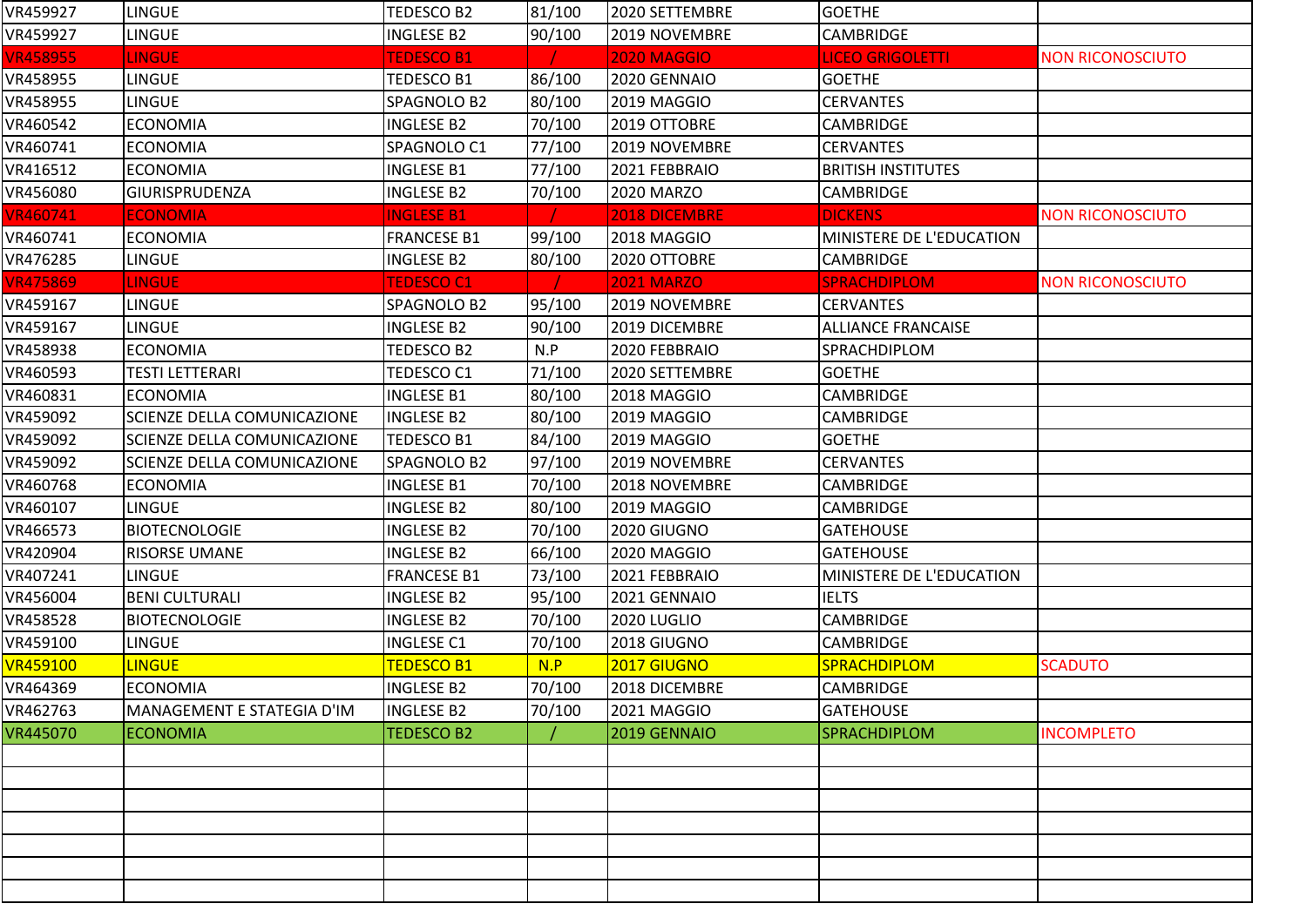| | | | | | | |
|---|---|---|---|---|---|---|
| VR459927 | LINGUE | TEDESCO B2 | 81/100 | 2020 SETTEMBRE | GOETHE | |
| VR459927 | LINGUE | INGLESE B2 | 90/100 | 2019 NOVEMBRE | CAMBRIDGE | |
| VR458955 | LINGUE | TEDESCO B1 | / | 2020 MAGGIO | LICEO GRIGOLETTI | NON RICONOSCIUTO |
| VR458955 | LINGUE | TEDESCO B1 | 86/100 | 2020 GENNAIO | GOETHE | |
| VR458955 | LINGUE | SPAGNOLO B2 | 80/100 | 2019 MAGGIO | CERVANTES | |
| VR460542 | ECONOMIA | INGLESE B2 | 70/100 | 2019 OTTOBRE | CAMBRIDGE | |
| VR460741 | ECONOMIA | SPAGNOLO C1 | 77/100 | 2019 NOVEMBRE | CERVANTES | |
| VR416512 | ECONOMIA | INGLESE B1 | 77/100 | 2021 FEBBRAIO | BRITISH INSTITUTES | |
| VR456080 | GIURISPRUDENZA | INGLESE B2 | 70/100 | 2020 MARZO | CAMBRIDGE | |
| VR460741 | ECONOMIA | INGLESE B1 | / | 2018 DICEMBRE | DICKENS | NON RICONOSCIUTO |
| VR460741 | ECONOMIA | FRANCESE B1 | 99/100 | 2018 MAGGIO | MINISTERE DE L'EDUCATION | |
| VR476285 | LINGUE | INGLESE B2 | 80/100 | 2020 OTTOBRE | CAMBRIDGE | |
| VR475869 | LINGUE | TEDESCO C1 | / | 2021 MARZO | SPRACHDIPLOM | NON RICONOSCIUTO |
| VR459167 | LINGUE | SPAGNOLO B2 | 95/100 | 2019 NOVEMBRE | CERVANTES | |
| VR459167 | LINGUE | INGLESE B2 | 90/100 | 2019 DICEMBRE | ALLIANCE FRANCAISE | |
| VR458938 | ECONOMIA | TEDESCO B2 | N.P | 2020 FEBBRAIO | SPRACHDIPLOM | |
| VR460593 | TESTI LETTERARI | TEDESCO C1 | 71/100 | 2020 SETTEMBRE | GOETHE | |
| VR460831 | ECONOMIA | INGLESE B1 | 80/100 | 2018 MAGGIO | CAMBRIDGE | |
| VR459092 | SCIENZE DELLA COMUNICAZIONE | INGLESE B2 | 80/100 | 2019 MAGGIO | CAMBRIDGE | |
| VR459092 | SCIENZE DELLA COMUNICAZIONE | TEDESCO B1 | 84/100 | 2019 MAGGIO | GOETHE | |
| VR459092 | SCIENZE DELLA COMUNICAZIONE | SPAGNOLO B2 | 97/100 | 2019 NOVEMBRE | CERVANTES | |
| VR460768 | ECONOMIA | INGLESE B1 | 70/100 | 2018 NOVEMBRE | CAMBRIDGE | |
| VR460107 | LINGUE | INGLESE B2 | 80/100 | 2019 MAGGIO | CAMBRIDGE | |
| VR466573 | BIOTECNOLOGIE | INGLESE B2 | 70/100 | 2020 GIUGNO | GATEHOUSE | |
| VR420904 | RISORSE UMANE | INGLESE B2 | 66/100 | 2020 MAGGIO | GATEHOUSE | |
| VR407241 | LINGUE | FRANCESE B1 | 73/100 | 2021 FEBBRAIO | MINISTERE DE L'EDUCATION | |
| VR456004 | BENI CULTURALI | INGLESE B2 | 95/100 | 2021 GENNAIO | IELTS | |
| VR458528 | BIOTECNOLOGIE | INGLESE B2 | 70/100 | 2020 LUGLIO | CAMBRIDGE | |
| VR459100 | LINGUE | INGLESE C1 | 70/100 | 2018 GIUGNO | CAMBRIDGE | |
| VR459100 | LINGUE | TEDESCO B1 | N.P | 2017 GIUGNO | SPRACHDIPLOM | SCADUTO |
| VR464369 | ECONOMIA | INGLESE B2 | 70/100 | 2018 DICEMBRE | CAMBRIDGE | |
| VR462763 | MANAGEMENT E STATEGIA D'IM | INGLESE B2 | 70/100 | 2021 MAGGIO | GATEHOUSE | |
| VR445070 | ECONOMIA | TEDESCO B2 | / | 2019 GENNAIO | SPRACHDIPLOM | INCOMPLETO |